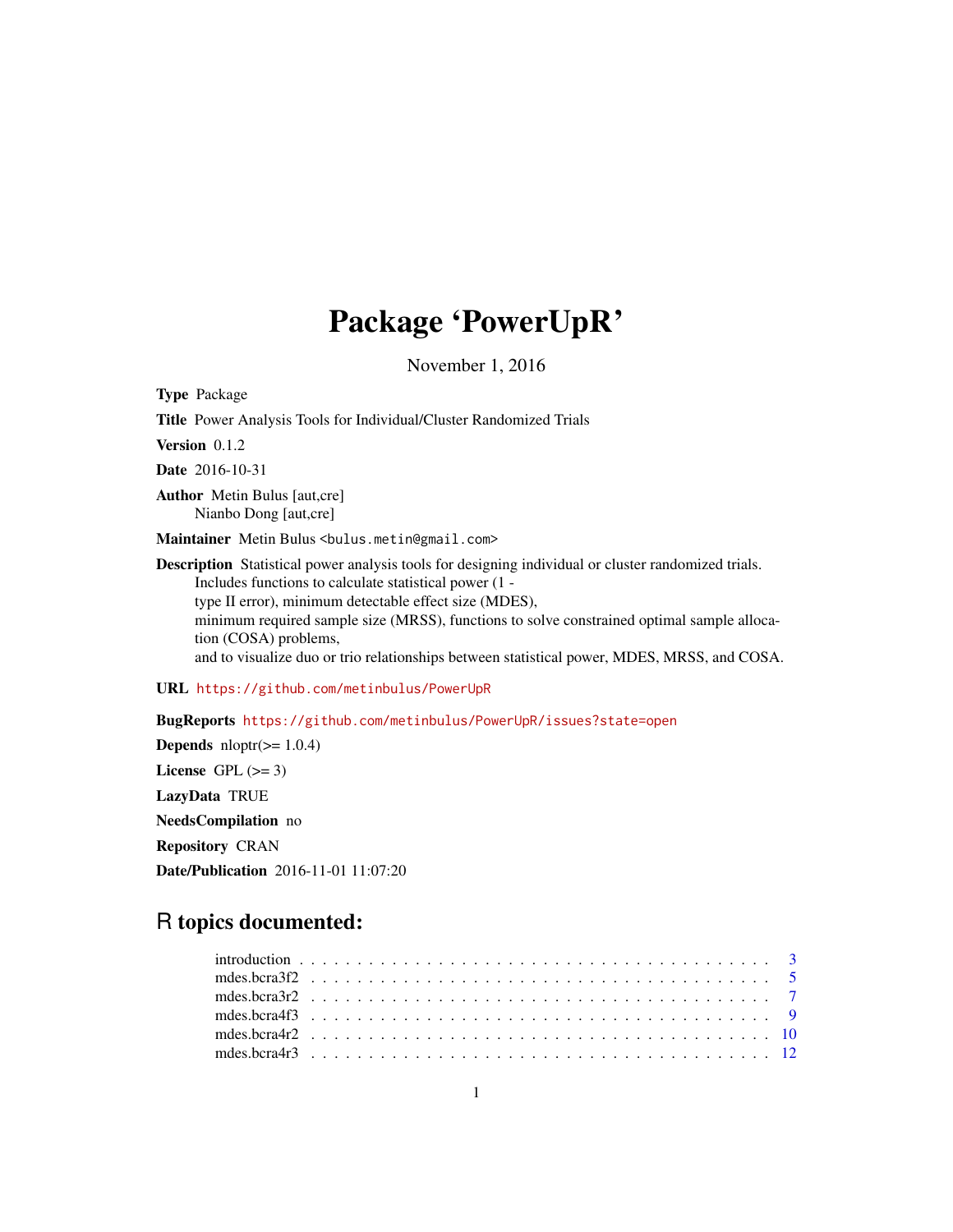# Package 'PowerUpR'

November 1, 2016

**Type** Package

**Title** Power Analysis Tools for Individual/Cluster Randomized Trials

**Version** 0.1.2

**Date** 2016-10-31

**Author** Metin Bulus [aut,cre]
Nianbo Dong [aut,cre]

**Maintainer** Metin Bulus <bulus.metin@gmail.com>

**Description** Statistical power analysis tools for designing individual or cluster randomized trials.
Includes functions to calculate statistical power (1 -
type II error), minimum detectable effect size (MDES),
minimum required sample size (MRSS), functions to solve constrained optimal sample allocation (COSA) problems,
and to visualize duo or trio relationships between statistical power, MDES, MRSS, and COSA.

**URL** https://github.com/metinbulus/PowerUpR

**BugReports** https://github.com/metinbulus/PowerUpR/issues?state=open

**Depends** nloptr(>= 1.0.4)

**License** GPL (>= 3)

**LazyData** TRUE

**NeedsCompilation** no

**Repository** CRAN

**Date/Publication** 2016-11-01 11:07:20

## R topics documented:

| | |
|---|---|
| introduction | 3 |
| mdes.bcra3f2 | 5 |
| mdes.bcra3r2 | 7 |
| mdes.bcra4f3 | 9 |
| mdes.bcra4r2 | 10 |
| mdes.bcra4r3 | 12 |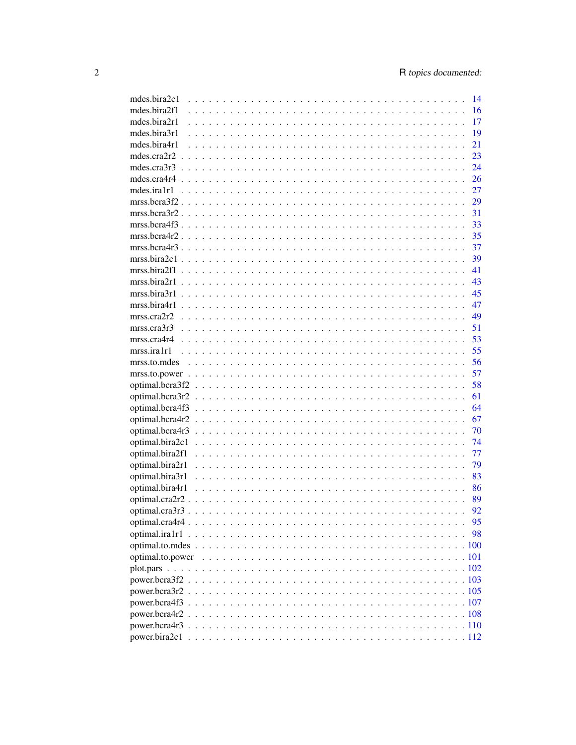| | |
|---|---|
| mdes.bira2c1 | 14 |
| mdes.bira2f1 | 16 |
| mdes.bira2r1 | 17 |
| mdes.bira3r1 | 19 |
| mdes.bira4r1 | 21 |
| mdes.cra2r2 | 23 |
| mdes.cra3r3 | 24 |
| mdes.cra4r4 | 26 |
| mdes.ira1r1 | 27 |
| mrss.bcra3f2 | 29 |
| mrss.bcra3r2 | 31 |
| mrss.bcra4f3 | 33 |
| mrss.bcra4r2 | 35 |
| mrss.bcra4r3 | 37 |
| mrss.bira2c1 | 39 |
| mrss.bira2f1 | 41 |
| mrss.bira2r1 | 43 |
| mrss.bira3r1 | 45 |
| mrss.bira4r1 | 47 |
| mrss.cra2r2 | 49 |
| mrss.cra3r3 | 51 |
| mrss.cra4r4 | 53 |
| mrss.ira1r1 | 55 |
| mrss.to.mdes | 56 |
| mrss.to.power | 57 |
| optimal.bcra3f2 | 58 |
| optimal.bcra3r2 | 61 |
| optimal.bcra4f3 | 64 |
| optimal.bcra4r2 | 67 |
| optimal.bcra4r3 | 70 |
| optimal.bira2c1 | 74 |
| optimal.bira2f1 | 77 |
| optimal.bira2r1 | 79 |
| optimal.bira3r1 | 83 |
| optimal.bira4r1 | 86 |
| optimal.cra2r2 | 89 |
| optimal.cra3r3 | 92 |
| optimal.cra4r4 | 95 |
| optimal.ira1r1 | 98 |
| optimal.to.mdes | 100 |
| optimal.to.power | 101 |
| plot.pars | 102 |
| power.bcra3f2 | 103 |
| power.bcra3r2 | 105 |
| power.bcra4f3 | 107 |
| power.bcra4r2 | 108 |
| power.bcra4r3 | 110 |
| power.bira2c1 | 112 |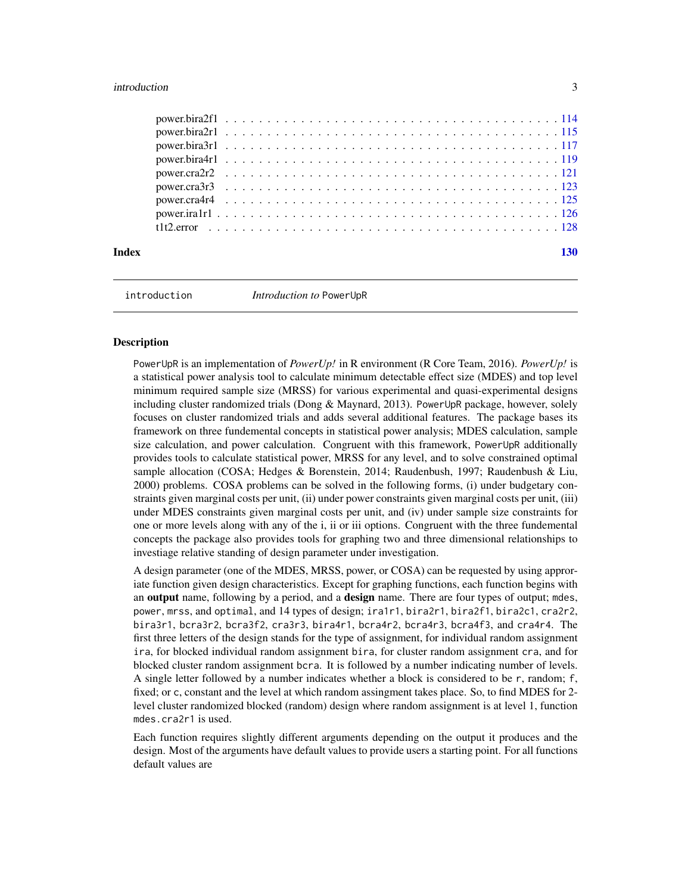power.bira2f1 . . . . . . . . . . . . . . . . . . . . . . . . . . . . . . . . . . . . . . . . 114
power.bira2r1 . . . . . . . . . . . . . . . . . . . . . . . . . . . . . . . . . . . . . . . . 115
power.bira3r1 . . . . . . . . . . . . . . . . . . . . . . . . . . . . . . . . . . . . . . . . 117
power.bira4r1 . . . . . . . . . . . . . . . . . . . . . . . . . . . . . . . . . . . . . . . . 119
power.cra2r2 . . . . . . . . . . . . . . . . . . . . . . . . . . . . . . . . . . . . . . . . 121
power.cra3r3 . . . . . . . . . . . . . . . . . . . . . . . . . . . . . . . . . . . . . . . . 123
power.cra4r4 . . . . . . . . . . . . . . . . . . . . . . . . . . . . . . . . . . . . . . . . 125
power.ira1r1 . . . . . . . . . . . . . . . . . . . . . . . . . . . . . . . . . . . . . . . . 126
t1t2.error . . . . . . . . . . . . . . . . . . . . . . . . . . . . . . . . . . . . . . . . 128

**Index** 130

---

`introduction` *Introduction to* `PowerUpR`

---

### Description

`PowerUpR` is an implementation of *PowerUp!* in R environment (R Core Team, 2016). *PowerUp!* is a statistical power analysis tool to calculate minimum detectable effect size (MDES) and top level minimum required sample size (MRSS) for various experimental and quasi-experimental designs including cluster randomized trials (Dong & Maynard, 2013). `PowerUpR` package, however, solely focuses on cluster randomized trials and adds several additional features. The package bases its framework on three fundemental concepts in statistical power analysis; MDES calculation, sample size calculation, and power calculation. Congruent with this framework, `PowerUpR` additionally provides tools to calculate statistical power, MRSS for any level, and to solve constrained optimal sample allocation (COSA; Hedges & Borenstein, 2014; Raudenbush, 1997; Raudenbush & Liu, 2000) problems. COSA problems can be solved in the following forms, (i) under budgetary constraints given marginal costs per unit, (ii) under power constraints given marginal costs per unit, (iii) under MDES constraints given marginal costs per unit, and (iv) under sample size constraints for one or more levels along with any of the i, ii or iii options. Congruent with the three fundemental concepts the package also provides tools for graphing two and three dimensional relationships to investiage relative standing of design parameter under investigation.

A design parameter (one of the MDES, MRSS, power, or COSA) can be requested by using approriate function given design characteristics. Except for graphing functions, each function begins with an **output** name, following by a period, and a **design** name. There are four types of output; `mdes`, `power`, `mrss`, and `optimal`, and 14 types of design; `ira1r1`, `bira2r1`, `bira2f1`, `bira2c1`, `cra2r2`, `bira3r1`, `bcra3r2`, `bcra3f2`, `cra3r3`, `bira4r1`, `bcra4r2`, `bcra4r3`, `bcra4f3`, and `cra4r4`. The first three letters of the design stands for the type of assignment, for individual random assignment `ira`, for blocked individual random assignment `bira`, for cluster random assignment `cra`, and for blocked cluster random assignment `bcra`. It is followed by a number indicating number of levels. A single letter followed by a number indicates whether a block is considered to be `r`, random; `f`, fixed; or `c`, constant and the level at which random assingment takes place. So, to find MDES for 2-level cluster randomized blocked (random) design where random assignment is at level 1, function `mdes.cra2r1` is used.

Each function requires slightly different arguments depending on the output it produces and the design. Most of the arguments have default values to provide users a starting point. For all functions default values are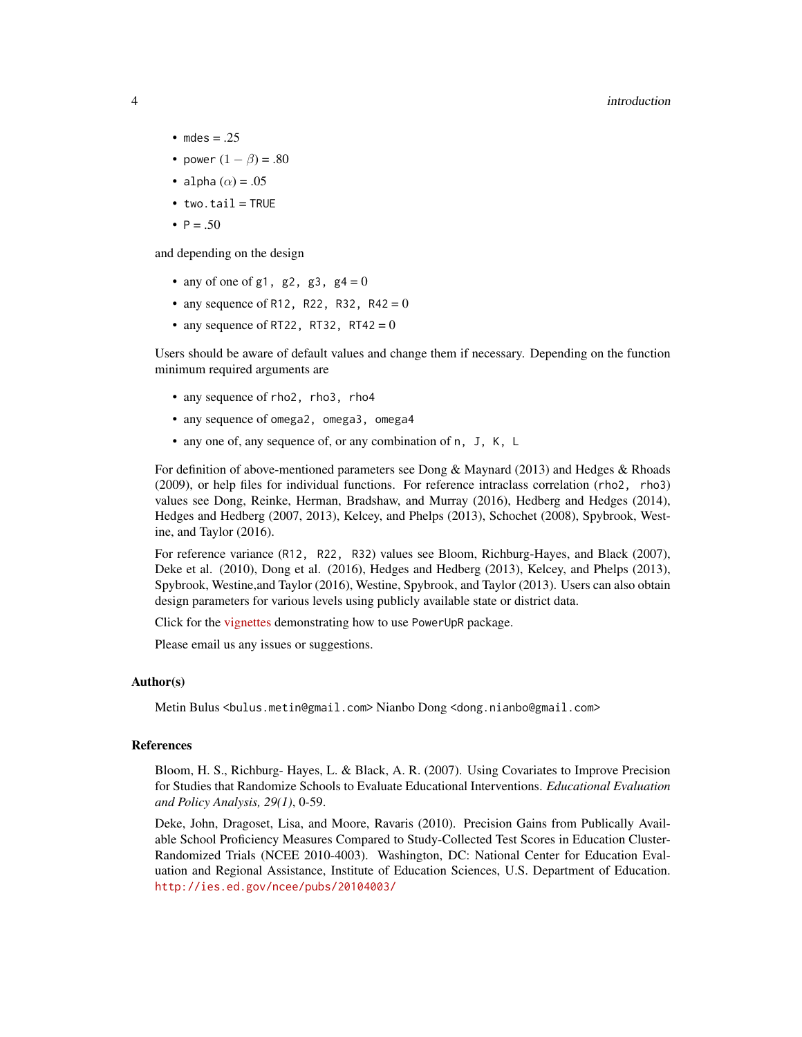- `mdes` = .25
- `power` $(1-\beta)$ = .80
- `alpha` $(\alpha)$ = .05
- `two.tail` = `TRUE`
- `P` = .50

and depending on the design

- any of one of `g1, g2, g3, g4` = 0
- any sequence of `R12, R22, R32, R42` = 0
- any sequence of `RT22, RT32, RT42` = 0

Users should be aware of default values and change them if necessary. Depending on the function minimum required arguments are

- any sequence of `rho2, rho3, rho4`
- any sequence of `omega2, omega3, omega4`
- any one of, any sequence of, or any combination of `n, J, K, L`

For definition of above-mentioned parameters see Dong & Maynard (2013) and Hedges & Rhoads (2009), or help files for individual functions. For reference intraclass correlation (`rho2, rho3`) values see Dong, Reinke, Herman, Bradshaw, and Murray (2016), Hedberg and Hedges (2014), Hedges and Hedberg (2007, 2013), Kelcey, and Phelps (2013), Schochet (2008), Spybrook, Westine, and Taylor (2016).

For reference variance (`R12, R22, R32`) values see Bloom, Richburg-Hayes, and Black (2007), Deke et al. (2010), Dong et al. (2016), Hedges and Hedberg (2013), Kelcey, and Phelps (2013), Spybrook, Westine,and Taylor (2016), Westine, Spybrook, and Taylor (2013). Users can also obtain design parameters for various levels using publicly available state or district data.

Click for the vignettes demonstrating how to use `PowerUpR` package.

Please email us any issues or suggestions.

### Author(s)

Metin Bulus <bulus.metin@gmail.com> Nianbo Dong <dong.nianbo@gmail.com>

### References

Bloom, H. S., Richburg- Hayes, L. & Black, A. R. (2007). Using Covariates to Improve Precision for Studies that Randomize Schools to Evaluate Educational Interventions. *Educational Evaluation and Policy Analysis, 29(1)*, 0-59.

Deke, John, Dragoset, Lisa, and Moore, Ravaris (2010). Precision Gains from Publically Available School Proficiency Measures Compared to Study-Collected Test Scores in Education Cluster-Randomized Trials (NCEE 2010-4003). Washington, DC: National Center for Education Evaluation and Regional Assistance, Institute of Education Sciences, U.S. Department of Education. http://ies.ed.gov/ncee/pubs/20104003/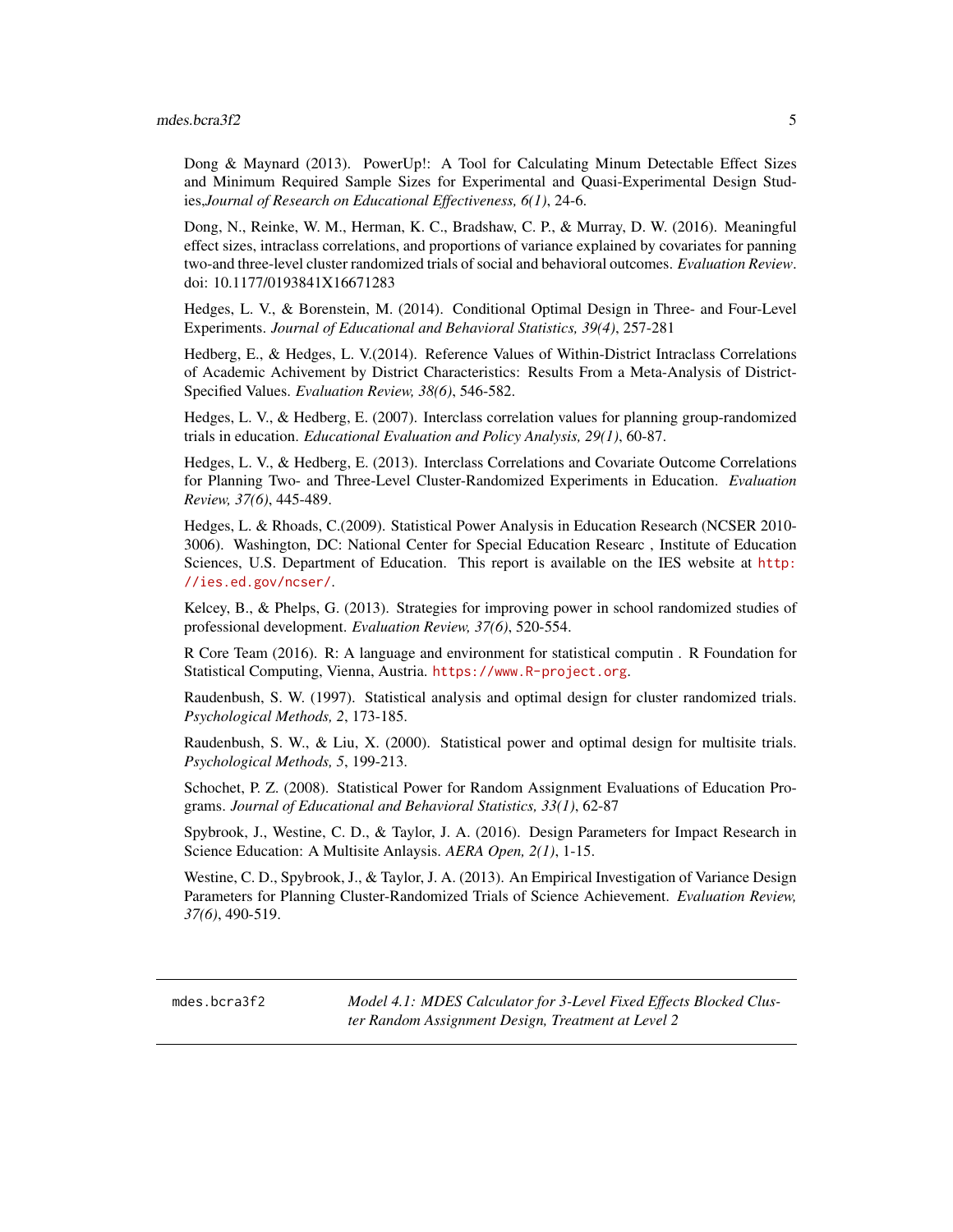Dong & Maynard (2013). PowerUp!: A Tool for Calculating Minum Detectable Effect Sizes and Minimum Required Sample Sizes for Experimental and Quasi-Experimental Design Studies,*Journal of Research on Educational Effectiveness, 6(1)*, 24-6.

Dong, N., Reinke, W. M., Herman, K. C., Bradshaw, C. P., & Murray, D. W. (2016). Meaningful effect sizes, intraclass correlations, and proportions of variance explained by covariates for panning two-and three-level cluster randomized trials of social and behavioral outcomes. *Evaluation Review*. doi: 10.1177/0193841X16671283

Hedges, L. V., & Borenstein, M. (2014). Conditional Optimal Design in Three- and Four-Level Experiments. *Journal of Educational and Behavioral Statistics, 39(4)*, 257-281

Hedberg, E., & Hedges, L. V.(2014). Reference Values of Within-District Intraclass Correlations of Academic Achivement by District Characteristics: Results From a Meta-Analysis of District-Specified Values. *Evaluation Review, 38(6)*, 546-582.

Hedges, L. V., & Hedberg, E. (2007). Interclass correlation values for planning group-randomized trials in education. *Educational Evaluation and Policy Analysis, 29(1)*, 60-87.

Hedges, L. V., & Hedberg, E. (2013). Interclass Correlations and Covariate Outcome Correlations for Planning Two- and Three-Level Cluster-Randomized Experiments in Education. *Evaluation Review, 37(6)*, 445-489.

Hedges, L. & Rhoads, C.(2009). Statistical Power Analysis in Education Research (NCSER 2010-3006). Washington, DC: National Center for Special Education Researc , Institute of Education Sciences, U.S. Department of Education. This report is available on the IES website at http://ies.ed.gov/ncser/.

Kelcey, B., & Phelps, G. (2013). Strategies for improving power in school randomized studies of professional development. *Evaluation Review, 37(6)*, 520-554.

R Core Team (2016). R: A language and environment for statistical computin . R Foundation for Statistical Computing, Vienna, Austria. https://www.R-project.org.

Raudenbush, S. W. (1997). Statistical analysis and optimal design for cluster randomized trials. *Psychological Methods, 2*, 173-185.

Raudenbush, S. W., & Liu, X. (2000). Statistical power and optimal design for multisite trials. *Psychological Methods, 5*, 199-213.

Schochet, P. Z. (2008). Statistical Power for Random Assignment Evaluations of Education Programs. *Journal of Educational and Behavioral Statistics, 33(1)*, 62-87

Spybrook, J., Westine, C. D., & Taylor, J. A. (2016). Design Parameters for Impact Research in Science Education: A Multisite Anlaysis. *AERA Open, 2(1)*, 1-15.

Westine, C. D., Spybrook, J., & Taylor, J. A. (2013). An Empirical Investigation of Variance Design Parameters for Planning Cluster-Randomized Trials of Science Achievement. *Evaluation Review, 37(6)*, 490-519.

---

`mdes.bcra3f2` *Model 4.1: MDES Calculator for 3-Level Fixed Effects Blocked Cluster Random Assignment Design, Treatment at Level 2*

---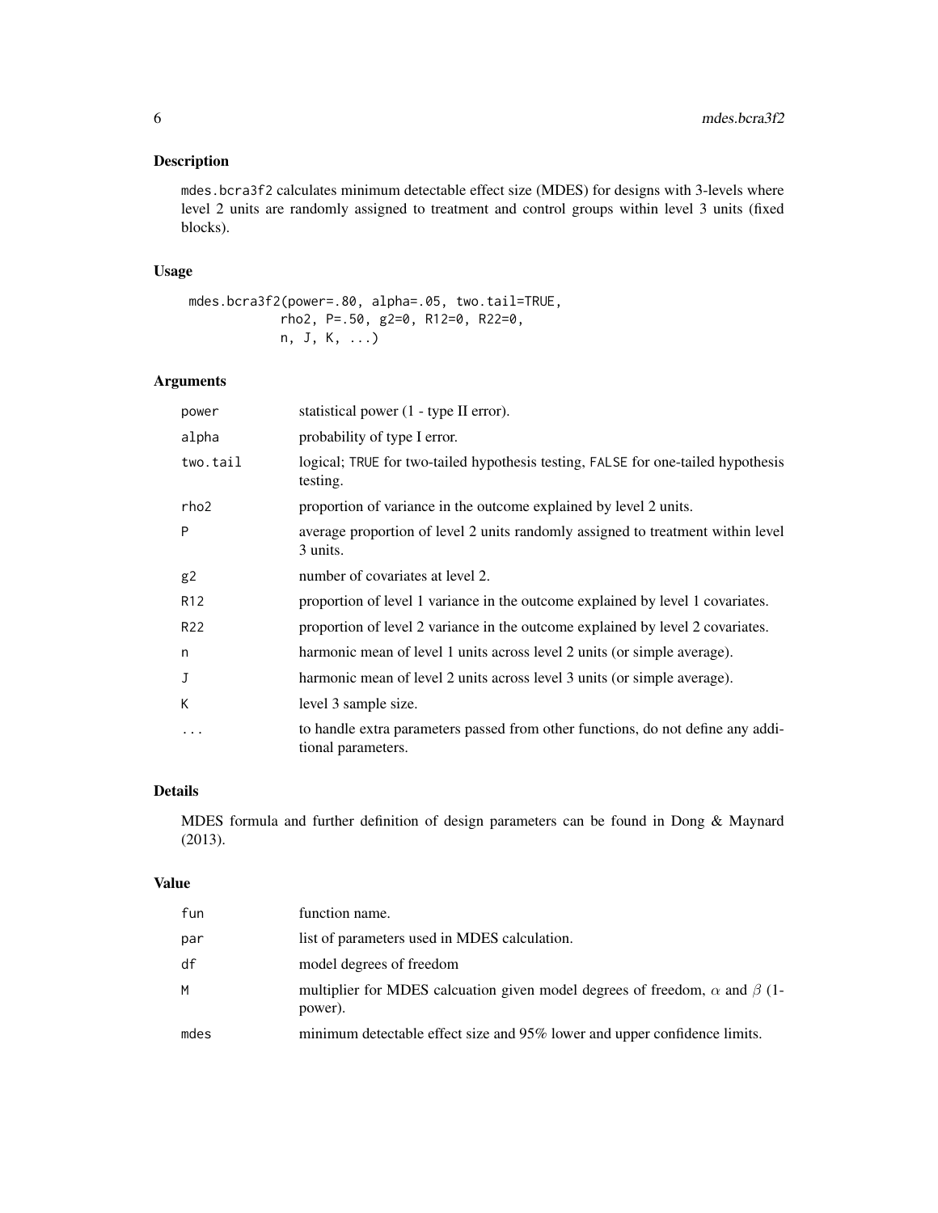## Description

`mdes.bcra3f2` calculates minimum detectable effect size (MDES) for designs with 3-levels where level 2 units are randomly assigned to treatment and control groups within level 3 units (fixed blocks).

## Usage

```
mdes.bcra3f2(power=.80, alpha=.05, two.tail=TRUE,
             rho2, P=.50, g2=0, R12=0, R22=0,
             n, J, K, ...)
```

## Arguments

| | |
|---|---|
| `power` | statistical power (1 - type II error). |
| `alpha` | probability of type I error. |
| `two.tail` | logical; `TRUE` for two-tailed hypothesis testing, `FALSE` for one-tailed hypothesis testing. |
| `rho2` | proportion of variance in the outcome explained by level 2 units. |
| `P` | average proportion of level 2 units randomly assigned to treatment within level 3 units. |
| `g2` | number of covariates at level 2. |
| `R12` | proportion of level 1 variance in the outcome explained by level 1 covariates. |
| `R22` | proportion of level 2 variance in the outcome explained by level 2 covariates. |
| `n` | harmonic mean of level 1 units across level 2 units (or simple average). |
| `J` | harmonic mean of level 2 units across level 3 units (or simple average). |
| `K` | level 3 sample size. |
| `...` | to handle extra parameters passed from other functions, do not define any additional parameters. |

## Details

MDES formula and further definition of design parameters can be found in Dong & Maynard (2013).

## Value

| | |
|---|---|
| `fun` | function name. |
| `par` | list of parameters used in MDES calculation. |
| `df` | model degrees of freedom |
| `M` | multiplier for MDES calcuation given model degrees of freedom, $\alpha$ and $\beta$ (1-power). |
| `mdes` | minimum detectable effect size and 95% lower and upper confidence limits. |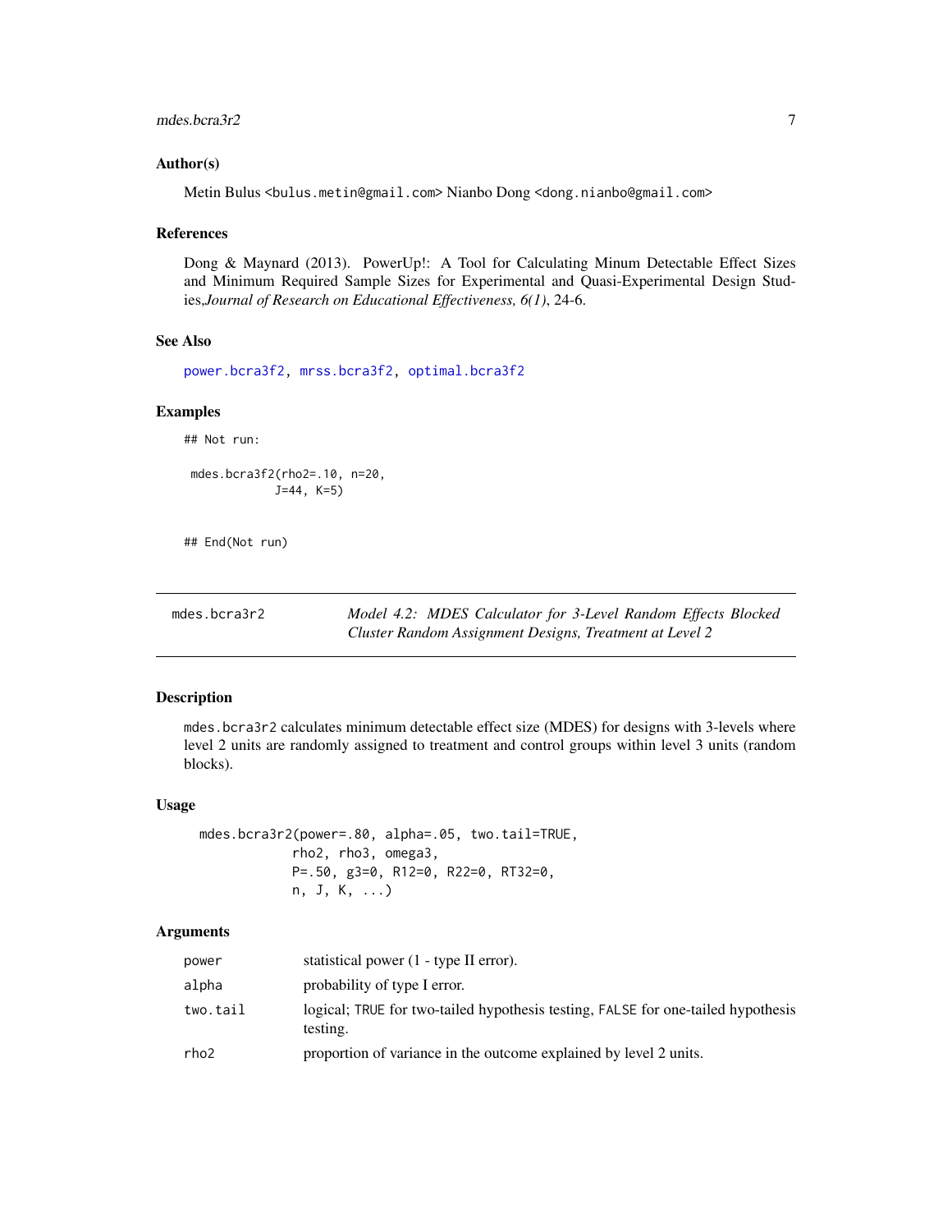### Author(s)

Metin Bulus <bulus.metin@gmail.com> Nianbo Dong <dong.nianbo@gmail.com>

### References

Dong & Maynard (2013). PowerUp!: A Tool for Calculating Minum Detectable Effect Sizes and Minimum Required Sample Sizes for Experimental and Quasi-Experimental Design Studies,*Journal of Research on Educational Effectiveness, 6(1)*, 24-6.

### See Also

power.bcra3f2, mrss.bcra3f2, optimal.bcra3f2

### Examples

```
## Not run:

 mdes.bcra3f2(rho2=.10, n=20,
             J=44, K=5)


## End(Not run)
```

---

## mdes.bcra3r2

*Model 4.2: MDES Calculator for 3-Level Random Effects Blocked Cluster Random Assignment Designs, Treatment at Level 2*

---

### Description

mdes.bcra3r2 calculates minimum detectable effect size (MDES) for designs with 3-levels where level 2 units are randomly assigned to treatment and control groups within level 3 units (random blocks).

### Usage

```
mdes.bcra3r2(power=.80, alpha=.05, two.tail=TRUE,
             rho2, rho3, omega3,
             P=.50, g3=0, R12=0, R22=0, RT32=0,
             n, J, K, ...)
```

### Arguments

| | |
|---|---|
| power | statistical power (1 - type II error). |
| alpha | probability of type I error. |
| two.tail | logical; TRUE for two-tailed hypothesis testing, FALSE for one-tailed hypothesis testing. |
| rho2 | proportion of variance in the outcome explained by level 2 units. |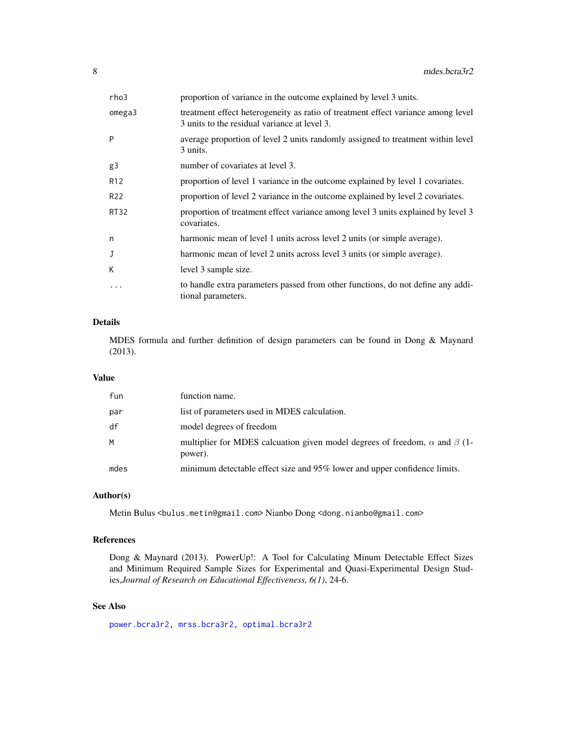| | |
|---|---|
| rho3 | proportion of variance in the outcome explained by level 3 units. |
| omega3 | treatment effect heterogeneity as ratio of treatment effect variance among level 3 units to the residual variance at level 3. |
| P | average proportion of level 2 units randomly assigned to treatment within level 3 units. |
| g3 | number of covariates at level 3. |
| R12 | proportion of level 1 variance in the outcome explained by level 1 covariates. |
| R22 | proportion of level 2 variance in the outcome explained by level 2 covariates. |
| RT32 | proportion of treatment effect variance among level 3 units explained by level 3 covariates. |
| n | harmonic mean of level 1 units across level 2 units (or simple average). |
| J | harmonic mean of level 2 units across level 3 units (or simple average). |
| K | level 3 sample size. |
| ... | to handle extra parameters passed from other functions, do not define any additional parameters. |

## Details

MDES formula and further definition of design parameters can be found in Dong & Maynard (2013).

## Value

| | |
|---|---|
| fun | function name. |
| par | list of parameters used in MDES calculation. |
| df | model degrees of freedom |
| M | multiplier for MDES calcuation given model degrees of freedom, $\alpha$ and $\beta$ (1-power). |
| mdes | minimum detectable effect size and 95% lower and upper confidence limits. |

## Author(s)

Metin Bulus <bulus.metin@gmail.com> Nianbo Dong <dong.nianbo@gmail.com>

## References

Dong & Maynard (2013). PowerUp!: A Tool for Calculating Minum Detectable Effect Sizes and Minimum Required Sample Sizes for Experimental and Quasi-Experimental Design Studies,*Journal of Research on Educational Effectiveness, 6(1)*, 24-6.

## See Also

power.bcra3r2, mrss.bcra3r2, optimal.bcra3r2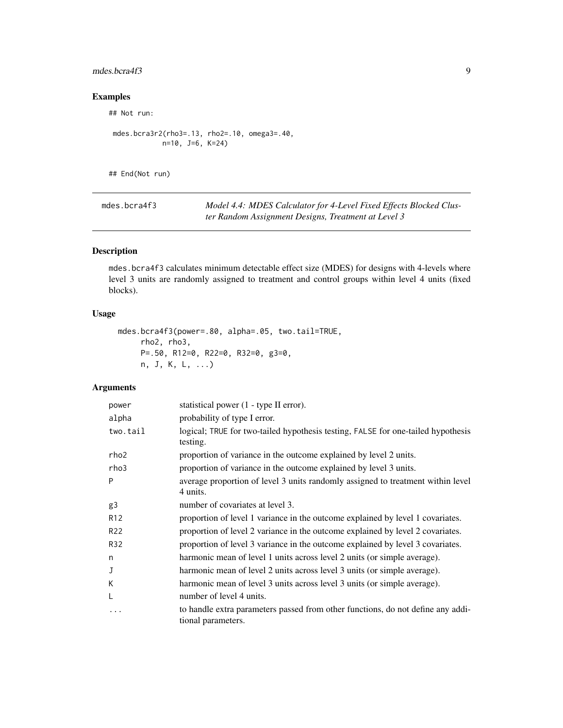## Examples

```
## Not run:

 mdes.bcra3r2(rho3=.13, rho2=.10, omega3=.40,
            n=10, J=6, K=24)


## End(Not run)
```

---

mdes.bcra4f3 — *Model 4.4: MDES Calculator for 4-Level Fixed Effects Blocked Cluster Random Assignment Designs, Treatment at Level 3*

---

## Description

mdes.bcra4f3 calculates minimum detectable effect size (MDES) for designs with 4-levels where level 3 units are randomly assigned to treatment and control groups within level 4 units (fixed blocks).

## Usage

```
mdes.bcra4f3(power=.80, alpha=.05, two.tail=TRUE,
     rho2, rho3,
     P=.50, R12=0, R22=0, R32=0, g3=0,
     n, J, K, L, ...)
```

## Arguments

| | |
|---|---|
| power | statistical power (1 - type II error). |
| alpha | probability of type I error. |
| two.tail | logical; TRUE for two-tailed hypothesis testing, FALSE for one-tailed hypothesis testing. |
| rho2 | proportion of variance in the outcome explained by level 2 units. |
| rho3 | proportion of variance in the outcome explained by level 3 units. |
| P | average proportion of level 3 units randomly assigned to treatment within level 4 units. |
| g3 | number of covariates at level 3. |
| R12 | proportion of level 1 variance in the outcome explained by level 1 covariates. |
| R22 | proportion of level 2 variance in the outcome explained by level 2 covariates. |
| R32 | proportion of level 3 variance in the outcome explained by level 3 covariates. |
| n | harmonic mean of level 1 units across level 2 units (or simple average). |
| J | harmonic mean of level 2 units across level 3 units (or simple average). |
| K | harmonic mean of level 3 units across level 3 units (or simple average). |
| L | number of level 4 units. |
| ... | to handle extra parameters passed from other functions, do not define any additional parameters. |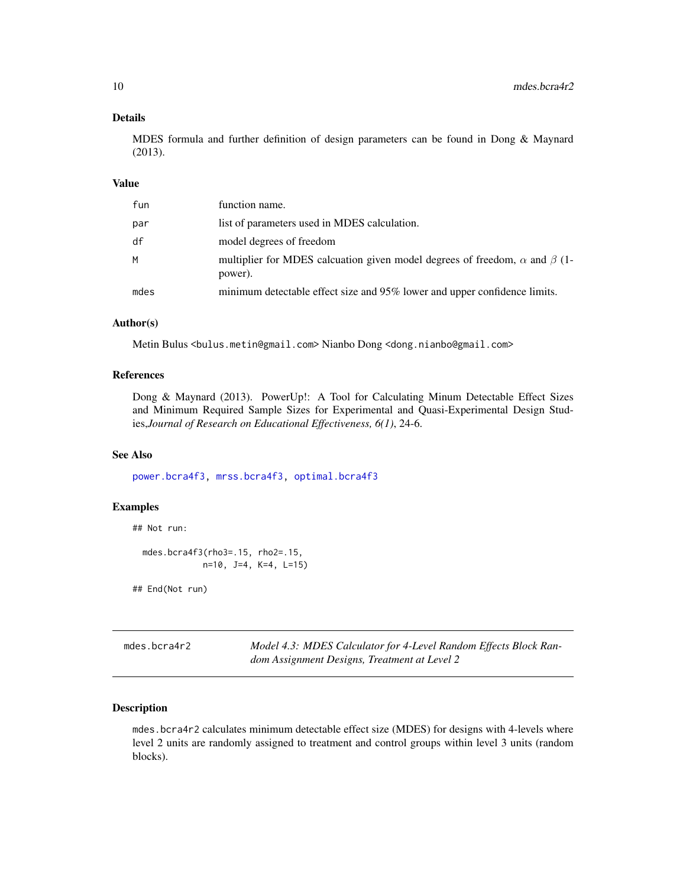## Details

MDES formula and further definition of design parameters can be found in Dong & Maynard (2013).

## Value

| | |
|---|---|
| `fun` | function name. |
| `par` | list of parameters used in MDES calculation. |
| `df` | model degrees of freedom |
| `M` | multiplier for MDES calcuation given model degrees of freedom, $\alpha$ and $\beta$ (1-power). |
| `mdes` | minimum detectable effect size and 95% lower and upper confidence limits. |

## Author(s)

Metin Bulus <bulus.metin@gmail.com> Nianbo Dong <dong.nianbo@gmail.com>

## References

Dong & Maynard (2013). PowerUp!: A Tool for Calculating Minum Detectable Effect Sizes and Minimum Required Sample Sizes for Experimental and Quasi-Experimental Design Studies,*Journal of Research on Educational Effectiveness, 6(1)*, 24-6.

## See Also

`power.bcra4f3`, `mrss.bcra4f3`, `optimal.bcra4f3`

## Examples

```
## Not run:

  mdes.bcra4f3(rho3=.15, rho2=.15,
              n=10, J=4, K=4, L=15)

## End(Not run)
```

---

# mdes.bcra4r2 — *Model 4.3: MDES Calculator for 4-Level Random Effects Block Random Assignment Designs, Treatment at Level 2*

## Description

`mdes.bcra4r2` calculates minimum detectable effect size (MDES) for designs with 4-levels where level 2 units are randomly assigned to treatment and control groups within level 3 units (random blocks).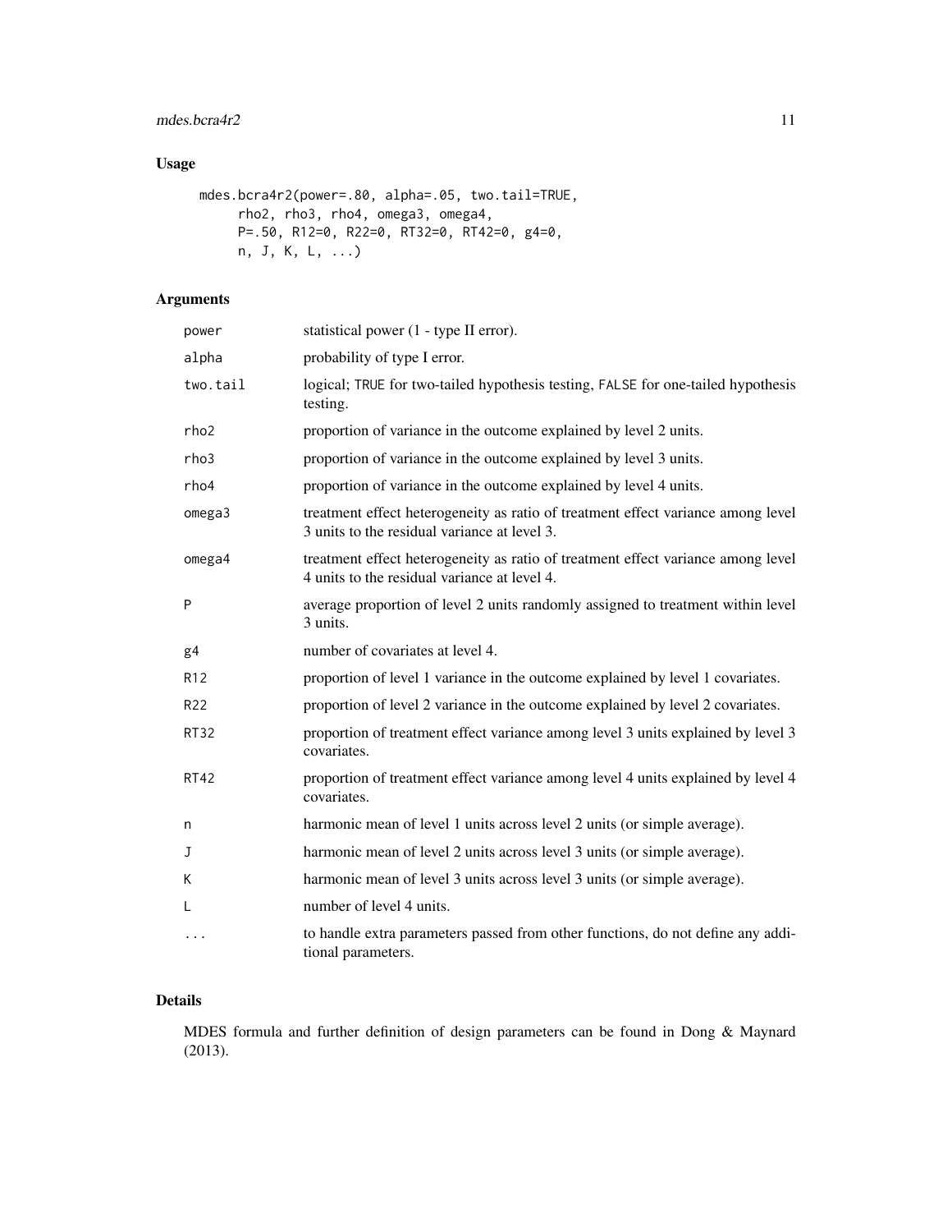## Usage

```
mdes.bcra4r2(power=.80, alpha=.05, two.tail=TRUE,
     rho2, rho3, rho4, omega3, omega4,
     P=.50, R12=0, R22=0, RT32=0, RT42=0, g4=0,
     n, J, K, L, ...)
```

## Arguments

| | |
|---|---|
| power | statistical power (1 - type II error). |
| alpha | probability of type I error. |
| two.tail | logical; TRUE for two-tailed hypothesis testing, FALSE for one-tailed hypothesis testing. |
| rho2 | proportion of variance in the outcome explained by level 2 units. |
| rho3 | proportion of variance in the outcome explained by level 3 units. |
| rho4 | proportion of variance in the outcome explained by level 4 units. |
| omega3 | treatment effect heterogeneity as ratio of treatment effect variance among level 3 units to the residual variance at level 3. |
| omega4 | treatment effect heterogeneity as ratio of treatment effect variance among level 4 units to the residual variance at level 4. |
| P | average proportion of level 2 units randomly assigned to treatment within level 3 units. |
| g4 | number of covariates at level 4. |
| R12 | proportion of level 1 variance in the outcome explained by level 1 covariates. |
| R22 | proportion of level 2 variance in the outcome explained by level 2 covariates. |
| RT32 | proportion of treatment effect variance among level 3 units explained by level 3 covariates. |
| RT42 | proportion of treatment effect variance among level 4 units explained by level 4 covariates. |
| n | harmonic mean of level 1 units across level 2 units (or simple average). |
| J | harmonic mean of level 2 units across level 3 units (or simple average). |
| K | harmonic mean of level 3 units across level 3 units (or simple average). |
| L | number of level 4 units. |
| ... | to handle extra parameters passed from other functions, do not define any additional parameters. |

## Details

MDES formula and further definition of design parameters can be found in Dong & Maynard (2013).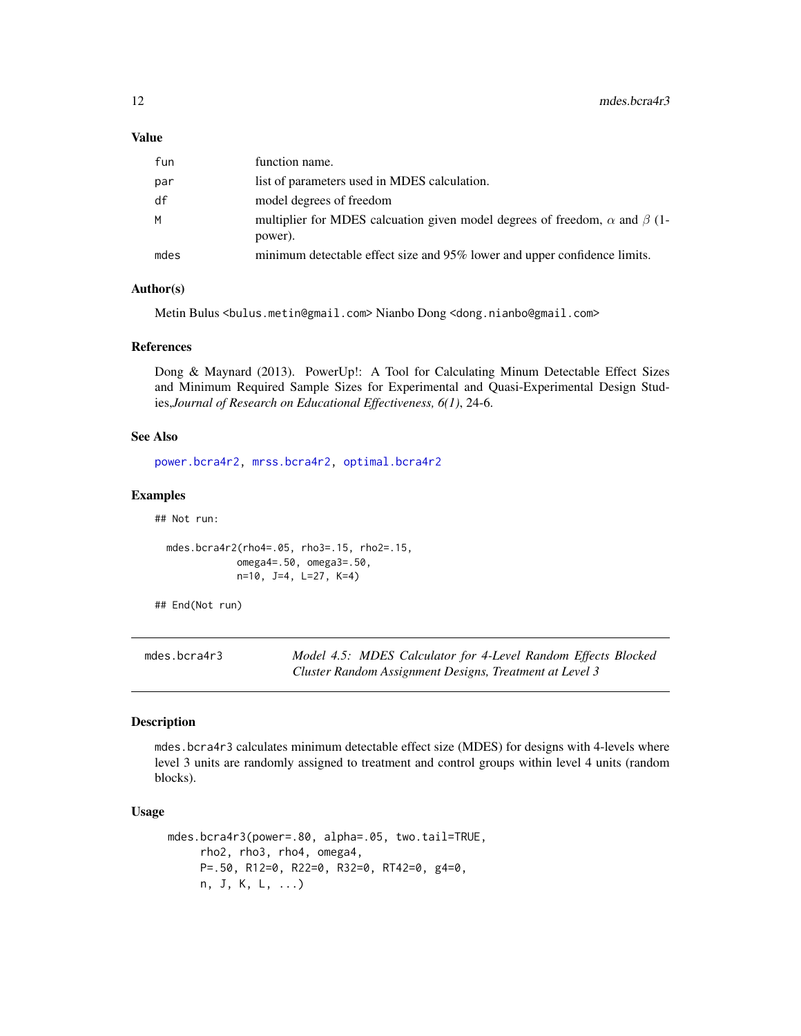### Value

| | |
|---|---|
| fun | function name. |
| par | list of parameters used in MDES calculation. |
| df | model degrees of freedom |
| M | multiplier for MDES calcuation given model degrees of freedom, $\alpha$ and $\beta$ (1-power). |
| mdes | minimum detectable effect size and 95% lower and upper confidence limits. |

### Author(s)

Metin Bulus <bulus.metin@gmail.com> Nianbo Dong <dong.nianbo@gmail.com>

### References

Dong & Maynard (2013). PowerUp!: A Tool for Calculating Minum Detectable Effect Sizes and Minimum Required Sample Sizes for Experimental and Quasi-Experimental Design Studies,*Journal of Research on Educational Effectiveness, 6(1)*, 24-6.

### See Also

power.bcra4r2, mrss.bcra4r2, optimal.bcra4r2

### Examples

```
## Not run:

  mdes.bcra4r2(rho4=.05, rho3=.15, rho2=.15,
             omega4=.50, omega3=.50,
             n=10, J=4, L=27, K=4)

## End(Not run)
```

---

## mdes.bcra4r3 — *Model 4.5: MDES Calculator for 4-Level Random Effects Blocked Cluster Random Assignment Designs, Treatment at Level 3*

### Description

mdes.bcra4r3 calculates minimum detectable effect size (MDES) for designs with 4-levels where level 3 units are randomly assigned to treatment and control groups within level 4 units (random blocks).

### Usage

```
mdes.bcra4r3(power=.80, alpha=.05, two.tail=TRUE,
     rho2, rho3, rho4, omega4,
     P=.50, R12=0, R22=0, R32=0, RT42=0, g4=0,
     n, J, K, L, ...)
```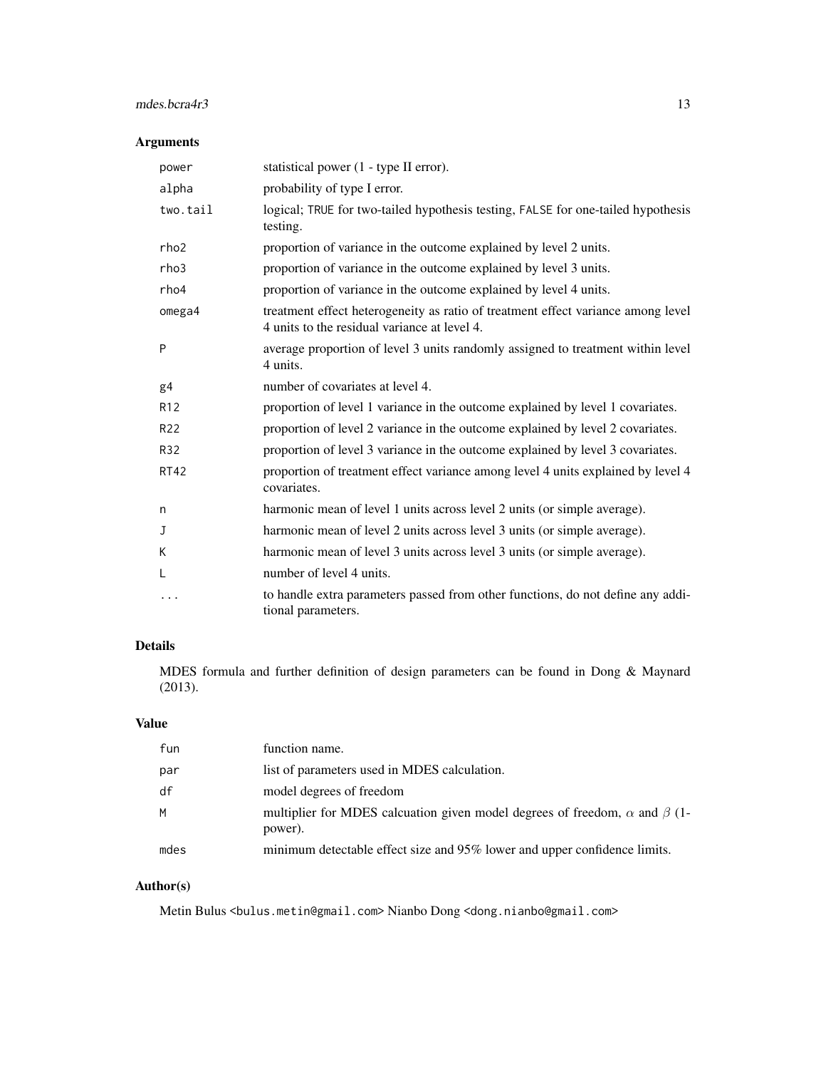## Arguments

| | |
|---|---|
| `power` | statistical power (1 - type II error). |
| `alpha` | probability of type I error. |
| `two.tail` | logical; `TRUE` for two-tailed hypothesis testing, `FALSE` for one-tailed hypothesis testing. |
| `rho2` | proportion of variance in the outcome explained by level 2 units. |
| `rho3` | proportion of variance in the outcome explained by level 3 units. |
| `rho4` | proportion of variance in the outcome explained by level 4 units. |
| `omega4` | treatment effect heterogeneity as ratio of treatment effect variance among level 4 units to the residual variance at level 4. |
| `P` | average proportion of level 3 units randomly assigned to treatment within level 4 units. |
| `g4` | number of covariates at level 4. |
| `R12` | proportion of level 1 variance in the outcome explained by level 1 covariates. |
| `R22` | proportion of level 2 variance in the outcome explained by level 2 covariates. |
| `R32` | proportion of level 3 variance in the outcome explained by level 3 covariates. |
| `RT42` | proportion of treatment effect variance among level 4 units explained by level 4 covariates. |
| `n` | harmonic mean of level 1 units across level 2 units (or simple average). |
| `J` | harmonic mean of level 2 units across level 3 units (or simple average). |
| `K` | harmonic mean of level 3 units across level 3 units (or simple average). |
| `L` | number of level 4 units. |
| `...` | to handle extra parameters passed from other functions, do not define any additional parameters. |

## Details

MDES formula and further definition of design parameters can be found in Dong & Maynard (2013).

## Value

| | |
|---|---|
| `fun` | function name. |
| `par` | list of parameters used in MDES calculation. |
| `df` | model degrees of freedom |
| `M` | multiplier for MDES calcuation given model degrees of freedom, $\alpha$ and $\beta$ (1-power). |
| `mdes` | minimum detectable effect size and 95% lower and upper confidence limits. |

## Author(s)

Metin Bulus `<bulus.metin@gmail.com>` Nianbo Dong `<dong.nianbo@gmail.com>`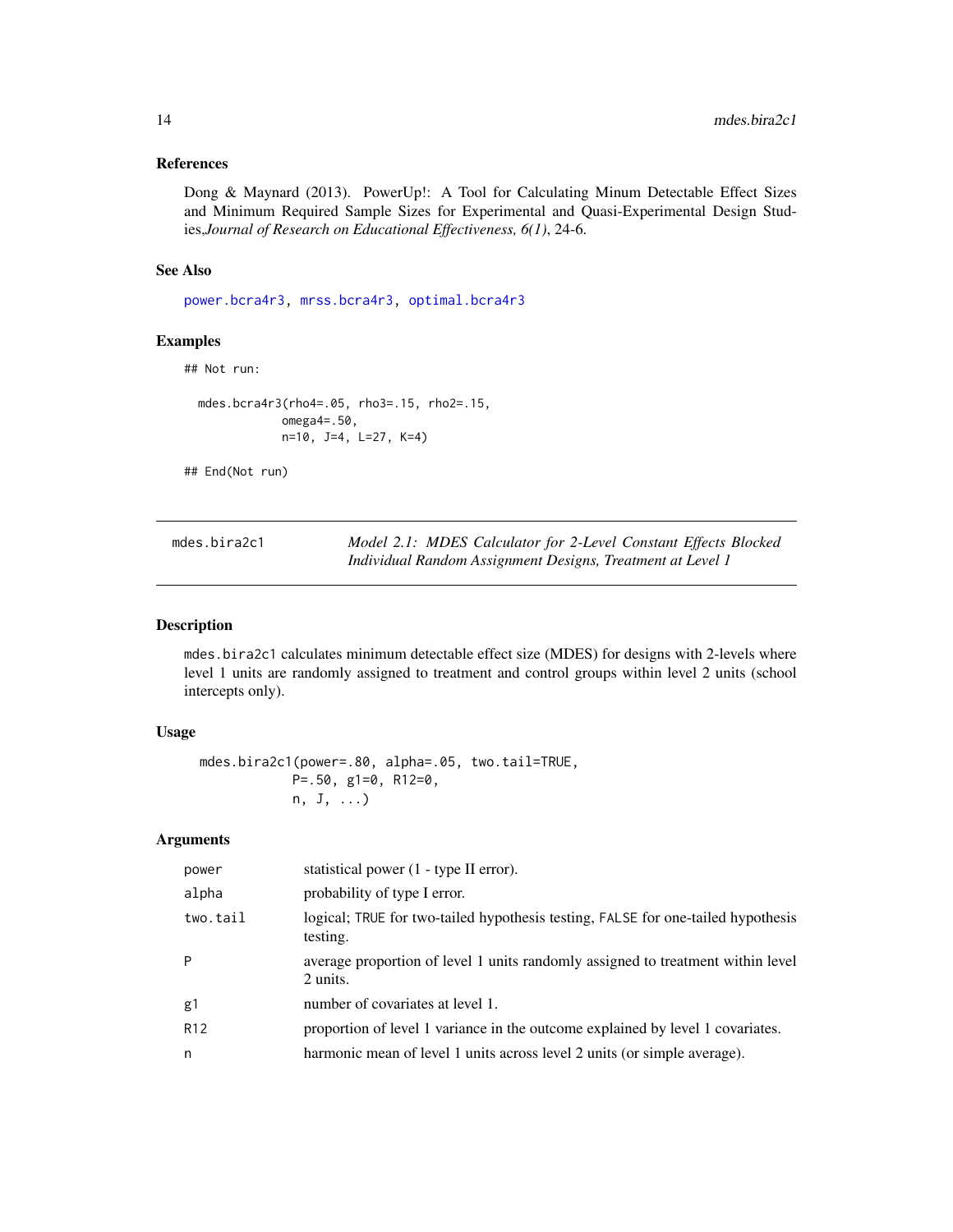### References

Dong & Maynard (2013). PowerUp!: A Tool for Calculating Minum Detectable Effect Sizes and Minimum Required Sample Sizes for Experimental and Quasi-Experimental Design Studies,*Journal of Research on Educational Effectiveness, 6(1)*, 24-6.

### See Also

power.bcra4r3, mrss.bcra4r3, optimal.bcra4r3

### Examples

```
## Not run:

  mdes.bcra4r3(rho4=.05, rho3=.15, rho2=.15,
              omega4=.50,
              n=10, J=4, L=27, K=4)

## End(Not run)
```

---

## mdes.bira2c1 — *Model 2.1: MDES Calculator for 2-Level Constant Effects Blocked Individual Random Assignment Designs, Treatment at Level 1*

### Description

mdes.bira2c1 calculates minimum detectable effect size (MDES) for designs with 2-levels where level 1 units are randomly assigned to treatment and control groups within level 2 units (school intercepts only).

### Usage

```
mdes.bira2c1(power=.80, alpha=.05, two.tail=TRUE,
             P=.50, g1=0, R12=0,
             n, J, ...)
```

### Arguments

| | |
|---|---|
| power | statistical power (1 - type II error). |
| alpha | probability of type I error. |
| two.tail | logical; TRUE for two-tailed hypothesis testing, FALSE for one-tailed hypothesis testing. |
| P | average proportion of level 1 units randomly assigned to treatment within level 2 units. |
| g1 | number of covariates at level 1. |
| R12 | proportion of level 1 variance in the outcome explained by level 1 covariates. |
| n | harmonic mean of level 1 units across level 2 units (or simple average). |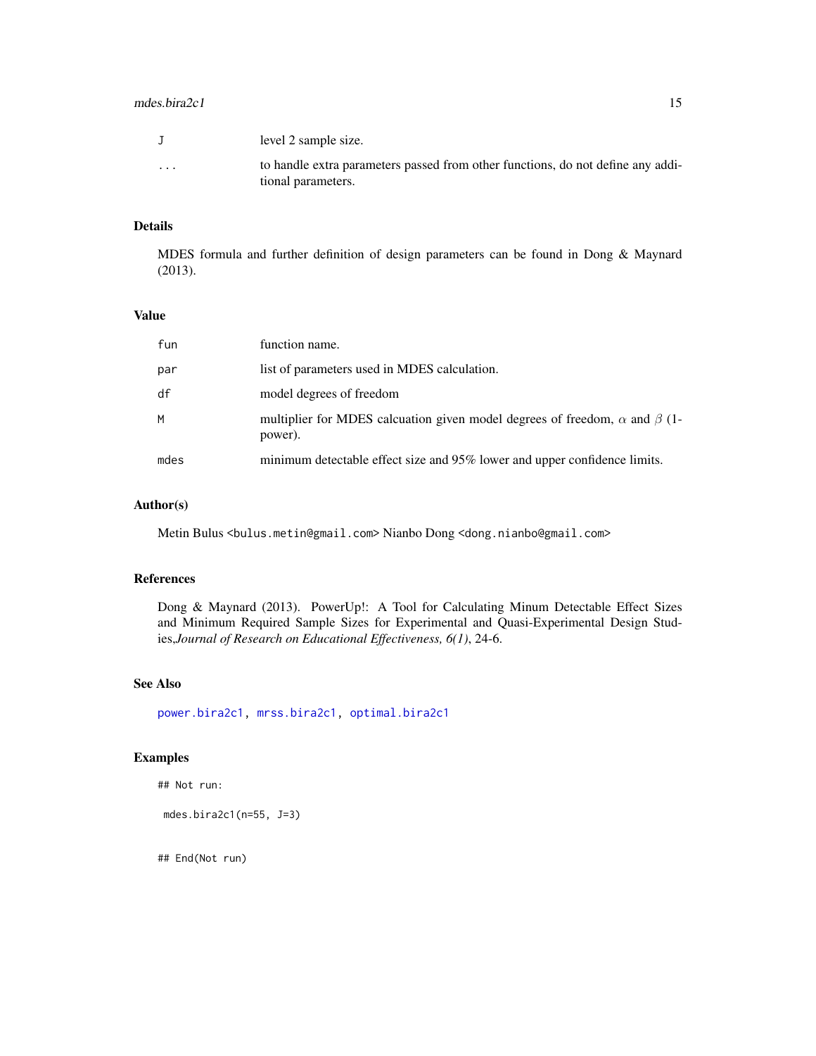| | |
|---|---|
| J | level 2 sample size. |
| ... | to handle extra parameters passed from other functions, do not define any additional parameters. |

### Details

MDES formula and further definition of design parameters can be found in Dong & Maynard (2013).

### Value

| | |
|---|---|
| fun | function name. |
| par | list of parameters used in MDES calculation. |
| df | model degrees of freedom |
| M | multiplier for MDES calcuation given model degrees of freedom, $\alpha$ and $\beta$ (1-power). |
| mdes | minimum detectable effect size and 95% lower and upper confidence limits. |

### Author(s)

Metin Bulus <bulus.metin@gmail.com> Nianbo Dong <dong.nianbo@gmail.com>

### References

Dong & Maynard (2013). PowerUp!: A Tool for Calculating Minum Detectable Effect Sizes and Minimum Required Sample Sizes for Experimental and Quasi-Experimental Design Studies,*Journal of Research on Educational Effectiveness, 6(1)*, 24-6.

### See Also

power.bira2c1, mrss.bira2c1, optimal.bira2c1

### Examples

```
## Not run:

 mdes.bira2c1(n=55, J=3)


## End(Not run)
```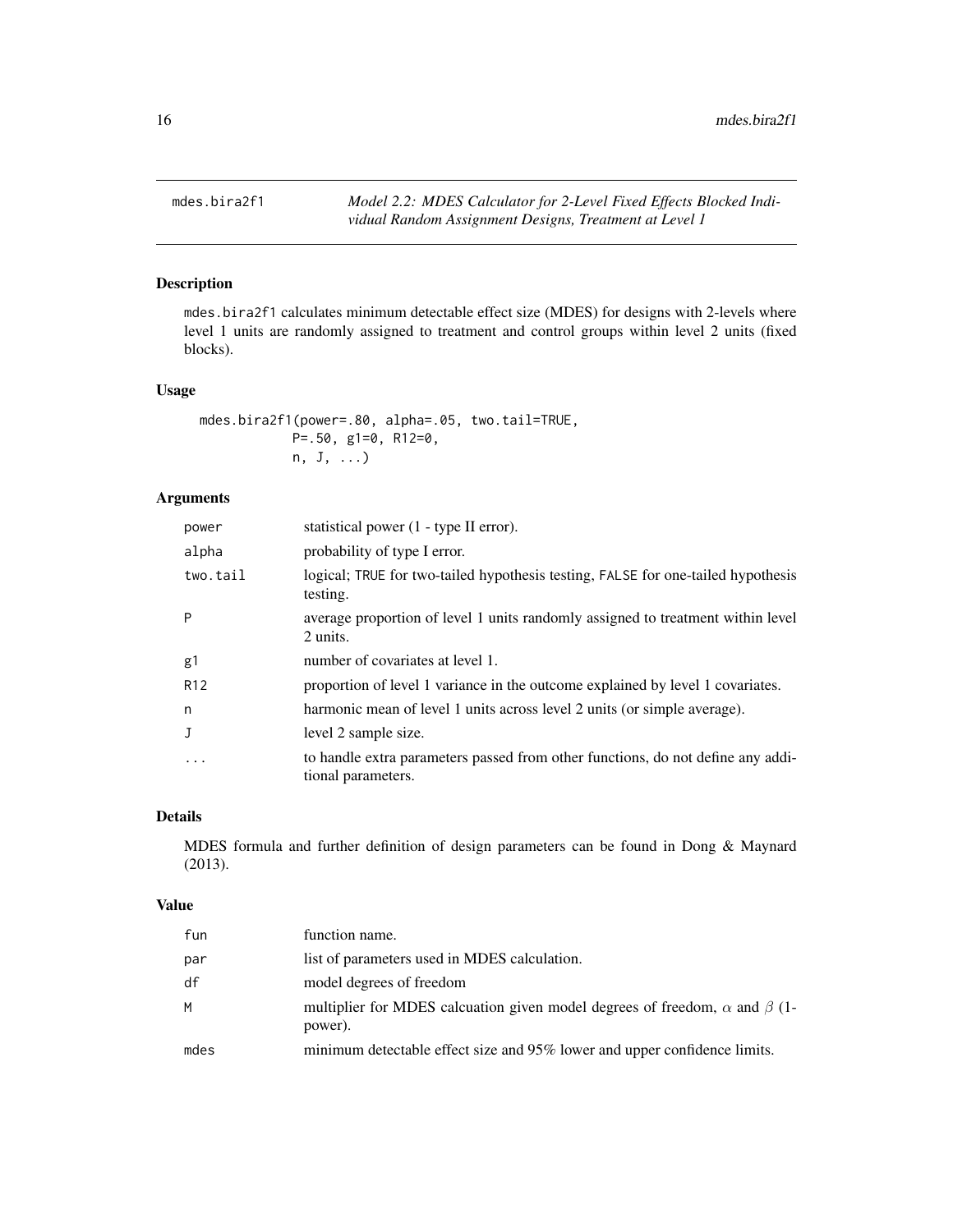mdes.bira2f1 *Model 2.2: MDES Calculator for 2-Level Fixed Effects Blocked Individual Random Assignment Designs, Treatment at Level 1*

## Description

mdes.bira2f1 calculates minimum detectable effect size (MDES) for designs with 2-levels where level 1 units are randomly assigned to treatment and control groups within level 2 units (fixed blocks).

## Usage

```
mdes.bira2f1(power=.80, alpha=.05, two.tail=TRUE,
            P=.50, g1=0, R12=0,
            n, J, ...)
```

## Arguments

| | |
|---|---|
| power | statistical power (1 - type II error). |
| alpha | probability of type I error. |
| two.tail | logical; TRUE for two-tailed hypothesis testing, FALSE for one-tailed hypothesis testing. |
| P | average proportion of level 1 units randomly assigned to treatment within level 2 units. |
| g1 | number of covariates at level 1. |
| R12 | proportion of level 1 variance in the outcome explained by level 1 covariates. |
| n | harmonic mean of level 1 units across level 2 units (or simple average). |
| J | level 2 sample size. |
| ... | to handle extra parameters passed from other functions, do not define any additional parameters. |

## Details

MDES formula and further definition of design parameters can be found in Dong & Maynard (2013).

## Value

| | |
|---|---|
| fun | function name. |
| par | list of parameters used in MDES calculation. |
| df | model degrees of freedom |
| M | multiplier for MDES calcuation given model degrees of freedom, $\alpha$ and $\beta$ (1-power). |
| mdes | minimum detectable effect size and 95% lower and upper confidence limits. |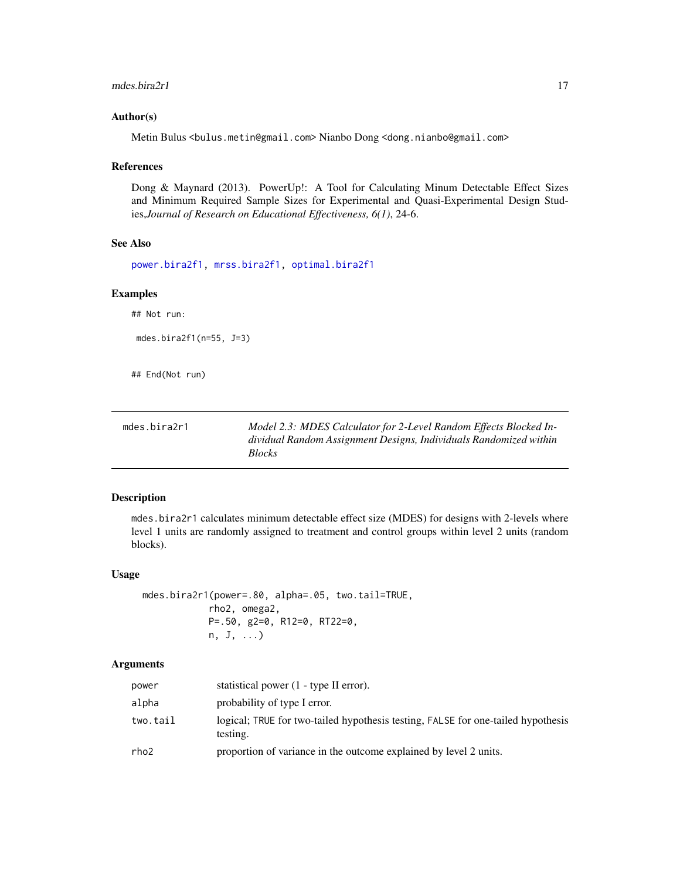### Author(s)

Metin Bulus <bulus.metin@gmail.com> Nianbo Dong <dong.nianbo@gmail.com>

### References

Dong & Maynard (2013). PowerUp!: A Tool for Calculating Minum Detectable Effect Sizes and Minimum Required Sample Sizes for Experimental and Quasi-Experimental Design Studies,*Journal of Research on Educational Effectiveness, 6(1)*, 24-6.

### See Also

power.bira2f1, mrss.bira2f1, optimal.bira2f1

### Examples

```
## Not run:

 mdes.bira2f1(n=55, J=3)


## End(Not run)
```

---

## mdes.bira2r1 — *Model 2.3: MDES Calculator for 2-Level Random Effects Blocked Individual Random Assignment Designs, Individuals Randomized within Blocks*

### Description

mdes.bira2r1 calculates minimum detectable effect size (MDES) for designs with 2-levels where level 1 units are randomly assigned to treatment and control groups within level 2 units (random blocks).

### Usage

```
mdes.bira2r1(power=.80, alpha=.05, two.tail=TRUE,
             rho2, omega2,
             P=.50, g2=0, R12=0, RT22=0,
             n, J, ...)
```

### Arguments

| | |
|---|---|
| power | statistical power (1 - type II error). |
| alpha | probability of type I error. |
| two.tail | logical; TRUE for two-tailed hypothesis testing, FALSE for one-tailed hypothesis testing. |
| rho2 | proportion of variance in the outcome explained by level 2 units. |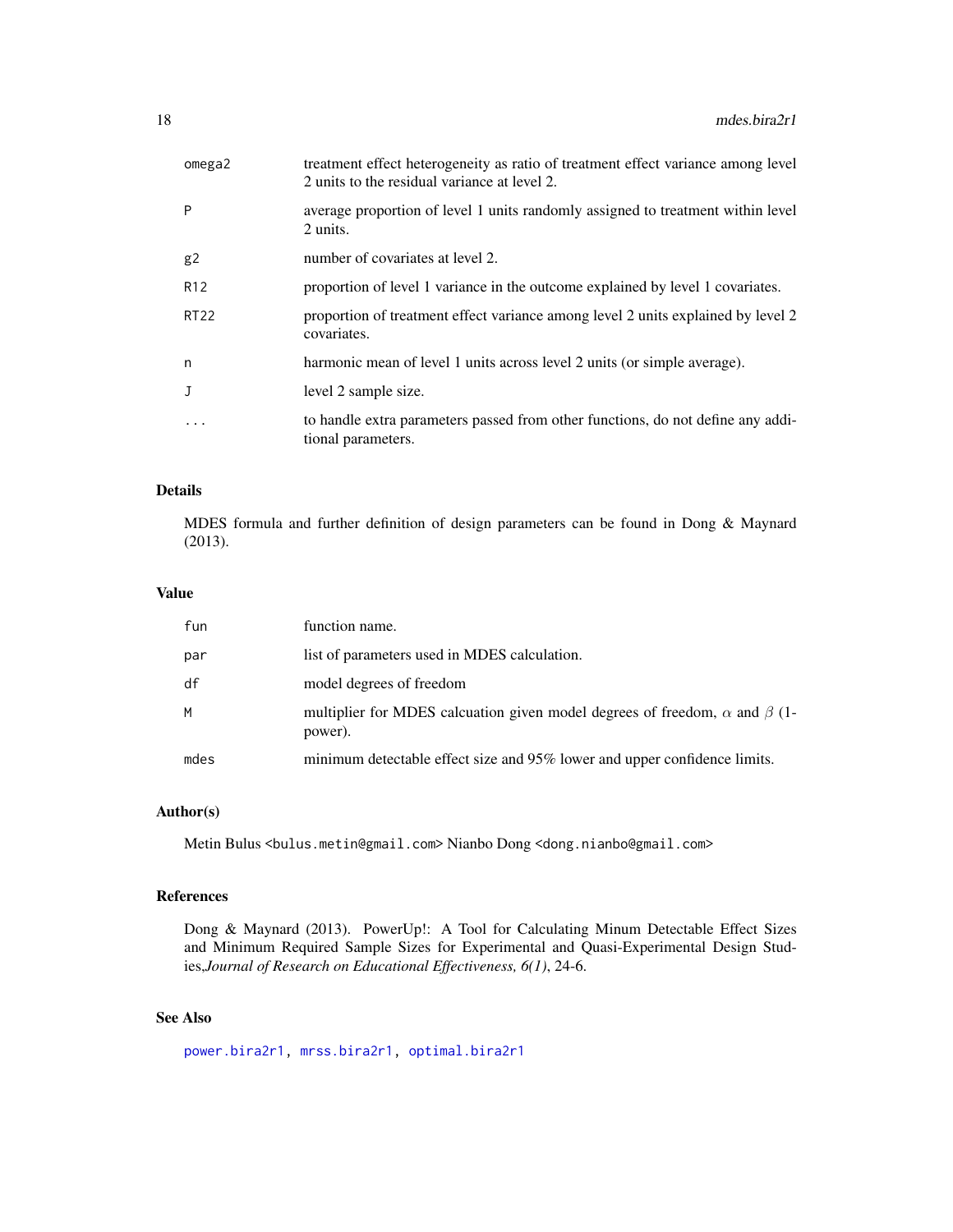| | |
|---|---|
| omega2 | treatment effect heterogeneity as ratio of treatment effect variance among level 2 units to the residual variance at level 2. |
| P | average proportion of level 1 units randomly assigned to treatment within level 2 units. |
| g2 | number of covariates at level 2. |
| R12 | proportion of level 1 variance in the outcome explained by level 1 covariates. |
| RT22 | proportion of treatment effect variance among level 2 units explained by level 2 covariates. |
| n | harmonic mean of level 1 units across level 2 units (or simple average). |
| J | level 2 sample size. |
| ... | to handle extra parameters passed from other functions, do not define any additional parameters. |

## Details

MDES formula and further definition of design parameters can be found in Dong & Maynard (2013).

## Value

| | |
|---|---|
| fun | function name. |
| par | list of parameters used in MDES calculation. |
| df | model degrees of freedom |
| M | multiplier for MDES calcuation given model degrees of freedom, $\alpha$ and $\beta$ (1-power). |
| mdes | minimum detectable effect size and 95% lower and upper confidence limits. |

## Author(s)

Metin Bulus <bulus.metin@gmail.com> Nianbo Dong <dong.nianbo@gmail.com>

## References

Dong & Maynard (2013). PowerUp!: A Tool for Calculating Minum Detectable Effect Sizes and Minimum Required Sample Sizes for Experimental and Quasi-Experimental Design Studies,*Journal of Research on Educational Effectiveness, 6(1)*, 24-6.

## See Also

power.bira2r1, mrss.bira2r1, optimal.bira2r1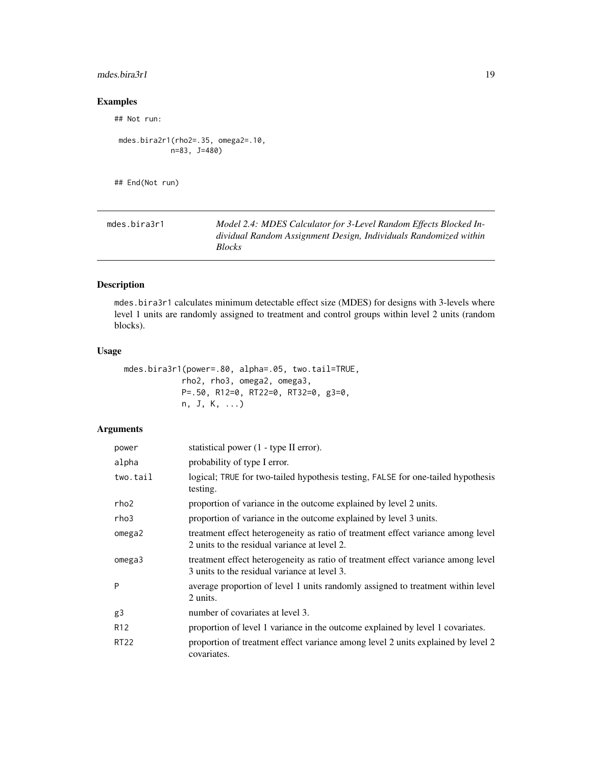### Examples

```
## Not run:

 mdes.bira2r1(rho2=.35, omega2=.10,
              n=83, J=480)


## End(Not run)
```

---

mdes.bira3r1 — *Model 2.4: MDES Calculator for 3-Level Random Effects Blocked Individual Random Assignment Design, Individuals Randomized within Blocks*

---

### Description

mdes.bira3r1 calculates minimum detectable effect size (MDES) for designs with 3-levels where level 1 units are randomly assigned to treatment and control groups within level 2 units (random blocks).

### Usage

```
mdes.bira3r1(power=.80, alpha=.05, two.tail=TRUE,
             rho2, rho3, omega2, omega3,
             P=.50, R12=0, RT22=0, RT32=0, g3=0,
             n, J, K, ...)
```

### Arguments

| | |
|---|---|
| power | statistical power (1 - type II error). |
| alpha | probability of type I error. |
| two.tail | logical; TRUE for two-tailed hypothesis testing, FALSE for one-tailed hypothesis testing. |
| rho2 | proportion of variance in the outcome explained by level 2 units. |
| rho3 | proportion of variance in the outcome explained by level 3 units. |
| omega2 | treatment effect heterogeneity as ratio of treatment effect variance among level 2 units to the residual variance at level 2. |
| omega3 | treatment effect heterogeneity as ratio of treatment effect variance among level 3 units to the residual variance at level 3. |
| P | average proportion of level 1 units randomly assigned to treatment within level 2 units. |
| g3 | number of covariates at level 3. |
| R12 | proportion of level 1 variance in the outcome explained by level 1 covariates. |
| RT22 | proportion of treatment effect variance among level 2 units explained by level 2 covariates. |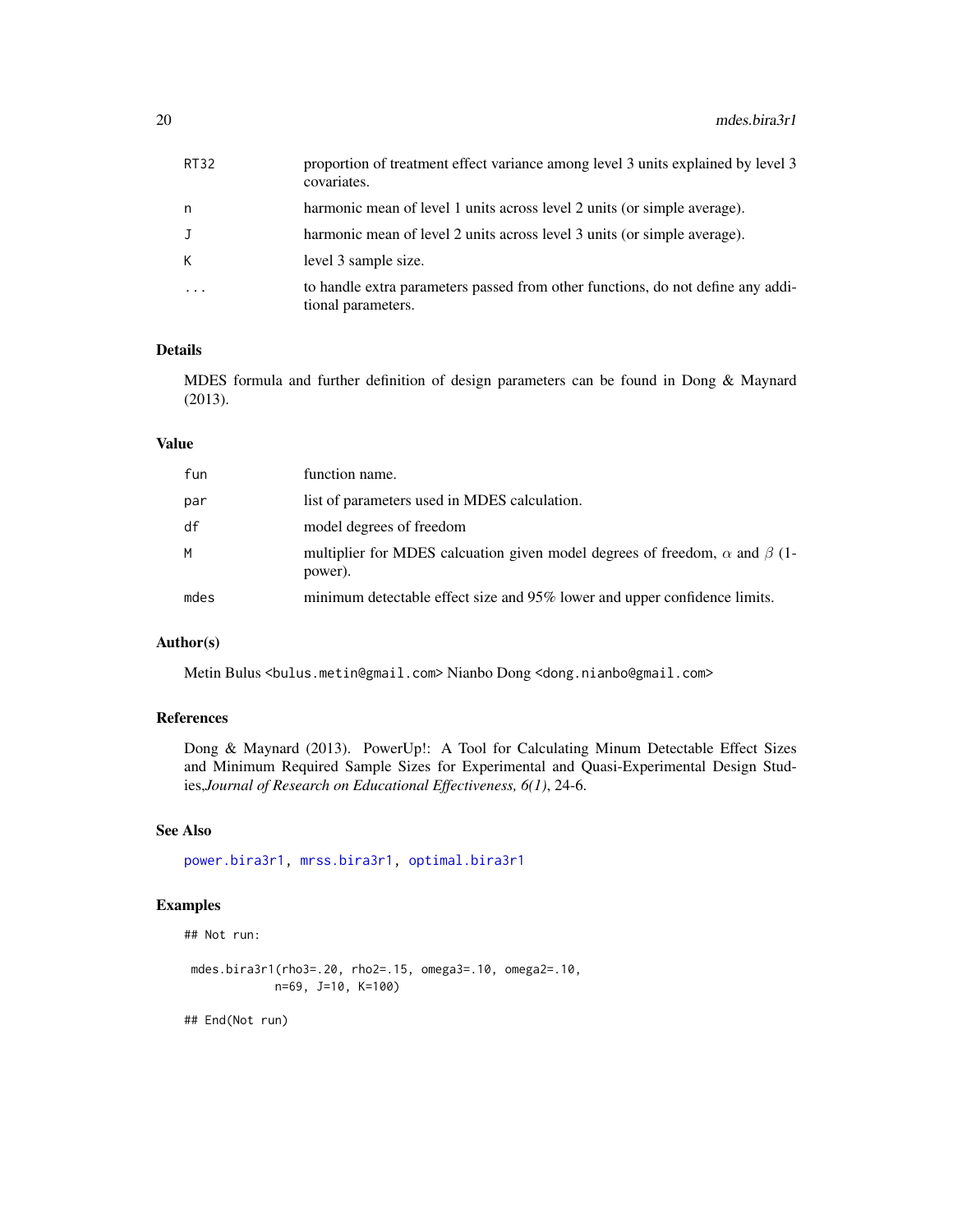| | |
|---|---|
| RT32 | proportion of treatment effect variance among level 3 units explained by level 3 covariates. |
| n | harmonic mean of level 1 units across level 2 units (or simple average). |
| J | harmonic mean of level 2 units across level 3 units (or simple average). |
| K | level 3 sample size. |
| ... | to handle extra parameters passed from other functions, do not define any additional parameters. |

## Details

MDES formula and further definition of design parameters can be found in Dong & Maynard (2013).

## Value

| | |
|---|---|
| fun | function name. |
| par | list of parameters used in MDES calculation. |
| df | model degrees of freedom |
| M | multiplier for MDES calcuation given model degrees of freedom, $\alpha$ and $\beta$ (1-power). |
| mdes | minimum detectable effect size and 95% lower and upper confidence limits. |

## Author(s)

Metin Bulus <bulus.metin@gmail.com> Nianbo Dong <dong.nianbo@gmail.com>

## References

Dong & Maynard (2013). PowerUp!: A Tool for Calculating Minum Detectable Effect Sizes and Minimum Required Sample Sizes for Experimental and Quasi-Experimental Design Studies,*Journal of Research on Educational Effectiveness, 6(1)*, 24-6.

## See Also

power.bira3r1, mrss.bira3r1, optimal.bira3r1

## Examples

```
## Not run:

 mdes.bira3r1(rho3=.20, rho2=.15, omega3=.10, omega2=.10,
             n=69, J=10, K=100)

## End(Not run)
```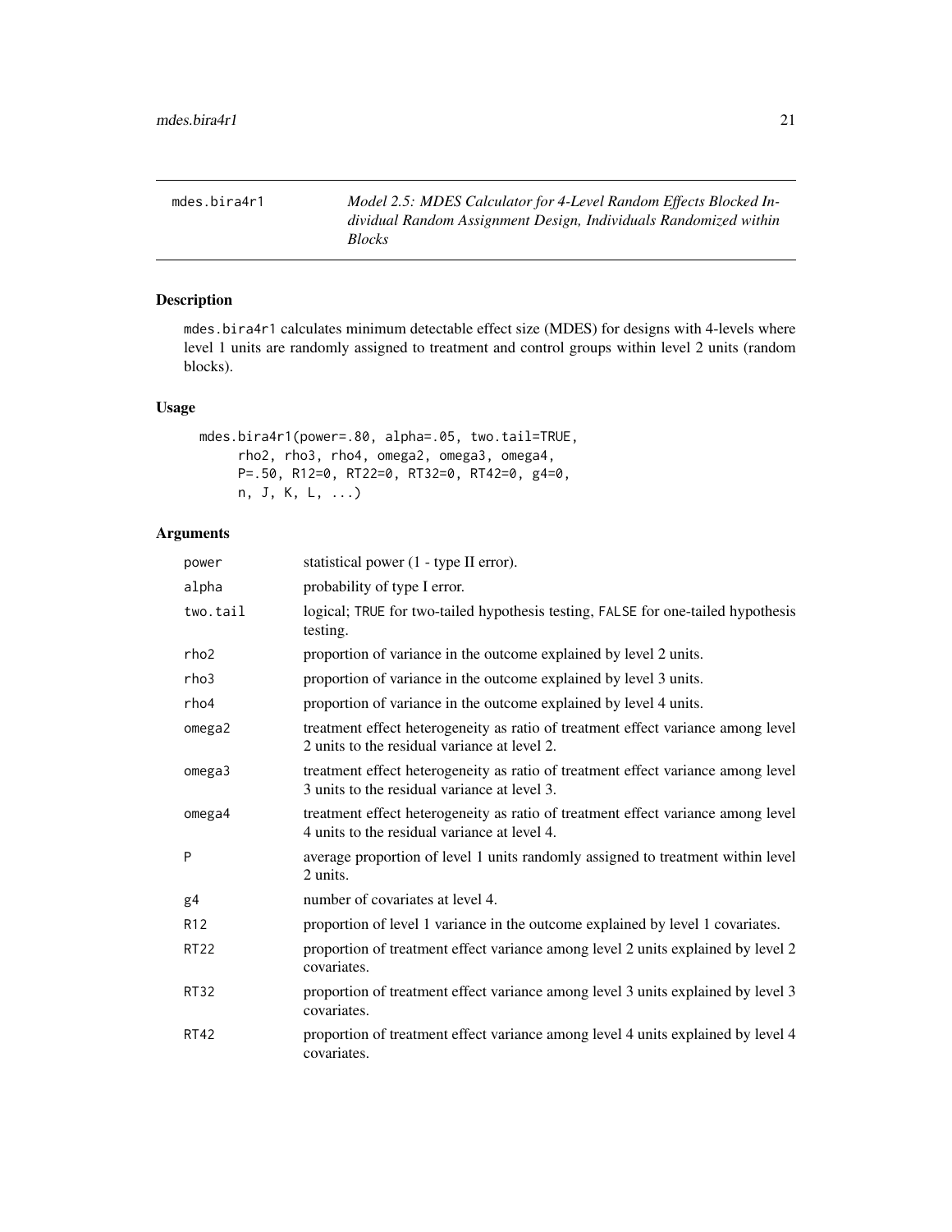mdes.bira4r1 *Model 2.5: MDES Calculator for 4-Level Random Effects Blocked Individual Random Assignment Design, Individuals Randomized within Blocks*

## Description

mdes.bira4r1 calculates minimum detectable effect size (MDES) for designs with 4-levels where level 1 units are randomly assigned to treatment and control groups within level 2 units (random blocks).

## Usage

```
mdes.bira4r1(power=.80, alpha=.05, two.tail=TRUE,
     rho2, rho3, rho4, omega2, omega3, omega4,
     P=.50, R12=0, RT22=0, RT32=0, RT42=0, g4=0,
     n, J, K, L, ...)
```

## Arguments

| | |
|---|---|
| power | statistical power (1 - type II error). |
| alpha | probability of type I error. |
| two.tail | logical; TRUE for two-tailed hypothesis testing, FALSE for one-tailed hypothesis testing. |
| rho2 | proportion of variance in the outcome explained by level 2 units. |
| rho3 | proportion of variance in the outcome explained by level 3 units. |
| rho4 | proportion of variance in the outcome explained by level 4 units. |
| omega2 | treatment effect heterogeneity as ratio of treatment effect variance among level 2 units to the residual variance at level 2. |
| omega3 | treatment effect heterogeneity as ratio of treatment effect variance among level 3 units to the residual variance at level 3. |
| omega4 | treatment effect heterogeneity as ratio of treatment effect variance among level 4 units to the residual variance at level 4. |
| P | average proportion of level 1 units randomly assigned to treatment within level 2 units. |
| g4 | number of covariates at level 4. |
| R12 | proportion of level 1 variance in the outcome explained by level 1 covariates. |
| RT22 | proportion of treatment effect variance among level 2 units explained by level 2 covariates. |
| RT32 | proportion of treatment effect variance among level 3 units explained by level 3 covariates. |
| RT42 | proportion of treatment effect variance among level 4 units explained by level 4 covariates. |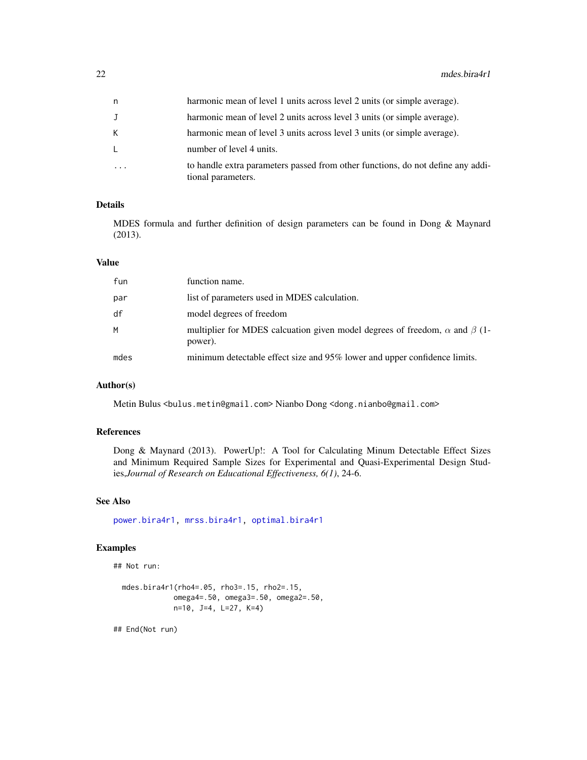| | |
|---|---|
| n | harmonic mean of level 1 units across level 2 units (or simple average). |
| J | harmonic mean of level 2 units across level 3 units (or simple average). |
| K | harmonic mean of level 3 units across level 3 units (or simple average). |
| L | number of level 4 units. |
| ... | to handle extra parameters passed from other functions, do not define any additional parameters. |

## Details

MDES formula and further definition of design parameters can be found in Dong & Maynard (2013).

## Value

| | |
|---|---|
| fun | function name. |
| par | list of parameters used in MDES calculation. |
| df | model degrees of freedom |
| M | multiplier for MDES calcuation given model degrees of freedom, $\alpha$ and $\beta$ (1-power). |
| mdes | minimum detectable effect size and 95% lower and upper confidence limits. |

## Author(s)

Metin Bulus <bulus.metin@gmail.com> Nianbo Dong <dong.nianbo@gmail.com>

## References

Dong & Maynard (2013). PowerUp!: A Tool for Calculating Minum Detectable Effect Sizes and Minimum Required Sample Sizes for Experimental and Quasi-Experimental Design Studies,*Journal of Research on Educational Effectiveness, 6(1)*, 24-6.

## See Also

power.bira4r1, mrss.bira4r1, optimal.bira4r1

## Examples

```
## Not run:

  mdes.bira4r1(rho4=.05, rho3=.15, rho2=.15,
               omega4=.50, omega3=.50, omega2=.50,
               n=10, J=4, L=27, K=4)

## End(Not run)
```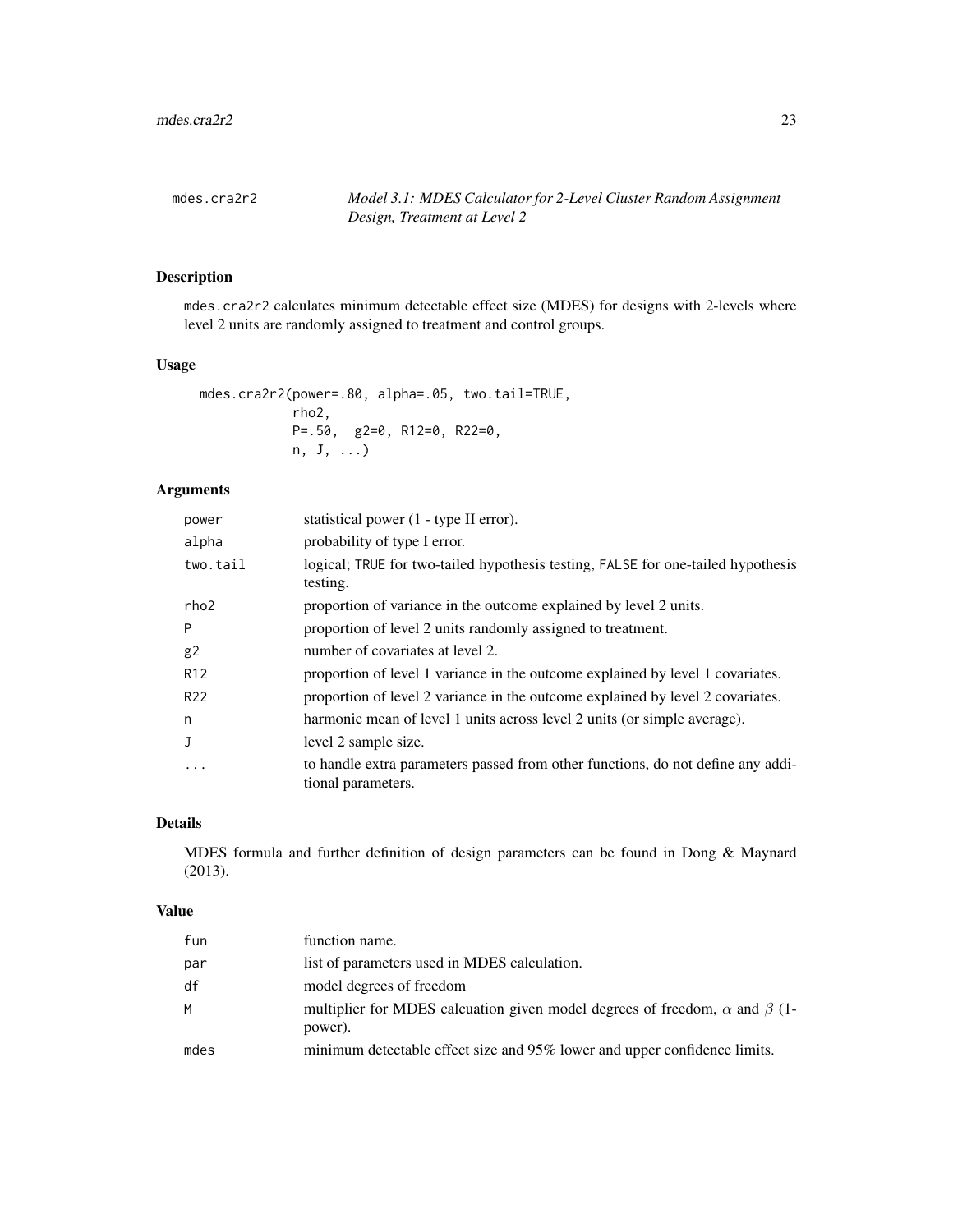mdes.cra2r2 *Model 3.1: MDES Calculator for 2-Level Cluster Random Assignment Design, Treatment at Level 2*

## Description

mdes.cra2r2 calculates minimum detectable effect size (MDES) for designs with 2-levels where level 2 units are randomly assigned to treatment and control groups.

## Usage

```
mdes.cra2r2(power=.80, alpha=.05, two.tail=TRUE,
            rho2,
            P=.50,  g2=0, R12=0, R22=0,
            n, J, ...)
```

## Arguments

| | |
|---|---|
| power | statistical power (1 - type II error). |
| alpha | probability of type I error. |
| two.tail | logical; TRUE for two-tailed hypothesis testing, FALSE for one-tailed hypothesis testing. |
| rho2 | proportion of variance in the outcome explained by level 2 units. |
| P | proportion of level 2 units randomly assigned to treatment. |
| g2 | number of covariates at level 2. |
| R12 | proportion of level 1 variance in the outcome explained by level 1 covariates. |
| R22 | proportion of level 2 variance in the outcome explained by level 2 covariates. |
| n | harmonic mean of level 1 units across level 2 units (or simple average). |
| J | level 2 sample size. |
| ... | to handle extra parameters passed from other functions, do not define any additional parameters. |

## Details

MDES formula and further definition of design parameters can be found in Dong & Maynard (2013).

## Value

| | |
|---|---|
| fun | function name. |
| par | list of parameters used in MDES calculation. |
| df | model degrees of freedom |
| M | multiplier for MDES calcuation given model degrees of freedom, $\alpha$ and $\beta$ (1-power). |
| mdes | minimum detectable effect size and 95% lower and upper confidence limits. |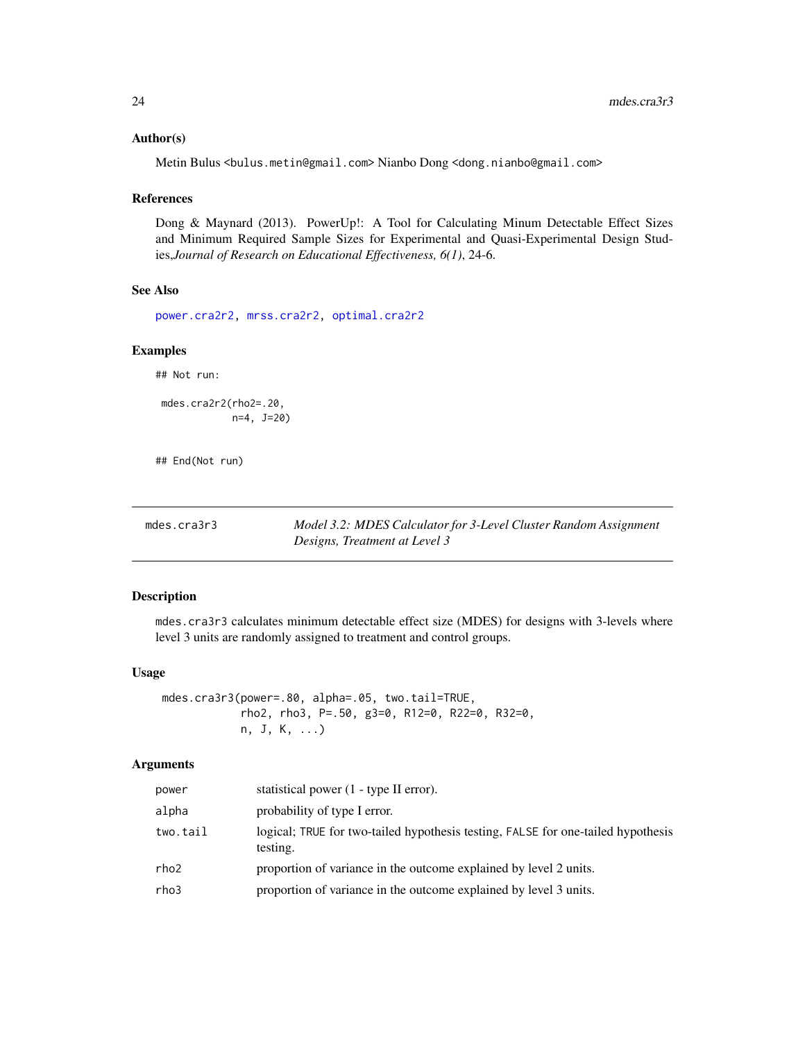### Author(s)

Metin Bulus <bulus.metin@gmail.com> Nianbo Dong <dong.nianbo@gmail.com>

### References

Dong & Maynard (2013). PowerUp!: A Tool for Calculating Minum Detectable Effect Sizes and Minimum Required Sample Sizes for Experimental and Quasi-Experimental Design Studies,*Journal of Research on Educational Effectiveness, 6(1)*, 24-6.

### See Also

power.cra2r2, mrss.cra2r2, optimal.cra2r2

### Examples

```
## Not run:

 mdes.cra2r2(rho2=.20,
             n=4, J=20)


## End(Not run)
```

---

## mdes.cra3r3 — *Model 3.2: MDES Calculator for 3-Level Cluster Random Assignment Designs, Treatment at Level 3*

### Description

mdes.cra3r3 calculates minimum detectable effect size (MDES) for designs with 3-levels where level 3 units are randomly assigned to treatment and control groups.

### Usage

```
mdes.cra3r3(power=.80, alpha=.05, two.tail=TRUE,
            rho2, rho3, P=.50, g3=0, R12=0, R22=0, R32=0,
            n, J, K, ...)
```

### Arguments

| | |
|---|---|
| power | statistical power (1 - type II error). |
| alpha | probability of type I error. |
| two.tail | logical; TRUE for two-tailed hypothesis testing, FALSE for one-tailed hypothesis testing. |
| rho2 | proportion of variance in the outcome explained by level 2 units. |
| rho3 | proportion of variance in the outcome explained by level 3 units. |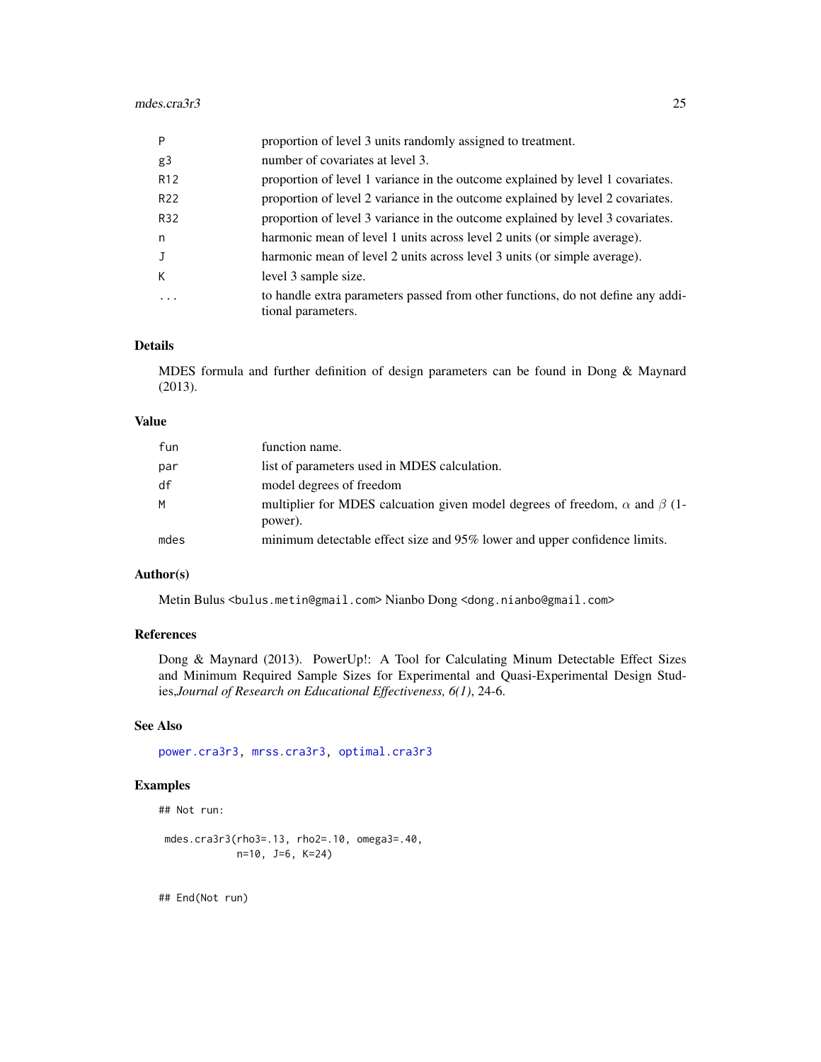| | |
|---|---|
| P | proportion of level 3 units randomly assigned to treatment. |
| g3 | number of covariates at level 3. |
| R12 | proportion of level 1 variance in the outcome explained by level 1 covariates. |
| R22 | proportion of level 2 variance in the outcome explained by level 2 covariates. |
| R32 | proportion of level 3 variance in the outcome explained by level 3 covariates. |
| n | harmonic mean of level 1 units across level 2 units (or simple average). |
| J | harmonic mean of level 2 units across level 3 units (or simple average). |
| K | level 3 sample size. |
| ... | to handle extra parameters passed from other functions, do not define any additional parameters. |

## Details

MDES formula and further definition of design parameters can be found in Dong & Maynard (2013).

## Value

| | |
|---|---|
| fun | function name. |
| par | list of parameters used in MDES calculation. |
| df | model degrees of freedom |
| M | multiplier for MDES calcuation given model degrees of freedom, $\alpha$ and $\beta$ (1-power). |
| mdes | minimum detectable effect size and 95% lower and upper confidence limits. |

## Author(s)

Metin Bulus <bulus.metin@gmail.com> Nianbo Dong <dong.nianbo@gmail.com>

## References

Dong & Maynard (2013). PowerUp!: A Tool for Calculating Minum Detectable Effect Sizes and Minimum Required Sample Sizes for Experimental and Quasi-Experimental Design Studies,*Journal of Research on Educational Effectiveness, 6(1)*, 24-6.

## See Also

power.cra3r3, mrss.cra3r3, optimal.cra3r3

## Examples

```
## Not run:

 mdes.cra3r3(rho3=.13, rho2=.10, omega3=.40,
             n=10, J=6, K=24)


## End(Not run)
```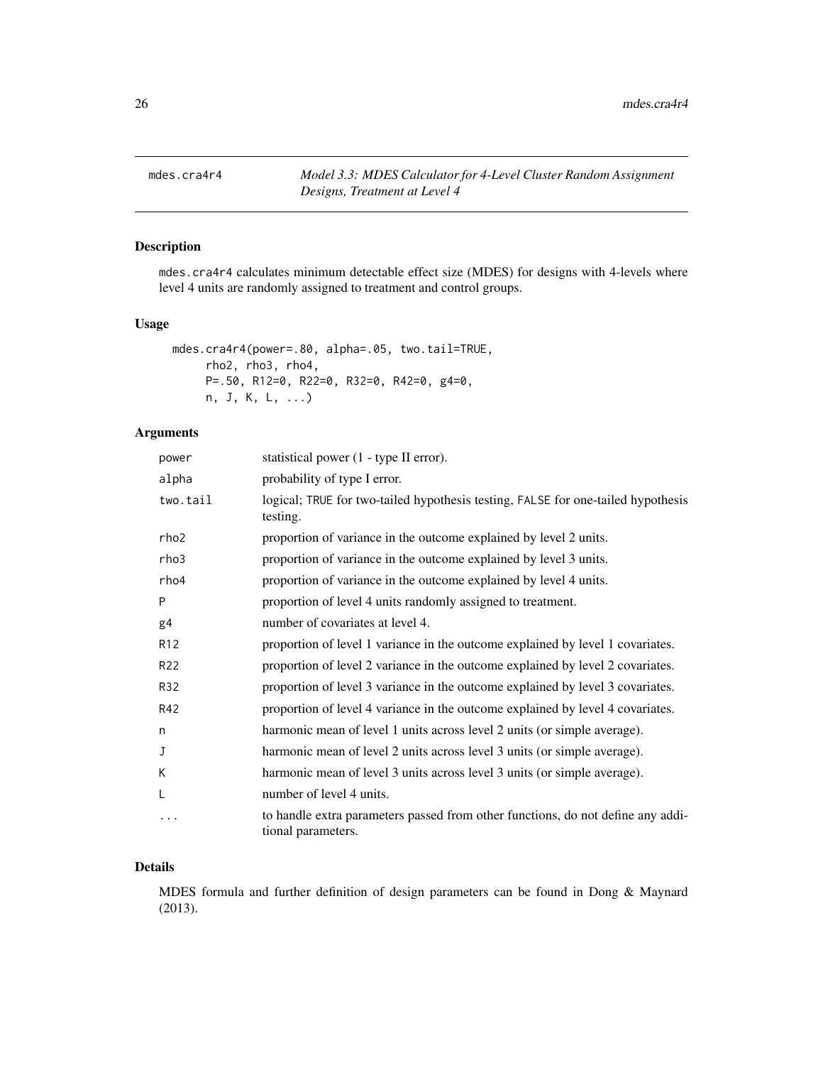mdes.cra4r4 — *Model 3.3: MDES Calculator for 4-Level Cluster Random Assignment Designs, Treatment at Level 4*

## Description

mdes.cra4r4 calculates minimum detectable effect size (MDES) for designs with 4-levels where level 4 units are randomly assigned to treatment and control groups.

## Usage

```
mdes.cra4r4(power=.80, alpha=.05, two.tail=TRUE,
     rho2, rho3, rho4,
     P=.50, R12=0, R22=0, R32=0, R42=0, g4=0,
     n, J, K, L, ...)
```

## Arguments

| | |
|---|---|
| power | statistical power (1 - type II error). |
| alpha | probability of type I error. |
| two.tail | logical; TRUE for two-tailed hypothesis testing, FALSE for one-tailed hypothesis testing. |
| rho2 | proportion of variance in the outcome explained by level 2 units. |
| rho3 | proportion of variance in the outcome explained by level 3 units. |
| rho4 | proportion of variance in the outcome explained by level 4 units. |
| P | proportion of level 4 units randomly assigned to treatment. |
| g4 | number of covariates at level 4. |
| R12 | proportion of level 1 variance in the outcome explained by level 1 covariates. |
| R22 | proportion of level 2 variance in the outcome explained by level 2 covariates. |
| R32 | proportion of level 3 variance in the outcome explained by level 3 covariates. |
| R42 | proportion of level 4 variance in the outcome explained by level 4 covariates. |
| n | harmonic mean of level 1 units across level 2 units (or simple average). |
| J | harmonic mean of level 2 units across level 3 units (or simple average). |
| K | harmonic mean of level 3 units across level 3 units (or simple average). |
| L | number of level 4 units. |
| ... | to handle extra parameters passed from other functions, do not define any additional parameters. |

## Details

MDES formula and further definition of design parameters can be found in Dong & Maynard (2013).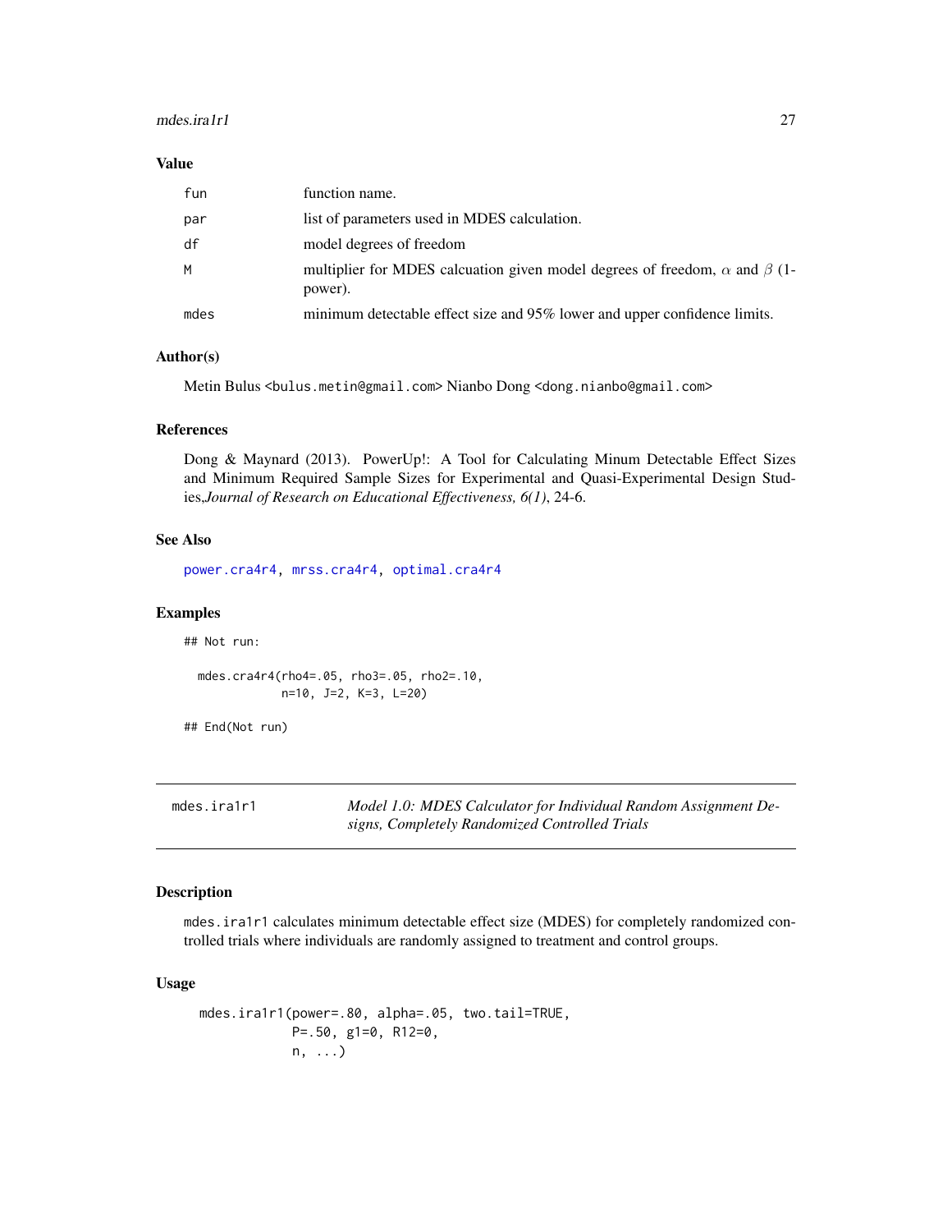### Value

| | |
|---|---|
| fun | function name. |
| par | list of parameters used in MDES calculation. |
| df | model degrees of freedom |
| M | multiplier for MDES calcuation given model degrees of freedom, $\alpha$ and $\beta$ (1-power). |
| mdes | minimum detectable effect size and 95% lower and upper confidence limits. |

### Author(s)

Metin Bulus <bulus.metin@gmail.com> Nianbo Dong <dong.nianbo@gmail.com>

### References

Dong & Maynard (2013). PowerUp!: A Tool for Calculating Minum Detectable Effect Sizes and Minimum Required Sample Sizes for Experimental and Quasi-Experimental Design Studies,*Journal of Research on Educational Effectiveness, 6(1)*, 24-6.

### See Also

power.cra4r4, mrss.cra4r4, optimal.cra4r4

### Examples

```
## Not run:

  mdes.cra4r4(rho4=.05, rho3=.05, rho2=.10,
              n=10, J=2, K=3, L=20)

## End(Not run)
```

---

## mdes.ira1r1 — *Model 1.0: MDES Calculator for Individual Random Assignment Designs, Completely Randomized Controlled Trials*

---

### Description

mdes.ira1r1 calculates minimum detectable effect size (MDES) for completely randomized controlled trials where individuals are randomly assigned to treatment and control groups.

### Usage

```
mdes.ira1r1(power=.80, alpha=.05, two.tail=TRUE,
            P=.50, g1=0, R12=0,
            n, ...)
```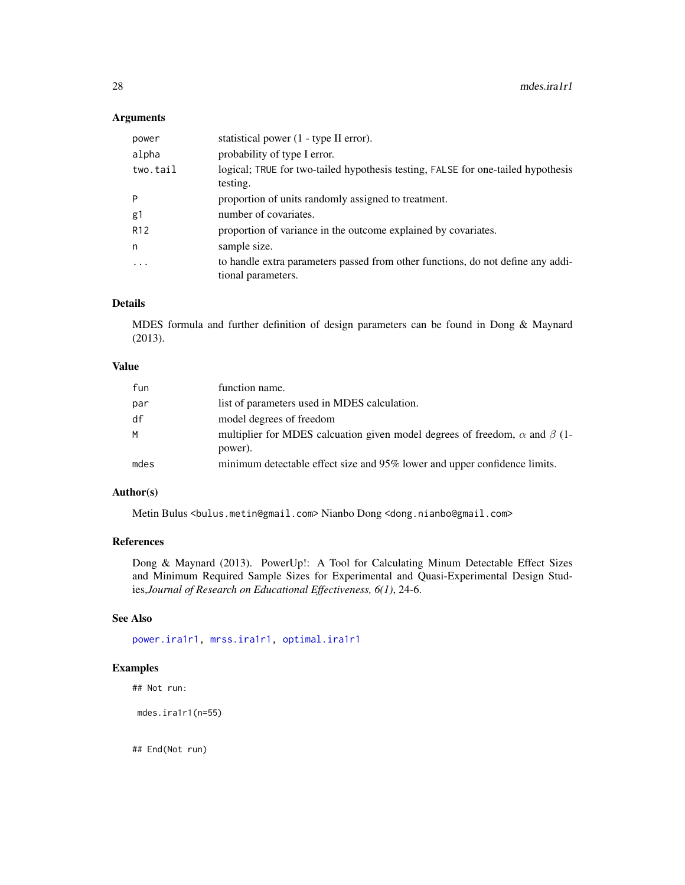### Arguments

| | |
|---|---|
| power | statistical power (1 - type II error). |
| alpha | probability of type I error. |
| two.tail | logical; TRUE for two-tailed hypothesis testing, FALSE for one-tailed hypothesis testing. |
| P | proportion of units randomly assigned to treatment. |
| g1 | number of covariates. |
| R12 | proportion of variance in the outcome explained by covariates. |
| n | sample size. |
| ... | to handle extra parameters passed from other functions, do not define any additional parameters. |

### Details

MDES formula and further definition of design parameters can be found in Dong & Maynard (2013).

### Value

| | |
|---|---|
| fun | function name. |
| par | list of parameters used in MDES calculation. |
| df | model degrees of freedom |
| M | multiplier for MDES calcuation given model degrees of freedom, $\alpha$ and $\beta$ (1-power). |
| mdes | minimum detectable effect size and 95% lower and upper confidence limits. |

### Author(s)

Metin Bulus <bulus.metin@gmail.com> Nianbo Dong <dong.nianbo@gmail.com>

### References

Dong & Maynard (2013). PowerUp!: A Tool for Calculating Minum Detectable Effect Sizes and Minimum Required Sample Sizes for Experimental and Quasi-Experimental Design Studies,*Journal of Research on Educational Effectiveness, 6(1)*, 24-6.

### See Also

power.ira1r1, mrss.ira1r1, optimal.ira1r1

### Examples

```
## Not run:

 mdes.ira1r1(n=55)


## End(Not run)
```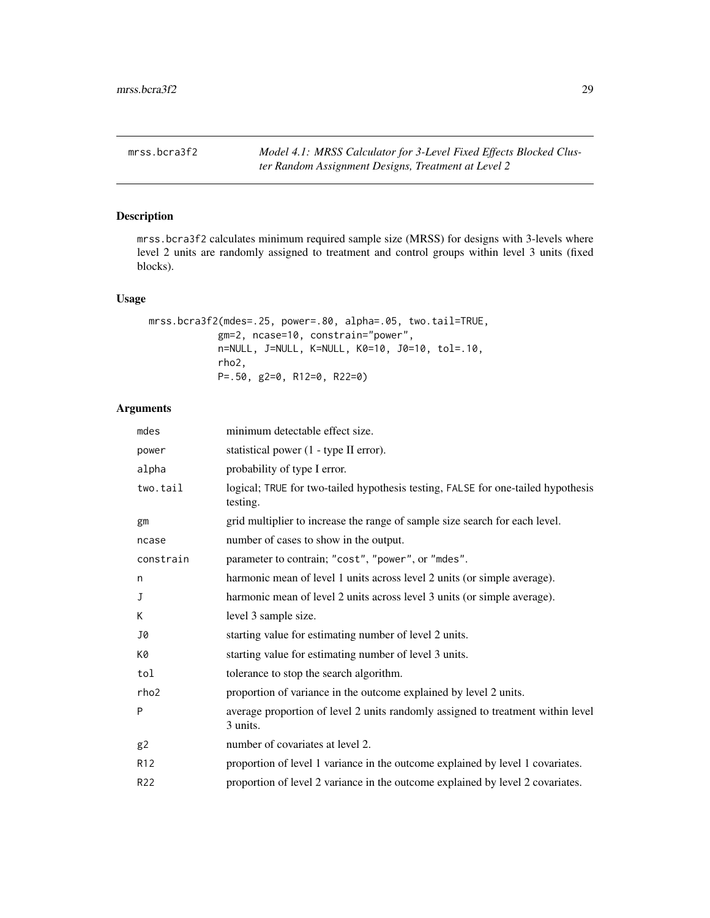## mrss.bcra3f2

*Model 4.1: MRSS Calculator for 3-Level Fixed Effects Blocked Cluster Random Assignment Designs, Treatment at Level 2*

### Description

mrss.bcra3f2 calculates minimum required sample size (MRSS) for designs with 3-levels where level 2 units are randomly assigned to treatment and control groups within level 3 units (fixed blocks).

### Usage

```
mrss.bcra3f2(mdes=.25, power=.80, alpha=.05, two.tail=TRUE,
             gm=2, ncase=10, constrain="power",
             n=NULL, J=NULL, K=NULL, K0=10, J0=10, tol=.10,
             rho2,
             P=.50, g2=0, R12=0, R22=0)
```

### Arguments

| | |
|---|---|
| mdes | minimum detectable effect size. |
| power | statistical power (1 - type II error). |
| alpha | probability of type I error. |
| two.tail | logical; TRUE for two-tailed hypothesis testing, FALSE for one-tailed hypothesis testing. |
| gm | grid multiplier to increase the range of sample size search for each level. |
| ncase | number of cases to show in the output. |
| constrain | parameter to contrain; "cost", "power", or "mdes". |
| n | harmonic mean of level 1 units across level 2 units (or simple average). |
| J | harmonic mean of level 2 units across level 3 units (or simple average). |
| K | level 3 sample size. |
| J0 | starting value for estimating number of level 2 units. |
| K0 | starting value for estimating number of level 3 units. |
| tol | tolerance to stop the search algorithm. |
| rho2 | proportion of variance in the outcome explained by level 2 units. |
| P | average proportion of level 2 units randomly assigned to treatment within level 3 units. |
| g2 | number of covariates at level 2. |
| R12 | proportion of level 1 variance in the outcome explained by level 1 covariates. |
| R22 | proportion of level 2 variance in the outcome explained by level 2 covariates. |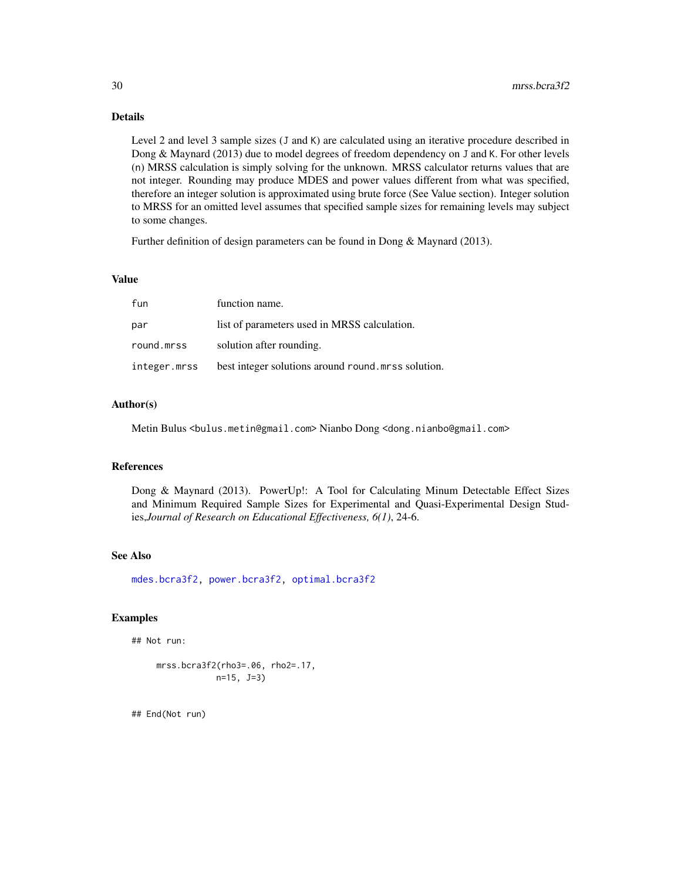## Details

Level 2 and level 3 sample sizes (J and K) are calculated using an iterative procedure described in Dong & Maynard (2013) due to model degrees of freedom dependency on J and K. For other levels (n) MRSS calculation is simply solving for the unknown. MRSS calculator returns values that are not integer. Rounding may produce MDES and power values different from what was specified, therefore an integer solution is approximated using brute force (See Value section). Integer solution to MRSS for an omitted level assumes that specified sample sizes for remaining levels may subject to some changes.

Further definition of design parameters can be found in Dong & Maynard (2013).

## Value

| | |
|---|---|
| fun | function name. |
| par | list of parameters used in MRSS calculation. |
| round.mrss | solution after rounding. |
| integer.mrss | best integer solutions around round.mrss solution. |

## Author(s)

Metin Bulus <bulus.metin@gmail.com> Nianbo Dong <dong.nianbo@gmail.com>

## References

Dong & Maynard (2013). PowerUp!: A Tool for Calculating Minum Detectable Effect Sizes and Minimum Required Sample Sizes for Experimental and Quasi-Experimental Design Studies,*Journal of Research on Educational Effectiveness, 6(1)*, 24-6.

## See Also

mdes.bcra3f2, power.bcra3f2, optimal.bcra3f2

## Examples

```
## Not run:

     mrss.bcra3f2(rho3=.06, rho2=.17,
                  n=15, J=3)


## End(Not run)
```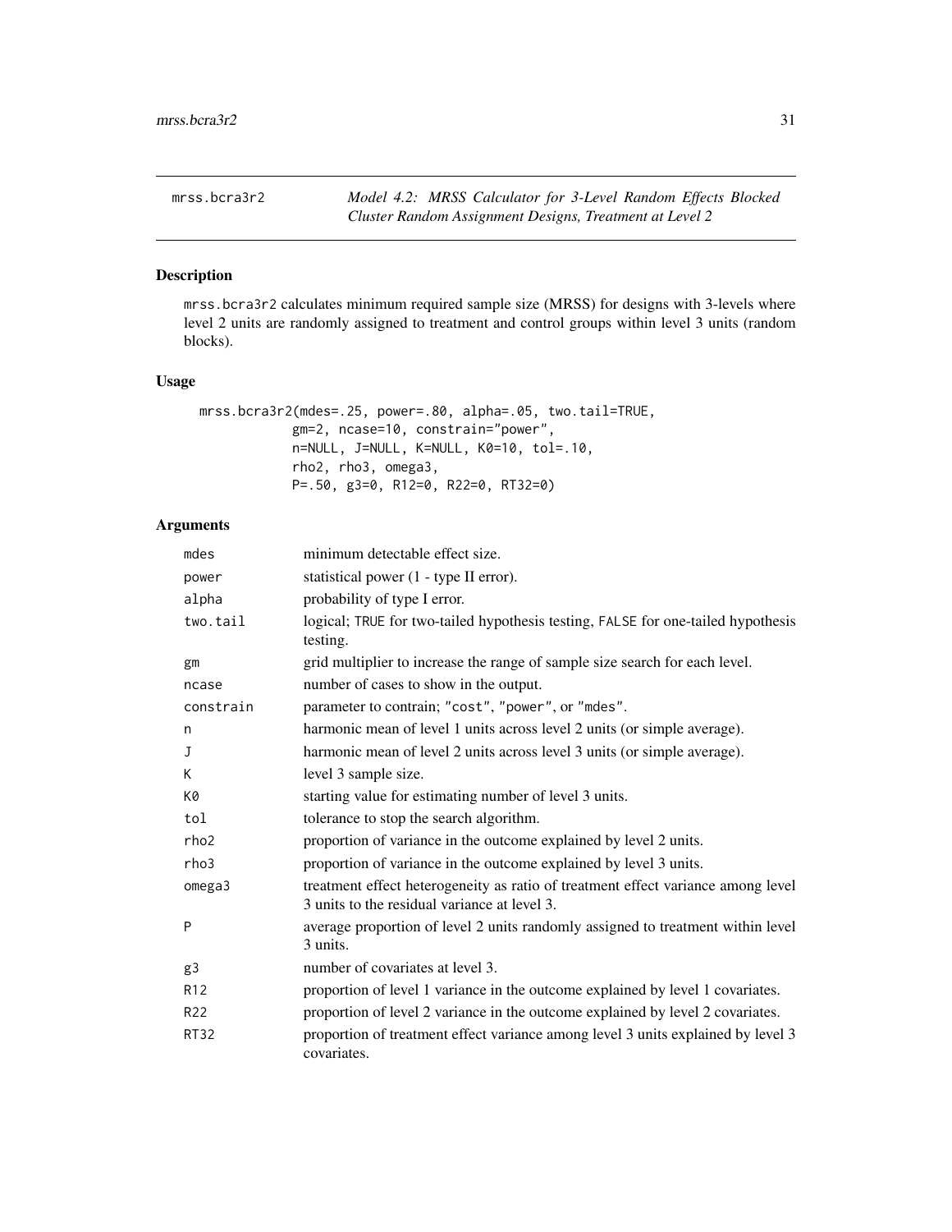mrss.bcra3r2 *Model 4.2: MRSS Calculator for 3-Level Random Effects Blocked Cluster Random Assignment Designs, Treatment at Level 2*

## Description

mrss.bcra3r2 calculates minimum required sample size (MRSS) for designs with 3-levels where level 2 units are randomly assigned to treatment and control groups within level 3 units (random blocks).

## Usage

```
mrss.bcra3r2(mdes=.25, power=.80, alpha=.05, two.tail=TRUE,
             gm=2, ncase=10, constrain="power",
             n=NULL, J=NULL, K=NULL, K0=10, tol=.10,
             rho2, rho3, omega3,
             P=.50, g3=0, R12=0, R22=0, RT32=0)
```

## Arguments

| | |
|---|---|
| mdes | minimum detectable effect size. |
| power | statistical power (1 - type II error). |
| alpha | probability of type I error. |
| two.tail | logical; TRUE for two-tailed hypothesis testing, FALSE for one-tailed hypothesis testing. |
| gm | grid multiplier to increase the range of sample size search for each level. |
| ncase | number of cases to show in the output. |
| constrain | parameter to contrain; "cost", "power", or "mdes". |
| n | harmonic mean of level 1 units across level 2 units (or simple average). |
| J | harmonic mean of level 2 units across level 3 units (or simple average). |
| K | level 3 sample size. |
| K0 | starting value for estimating number of level 3 units. |
| tol | tolerance to stop the search algorithm. |
| rho2 | proportion of variance in the outcome explained by level 2 units. |
| rho3 | proportion of variance in the outcome explained by level 3 units. |
| omega3 | treatment effect heterogeneity as ratio of treatment effect variance among level 3 units to the residual variance at level 3. |
| P | average proportion of level 2 units randomly assigned to treatment within level 3 units. |
| g3 | number of covariates at level 3. |
| R12 | proportion of level 1 variance in the outcome explained by level 1 covariates. |
| R22 | proportion of level 2 variance in the outcome explained by level 2 covariates. |
| RT32 | proportion of treatment effect variance among level 3 units explained by level 3 covariates. |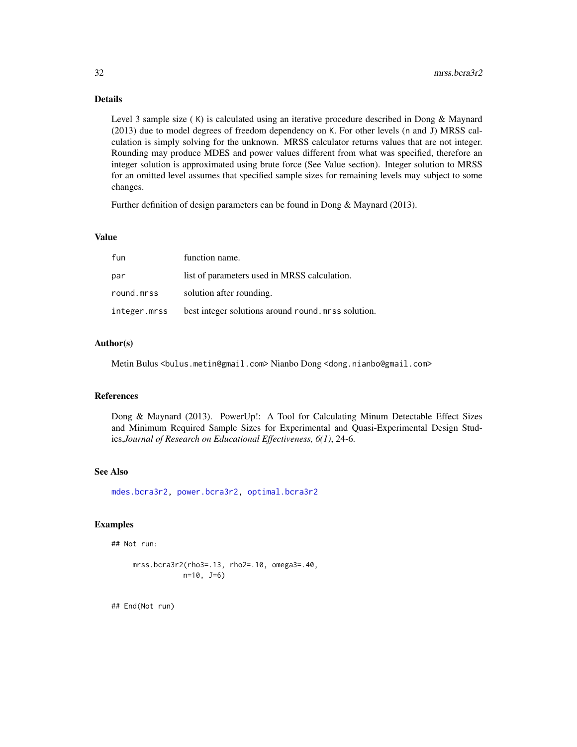## Details

Level 3 sample size ( K) is calculated using an iterative procedure described in Dong & Maynard (2013) due to model degrees of freedom dependency on K. For other levels (n and J) MRSS calculation is simply solving for the unknown. MRSS calculator returns values that are not integer. Rounding may produce MDES and power values different from what was specified, therefore an integer solution is approximated using brute force (See Value section). Integer solution to MRSS for an omitted level assumes that specified sample sizes for remaining levels may subject to some changes.

Further definition of design parameters can be found in Dong & Maynard (2013).

## Value

| | |
|---|---|
| fun | function name. |
| par | list of parameters used in MRSS calculation. |
| round.mrss | solution after rounding. |
| integer.mrss | best integer solutions around round.mrss solution. |

## Author(s)

Metin Bulus <bulus.metin@gmail.com> Nianbo Dong <dong.nianbo@gmail.com>

## References

Dong & Maynard (2013). PowerUp!: A Tool for Calculating Minum Detectable Effect Sizes and Minimum Required Sample Sizes for Experimental and Quasi-Experimental Design Studies,*Journal of Research on Educational Effectiveness, 6(1)*, 24-6.

## See Also

mdes.bcra3r2, power.bcra3r2, optimal.bcra3r2

## Examples

```
## Not run:

     mrss.bcra3r2(rho3=.13, rho2=.10, omega3=.40,
                  n=10, J=6)


## End(Not run)
```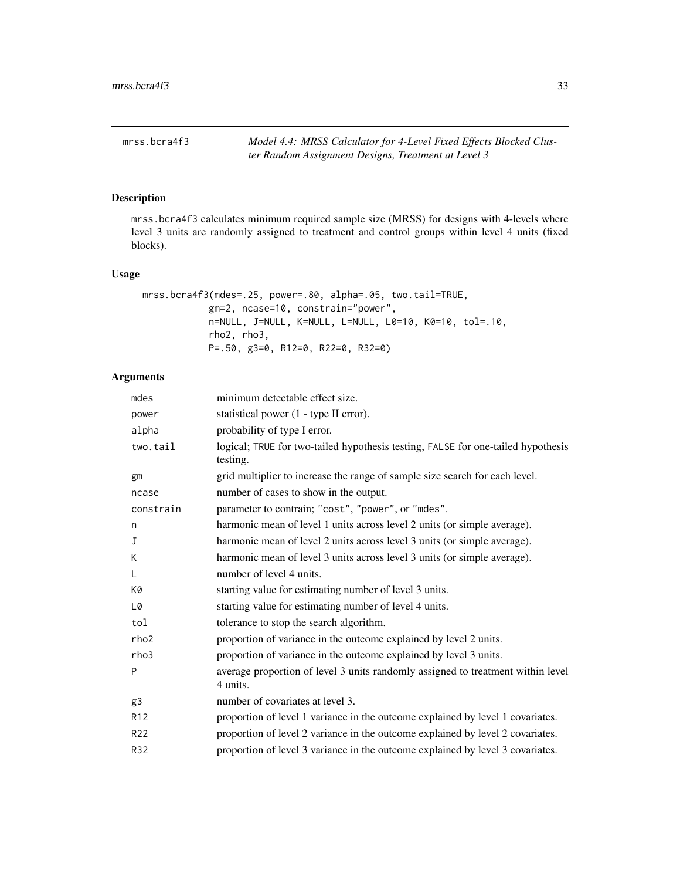## mrss.bcra4f3 — *Model 4.4: MRSS Calculator for 4-Level Fixed Effects Blocked Cluster Random Assignment Designs, Treatment at Level 3*

### Description

mrss.bcra4f3 calculates minimum required sample size (MRSS) for designs with 4-levels where level 3 units are randomly assigned to treatment and control groups within level 4 units (fixed blocks).

### Usage

```
mrss.bcra4f3(mdes=.25, power=.80, alpha=.05, two.tail=TRUE,
             gm=2, ncase=10, constrain="power",
             n=NULL, J=NULL, K=NULL, L=NULL, L0=10, K0=10, tol=.10,
             rho2, rho3,
             P=.50, g3=0, R12=0, R22=0, R32=0)
```

### Arguments

| | |
|---|---|
| mdes | minimum detectable effect size. |
| power | statistical power (1 - type II error). |
| alpha | probability of type I error. |
| two.tail | logical; TRUE for two-tailed hypothesis testing, FALSE for one-tailed hypothesis testing. |
| gm | grid multiplier to increase the range of sample size search for each level. |
| ncase | number of cases to show in the output. |
| constrain | parameter to contrain; "cost", "power", or "mdes". |
| n | harmonic mean of level 1 units across level 2 units (or simple average). |
| J | harmonic mean of level 2 units across level 3 units (or simple average). |
| K | harmonic mean of level 3 units across level 3 units (or simple average). |
| L | number of level 4 units. |
| K0 | starting value for estimating number of level 3 units. |
| L0 | starting value for estimating number of level 4 units. |
| tol | tolerance to stop the search algorithm. |
| rho2 | proportion of variance in the outcome explained by level 2 units. |
| rho3 | proportion of variance in the outcome explained by level 3 units. |
| P | average proportion of level 3 units randomly assigned to treatment within level 4 units. |
| g3 | number of covariates at level 3. |
| R12 | proportion of level 1 variance in the outcome explained by level 1 covariates. |
| R22 | proportion of level 2 variance in the outcome explained by level 2 covariates. |
| R32 | proportion of level 3 variance in the outcome explained by level 3 covariates. |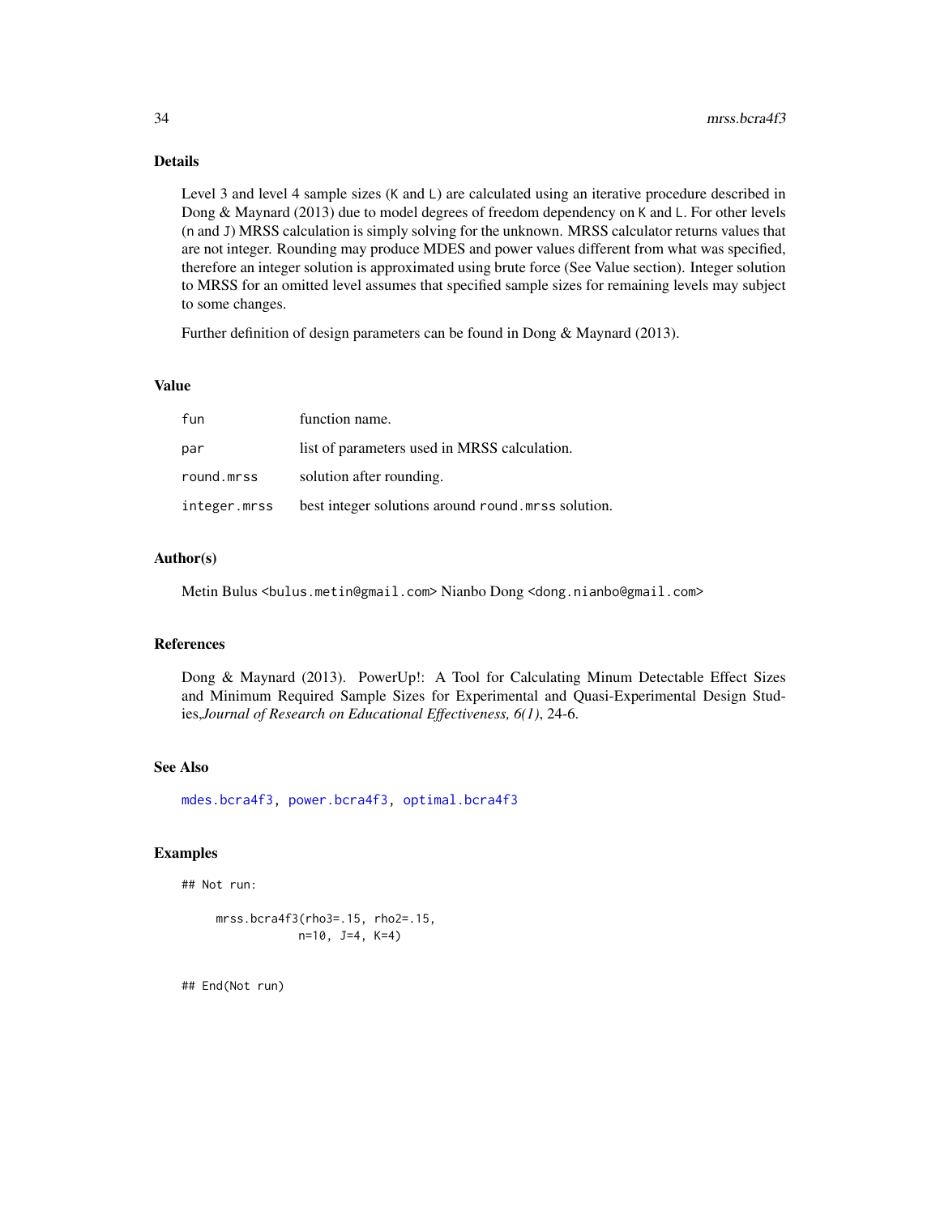## Details

Level 3 and level 4 sample sizes (K and L) are calculated using an iterative procedure described in Dong & Maynard (2013) due to model degrees of freedom dependency on K and L. For other levels (n and J) MRSS calculation is simply solving for the unknown. MRSS calculator returns values that are not integer. Rounding may produce MDES and power values different from what was specified, therefore an integer solution is approximated using brute force (See Value section). Integer solution to MRSS for an omitted level assumes that specified sample sizes for remaining levels may subject to some changes.

Further definition of design parameters can be found in Dong & Maynard (2013).

## Value

| | |
|---|---|
| fun | function name. |
| par | list of parameters used in MRSS calculation. |
| round.mrss | solution after rounding. |
| integer.mrss | best integer solutions around round.mrss solution. |

## Author(s)

Metin Bulus <bulus.metin@gmail.com> Nianbo Dong <dong.nianbo@gmail.com>

## References

Dong & Maynard (2013). PowerUp!: A Tool for Calculating Minum Detectable Effect Sizes and Minimum Required Sample Sizes for Experimental and Quasi-Experimental Design Studies,*Journal of Research on Educational Effectiveness, 6(1)*, 24-6.

## See Also

mdes.bcra4f3, power.bcra4f3, optimal.bcra4f3

## Examples

```
## Not run:

     mrss.bcra4f3(rho3=.15, rho2=.15,
                  n=10, J=4, K=4)


## End(Not run)
```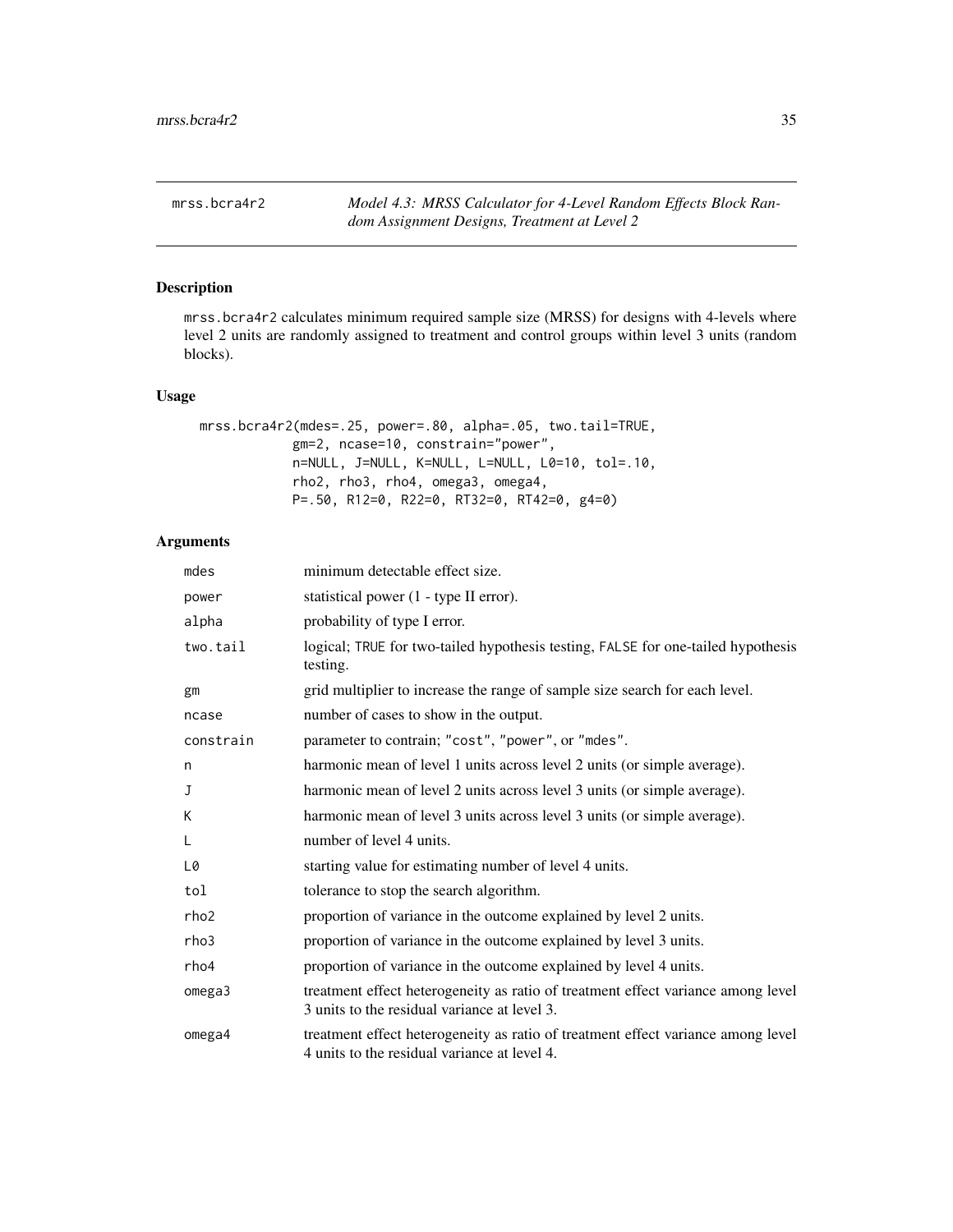mrss.bcra4r2 *Model 4.3: MRSS Calculator for 4-Level Random Effects Block Random Assignment Designs, Treatment at Level 2*

## Description

mrss.bcra4r2 calculates minimum required sample size (MRSS) for designs with 4-levels where level 2 units are randomly assigned to treatment and control groups within level 3 units (random blocks).

## Usage

```
mrss.bcra4r2(mdes=.25, power=.80, alpha=.05, two.tail=TRUE,
             gm=2, ncase=10, constrain="power",
             n=NULL, J=NULL, K=NULL, L=NULL, L0=10, tol=.10,
             rho2, rho3, rho4, omega3, omega4,
             P=.50, R12=0, R22=0, RT32=0, RT42=0, g4=0)
```

## Arguments

| | |
|---|---|
| mdes | minimum detectable effect size. |
| power | statistical power (1 - type II error). |
| alpha | probability of type I error. |
| two.tail | logical; TRUE for two-tailed hypothesis testing, FALSE for one-tailed hypothesis testing. |
| gm | grid multiplier to increase the range of sample size search for each level. |
| ncase | number of cases to show in the output. |
| constrain | parameter to contrain; "cost", "power", or "mdes". |
| n | harmonic mean of level 1 units across level 2 units (or simple average). |
| J | harmonic mean of level 2 units across level 3 units (or simple average). |
| K | harmonic mean of level 3 units across level 3 units (or simple average). |
| L | number of level 4 units. |
| L0 | starting value for estimating number of level 4 units. |
| tol | tolerance to stop the search algorithm. |
| rho2 | proportion of variance in the outcome explained by level 2 units. |
| rho3 | proportion of variance in the outcome explained by level 3 units. |
| rho4 | proportion of variance in the outcome explained by level 4 units. |
| omega3 | treatment effect heterogeneity as ratio of treatment effect variance among level 3 units to the residual variance at level 3. |
| omega4 | treatment effect heterogeneity as ratio of treatment effect variance among level 4 units to the residual variance at level 4. |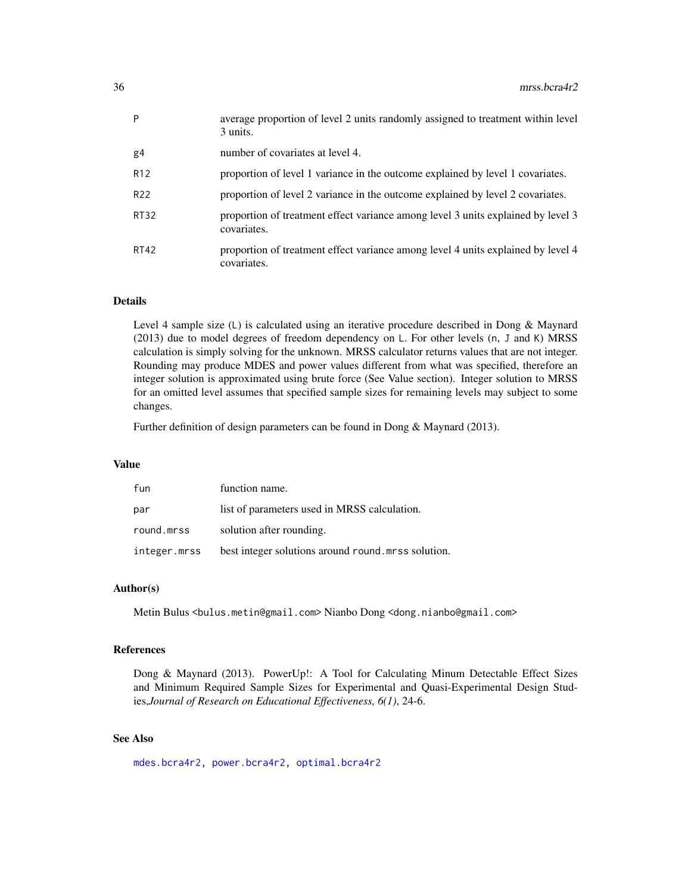| | |
|---|---|
| P | average proportion of level 2 units randomly assigned to treatment within level 3 units. |
| g4 | number of covariates at level 4. |
| R12 | proportion of level 1 variance in the outcome explained by level 1 covariates. |
| R22 | proportion of level 2 variance in the outcome explained by level 2 covariates. |
| RT32 | proportion of treatment effect variance among level 3 units explained by level 3 covariates. |
| RT42 | proportion of treatment effect variance among level 4 units explained by level 4 covariates. |

## Details

Level 4 sample size (L) is calculated using an iterative procedure described in Dong & Maynard (2013) due to model degrees of freedom dependency on L. For other levels (n, J and K) MRSS calculation is simply solving for the unknown. MRSS calculator returns values that are not integer. Rounding may produce MDES and power values different from what was specified, therefore an integer solution is approximated using brute force (See Value section). Integer solution to MRSS for an omitted level assumes that specified sample sizes for remaining levels may subject to some changes.

Further definition of design parameters can be found in Dong & Maynard (2013).

## Value

| | |
|---|---|
| fun | function name. |
| par | list of parameters used in MRSS calculation. |
| round.mrss | solution after rounding. |
| integer.mrss | best integer solutions around round.mrss solution. |

## Author(s)

Metin Bulus <bulus.metin@gmail.com> Nianbo Dong <dong.nianbo@gmail.com>

## References

Dong & Maynard (2013). PowerUp!: A Tool for Calculating Minum Detectable Effect Sizes and Minimum Required Sample Sizes for Experimental and Quasi-Experimental Design Studies,*Journal of Research on Educational Effectiveness, 6(1)*, 24-6.

## See Also

mdes.bcra4r2, power.bcra4r2, optimal.bcra4r2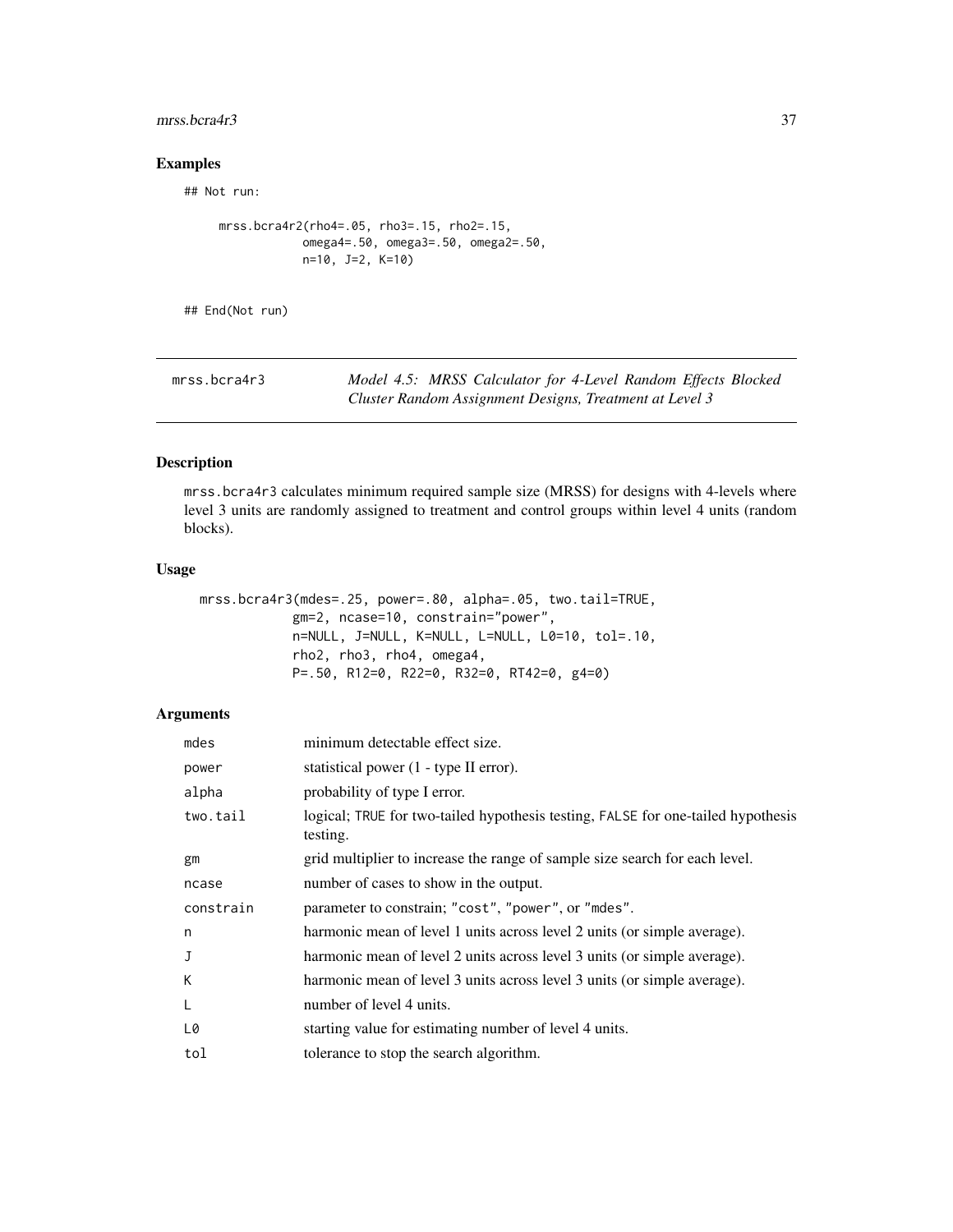## Examples

```
## Not run:

     mrss.bcra4r2(rho4=.05, rho3=.15, rho2=.15,
                  omega4=.50, omega3=.50, omega2=.50,
                  n=10, J=2, K=10)


## End(Not run)
```

---

mrss.bcra4r3 &nbsp;&nbsp;&nbsp;&nbsp; *Model 4.5: MRSS Calculator for 4-Level Random Effects Blocked Cluster Random Assignment Designs, Treatment at Level 3*

---

## Description

mrss.bcra4r3 calculates minimum required sample size (MRSS) for designs with 4-levels where level 3 units are randomly assigned to treatment and control groups within level 4 units (random blocks).

## Usage

```
mrss.bcra4r3(mdes=.25, power=.80, alpha=.05, two.tail=TRUE,
             gm=2, ncase=10, constrain="power",
             n=NULL, J=NULL, K=NULL, L=NULL, L0=10, tol=.10,
             rho2, rho3, rho4, omega4,
             P=.50, R12=0, R22=0, R32=0, RT42=0, g4=0)
```

## Arguments

| | |
|---|---|
| mdes | minimum detectable effect size. |
| power | statistical power (1 - type II error). |
| alpha | probability of type I error. |
| two.tail | logical; TRUE for two-tailed hypothesis testing, FALSE for one-tailed hypothesis testing. |
| gm | grid multiplier to increase the range of sample size search for each level. |
| ncase | number of cases to show in the output. |
| constrain | parameter to constrain; "cost", "power", or "mdes". |
| n | harmonic mean of level 1 units across level 2 units (or simple average). |
| J | harmonic mean of level 2 units across level 3 units (or simple average). |
| K | harmonic mean of level 3 units across level 3 units (or simple average). |
| L | number of level 4 units. |
| L0 | starting value for estimating number of level 4 units. |
| tol | tolerance to stop the search algorithm. |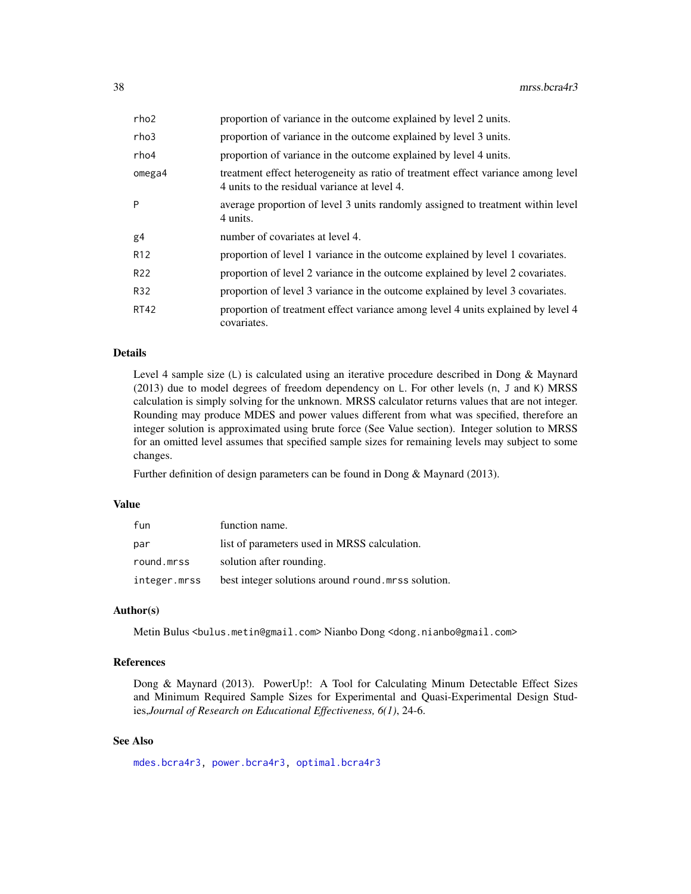| | |
|---|---|
| rho2 | proportion of variance in the outcome explained by level 2 units. |
| rho3 | proportion of variance in the outcome explained by level 3 units. |
| rho4 | proportion of variance in the outcome explained by level 4 units. |
| omega4 | treatment effect heterogeneity as ratio of treatment effect variance among level 4 units to the residual variance at level 4. |
| P | average proportion of level 3 units randomly assigned to treatment within level 4 units. |
| g4 | number of covariates at level 4. |
| R12 | proportion of level 1 variance in the outcome explained by level 1 covariates. |
| R22 | proportion of level 2 variance in the outcome explained by level 2 covariates. |
| R32 | proportion of level 3 variance in the outcome explained by level 3 covariates. |
| RT42 | proportion of treatment effect variance among level 4 units explained by level 4 covariates. |

### Details

Level 4 sample size (`L`) is calculated using an iterative procedure described in Dong & Maynard (2013) due to model degrees of freedom dependency on `L`. For other levels (`n`, `J` and `K`) MRSS calculation is simply solving for the unknown. MRSS calculator returns values that are not integer. Rounding may produce MDES and power values different from what was specified, therefore an integer solution is approximated using brute force (See Value section). Integer solution to MRSS for an omitted level assumes that specified sample sizes for remaining levels may subject to some changes.

Further definition of design parameters can be found in Dong & Maynard (2013).

### Value

| | |
|---|---|
| fun | function name. |
| par | list of parameters used in MRSS calculation. |
| round.mrss | solution after rounding. |
| integer.mrss | best integer solutions around `round.mrss` solution. |

### Author(s)

Metin Bulus <bulus.metin@gmail.com> Nianbo Dong <dong.nianbo@gmail.com>

### References

Dong & Maynard (2013). PowerUp!: A Tool for Calculating Minum Detectable Effect Sizes and Minimum Required Sample Sizes for Experimental and Quasi-Experimental Design Studies,*Journal of Research on Educational Effectiveness, 6(1)*, 24-6.

### See Also

mdes.bcra4r3, power.bcra4r3, optimal.bcra4r3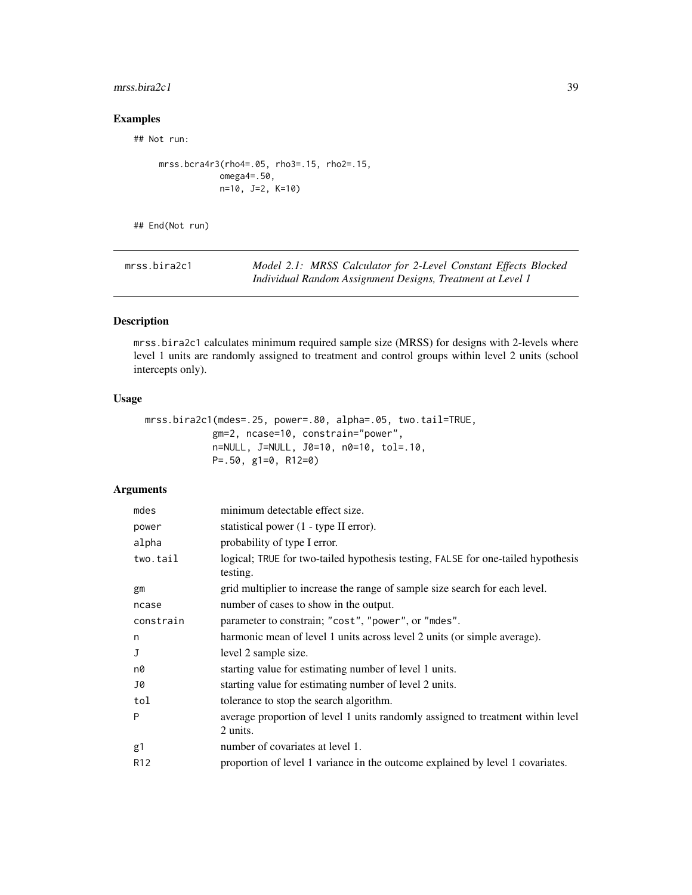## Examples

```
## Not run:

     mrss.bcra4r3(rho4=.05, rho3=.15, rho2=.15,
                  omega4=.50,
                  n=10, J=2, K=10)


## End(Not run)
```

---

`mrss.bira2c1` *Model 2.1: MRSS Calculator for 2-Level Constant Effects Blocked Individual Random Assignment Designs, Treatment at Level 1*

---

## Description

`mrss.bira2c1` calculates minimum required sample size (MRSS) for designs with 2-levels where level 1 units are randomly assigned to treatment and control groups within level 2 units (school intercepts only).

## Usage

```
mrss.bira2c1(mdes=.25, power=.80, alpha=.05, two.tail=TRUE,
             gm=2, ncase=10, constrain="power",
             n=NULL, J=NULL, J0=10, n0=10, tol=.10,
             P=.50, g1=0, R12=0)
```

## Arguments

| | |
|---|---|
| `mdes` | minimum detectable effect size. |
| `power` | statistical power (1 - type II error). |
| `alpha` | probability of type I error. |
| `two.tail` | logical; `TRUE` for two-tailed hypothesis testing, `FALSE` for one-tailed hypothesis testing. |
| `gm` | grid multiplier to increase the range of sample size search for each level. |
| `ncase` | number of cases to show in the output. |
| `constrain` | parameter to constrain; `"cost"`, `"power"`, or `"mdes"`. |
| `n` | harmonic mean of level 1 units across level 2 units (or simple average). |
| `J` | level 2 sample size. |
| `n0` | starting value for estimating number of level 1 units. |
| `J0` | starting value for estimating number of level 2 units. |
| `tol` | tolerance to stop the search algorithm. |
| `P` | average proportion of level 1 units randomly assigned to treatment within level 2 units. |
| `g1` | number of covariates at level 1. |
| `R12` | proportion of level 1 variance in the outcome explained by level 1 covariates. |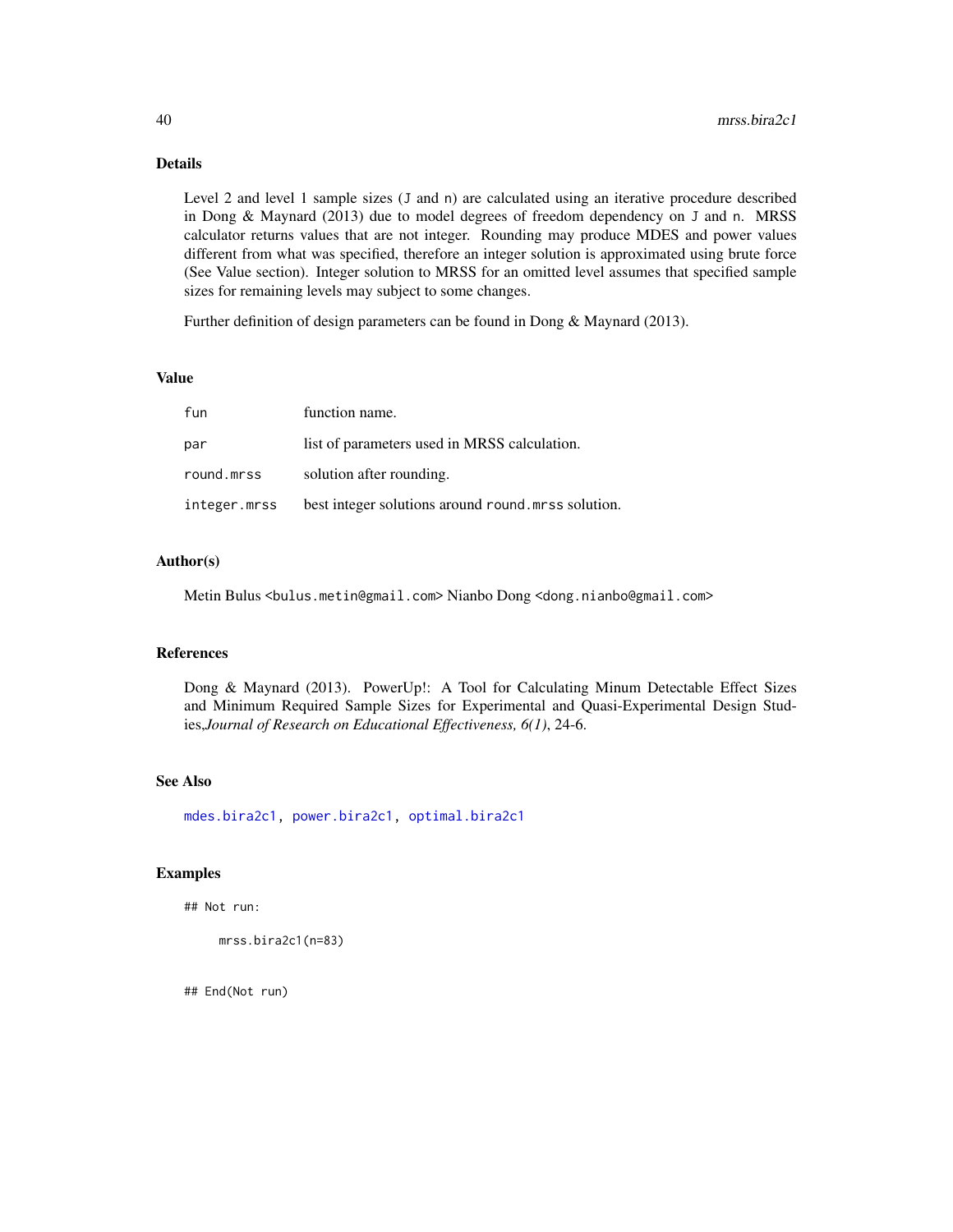## Details

Level 2 and level 1 sample sizes (J and n) are calculated using an iterative procedure described in Dong & Maynard (2013) due to model degrees of freedom dependency on J and n. MRSS calculator returns values that are not integer. Rounding may produce MDES and power values different from what was specified, therefore an integer solution is approximated using brute force (See Value section). Integer solution to MRSS for an omitted level assumes that specified sample sizes for remaining levels may subject to some changes.

Further definition of design parameters can be found in Dong & Maynard (2013).

## Value

| | |
|---|---|
| `fun` | function name. |
| `par` | list of parameters used in MRSS calculation. |
| `round.mrss` | solution after rounding. |
| `integer.mrss` | best integer solutions around `round.mrss` solution. |

## Author(s)

Metin Bulus <bulus.metin@gmail.com> Nianbo Dong <dong.nianbo@gmail.com>

## References

Dong & Maynard (2013). PowerUp!: A Tool for Calculating Minum Detectable Effect Sizes and Minimum Required Sample Sizes for Experimental and Quasi-Experimental Design Studies,*Journal of Research on Educational Effectiveness, 6(1)*, 24-6.

## See Also

mdes.bira2c1, power.bira2c1, optimal.bira2c1

## Examples

```
## Not run:

     mrss.bira2c1(n=83)

## End(Not run)
```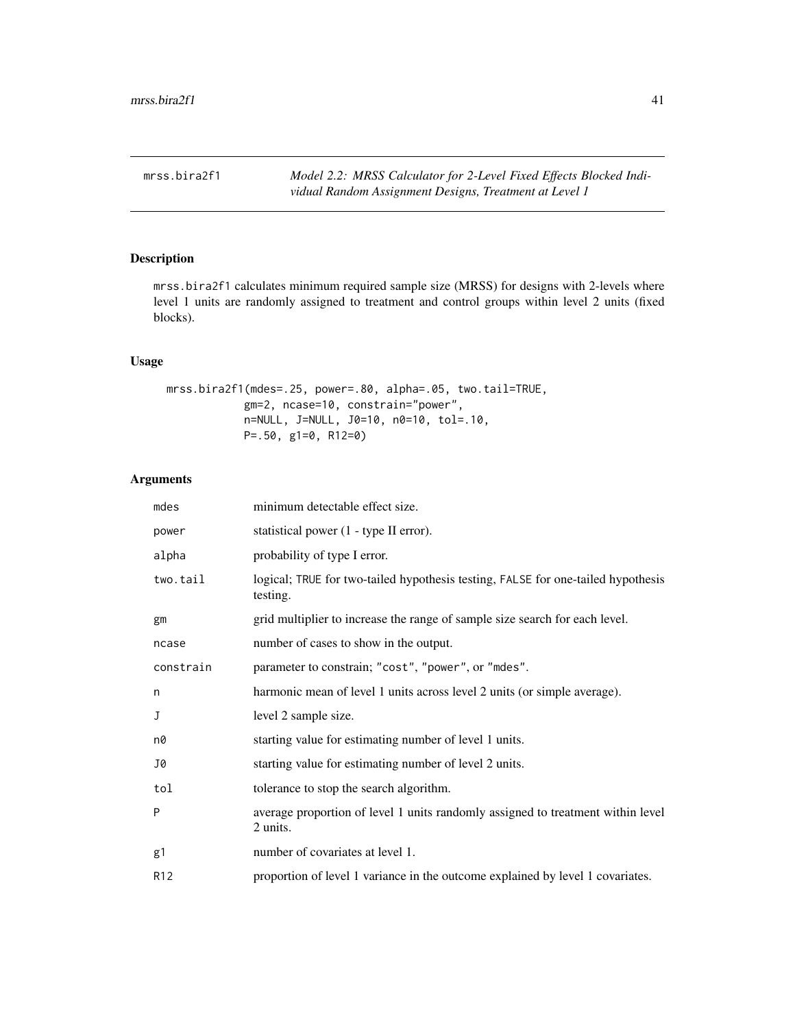mrss.bira2f1 *Model 2.2: MRSS Calculator for 2-Level Fixed Effects Blocked Individual Random Assignment Designs, Treatment at Level 1*

## Description

mrss.bira2f1 calculates minimum required sample size (MRSS) for designs with 2-levels where level 1 units are randomly assigned to treatment and control groups within level 2 units (fixed blocks).

## Usage

```
mrss.bira2f1(mdes=.25, power=.80, alpha=.05, two.tail=TRUE,
             gm=2, ncase=10, constrain="power",
             n=NULL, J=NULL, J0=10, n0=10, tol=.10,
             P=.50, g1=0, R12=0)
```

## Arguments

| | |
|---|---|
| mdes | minimum detectable effect size. |
| power | statistical power (1 - type II error). |
| alpha | probability of type I error. |
| two.tail | logical; TRUE for two-tailed hypothesis testing, FALSE for one-tailed hypothesis testing. |
| gm | grid multiplier to increase the range of sample size search for each level. |
| ncase | number of cases to show in the output. |
| constrain | parameter to constrain; "cost", "power", or "mdes". |
| n | harmonic mean of level 1 units across level 2 units (or simple average). |
| J | level 2 sample size. |
| n0 | starting value for estimating number of level 1 units. |
| J0 | starting value for estimating number of level 2 units. |
| tol | tolerance to stop the search algorithm. |
| P | average proportion of level 1 units randomly assigned to treatment within level 2 units. |
| g1 | number of covariates at level 1. |
| R12 | proportion of level 1 variance in the outcome explained by level 1 covariates. |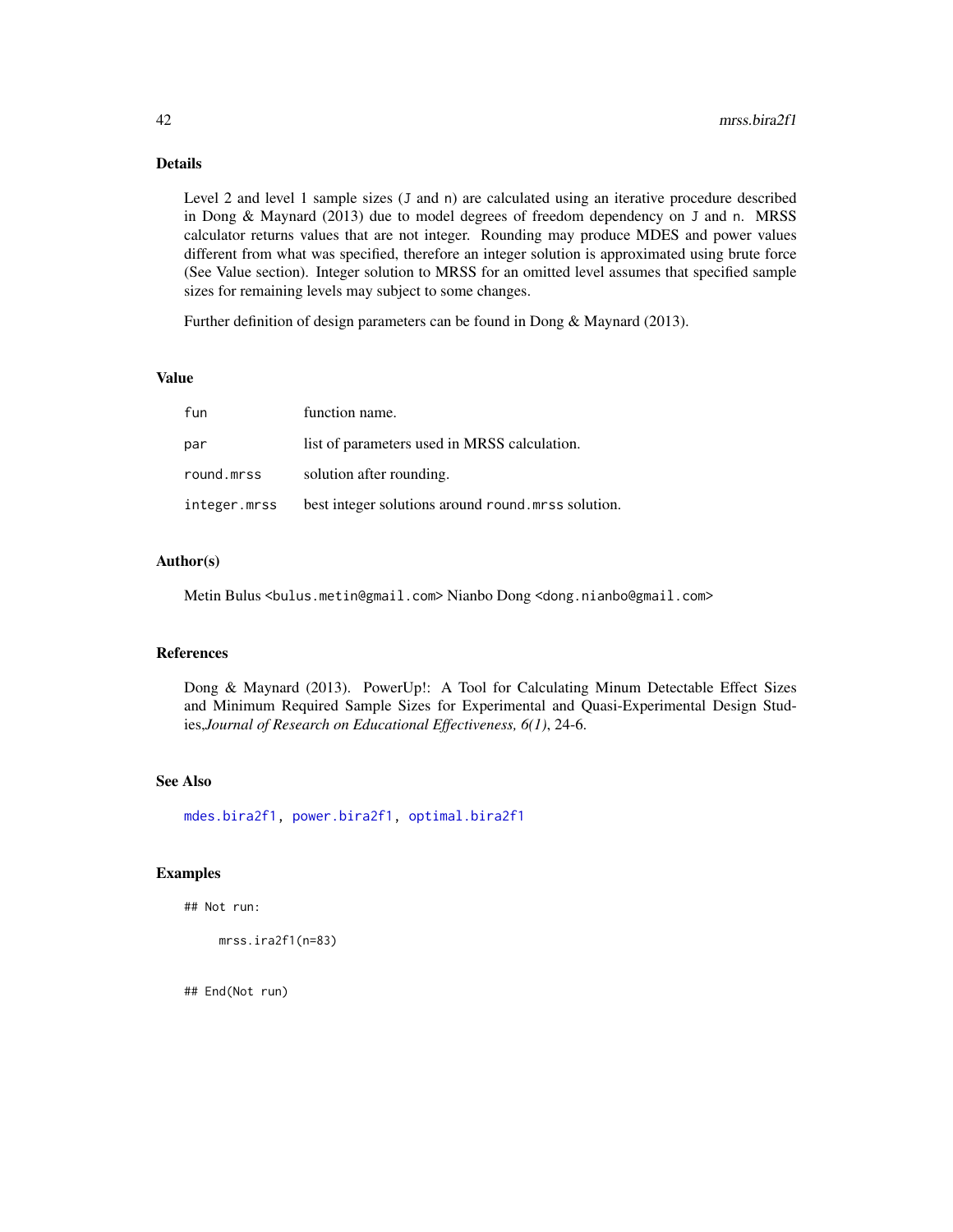## Details

Level 2 and level 1 sample sizes (`J` and `n`) are calculated using an iterative procedure described in Dong & Maynard (2013) due to model degrees of freedom dependency on `J` and `n`. MRSS calculator returns values that are not integer. Rounding may produce MDES and power values different from what was specified, therefore an integer solution is approximated using brute force (See Value section). Integer solution to MRSS for an omitted level assumes that specified sample sizes for remaining levels may subject to some changes.

Further definition of design parameters can be found in Dong & Maynard (2013).

## Value

| | |
|---|---|
| `fun` | function name. |
| `par` | list of parameters used in MRSS calculation. |
| `round.mrss` | solution after rounding. |
| `integer.mrss` | best integer solutions around `round.mrss` solution. |

## Author(s)

Metin Bulus <bulus.metin@gmail.com> Nianbo Dong <dong.nianbo@gmail.com>

## References

Dong & Maynard (2013). PowerUp!: A Tool for Calculating Minum Detectable Effect Sizes and Minimum Required Sample Sizes for Experimental and Quasi-Experimental Design Studies,*Journal of Research on Educational Effectiveness, 6(1)*, 24-6.

## See Also

`mdes.bira2f1`, `power.bira2f1`, `optimal.bira2f1`

## Examples

```
## Not run:

     mrss.ira2f1(n=83)


## End(Not run)
```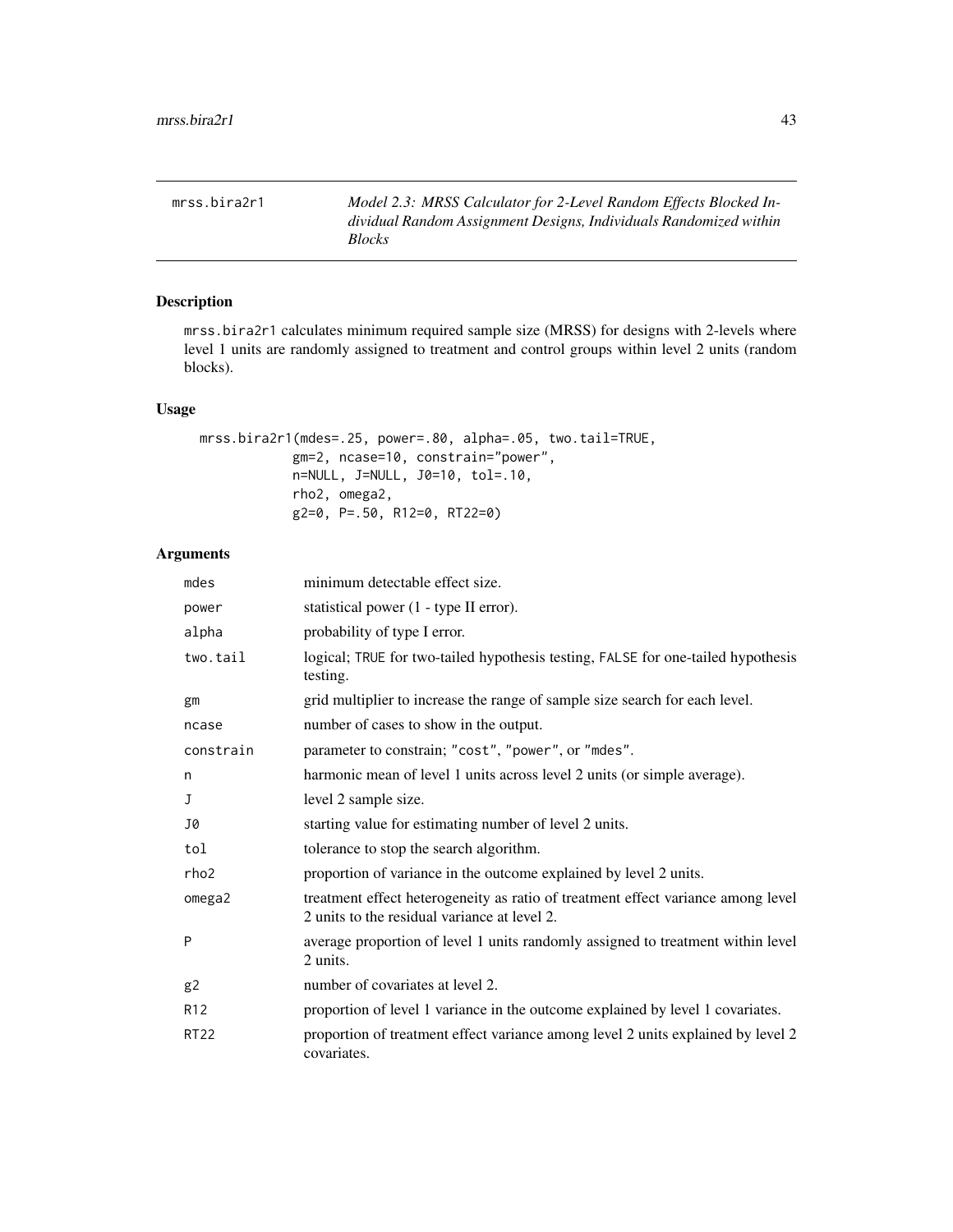`mrss.bira2r1` *Model 2.3: MRSS Calculator for 2-Level Random Effects Blocked Individual Random Assignment Designs, Individuals Randomized within Blocks*

## Description

`mrss.bira2r1` calculates minimum required sample size (MRSS) for designs with 2-levels where level 1 units are randomly assigned to treatment and control groups within level 2 units (random blocks).

## Usage

```
mrss.bira2r1(mdes=.25, power=.80, alpha=.05, two.tail=TRUE,
            gm=2, ncase=10, constrain="power",
            n=NULL, J=NULL, J0=10, tol=.10,
            rho2, omega2,
            g2=0, P=.50, R12=0, RT22=0)
```

## Arguments

| | |
|---|---|
| `mdes` | minimum detectable effect size. |
| `power` | statistical power (1 - type II error). |
| `alpha` | probability of type I error. |
| `two.tail` | logical; `TRUE` for two-tailed hypothesis testing, `FALSE` for one-tailed hypothesis testing. |
| `gm` | grid multiplier to increase the range of sample size search for each level. |
| `ncase` | number of cases to show in the output. |
| `constrain` | parameter to constrain; `"cost"`, `"power"`, or `"mdes"`. |
| `n` | harmonic mean of level 1 units across level 2 units (or simple average). |
| `J` | level 2 sample size. |
| `J0` | starting value for estimating number of level 2 units. |
| `tol` | tolerance to stop the search algorithm. |
| `rho2` | proportion of variance in the outcome explained by level 2 units. |
| `omega2` | treatment effect heterogeneity as ratio of treatment effect variance among level 2 units to the residual variance at level 2. |
| `P` | average proportion of level 1 units randomly assigned to treatment within level 2 units. |
| `g2` | number of covariates at level 2. |
| `R12` | proportion of level 1 variance in the outcome explained by level 1 covariates. |
| `RT22` | proportion of treatment effect variance among level 2 units explained by level 2 covariates. |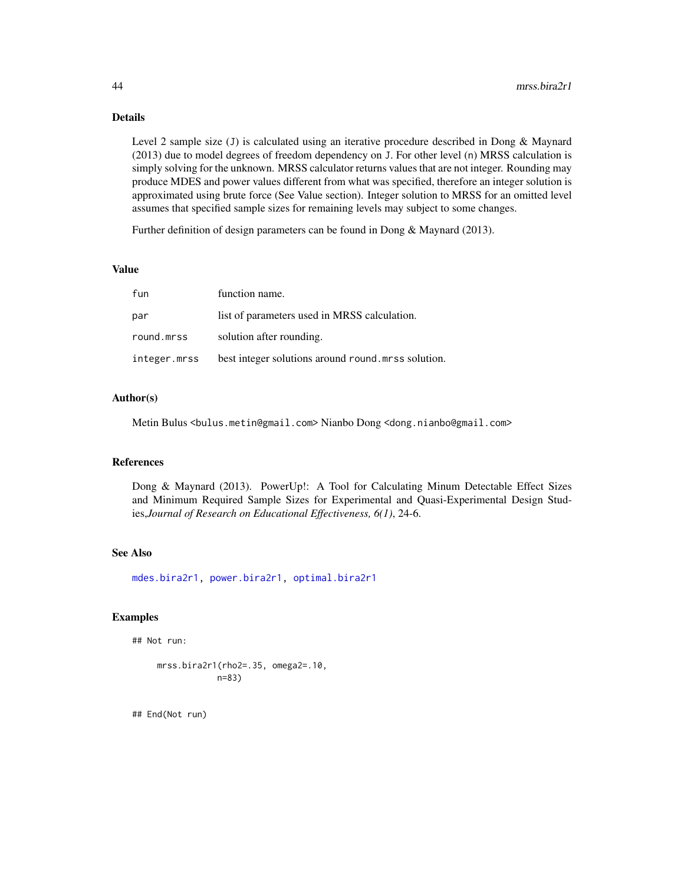## Details

Level 2 sample size (J) is calculated using an iterative procedure described in Dong & Maynard (2013) due to model degrees of freedom dependency on J. For other level (n) MRSS calculation is simply solving for the unknown. MRSS calculator returns values that are not integer. Rounding may produce MDES and power values different from what was specified, therefore an integer solution is approximated using brute force (See Value section). Integer solution to MRSS for an omitted level assumes that specified sample sizes for remaining levels may subject to some changes.

Further definition of design parameters can be found in Dong & Maynard (2013).

## Value

| | |
|---|---|
| `fun` | function name. |
| `par` | list of parameters used in MRSS calculation. |
| `round.mrss` | solution after rounding. |
| `integer.mrss` | best integer solutions around `round.mrss` solution. |

## Author(s)

Metin Bulus <bulus.metin@gmail.com> Nianbo Dong <dong.nianbo@gmail.com>

## References

Dong & Maynard (2013). PowerUp!: A Tool for Calculating Minum Detectable Effect Sizes and Minimum Required Sample Sizes for Experimental and Quasi-Experimental Design Studies,*Journal of Research on Educational Effectiveness, 6(1)*, 24-6.

## See Also

mdes.bira2r1, power.bira2r1, optimal.bira2r1

## Examples

```
## Not run:

     mrss.bira2r1(rho2=.35, omega2=.10,
                  n=83)


## End(Not run)
```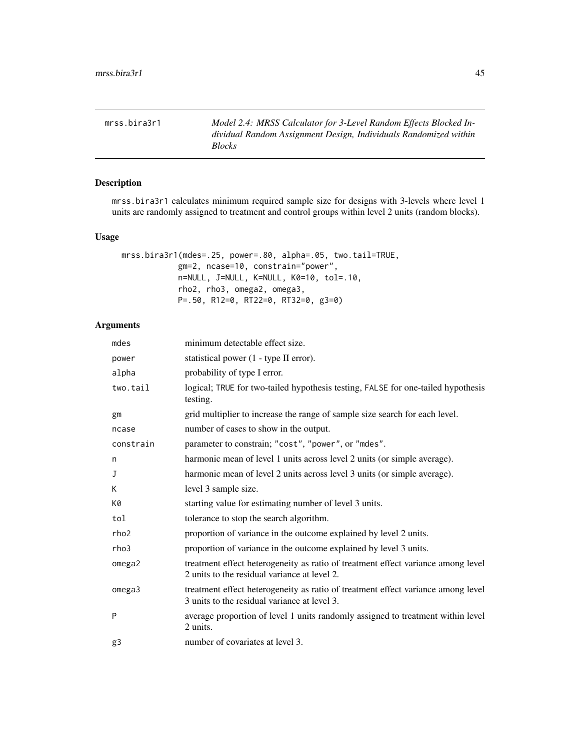mrss.bira3r1 *Model 2.4: MRSS Calculator for 3-Level Random Effects Blocked Individual Random Assignment Design, Individuals Randomized within Blocks*

## Description

mrss.bira3r1 calculates minimum required sample size for designs with 3-levels where level 1 units are randomly assigned to treatment and control groups within level 2 units (random blocks).

## Usage

```
mrss.bira3r1(mdes=.25, power=.80, alpha=.05, two.tail=TRUE,
             gm=2, ncase=10, constrain="power",
             n=NULL, J=NULL, K=NULL, K0=10, tol=.10,
             rho2, rho3, omega2, omega3,
             P=.50, R12=0, RT22=0, RT32=0, g3=0)
```

## Arguments

| | |
|---|---|
| mdes | minimum detectable effect size. |
| power | statistical power (1 - type II error). |
| alpha | probability of type I error. |
| two.tail | logical; TRUE for two-tailed hypothesis testing, FALSE for one-tailed hypothesis testing. |
| gm | grid multiplier to increase the range of sample size search for each level. |
| ncase | number of cases to show in the output. |
| constrain | parameter to constrain; "cost", "power", or "mdes". |
| n | harmonic mean of level 1 units across level 2 units (or simple average). |
| J | harmonic mean of level 2 units across level 3 units (or simple average). |
| K | level 3 sample size. |
| K0 | starting value for estimating number of level 3 units. |
| tol | tolerance to stop the search algorithm. |
| rho2 | proportion of variance in the outcome explained by level 2 units. |
| rho3 | proportion of variance in the outcome explained by level 3 units. |
| omega2 | treatment effect heterogeneity as ratio of treatment effect variance among level 2 units to the residual variance at level 2. |
| omega3 | treatment effect heterogeneity as ratio of treatment effect variance among level 3 units to the residual variance at level 3. |
| P | average proportion of level 1 units randomly assigned to treatment within level 2 units. |
| g3 | number of covariates at level 3. |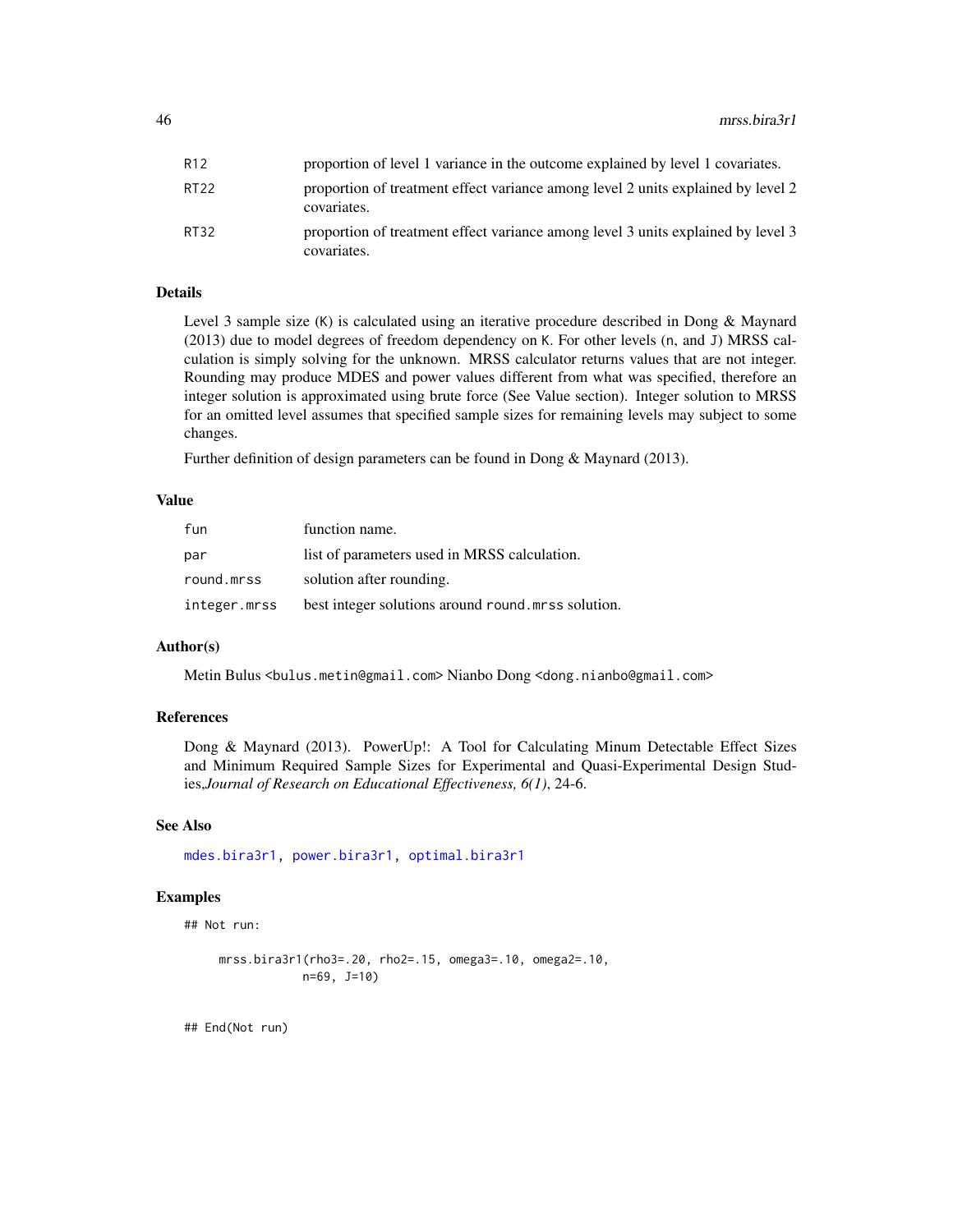| | |
|---|---|
| R12 | proportion of level 1 variance in the outcome explained by level 1 covariates. |
| RT22 | proportion of treatment effect variance among level 2 units explained by level 2 covariates. |
| RT32 | proportion of treatment effect variance among level 3 units explained by level 3 covariates. |

## Details

Level 3 sample size (K) is calculated using an iterative procedure described in Dong & Maynard (2013) due to model degrees of freedom dependency on K. For other levels (n, and J) MRSS calculation is simply solving for the unknown. MRSS calculator returns values that are not integer. Rounding may produce MDES and power values different from what was specified, therefore an integer solution is approximated using brute force (See Value section). Integer solution to MRSS for an omitted level assumes that specified sample sizes for remaining levels may subject to some changes.

Further definition of design parameters can be found in Dong & Maynard (2013).

## Value

| | |
|---|---|
| fun | function name. |
| par | list of parameters used in MRSS calculation. |
| round.mrss | solution after rounding. |
| integer.mrss | best integer solutions around round.mrss solution. |

## Author(s)

Metin Bulus <bulus.metin@gmail.com> Nianbo Dong <dong.nianbo@gmail.com>

## References

Dong & Maynard (2013). PowerUp!: A Tool for Calculating Minum Detectable Effect Sizes and Minimum Required Sample Sizes for Experimental and Quasi-Experimental Design Studies,*Journal of Research on Educational Effectiveness, 6(1)*, 24-6.

## See Also

mdes.bira3r1, power.bira3r1, optimal.bira3r1

## Examples

```
## Not run:

     mrss.bira3r1(rho3=.20, rho2=.15, omega3=.10, omega2=.10,
                  n=69, J=10)


## End(Not run)
```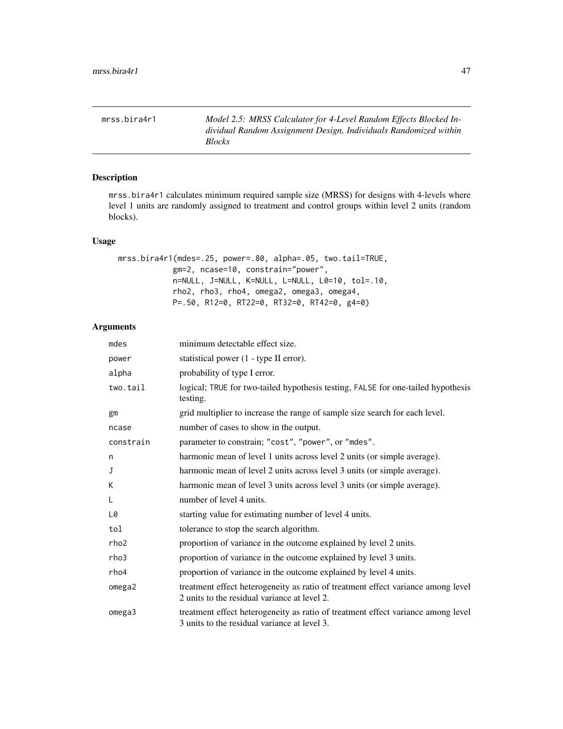mrss.bira4r1 — *Model 2.5: MRSS Calculator for 4-Level Random Effects Blocked Individual Random Assignment Design, Individuals Randomized within Blocks*

## Description

mrss.bira4r1 calculates minimum required sample size (MRSS) for designs with 4-levels where level 1 units are randomly assigned to treatment and control groups within level 2 units (random blocks).

## Usage

```
mrss.bira4r1(mdes=.25, power=.80, alpha=.05, two.tail=TRUE,
             gm=2, ncase=10, constrain="power",
             n=NULL, J=NULL, K=NULL, L=NULL, L0=10, tol=.10,
             rho2, rho3, rho4, omega2, omega3, omega4,
             P=.50, R12=0, RT22=0, RT32=0, RT42=0, g4=0)
```

## Arguments

| | |
|---|---|
| mdes | minimum detectable effect size. |
| power | statistical power (1 - type II error). |
| alpha | probability of type I error. |
| two.tail | logical; TRUE for two-tailed hypothesis testing, FALSE for one-tailed hypothesis testing. |
| gm | grid multiplier to increase the range of sample size search for each level. |
| ncase | number of cases to show in the output. |
| constrain | parameter to constrain; "cost", "power", or "mdes". |
| n | harmonic mean of level 1 units across level 2 units (or simple average). |
| J | harmonic mean of level 2 units across level 3 units (or simple average). |
| K | harmonic mean of level 3 units across level 3 units (or simple average). |
| L | number of level 4 units. |
| L0 | starting value for estimating number of level 4 units. |
| tol | tolerance to stop the search algorithm. |
| rho2 | proportion of variance in the outcome explained by level 2 units. |
| rho3 | proportion of variance in the outcome explained by level 3 units. |
| rho4 | proportion of variance in the outcome explained by level 4 units. |
| omega2 | treatment effect heterogeneity as ratio of treatment effect variance among level 2 units to the residual variance at level 2. |
| omega3 | treatment effect heterogeneity as ratio of treatment effect variance among level 3 units to the residual variance at level 3. |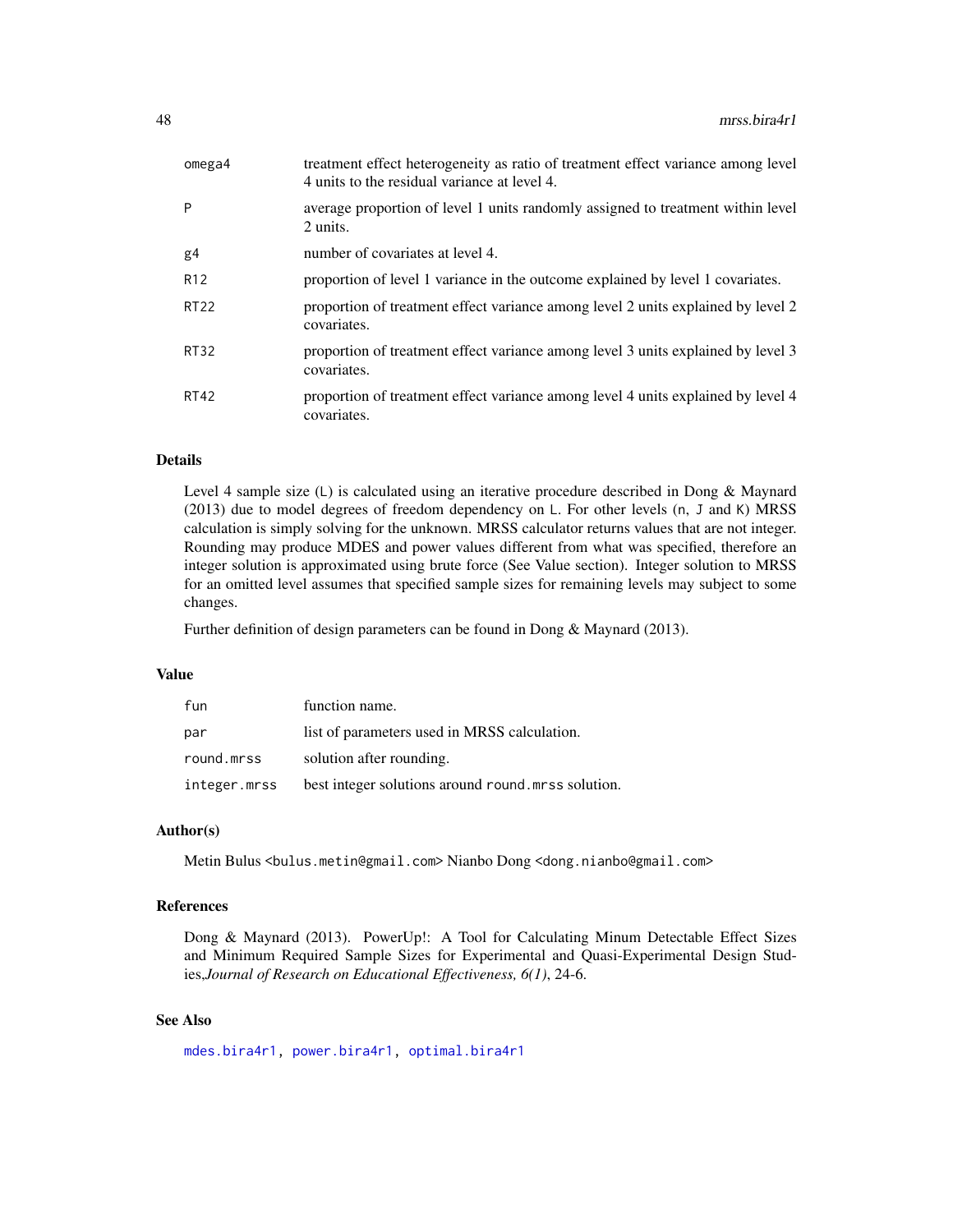| | |
|---|---|
| omega4 | treatment effect heterogeneity as ratio of treatment effect variance among level 4 units to the residual variance at level 4. |
| P | average proportion of level 1 units randomly assigned to treatment within level 2 units. |
| g4 | number of covariates at level 4. |
| R12 | proportion of level 1 variance in the outcome explained by level 1 covariates. |
| RT22 | proportion of treatment effect variance among level 2 units explained by level 2 covariates. |
| RT32 | proportion of treatment effect variance among level 3 units explained by level 3 covariates. |
| RT42 | proportion of treatment effect variance among level 4 units explained by level 4 covariates. |

## Details

Level 4 sample size (L) is calculated using an iterative procedure described in Dong & Maynard (2013) due to model degrees of freedom dependency on L. For other levels (n, J and K) MRSS calculation is simply solving for the unknown. MRSS calculator returns values that are not integer. Rounding may produce MDES and power values different from what was specified, therefore an integer solution is approximated using brute force (See Value section). Integer solution to MRSS for an omitted level assumes that specified sample sizes for remaining levels may subject to some changes.

Further definition of design parameters can be found in Dong & Maynard (2013).

## Value

| | |
|---|---|
| fun | function name. |
| par | list of parameters used in MRSS calculation. |
| round.mrss | solution after rounding. |
| integer.mrss | best integer solutions around round.mrss solution. |

## Author(s)

Metin Bulus <bulus.metin@gmail.com> Nianbo Dong <dong.nianbo@gmail.com>

## References

Dong & Maynard (2013). PowerUp!: A Tool for Calculating Minum Detectable Effect Sizes and Minimum Required Sample Sizes for Experimental and Quasi-Experimental Design Studies,*Journal of Research on Educational Effectiveness, 6(1)*, 24-6.

## See Also

mdes.bira4r1, power.bira4r1, optimal.bira4r1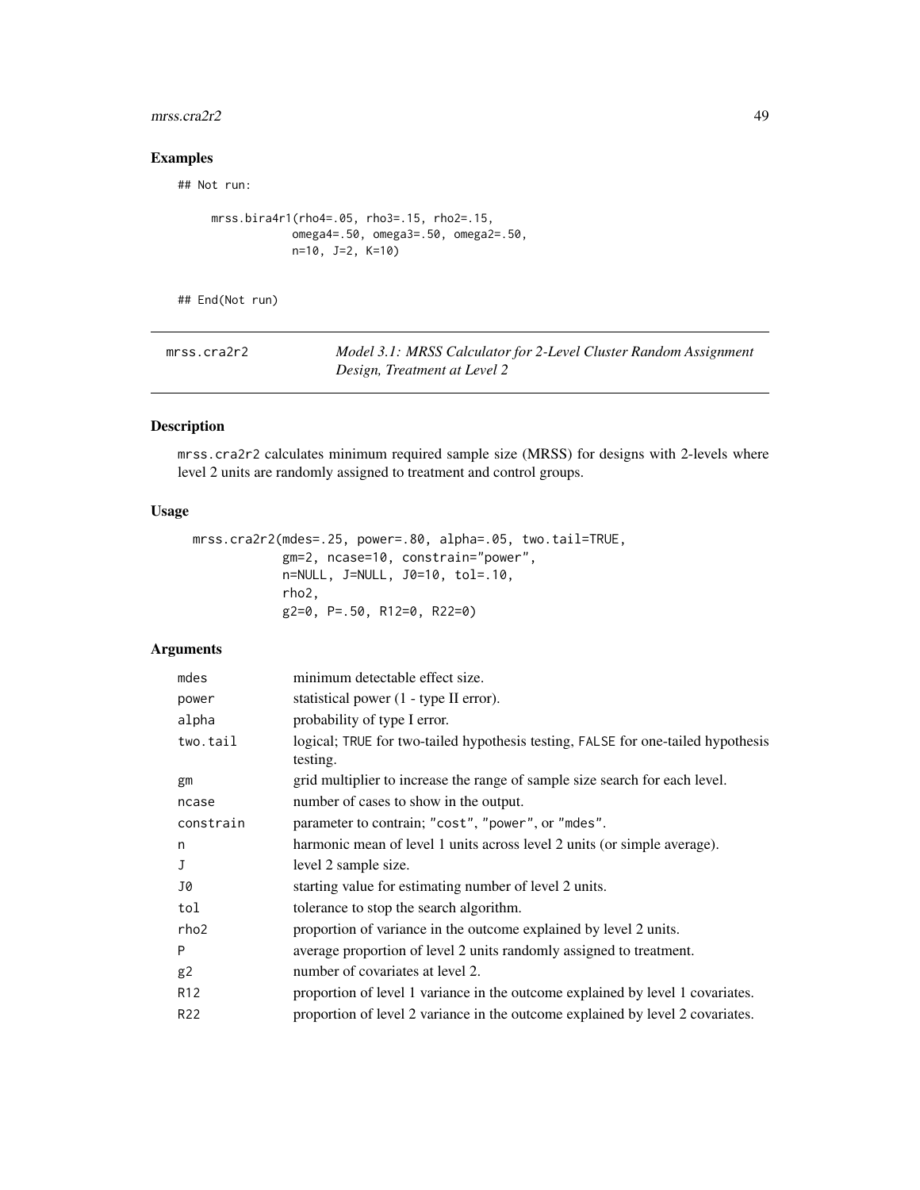## Examples

```
## Not run:

     mrss.bira4r1(rho4=.05, rho3=.15, rho2=.15,
                  omega4=.50, omega3=.50, omega2=.50,
                  n=10, J=2, K=10)


## End(Not run)
```

---

mrss.cra2r2 *Model 3.1: MRSS Calculator for 2-Level Cluster Random Assignment Design, Treatment at Level 2*

---

## Description

mrss.cra2r2 calculates minimum required sample size (MRSS) for designs with 2-levels where level 2 units are randomly assigned to treatment and control groups.

## Usage

```
mrss.cra2r2(mdes=.25, power=.80, alpha=.05, two.tail=TRUE,
            gm=2, ncase=10, constrain="power",
            n=NULL, J=NULL, J0=10, tol=.10,
            rho2,
            g2=0, P=.50, R12=0, R22=0)
```

## Arguments

| | |
|---|---|
| mdes | minimum detectable effect size. |
| power | statistical power (1 - type II error). |
| alpha | probability of type I error. |
| two.tail | logical; TRUE for two-tailed hypothesis testing, FALSE for one-tailed hypothesis testing. |
| gm | grid multiplier to increase the range of sample size search for each level. |
| ncase | number of cases to show in the output. |
| constrain | parameter to contrain; "cost", "power", or "mdes". |
| n | harmonic mean of level 1 units across level 2 units (or simple average). |
| J | level 2 sample size. |
| J0 | starting value for estimating number of level 2 units. |
| tol | tolerance to stop the search algorithm. |
| rho2 | proportion of variance in the outcome explained by level 2 units. |
| P | average proportion of level 2 units randomly assigned to treatment. |
| g2 | number of covariates at level 2. |
| R12 | proportion of level 1 variance in the outcome explained by level 1 covariates. |
| R22 | proportion of level 2 variance in the outcome explained by level 2 covariates. |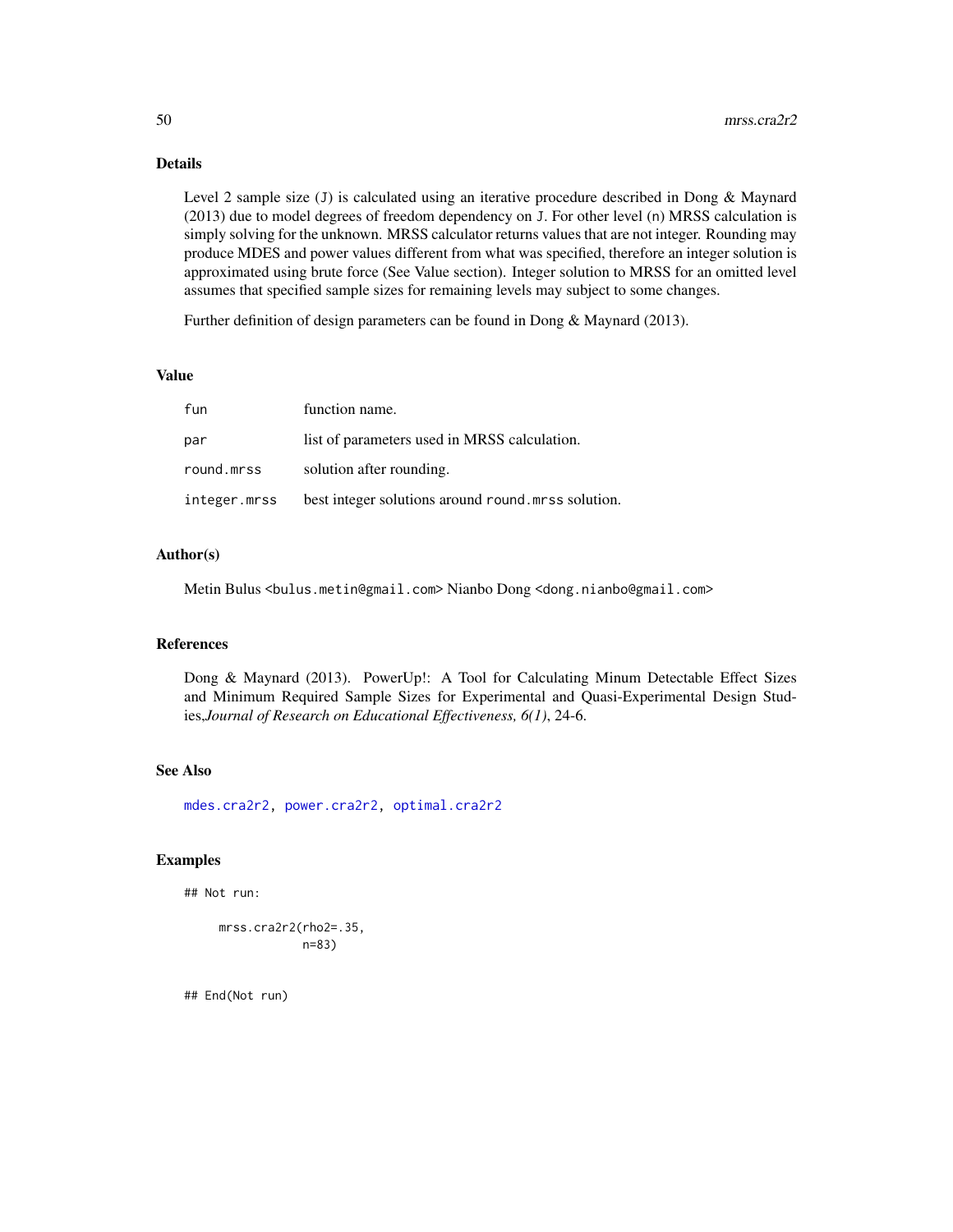## Details

Level 2 sample size (J) is calculated using an iterative procedure described in Dong & Maynard (2013) due to model degrees of freedom dependency on J. For other level (n) MRSS calculation is simply solving for the unknown. MRSS calculator returns values that are not integer. Rounding may produce MDES and power values different from what was specified, therefore an integer solution is approximated using brute force (See Value section). Integer solution to MRSS for an omitted level assumes that specified sample sizes for remaining levels may subject to some changes.

Further definition of design parameters can be found in Dong & Maynard (2013).

## Value

| | |
|---|---|
| fun | function name. |
| par | list of parameters used in MRSS calculation. |
| round.mrss | solution after rounding. |
| integer.mrss | best integer solutions around round.mrss solution. |

## Author(s)

Metin Bulus <bulus.metin@gmail.com> Nianbo Dong <dong.nianbo@gmail.com>

## References

Dong & Maynard (2013). PowerUp!: A Tool for Calculating Minum Detectable Effect Sizes and Minimum Required Sample Sizes for Experimental and Quasi-Experimental Design Studies,*Journal of Research on Educational Effectiveness, 6(1)*, 24-6.

## See Also

mdes.cra2r2, power.cra2r2, optimal.cra2r2

## Examples

```
## Not run:

     mrss.cra2r2(rho2=.35,
                 n=83)


## End(Not run)
```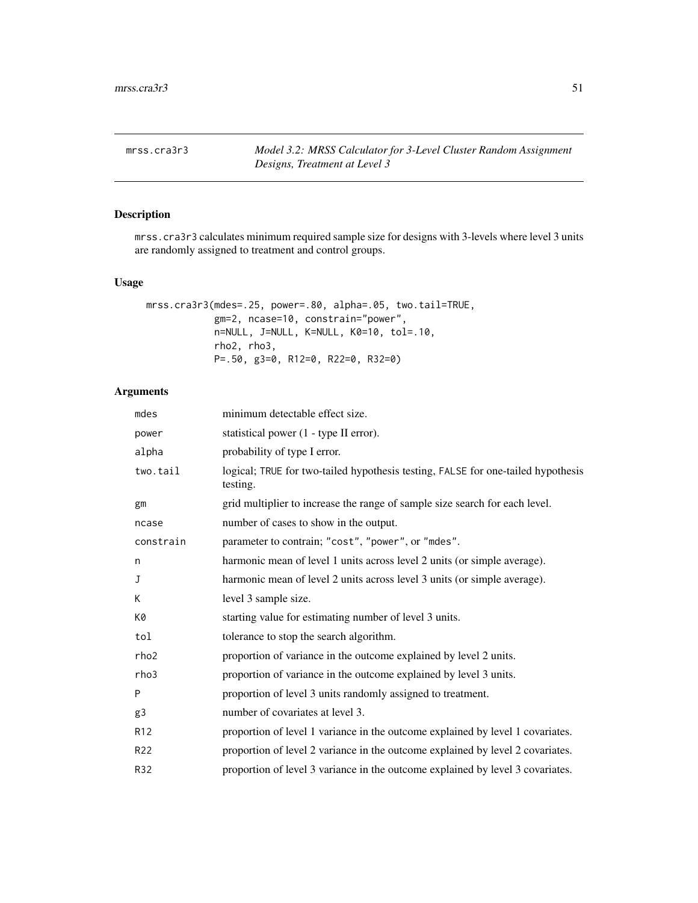`mrss.cra3r3` *Model 3.2: MRSS Calculator for 3-Level Cluster Random Assignment Designs, Treatment at Level 3*

## Description

`mrss.cra3r3` calculates minimum required sample size for designs with 3-levels where level 3 units are randomly assigned to treatment and control groups.

## Usage

```
mrss.cra3r3(mdes=.25, power=.80, alpha=.05, two.tail=TRUE,
            gm=2, ncase=10, constrain="power",
            n=NULL, J=NULL, K=NULL, K0=10, tol=.10,
            rho2, rho3,
            P=.50, g3=0, R12=0, R22=0, R32=0)
```

## Arguments

| | |
|---|---|
| mdes | minimum detectable effect size. |
| power | statistical power (1 - type II error). |
| alpha | probability of type I error. |
| two.tail | logical; TRUE for two-tailed hypothesis testing, FALSE for one-tailed hypothesis testing. |
| gm | grid multiplier to increase the range of sample size search for each level. |
| ncase | number of cases to show in the output. |
| constrain | parameter to contrain; "cost", "power", or "mdes". |
| n | harmonic mean of level 1 units across level 2 units (or simple average). |
| J | harmonic mean of level 2 units across level 3 units (or simple average). |
| K | level 3 sample size. |
| K0 | starting value for estimating number of level 3 units. |
| tol | tolerance to stop the search algorithm. |
| rho2 | proportion of variance in the outcome explained by level 2 units. |
| rho3 | proportion of variance in the outcome explained by level 3 units. |
| P | proportion of level 3 units randomly assigned to treatment. |
| g3 | number of covariates at level 3. |
| R12 | proportion of level 1 variance in the outcome explained by level 1 covariates. |
| R22 | proportion of level 2 variance in the outcome explained by level 2 covariates. |
| R32 | proportion of level 3 variance in the outcome explained by level 3 covariates. |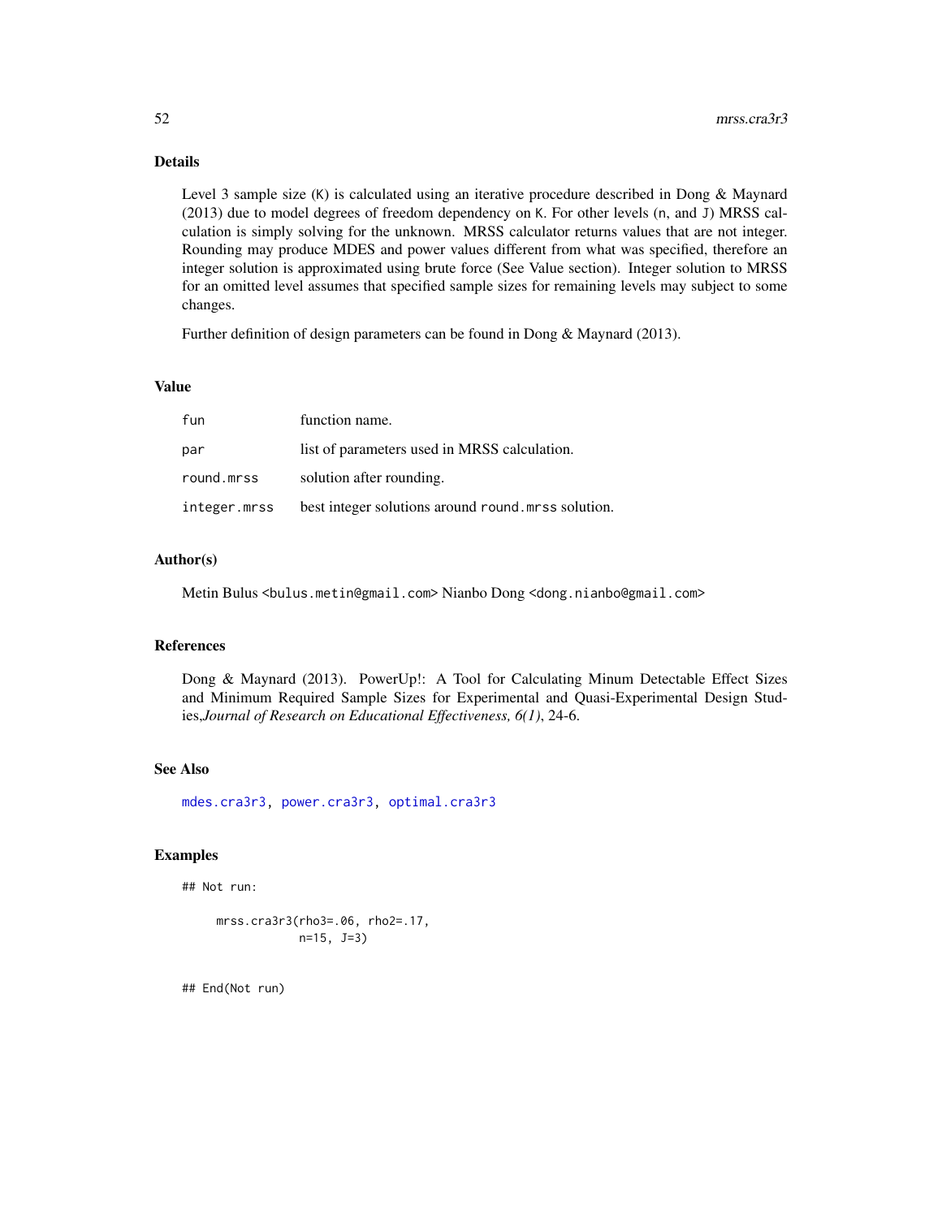## Details

Level 3 sample size (K) is calculated using an iterative procedure described in Dong & Maynard (2013) due to model degrees of freedom dependency on K. For other levels (n, and J) MRSS calculation is simply solving for the unknown. MRSS calculator returns values that are not integer. Rounding may produce MDES and power values different from what was specified, therefore an integer solution is approximated using brute force (See Value section). Integer solution to MRSS for an omitted level assumes that specified sample sizes for remaining levels may subject to some changes.

Further definition of design parameters can be found in Dong & Maynard (2013).

## Value

| | |
|---|---|
| fun | function name. |
| par | list of parameters used in MRSS calculation. |
| round.mrss | solution after rounding. |
| integer.mrss | best integer solutions around round.mrss solution. |

## Author(s)

Metin Bulus <bulus.metin@gmail.com> Nianbo Dong <dong.nianbo@gmail.com>

## References

Dong & Maynard (2013). PowerUp!: A Tool for Calculating Minum Detectable Effect Sizes and Minimum Required Sample Sizes for Experimental and Quasi-Experimental Design Studies,*Journal of Research on Educational Effectiveness, 6(1)*, 24-6.

## See Also

mdes.cra3r3, power.cra3r3, optimal.cra3r3

## Examples

```
## Not run:

     mrss.cra3r3(rho3=.06, rho2=.17,
                 n=15, J=3)


## End(Not run)
```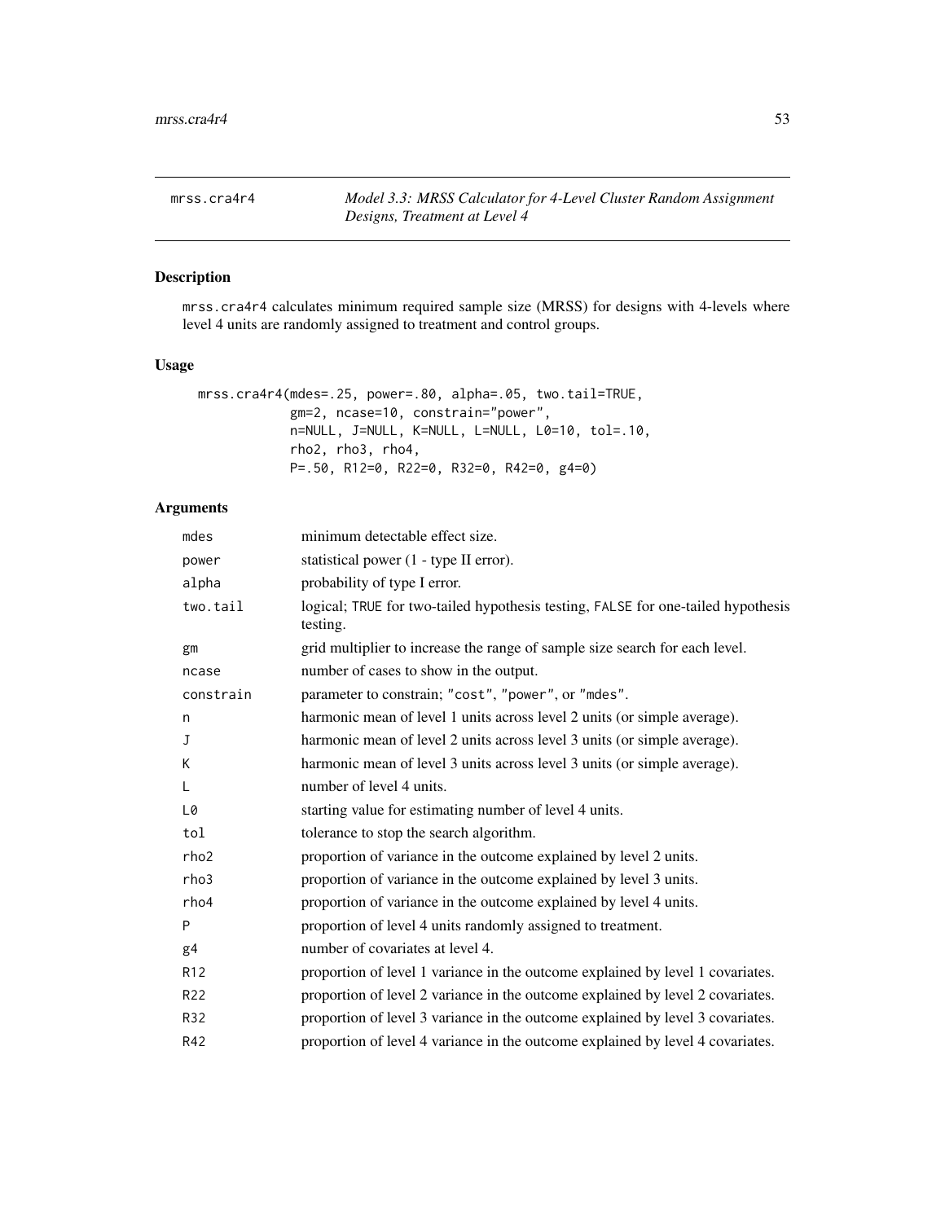`mrss.cra4r4` *Model 3.3: MRSS Calculator for 4-Level Cluster Random Assignment Designs, Treatment at Level 4*

## Description

`mrss.cra4r4` calculates minimum required sample size (MRSS) for designs with 4-levels where level 4 units are randomly assigned to treatment and control groups.

## Usage

```
mrss.cra4r4(mdes=.25, power=.80, alpha=.05, two.tail=TRUE,
            gm=2, ncase=10, constrain="power",
            n=NULL, J=NULL, K=NULL, L=NULL, L0=10, tol=.10,
            rho2, rho3, rho4,
            P=.50, R12=0, R22=0, R32=0, R42=0, g4=0)
```

## Arguments

| | |
|---|---|
| mdes | minimum detectable effect size. |
| power | statistical power (1 - type II error). |
| alpha | probability of type I error. |
| two.tail | logical; TRUE for two-tailed hypothesis testing, FALSE for one-tailed hypothesis testing. |
| gm | grid multiplier to increase the range of sample size search for each level. |
| ncase | number of cases to show in the output. |
| constrain | parameter to constrain; "cost", "power", or "mdes". |
| n | harmonic mean of level 1 units across level 2 units (or simple average). |
| J | harmonic mean of level 2 units across level 3 units (or simple average). |
| K | harmonic mean of level 3 units across level 3 units (or simple average). |
| L | number of level 4 units. |
| L0 | starting value for estimating number of level 4 units. |
| tol | tolerance to stop the search algorithm. |
| rho2 | proportion of variance in the outcome explained by level 2 units. |
| rho3 | proportion of variance in the outcome explained by level 3 units. |
| rho4 | proportion of variance in the outcome explained by level 4 units. |
| P | proportion of level 4 units randomly assigned to treatment. |
| g4 | number of covariates at level 4. |
| R12 | proportion of level 1 variance in the outcome explained by level 1 covariates. |
| R22 | proportion of level 2 variance in the outcome explained by level 2 covariates. |
| R32 | proportion of level 3 variance in the outcome explained by level 3 covariates. |
| R42 | proportion of level 4 variance in the outcome explained by level 4 covariates. |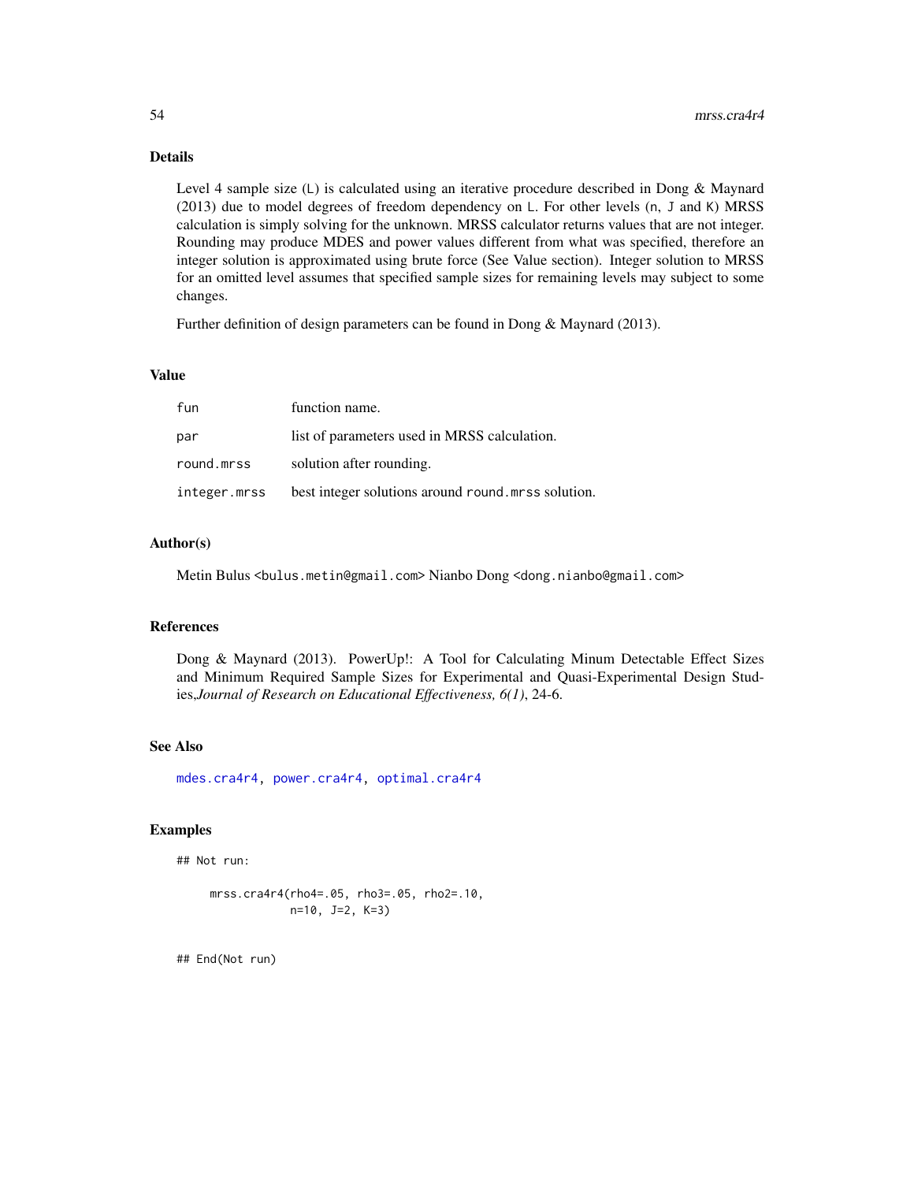## Details

Level 4 sample size (L) is calculated using an iterative procedure described in Dong & Maynard (2013) due to model degrees of freedom dependency on L. For other levels (n, J and K) MRSS calculation is simply solving for the unknown. MRSS calculator returns values that are not integer. Rounding may produce MDES and power values different from what was specified, therefore an integer solution is approximated using brute force (See Value section). Integer solution to MRSS for an omitted level assumes that specified sample sizes for remaining levels may subject to some changes.

Further definition of design parameters can be found in Dong & Maynard (2013).

## Value

| | |
|---|---|
| fun | function name. |
| par | list of parameters used in MRSS calculation. |
| round.mrss | solution after rounding. |
| integer.mrss | best integer solutions around round.mrss solution. |

## Author(s)

Metin Bulus <bulus.metin@gmail.com> Nianbo Dong <dong.nianbo@gmail.com>

## References

Dong & Maynard (2013). PowerUp!: A Tool for Calculating Minum Detectable Effect Sizes and Minimum Required Sample Sizes for Experimental and Quasi-Experimental Design Studies,*Journal of Research on Educational Effectiveness, 6(1)*, 24-6.

## See Also

mdes.cra4r4, power.cra4r4, optimal.cra4r4

## Examples

```
## Not run:

     mrss.cra4r4(rho4=.05, rho3=.05, rho2=.10,
                 n=10, J=2, K=3)


## End(Not run)
```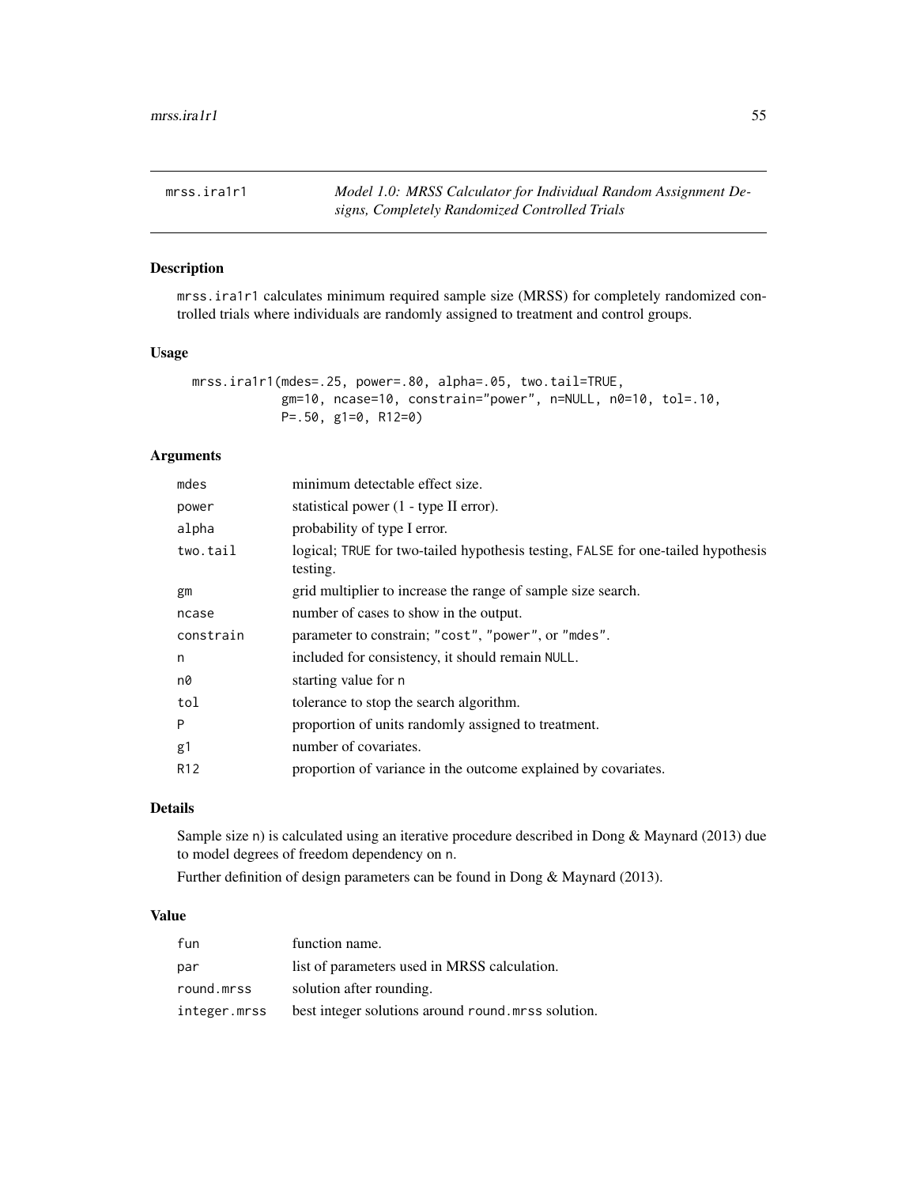## mrss.ira1r1 — *Model 1.0: MRSS Calculator for Individual Random Assignment Designs, Completely Randomized Controlled Trials*

### Description

mrss.ira1r1 calculates minimum required sample size (MRSS) for completely randomized controlled trials where individuals are randomly assigned to treatment and control groups.

### Usage

```
mrss.ira1r1(mdes=.25, power=.80, alpha=.05, two.tail=TRUE,
            gm=10, ncase=10, constrain="power", n=NULL, n0=10, tol=.10,
            P=.50, g1=0, R12=0)
```

### Arguments

| | |
|---|---|
| mdes | minimum detectable effect size. |
| power | statistical power (1 - type II error). |
| alpha | probability of type I error. |
| two.tail | logical; TRUE for two-tailed hypothesis testing, FALSE for one-tailed hypothesis testing. |
| gm | grid multiplier to increase the range of sample size search. |
| ncase | number of cases to show in the output. |
| constrain | parameter to constrain; "cost", "power", or "mdes". |
| n | included for consistency, it should remain NULL. |
| n0 | starting value for n |
| tol | tolerance to stop the search algorithm. |
| P | proportion of units randomly assigned to treatment. |
| g1 | number of covariates. |
| R12 | proportion of variance in the outcome explained by covariates. |

### Details

Sample size n) is calculated using an iterative procedure described in Dong & Maynard (2013) due to model degrees of freedom dependency on n.

Further definition of design parameters can be found in Dong & Maynard (2013).

### Value

| | |
|---|---|
| fun | function name. |
| par | list of parameters used in MRSS calculation. |
| round.mrss | solution after rounding. |
| integer.mrss | best integer solutions around round.mrss solution. |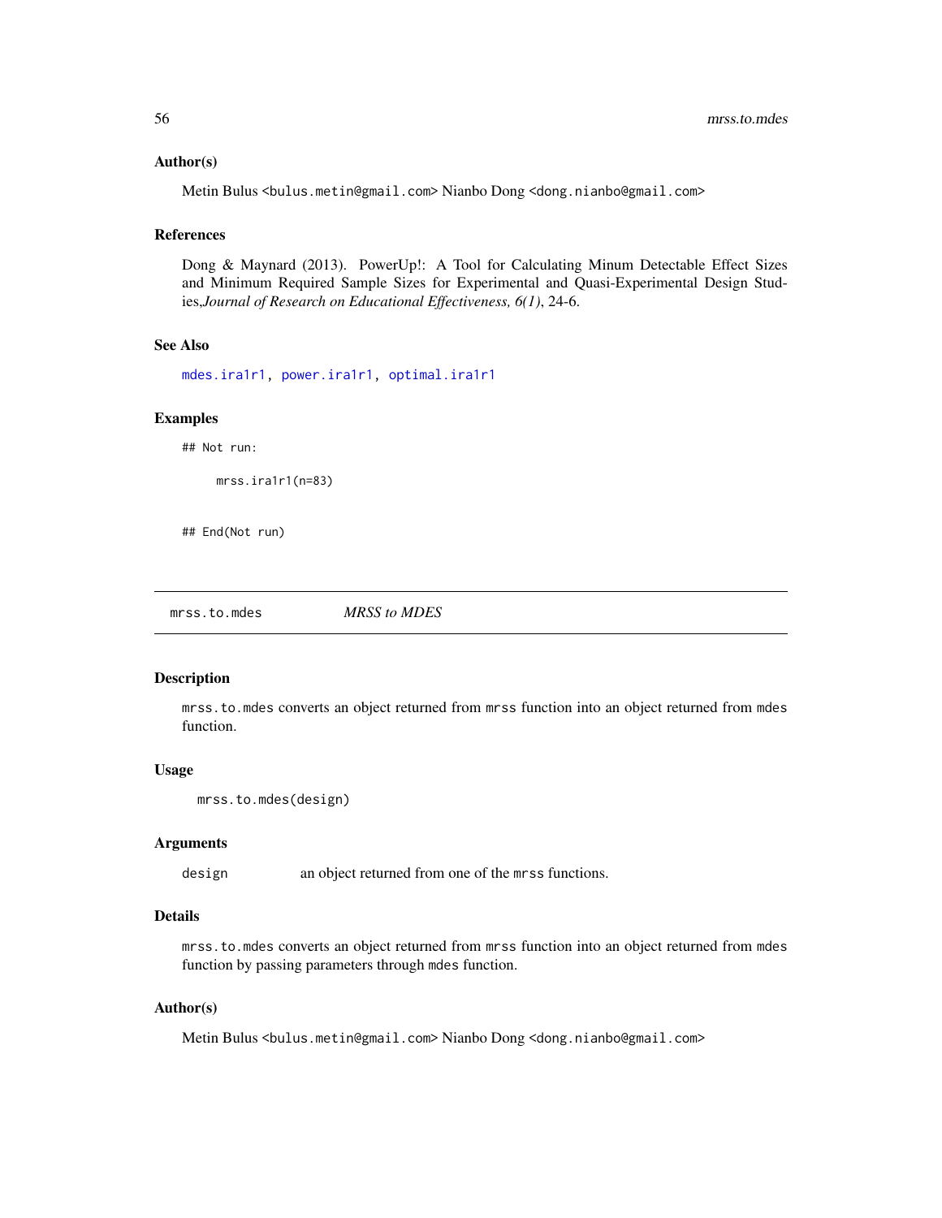### Author(s)

Metin Bulus <bulus.metin@gmail.com> Nianbo Dong <dong.nianbo@gmail.com>

### References

Dong & Maynard (2013). PowerUp!: A Tool for Calculating Minum Detectable Effect Sizes and Minimum Required Sample Sizes for Experimental and Quasi-Experimental Design Studies,*Journal of Research on Educational Effectiveness, 6(1)*, 24-6.

### See Also

mdes.ira1r1, power.ira1r1, optimal.ira1r1

### Examples

```
## Not run:

     mrss.ira1r1(n=83)


## End(Not run)
```

---

## mrss.to.mdes    *MRSS to MDES*

---

### Description

mrss.to.mdes converts an object returned from mrss function into an object returned from mdes function.

### Usage

```
mrss.to.mdes(design)
```

### Arguments

| | |
|---|---|
| design | an object returned from one of the mrss functions. |

### Details

mrss.to.mdes converts an object returned from mrss function into an object returned from mdes function by passing parameters through mdes function.

### Author(s)

Metin Bulus <bulus.metin@gmail.com> Nianbo Dong <dong.nianbo@gmail.com>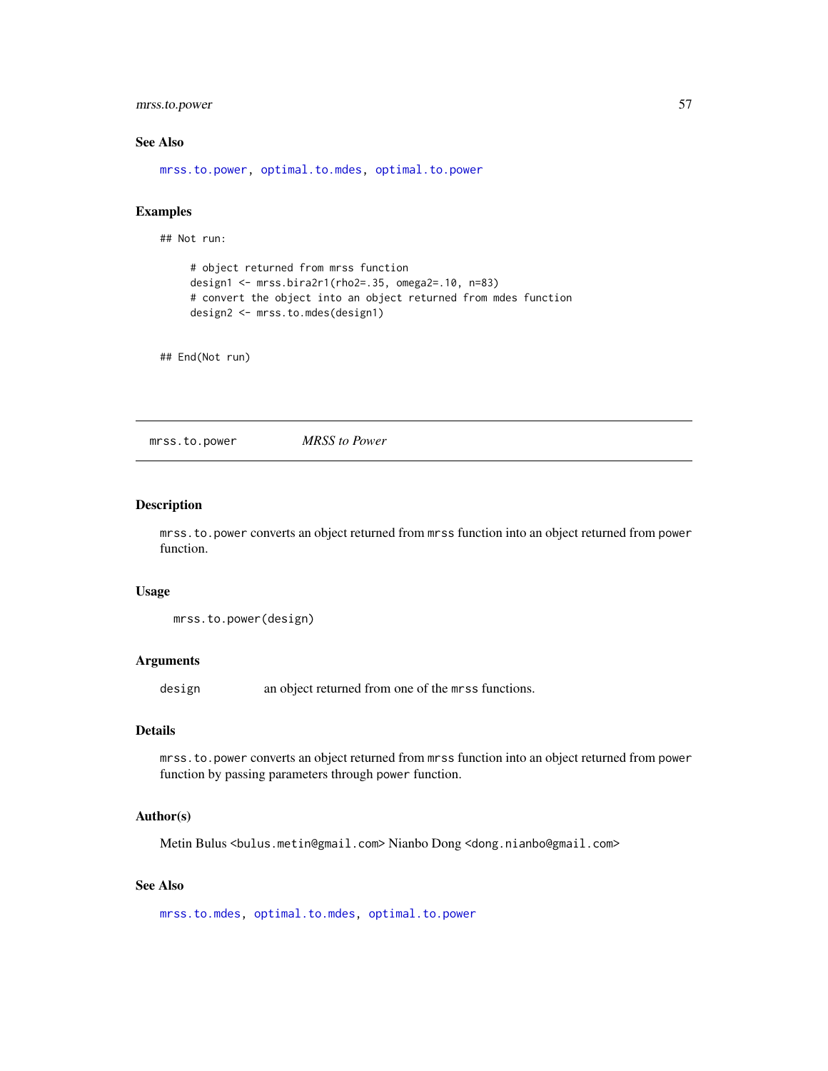### See Also

mrss.to.power, optimal.to.mdes, optimal.to.power

### Examples

```
## Not run:

     # object returned from mrss function
     design1 <- mrss.bira2r1(rho2=.35, omega2=.10, n=83)
     # convert the object into an object returned from mdes function
     design2 <- mrss.to.mdes(design1)


## End(Not run)
```

---

## mrss.to.power *MRSS to Power*

### Description

mrss.to.power converts an object returned from mrss function into an object returned from power function.

### Usage

```
mrss.to.power(design)
```

### Arguments

design    an object returned from one of the mrss functions.

### Details

mrss.to.power converts an object returned from mrss function into an object returned from power function by passing parameters through power function.

### Author(s)

Metin Bulus <bulus.metin@gmail.com> Nianbo Dong <dong.nianbo@gmail.com>

### See Also

mrss.to.mdes, optimal.to.mdes, optimal.to.power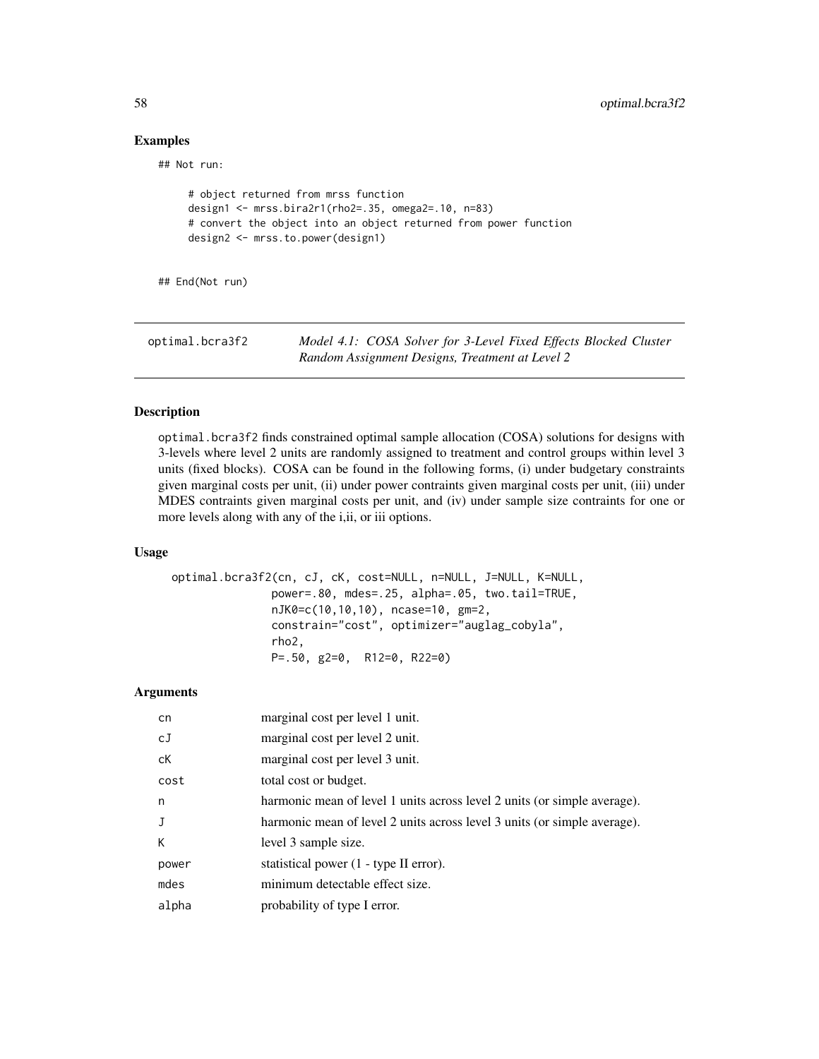## Examples

```
## Not run:

     # object returned from mrss function
     design1 <- mrss.bira2r1(rho2=.35, omega2=.10, n=83)
     # convert the object into an object returned from power function
     design2 <- mrss.to.power(design1)


## End(Not run)
```

---

## optimal.bcra3f2 — *Model 4.1: COSA Solver for 3-Level Fixed Effects Blocked Cluster Random Assignment Designs, Treatment at Level 2*

---

### Description

optimal.bcra3f2 finds constrained optimal sample allocation (COSA) solutions for designs with 3-levels where level 2 units are randomly assigned to treatment and control groups within level 3 units (fixed blocks). COSA can be found in the following forms, (i) under budgetary constraints given marginal costs per unit, (ii) under power contraints given marginal costs per unit, (iii) under MDES contraints given marginal costs per unit, and (iv) under sample size contraints for one or more levels along with any of the i,ii, or iii options.

### Usage

```
optimal.bcra3f2(cn, cJ, cK, cost=NULL, n=NULL, J=NULL, K=NULL,
                power=.80, mdes=.25, alpha=.05, two.tail=TRUE,
                nJK0=c(10,10,10), ncase=10, gm=2,
                constrain="cost", optimizer="auglag_cobyla",
                rho2,
                P=.50, g2=0,  R12=0, R22=0)
```

### Arguments

| | |
|---|---|
| cn | marginal cost per level 1 unit. |
| cJ | marginal cost per level 2 unit. |
| cK | marginal cost per level 3 unit. |
| cost | total cost or budget. |
| n | harmonic mean of level 1 units across level 2 units (or simple average). |
| J | harmonic mean of level 2 units across level 3 units (or simple average). |
| K | level 3 sample size. |
| power | statistical power (1 - type II error). |
| mdes | minimum detectable effect size. |
| alpha | probability of type I error. |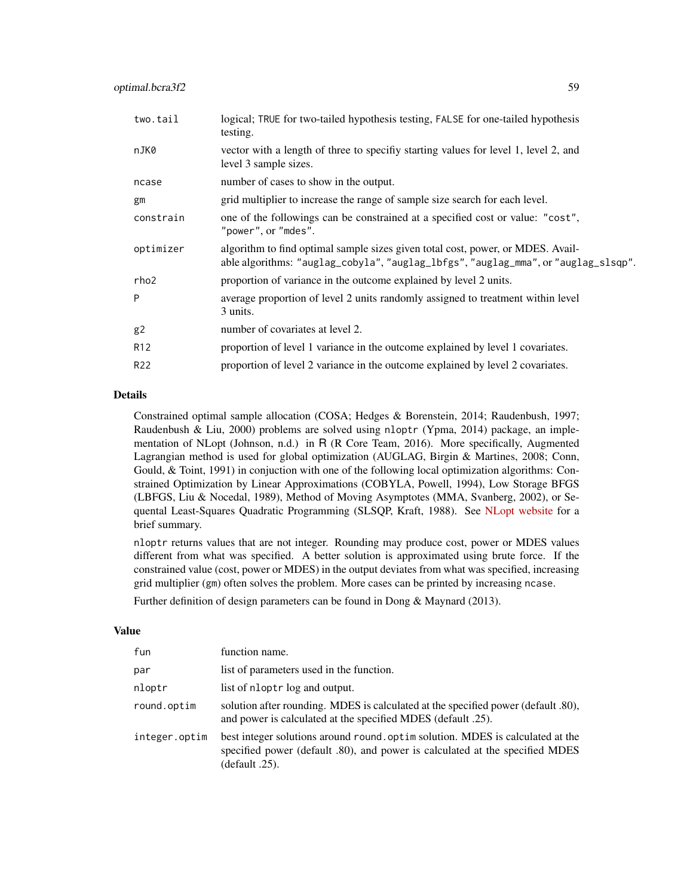| | |
|---|---|
| two.tail | logical; TRUE for two-tailed hypothesis testing, FALSE for one-tailed hypothesis testing. |
| nJK0 | vector with a length of three to specifiy starting values for level 1, level 2, and level 3 sample sizes. |
| ncase | number of cases to show in the output. |
| gm | grid multiplier to increase the range of sample size search for each level. |
| constrain | one of the followings can be constrained at a specified cost or value: "cost", "power", or "mdes". |
| optimizer | algorithm to find optimal sample sizes given total cost, power, or MDES. Available algorithms: "auglag_cobyla", "auglag_lbfgs", "auglag_mma", or "auglag_slsqp". |
| rho2 | proportion of variance in the outcome explained by level 2 units. |
| P | average proportion of level 2 units randomly assigned to treatment within level 3 units. |
| g2 | number of covariates at level 2. |
| R12 | proportion of level 1 variance in the outcome explained by level 1 covariates. |
| R22 | proportion of level 2 variance in the outcome explained by level 2 covariates. |

## Details

Constrained optimal sample allocation (COSA; Hedges & Borenstein, 2014; Raudenbush, 1997; Raudenbush & Liu, 2000) problems are solved using nloptr (Ypma, 2014) package, an implementation of NLopt (Johnson, n.d.) in R (R Core Team, 2016). More specifically, Augmented Lagrangian method is used for global optimization (AUGLAG, Birgin & Martines, 2008; Conn, Gould, & Toint, 1991) in conjuction with one of the following local optimization algorithms: Constrained Optimization by Linear Approximations (COBYLA, Powell, 1994), Low Storage BFGS (LBFGS, Liu & Nocedal, 1989), Method of Moving Asymptotes (MMA, Svanberg, 2002), or Sequental Least-Squares Quadratic Programming (SLSQP, Kraft, 1988). See NLopt website for a brief summary.

nloptr returns values that are not integer. Rounding may produce cost, power or MDES values different from what was specified. A better solution is approximated using brute force. If the constrained value (cost, power or MDES) in the output deviates from what was specified, increasing grid multiplier (gm) often solves the problem. More cases can be printed by increasing ncase.

Further definition of design parameters can be found in Dong & Maynard (2013).

## Value

| | |
|---|---|
| fun | function name. |
| par | list of parameters used in the function. |
| nloptr | list of nloptr log and output. |
| round.optim | solution after rounding. MDES is calculated at the specified power (default .80), and power is calculated at the specified MDES (default .25). |
| integer.optim | best integer solutions around round.optim solution. MDES is calculated at the specified power (default .80), and power is calculated at the specified MDES (default .25). |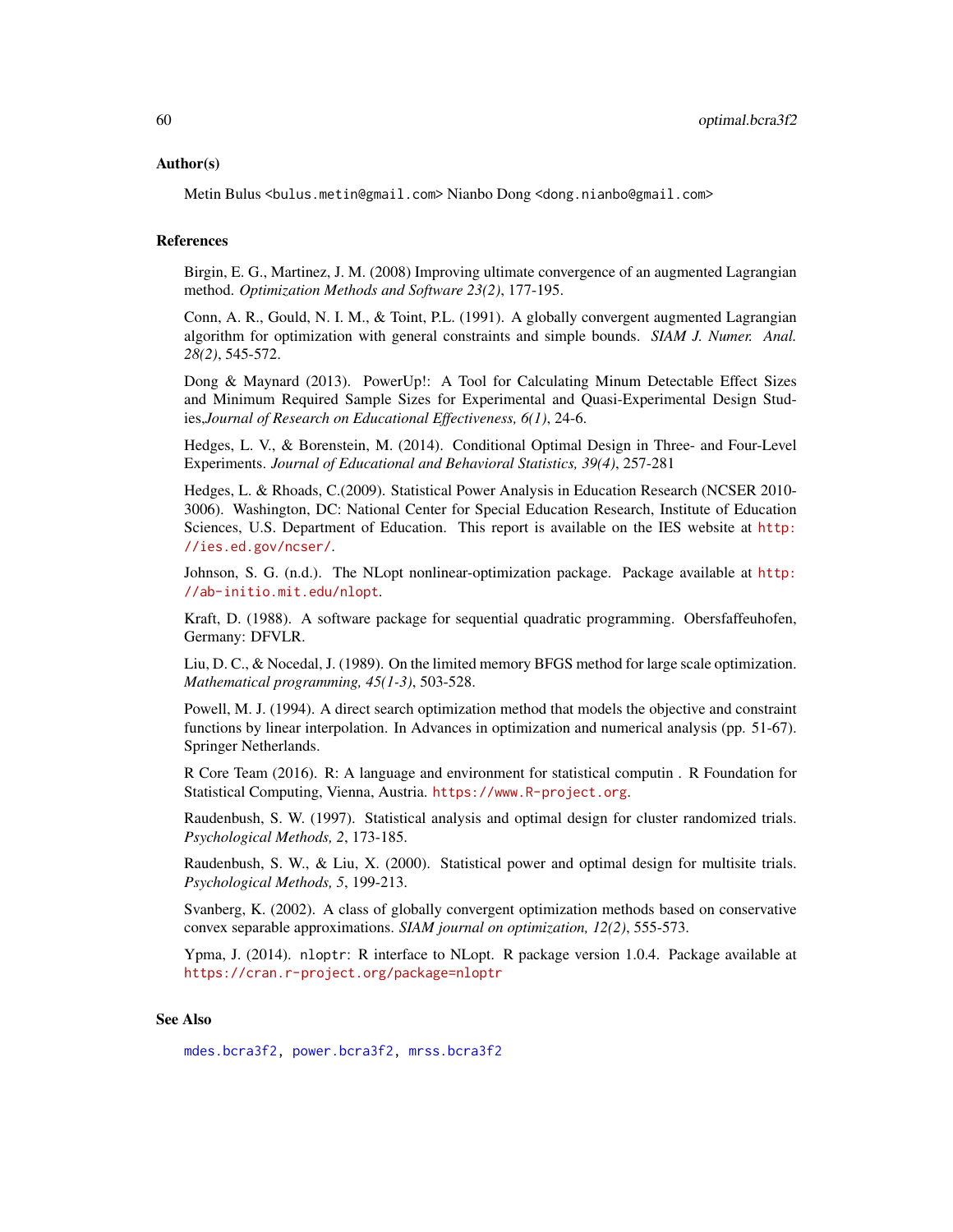### Author(s)

Metin Bulus <bulus.metin@gmail.com> Nianbo Dong <dong.nianbo@gmail.com>

### References

Birgin, E. G., Martinez, J. M. (2008) Improving ultimate convergence of an augmented Lagrangian method. *Optimization Methods and Software 23(2)*, 177-195.

Conn, A. R., Gould, N. I. M., & Toint, P.L. (1991). A globally convergent augmented Lagrangian algorithm for optimization with general constraints and simple bounds. *SIAM J. Numer. Anal. 28(2)*, 545-572.

Dong & Maynard (2013). PowerUp!: A Tool for Calculating Minum Detectable Effect Sizes and Minimum Required Sample Sizes for Experimental and Quasi-Experimental Design Studies,*Journal of Research on Educational Effectiveness, 6(1)*, 24-6.

Hedges, L. V., & Borenstein, M. (2014). Conditional Optimal Design in Three- and Four-Level Experiments. *Journal of Educational and Behavioral Statistics, 39(4)*, 257-281

Hedges, L. & Rhoads, C.(2009). Statistical Power Analysis in Education Research (NCSER 2010-3006). Washington, DC: National Center for Special Education Research, Institute of Education Sciences, U.S. Department of Education. This report is available on the IES website at http://ies.ed.gov/ncser/.

Johnson, S. G. (n.d.). The NLopt nonlinear-optimization package. Package available at http://ab-initio.mit.edu/nlopt.

Kraft, D. (1988). A software package for sequential quadratic programming. Obersfaffeuhofen, Germany: DFVLR.

Liu, D. C., & Nocedal, J. (1989). On the limited memory BFGS method for large scale optimization. *Mathematical programming, 45(1-3)*, 503-528.

Powell, M. J. (1994). A direct search optimization method that models the objective and constraint functions by linear interpolation. In Advances in optimization and numerical analysis (pp. 51-67). Springer Netherlands.

R Core Team (2016). R: A language and environment for statistical computin . R Foundation for Statistical Computing, Vienna, Austria. https://www.R-project.org.

Raudenbush, S. W. (1997). Statistical analysis and optimal design for cluster randomized trials. *Psychological Methods, 2*, 173-185.

Raudenbush, S. W., & Liu, X. (2000). Statistical power and optimal design for multisite trials. *Psychological Methods, 5*, 199-213.

Svanberg, K. (2002). A class of globally convergent optimization methods based on conservative convex separable approximations. *SIAM journal on optimization, 12(2)*, 555-573.

Ypma, J. (2014). nloptr: R interface to NLopt. R package version 1.0.4. Package available at https://cran.r-project.org/package=nloptr

### See Also

mdes.bcra3f2, power.bcra3f2, mrss.bcra3f2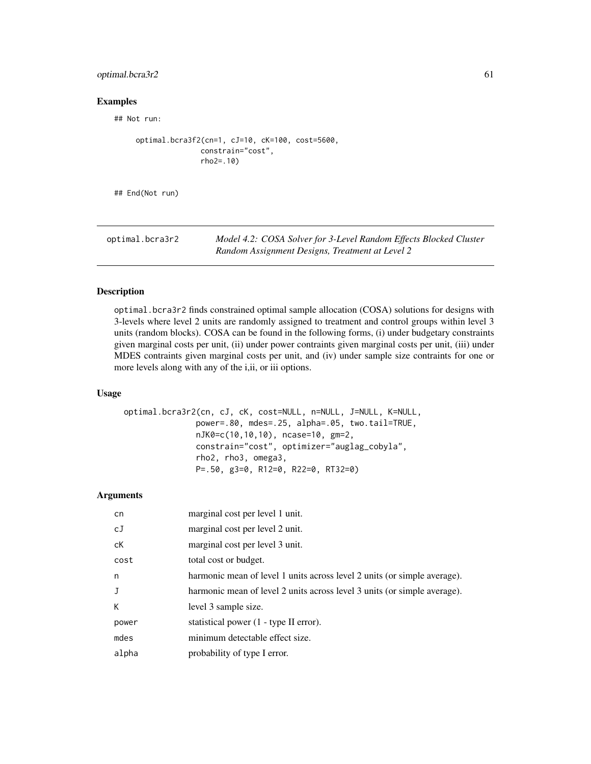## Examples

```
## Not run:

     optimal.bcra3f2(cn=1, cJ=10, cK=100, cost=5600,
                     constrain="cost",
                     rho2=.10)


## End(Not run)
```

---

## optimal.bcra3r2 — *Model 4.2: COSA Solver for 3-Level Random Effects Blocked Cluster Random Assignment Designs, Treatment at Level 2*

---

### Description

optimal.bcra3r2 finds constrained optimal sample allocation (COSA) solutions for designs with 3-levels where level 2 units are randomly assigned to treatment and control groups within level 3 units (random blocks). COSA can be found in the following forms, (i) under budgetary constraints given marginal costs per unit, (ii) under power contraints given marginal costs per unit, (iii) under MDES contraints given marginal costs per unit, and (iv) under sample size contraints for one or more levels along with any of the i,ii, or iii options.

### Usage

```
optimal.bcra3r2(cn, cJ, cK, cost=NULL, n=NULL, J=NULL, K=NULL,
                power=.80, mdes=.25, alpha=.05, two.tail=TRUE,
                nJK0=c(10,10,10), ncase=10, gm=2,
                constrain="cost", optimizer="auglag_cobyla",
                rho2, rho3, omega3,
                P=.50, g3=0, R12=0, R22=0, RT32=0)
```

### Arguments

| | |
|---|---|
| cn | marginal cost per level 1 unit. |
| cJ | marginal cost per level 2 unit. |
| cK | marginal cost per level 3 unit. |
| cost | total cost or budget. |
| n | harmonic mean of level 1 units across level 2 units (or simple average). |
| J | harmonic mean of level 2 units across level 3 units (or simple average). |
| K | level 3 sample size. |
| power | statistical power (1 - type II error). |
| mdes | minimum detectable effect size. |
| alpha | probability of type I error. |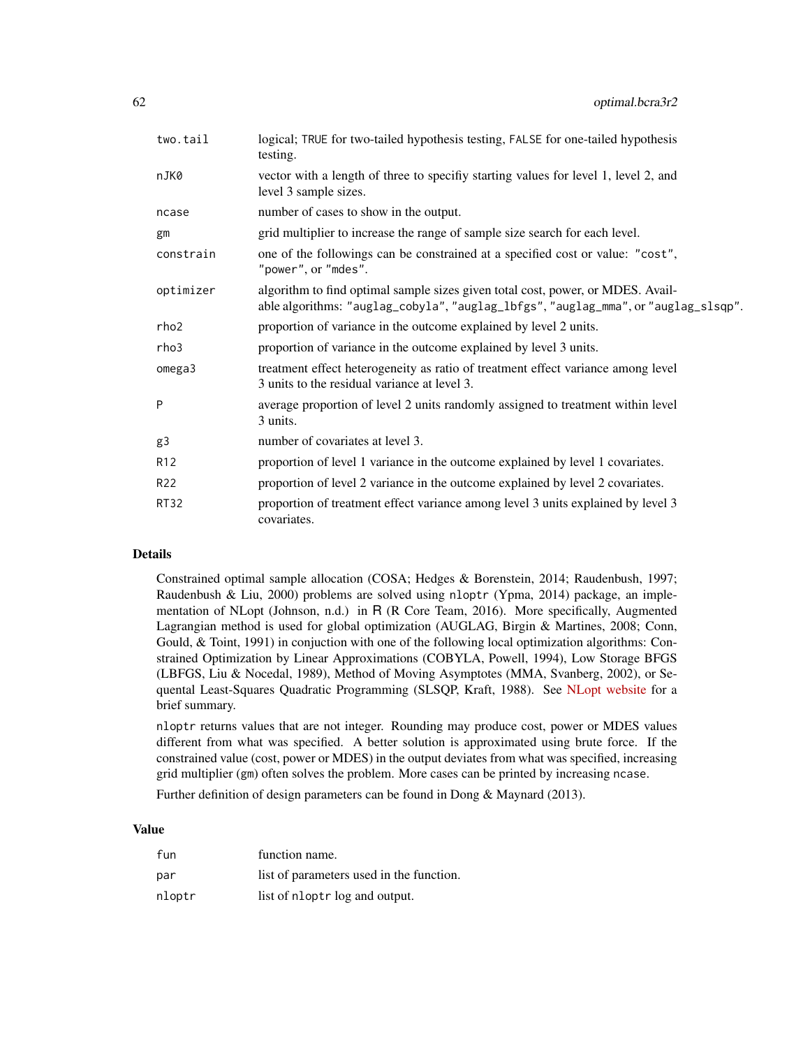| | |
|---|---|
| two.tail | logical; TRUE for two-tailed hypothesis testing, FALSE for one-tailed hypothesis testing. |
| nJK0 | vector with a length of three to specifiy starting values for level 1, level 2, and level 3 sample sizes. |
| ncase | number of cases to show in the output. |
| gm | grid multiplier to increase the range of sample size search for each level. |
| constrain | one of the followings can be constrained at a specified cost or value: "cost", "power", or "mdes". |
| optimizer | algorithm to find optimal sample sizes given total cost, power, or MDES. Available algorithms: "auglag_cobyla", "auglag_lbfgs", "auglag_mma", or "auglag_slsqp". |
| rho2 | proportion of variance in the outcome explained by level 2 units. |
| rho3 | proportion of variance in the outcome explained by level 3 units. |
| omega3 | treatment effect heterogeneity as ratio of treatment effect variance among level 3 units to the residual variance at level 3. |
| P | average proportion of level 2 units randomly assigned to treatment within level 3 units. |
| g3 | number of covariates at level 3. |
| R12 | proportion of level 1 variance in the outcome explained by level 1 covariates. |
| R22 | proportion of level 2 variance in the outcome explained by level 2 covariates. |
| RT32 | proportion of treatment effect variance among level 3 units explained by level 3 covariates. |

## Details

Constrained optimal sample allocation (COSA; Hedges & Borenstein, 2014; Raudenbush, 1997; Raudenbush & Liu, 2000) problems are solved using nloptr (Ypma, 2014) package, an implementation of NLopt (Johnson, n.d.) in R (R Core Team, 2016). More specifically, Augmented Lagrangian method is used for global optimization (AUGLAG, Birgin & Martines, 2008; Conn, Gould, & Toint, 1991) in conjuction with one of the following local optimization algorithms: Constrained Optimization by Linear Approximations (COBYLA, Powell, 1994), Low Storage BFGS (LBFGS, Liu & Nocedal, 1989), Method of Moving Asymptotes (MMA, Svanberg, 2002), or Sequental Least-Squares Quadratic Programming (SLSQP, Kraft, 1988). See NLopt website for a brief summary.

nloptr returns values that are not integer. Rounding may produce cost, power or MDES values different from what was specified. A better solution is approximated using brute force. If the constrained value (cost, power or MDES) in the output deviates from what was specified, increasing grid multiplier (gm) often solves the problem. More cases can be printed by increasing ncase.

Further definition of design parameters can be found in Dong & Maynard (2013).

## Value

| | |
|---|---|
| fun | function name. |
| par | list of parameters used in the function. |
| nloptr | list of nloptr log and output. |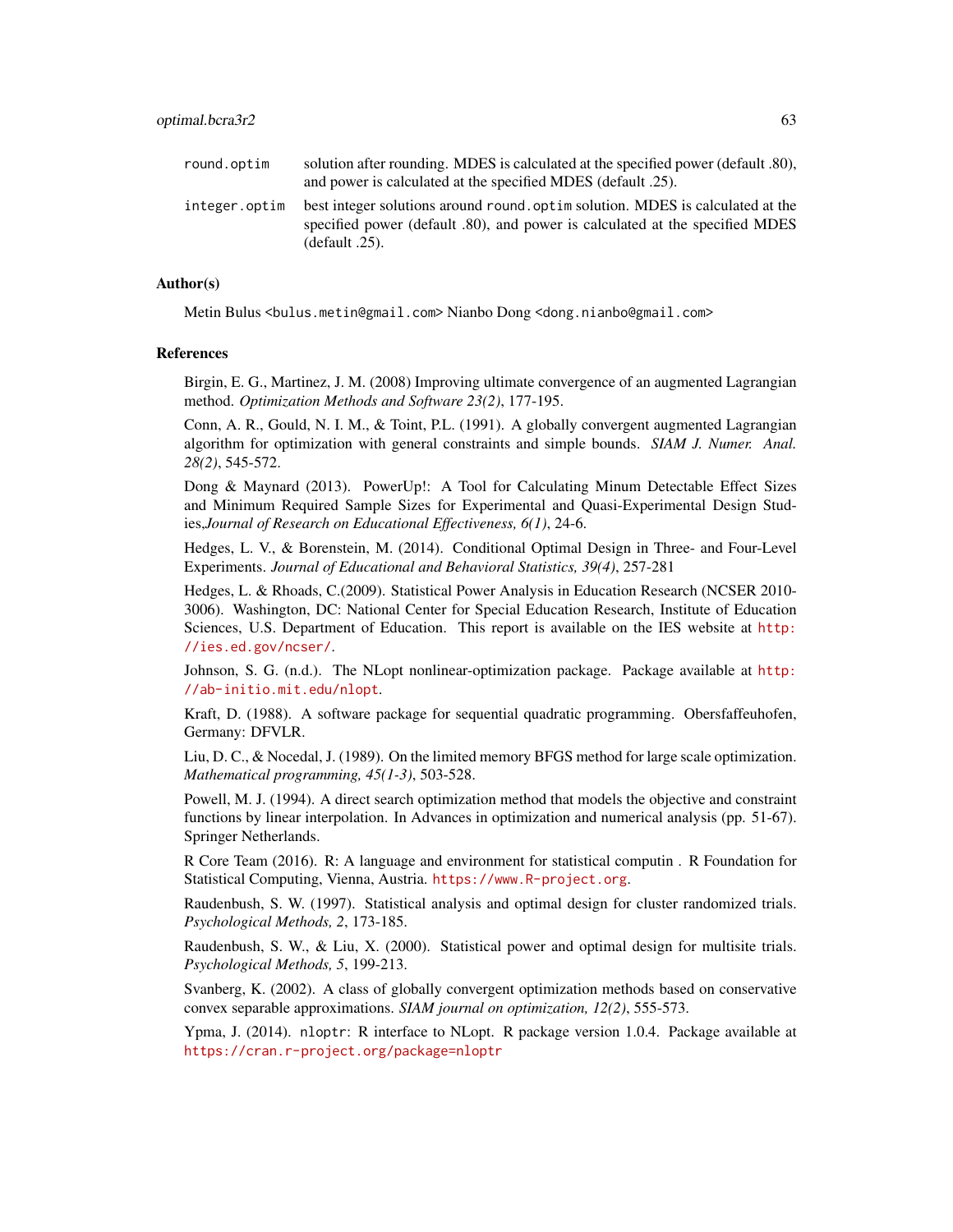`round.optim` solution after rounding. MDES is calculated at the specified power (default .80), and power is calculated at the specified MDES (default .25).

`integer.optim` best integer solutions around `round.optim` solution. MDES is calculated at the specified power (default .80), and power is calculated at the specified MDES (default .25).

### Author(s)

Metin Bulus <bulus.metin@gmail.com> Nianbo Dong <dong.nianbo@gmail.com>

### References

Birgin, E. G., Martinez, J. M. (2008) Improving ultimate convergence of an augmented Lagrangian method. *Optimization Methods and Software 23(2)*, 177-195.

Conn, A. R., Gould, N. I. M., & Toint, P.L. (1991). A globally convergent augmented Lagrangian algorithm for optimization with general constraints and simple bounds. *SIAM J. Numer. Anal. 28(2)*, 545-572.

Dong & Maynard (2013). PowerUp!: A Tool for Calculating Minum Detectable Effect Sizes and Minimum Required Sample Sizes for Experimental and Quasi-Experimental Design Studies,*Journal of Research on Educational Effectiveness, 6(1)*, 24-6.

Hedges, L. V., & Borenstein, M. (2014). Conditional Optimal Design in Three- and Four-Level Experiments. *Journal of Educational and Behavioral Statistics, 39(4)*, 257-281

Hedges, L. & Rhoads, C.(2009). Statistical Power Analysis in Education Research (NCSER 2010-3006). Washington, DC: National Center for Special Education Research, Institute of Education Sciences, U.S. Department of Education. This report is available on the IES website at http://ies.ed.gov/ncser/.

Johnson, S. G. (n.d.). The NLopt nonlinear-optimization package. Package available at http://ab-initio.mit.edu/nlopt.

Kraft, D. (1988). A software package for sequential quadratic programming. Obersfaffeuhofen, Germany: DFVLR.

Liu, D. C., & Nocedal, J. (1989). On the limited memory BFGS method for large scale optimization. *Mathematical programming, 45(1-3)*, 503-528.

Powell, M. J. (1994). A direct search optimization method that models the objective and constraint functions by linear interpolation. In Advances in optimization and numerical analysis (pp. 51-67). Springer Netherlands.

R Core Team (2016). R: A language and environment for statistical computin . R Foundation for Statistical Computing, Vienna, Austria. https://www.R-project.org.

Raudenbush, S. W. (1997). Statistical analysis and optimal design for cluster randomized trials. *Psychological Methods, 2*, 173-185.

Raudenbush, S. W., & Liu, X. (2000). Statistical power and optimal design for multisite trials. *Psychological Methods, 5*, 199-213.

Svanberg, K. (2002). A class of globally convergent optimization methods based on conservative convex separable approximations. *SIAM journal on optimization, 12(2)*, 555-573.

Ypma, J. (2014). `nloptr`: R interface to NLopt. R package version 1.0.4. Package available at https://cran.r-project.org/package=nloptr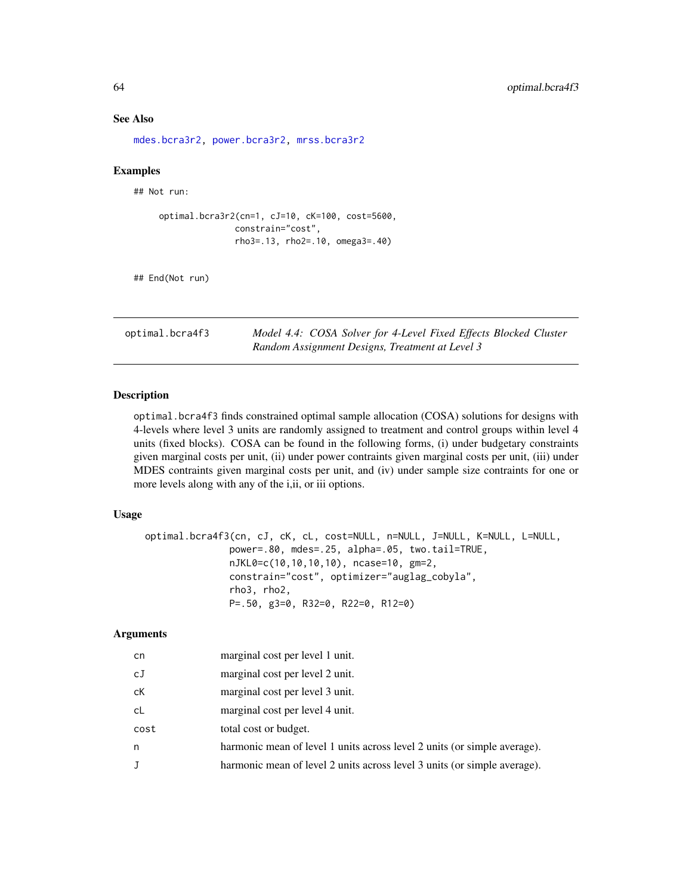### See Also

mdes.bcra3r2, power.bcra3r2, mrss.bcra3r2

### Examples

```
## Not run:

     optimal.bcra3r2(cn=1, cJ=10, cK=100, cost=5600,
                     constrain="cost",
                     rho3=.13, rho2=.10, omega3=.40)


## End(Not run)
```

---

## optimal.bcra4f3 — *Model 4.4: COSA Solver for 4-Level Fixed Effects Blocked Cluster Random Assignment Designs, Treatment at Level 3*

---

### Description

optimal.bcra4f3 finds constrained optimal sample allocation (COSA) solutions for designs with 4-levels where level 3 units are randomly assigned to treatment and control groups within level 4 units (fixed blocks). COSA can be found in the following forms, (i) under budgetary constraints given marginal costs per unit, (ii) under power contraints given marginal costs per unit, (iii) under MDES contraints given marginal costs per unit, and (iv) under sample size contraints for one or more levels along with any of the i,ii, or iii options.

### Usage

```
optimal.bcra4f3(cn, cJ, cK, cL, cost=NULL, n=NULL, J=NULL, K=NULL, L=NULL,
                power=.80, mdes=.25, alpha=.05, two.tail=TRUE,
                nJKL0=c(10,10,10,10), ncase=10, gm=2,
                constrain="cost", optimizer="auglag_cobyla",
                rho3, rho2,
                P=.50, g3=0, R32=0, R22=0, R12=0)
```

### Arguments

| | |
|---|---|
| cn | marginal cost per level 1 unit. |
| cJ | marginal cost per level 2 unit. |
| cK | marginal cost per level 3 unit. |
| cL | marginal cost per level 4 unit. |
| cost | total cost or budget. |
| n | harmonic mean of level 1 units across level 2 units (or simple average). |
| J | harmonic mean of level 2 units across level 3 units (or simple average). |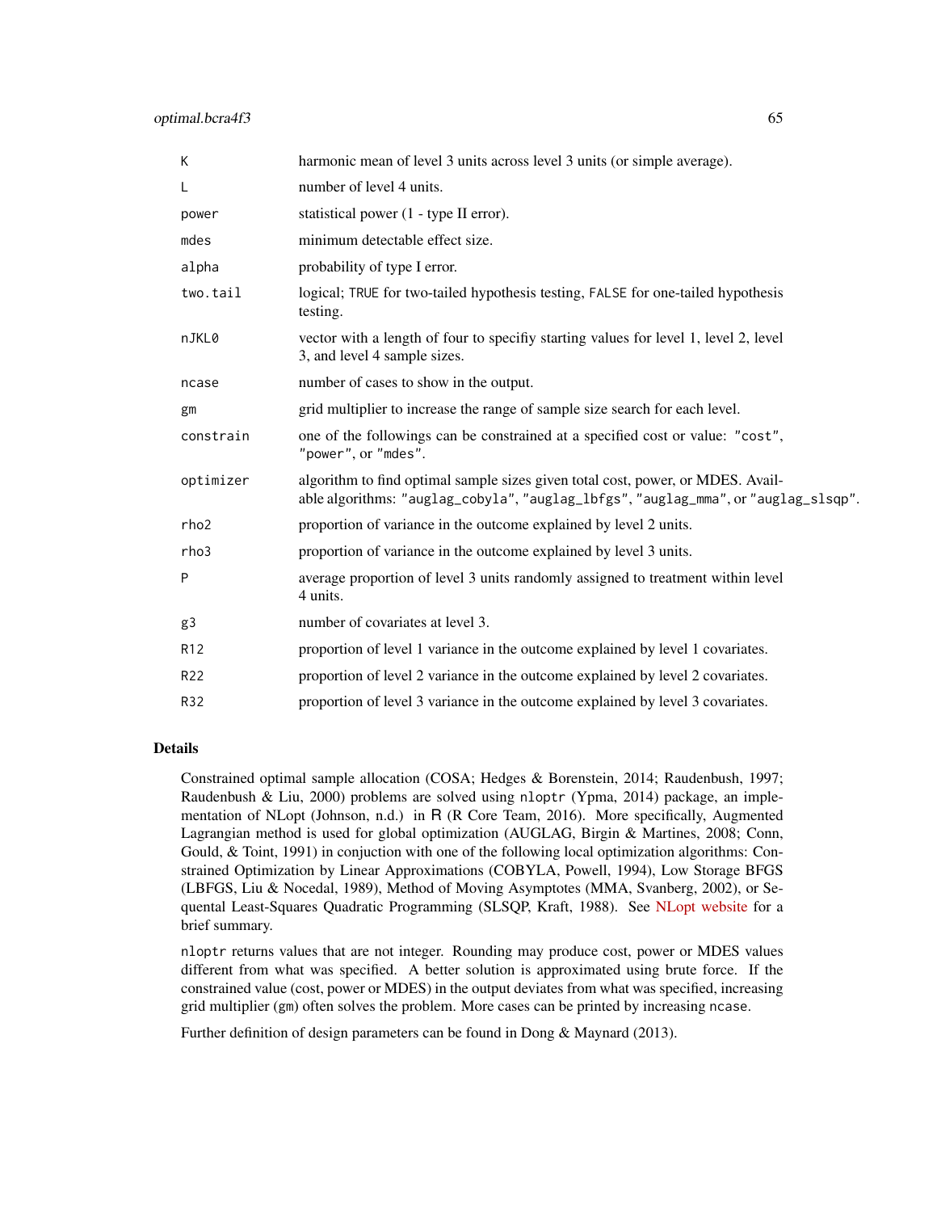| | |
|---|---|
| K | harmonic mean of level 3 units across level 3 units (or simple average). |
| L | number of level 4 units. |
| power | statistical power (1 - type II error). |
| mdes | minimum detectable effect size. |
| alpha | probability of type I error. |
| two.tail | logical; TRUE for two-tailed hypothesis testing, FALSE for one-tailed hypothesis testing. |
| nJKL0 | vector with a length of four to specifiy starting values for level 1, level 2, level 3, and level 4 sample sizes. |
| ncase | number of cases to show in the output. |
| gm | grid multiplier to increase the range of sample size search for each level. |
| constrain | one of the followings can be constrained at a specified cost or value: "cost", "power", or "mdes". |
| optimizer | algorithm to find optimal sample sizes given total cost, power, or MDES. Available algorithms: "auglag_cobyla", "auglag_lbfgs", "auglag_mma", or "auglag_slsqp". |
| rho2 | proportion of variance in the outcome explained by level 2 units. |
| rho3 | proportion of variance in the outcome explained by level 3 units. |
| P | average proportion of level 3 units randomly assigned to treatment within level 4 units. |
| g3 | number of covariates at level 3. |
| R12 | proportion of level 1 variance in the outcome explained by level 1 covariates. |
| R22 | proportion of level 2 variance in the outcome explained by level 2 covariates. |
| R32 | proportion of level 3 variance in the outcome explained by level 3 covariates. |

## Details

Constrained optimal sample allocation (COSA; Hedges & Borenstein, 2014; Raudenbush, 1997; Raudenbush & Liu, 2000) problems are solved using nloptr (Ypma, 2014) package, an implementation of NLopt (Johnson, n.d.) in R (R Core Team, 2016). More specifically, Augmented Lagrangian method is used for global optimization (AUGLAG, Birgin & Martines, 2008; Conn, Gould, & Toint, 1991) in conjuction with one of the following local optimization algorithms: Constrained Optimization by Linear Approximations (COBYLA, Powell, 1994), Low Storage BFGS (LBFGS, Liu & Nocedal, 1989), Method of Moving Asymptotes (MMA, Svanberg, 2002), or Sequental Least-Squares Quadratic Programming (SLSQP, Kraft, 1988). See NLopt website for a brief summary.

nloptr returns values that are not integer. Rounding may produce cost, power or MDES values different from what was specified. A better solution is approximated using brute force. If the constrained value (cost, power or MDES) in the output deviates from what was specified, increasing grid multiplier (gm) often solves the problem. More cases can be printed by increasing ncase.

Further definition of design parameters can be found in Dong & Maynard (2013).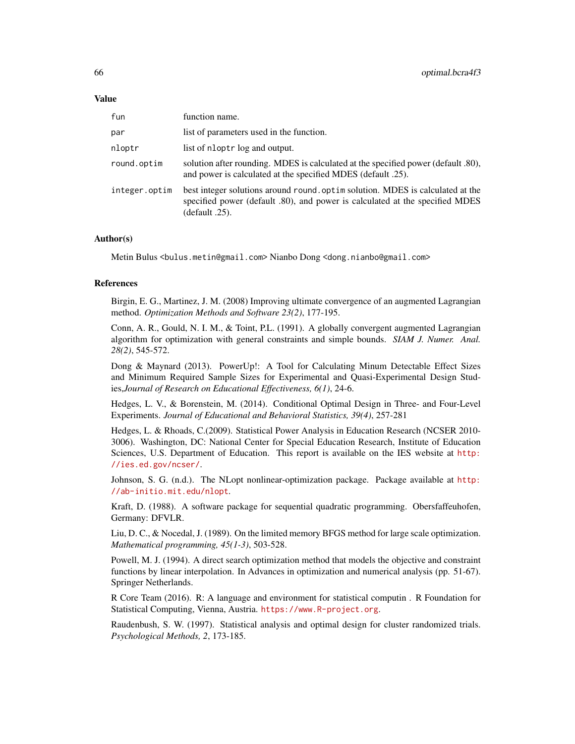### Value

| | |
|---|---|
| `fun` | function name. |
| `par` | list of parameters used in the function. |
| `nloptr` | list of `nloptr` log and output. |
| `round.optim` | solution after rounding. MDES is calculated at the specified power (default .80), and power is calculated at the specified MDES (default .25). |
| `integer.optim` | best integer solutions around `round.optim` solution. MDES is calculated at the specified power (default .80), and power is calculated at the specified MDES (default .25). |

### Author(s)

Metin Bulus <bulus.metin@gmail.com> Nianbo Dong <dong.nianbo@gmail.com>

### References

Birgin, E. G., Martinez, J. M. (2008) Improving ultimate convergence of an augmented Lagrangian method. *Optimization Methods and Software 23(2)*, 177-195.

Conn, A. R., Gould, N. I. M., & Toint, P.L. (1991). A globally convergent augmented Lagrangian algorithm for optimization with general constraints and simple bounds. *SIAM J. Numer. Anal. 28(2)*, 545-572.

Dong & Maynard (2013). PowerUp!: A Tool for Calculating Minum Detectable Effect Sizes and Minimum Required Sample Sizes for Experimental and Quasi-Experimental Design Studies,*Journal of Research on Educational Effectiveness, 6(1)*, 24-6.

Hedges, L. V., & Borenstein, M. (2014). Conditional Optimal Design in Three- and Four-Level Experiments. *Journal of Educational and Behavioral Statistics, 39(4)*, 257-281

Hedges, L. & Rhoads, C.(2009). Statistical Power Analysis in Education Research (NCSER 2010-3006). Washington, DC: National Center for Special Education Research, Institute of Education Sciences, U.S. Department of Education. This report is available on the IES website at http://ies.ed.gov/ncser/.

Johnson, S. G. (n.d.). The NLopt nonlinear-optimization package. Package available at http://ab-initio.mit.edu/nlopt.

Kraft, D. (1988). A software package for sequential quadratic programming. Obersfaffeuhofen, Germany: DFVLR.

Liu, D. C., & Nocedal, J. (1989). On the limited memory BFGS method for large scale optimization. *Mathematical programming, 45(1-3)*, 503-528.

Powell, M. J. (1994). A direct search optimization method that models the objective and constraint functions by linear interpolation. In Advances in optimization and numerical analysis (pp. 51-67). Springer Netherlands.

R Core Team (2016). R: A language and environment for statistical computin . R Foundation for Statistical Computing, Vienna, Austria. https://www.R-project.org.

Raudenbush, S. W. (1997). Statistical analysis and optimal design for cluster randomized trials. *Psychological Methods, 2*, 173-185.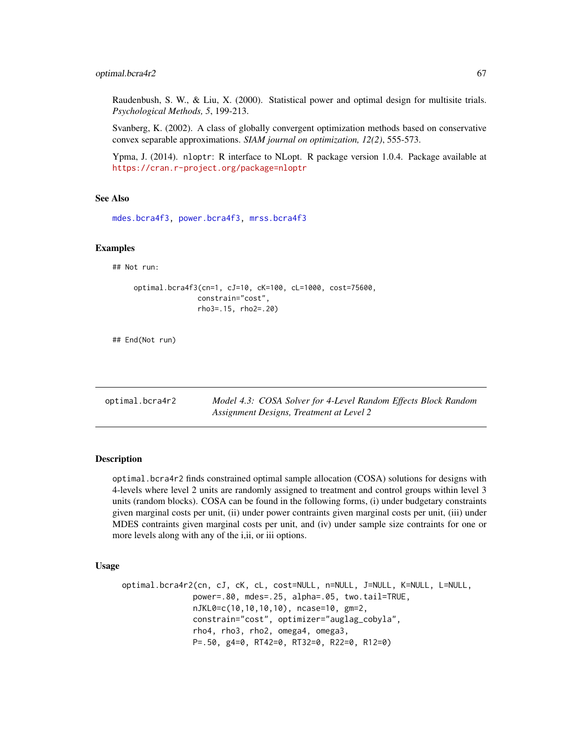Raudenbush, S. W., & Liu, X. (2000). Statistical power and optimal design for multisite trials. *Psychological Methods, 5*, 199-213.

Svanberg, K. (2002). A class of globally convergent optimization methods based on conservative convex separable approximations. *SIAM journal on optimization, 12(2)*, 555-573.

Ypma, J. (2014). nloptr: R interface to NLopt. R package version 1.0.4. Package available at https://cran.r-project.org/package=nloptr

### See Also

mdes.bcra4f3, power.bcra4f3, mrss.bcra4f3

### Examples

```
## Not run:

    optimal.bcra4f3(cn=1, cJ=10, cK=100, cL=1000, cost=75600,
                    constrain="cost",
                    rho3=.15, rho2=.20)


## End(Not run)
```

---

## optimal.bcra4r2 — *Model 4.3: COSA Solver for 4-Level Random Effects Block Random Assignment Designs, Treatment at Level 2*

---

### Description

optimal.bcra4r2 finds constrained optimal sample allocation (COSA) solutions for designs with 4-levels where level 2 units are randomly assigned to treatment and control groups within level 3 units (random blocks). COSA can be found in the following forms, (i) under budgetary constraints given marginal costs per unit, (ii) under power contraints given marginal costs per unit, (iii) under MDES contraints given marginal costs per unit, and (iv) under sample size contraints for one or more levels along with any of the i,ii, or iii options.

### Usage

```
optimal.bcra4r2(cn, cJ, cK, cL, cost=NULL, n=NULL, J=NULL, K=NULL, L=NULL,
                power=.80, mdes=.25, alpha=.05, two.tail=TRUE,
                nJKL0=c(10,10,10,10), ncase=10, gm=2,
                constrain="cost", optimizer="auglag_cobyla",
                rho4, rho3, rho2, omega4, omega3,
                P=.50, g4=0, RT42=0, RT32=0, R22=0, R12=0)
```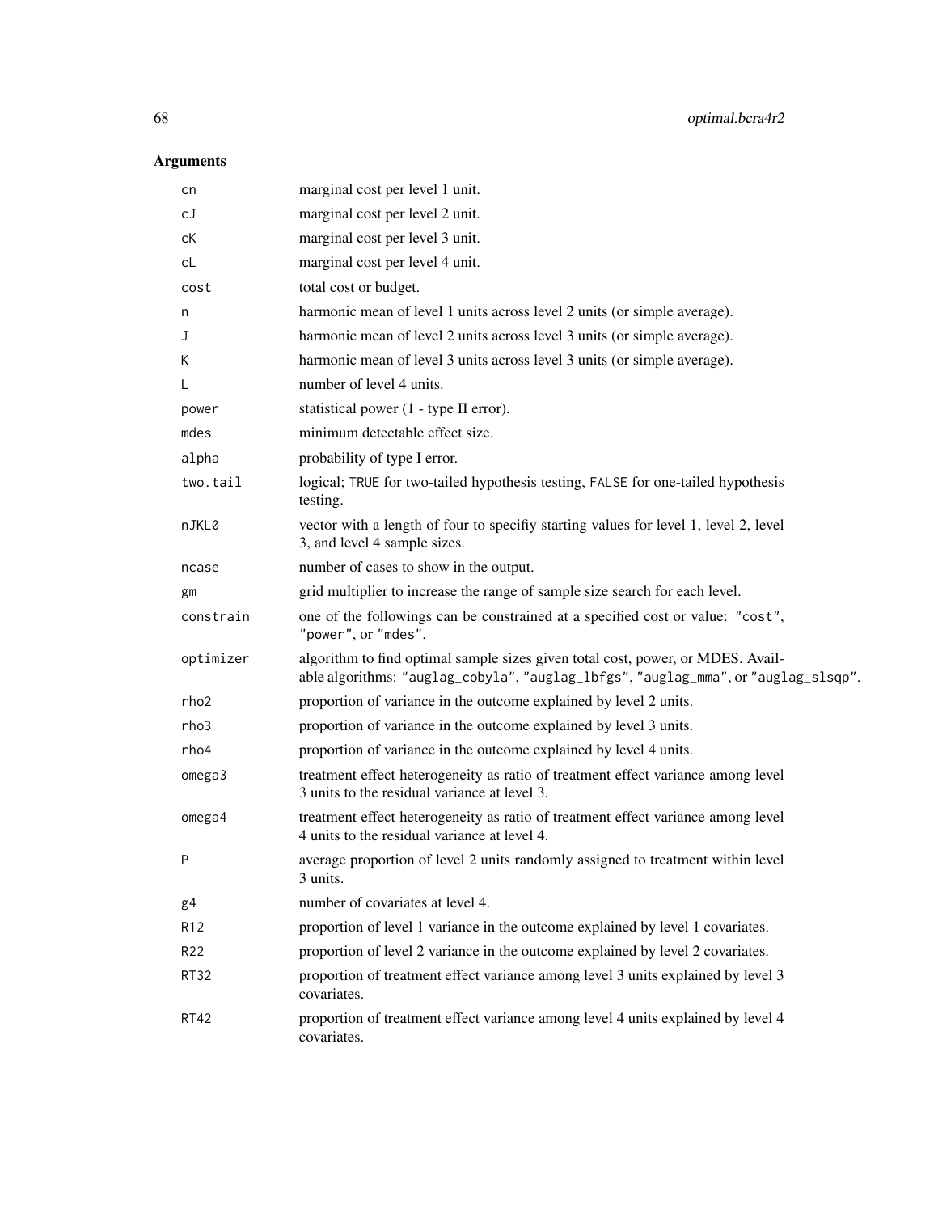## Arguments

| | |
|---|---|
| `cn` | marginal cost per level 1 unit. |
| `cJ` | marginal cost per level 2 unit. |
| `cK` | marginal cost per level 3 unit. |
| `cL` | marginal cost per level 4 unit. |
| `cost` | total cost or budget. |
| `n` | harmonic mean of level 1 units across level 2 units (or simple average). |
| `J` | harmonic mean of level 2 units across level 3 units (or simple average). |
| `K` | harmonic mean of level 3 units across level 3 units (or simple average). |
| `L` | number of level 4 units. |
| `power` | statistical power (1 - type II error). |
| `mdes` | minimum detectable effect size. |
| `alpha` | probability of type I error. |
| `two.tail` | logical; `TRUE` for two-tailed hypothesis testing, `FALSE` for one-tailed hypothesis testing. |
| `nJKL0` | vector with a length of four to specifiy starting values for level 1, level 2, level 3, and level 4 sample sizes. |
| `ncase` | number of cases to show in the output. |
| `gm` | grid multiplier to increase the range of sample size search for each level. |
| `constrain` | one of the followings can be constrained at a specified cost or value: `"cost"`, `"power"`, or `"mdes"`. |
| `optimizer` | algorithm to find optimal sample sizes given total cost, power, or MDES. Available algorithms: `"auglag_cobyla"`, `"auglag_lbfgs"`, `"auglag_mma"`, or `"auglag_slsqp"`. |
| `rho2` | proportion of variance in the outcome explained by level 2 units. |
| `rho3` | proportion of variance in the outcome explained by level 3 units. |
| `rho4` | proportion of variance in the outcome explained by level 4 units. |
| `omega3` | treatment effect heterogeneity as ratio of treatment effect variance among level 3 units to the residual variance at level 3. |
| `omega4` | treatment effect heterogeneity as ratio of treatment effect variance among level 4 units to the residual variance at level 4. |
| `P` | average proportion of level 2 units randomly assigned to treatment within level 3 units. |
| `g4` | number of covariates at level 4. |
| `R12` | proportion of level 1 variance in the outcome explained by level 1 covariates. |
| `R22` | proportion of level 2 variance in the outcome explained by level 2 covariates. |
| `RT32` | proportion of treatment effect variance among level 3 units explained by level 3 covariates. |
| `RT42` | proportion of treatment effect variance among level 4 units explained by level 4 covariates. |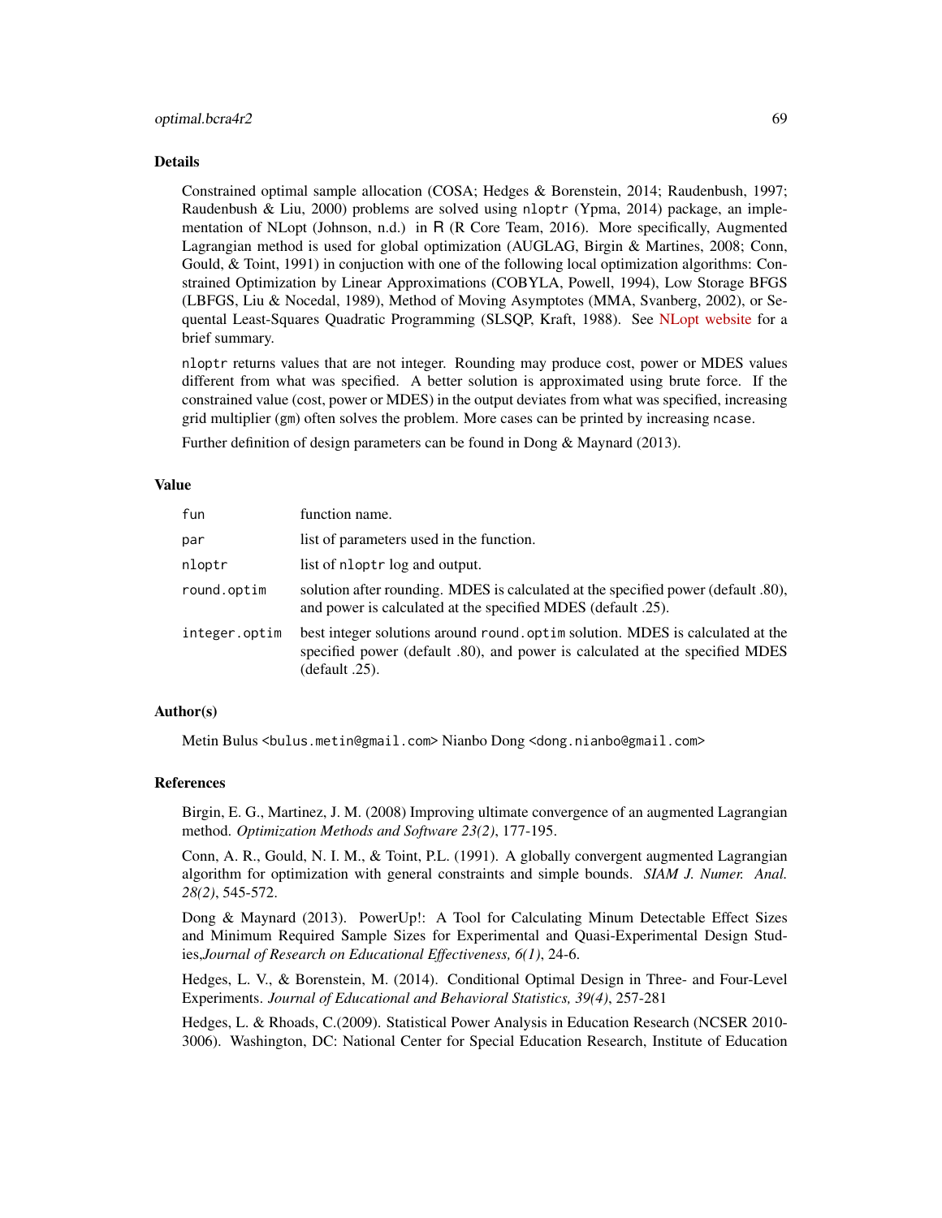## Details

Constrained optimal sample allocation (COSA; Hedges & Borenstein, 2014; Raudenbush, 1997; Raudenbush & Liu, 2000) problems are solved using `nloptr` (Ypma, 2014) package, an implementation of NLopt (Johnson, n.d.) in R (R Core Team, 2016). More specifically, Augmented Lagrangian method is used for global optimization (AUGLAG, Birgin & Martines, 2008; Conn, Gould, & Toint, 1991) in conjuction with one of the following local optimization algorithms: Constrained Optimization by Linear Approximations (COBYLA, Powell, 1994), Low Storage BFGS (LBFGS, Liu & Nocedal, 1989), Method of Moving Asymptotes (MMA, Svanberg, 2002), or Sequential Least-Squares Quadratic Programming (SLSQP, Kraft, 1988). See NLopt website for a brief summary.

`nloptr` returns values that are not integer. Rounding may produce cost, power or MDES values different from what was specified. A better solution is approximated using brute force. If the constrained value (cost, power or MDES) in the output deviates from what was specified, increasing grid multiplier (`gm`) often solves the problem. More cases can be printed by increasing `ncase`.

Further definition of design parameters can be found in Dong & Maynard (2013).

## Value

| | |
|---|---|
| `fun` | function name. |
| `par` | list of parameters used in the function. |
| `nloptr` | list of `nloptr` log and output. |
| `round.optim` | solution after rounding. MDES is calculated at the specified power (default .80), and power is calculated at the specified MDES (default .25). |
| `integer.optim` | best integer solutions around `round.optim` solution. MDES is calculated at the specified power (default .80), and power is calculated at the specified MDES (default .25). |

## Author(s)

Metin Bulus <bulus.metin@gmail.com> Nianbo Dong <dong.nianbo@gmail.com>

## References

Birgin, E. G., Martinez, J. M. (2008) Improving ultimate convergence of an augmented Lagrangian method. *Optimization Methods and Software 23(2)*, 177-195.

Conn, A. R., Gould, N. I. M., & Toint, P.L. (1991). A globally convergent augmented Lagrangian algorithm for optimization with general constraints and simple bounds. *SIAM J. Numer. Anal. 28(2)*, 545-572.

Dong & Maynard (2013). PowerUp!: A Tool for Calculating Minum Detectable Effect Sizes and Minimum Required Sample Sizes for Experimental and Quasi-Experimental Design Studies,*Journal of Research on Educational Effectiveness, 6(1)*, 24-6.

Hedges, L. V., & Borenstein, M. (2014). Conditional Optimal Design in Three- and Four-Level Experiments. *Journal of Educational and Behavioral Statistics, 39(4)*, 257-281

Hedges, L. & Rhoads, C.(2009). Statistical Power Analysis in Education Research (NCSER 2010-3006). Washington, DC: National Center for Special Education Research, Institute of Education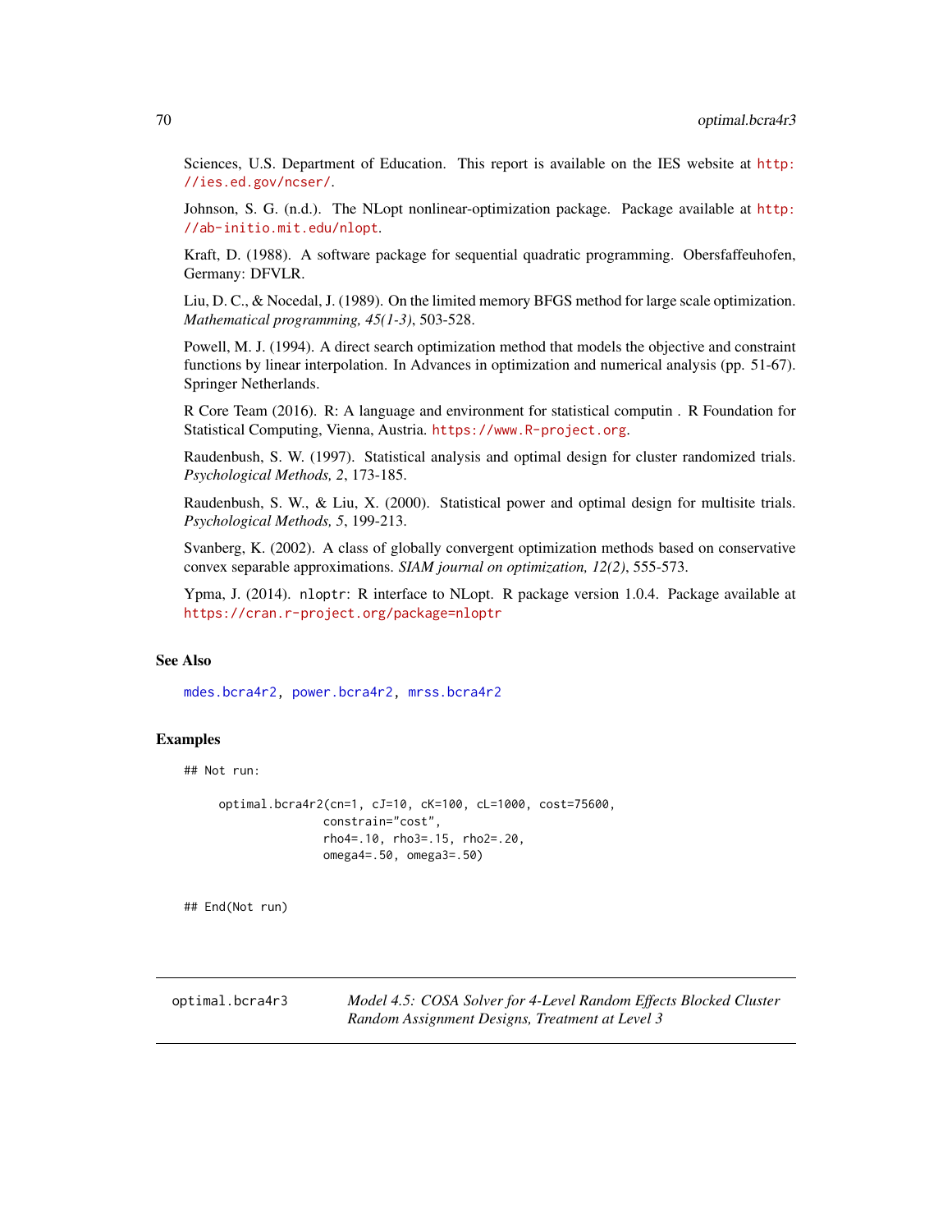Sciences, U.S. Department of Education. This report is available on the IES website at http://ies.ed.gov/ncser/.

Johnson, S. G. (n.d.). The NLopt nonlinear-optimization package. Package available at http://ab-initio.mit.edu/nlopt.

Kraft, D. (1988). A software package for sequential quadratic programming. Obersfaffeuhofen, Germany: DFVLR.

Liu, D. C., & Nocedal, J. (1989). On the limited memory BFGS method for large scale optimization. *Mathematical programming, 45(1-3)*, 503-528.

Powell, M. J. (1994). A direct search optimization method that models the objective and constraint functions by linear interpolation. In Advances in optimization and numerical analysis (pp. 51-67). Springer Netherlands.

R Core Team (2016). R: A language and environment for statistical computin . R Foundation for Statistical Computing, Vienna, Austria. https://www.R-project.org.

Raudenbush, S. W. (1997). Statistical analysis and optimal design for cluster randomized trials. *Psychological Methods, 2*, 173-185.

Raudenbush, S. W., & Liu, X. (2000). Statistical power and optimal design for multisite trials. *Psychological Methods, 5*, 199-213.

Svanberg, K. (2002). A class of globally convergent optimization methods based on conservative convex separable approximations. *SIAM journal on optimization, 12(2)*, 555-573.

Ypma, J. (2014). `nloptr`: R interface to NLopt. R package version 1.0.4. Package available at https://cran.r-project.org/package=nloptr

### See Also

`mdes.bcra4r2`, `power.bcra4r2`, `mrss.bcra4r2`

### Examples

```
## Not run:

    optimal.bcra4r2(cn=1, cJ=10, cK=100, cL=1000, cost=75600,
                    constrain="cost",
                    rho4=.10, rho3=.15, rho2=.20,
                    omega4=.50, omega3=.50)


## End(Not run)
```

---

## optimal.bcra4r3 — *Model 4.5: COSA Solver for 4-Level Random Effects Blocked Cluster Random Assignment Designs, Treatment at Level 3*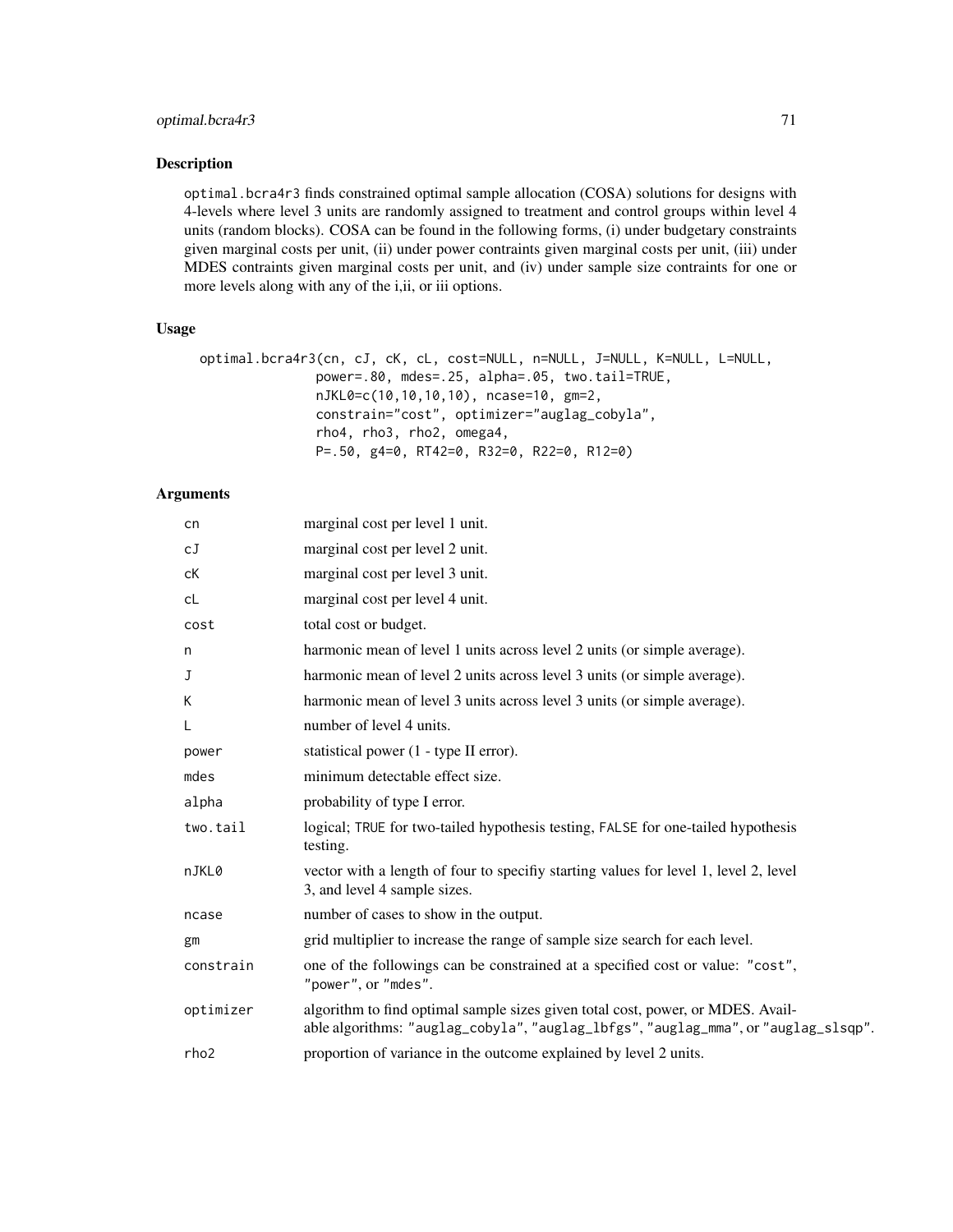## Description

optimal.bcra4r3 finds constrained optimal sample allocation (COSA) solutions for designs with 4-levels where level 3 units are randomly assigned to treatment and control groups within level 4 units (random blocks). COSA can be found in the following forms, (i) under budgetary constraints given marginal costs per unit, (ii) under power contraints given marginal costs per unit, (iii) under MDES contraints given marginal costs per unit, and (iv) under sample size contraints for one or more levels along with any of the i,ii, or iii options.

## Usage

```
optimal.bcra4r3(cn, cJ, cK, cL, cost=NULL, n=NULL, J=NULL, K=NULL, L=NULL,
                power=.80, mdes=.25, alpha=.05, two.tail=TRUE,
                nJKL0=c(10,10,10,10), ncase=10, gm=2,
                constrain="cost", optimizer="auglag_cobyla",
                rho4, rho3, rho2, omega4,
                P=.50, g4=0, RT42=0, R32=0, R22=0, R12=0)
```

## Arguments

| | |
|---|---|
| cn | marginal cost per level 1 unit. |
| cJ | marginal cost per level 2 unit. |
| cK | marginal cost per level 3 unit. |
| cL | marginal cost per level 4 unit. |
| cost | total cost or budget. |
| n | harmonic mean of level 1 units across level 2 units (or simple average). |
| J | harmonic mean of level 2 units across level 3 units (or simple average). |
| K | harmonic mean of level 3 units across level 3 units (or simple average). |
| L | number of level 4 units. |
| power | statistical power (1 - type II error). |
| mdes | minimum detectable effect size. |
| alpha | probability of type I error. |
| two.tail | logical; TRUE for two-tailed hypothesis testing, FALSE for one-tailed hypothesis testing. |
| nJKL0 | vector with a length of four to specifiy starting values for level 1, level 2, level 3, and level 4 sample sizes. |
| ncase | number of cases to show in the output. |
| gm | grid multiplier to increase the range of sample size search for each level. |
| constrain | one of the followings can be constrained at a specified cost or value: "cost", "power", or "mdes". |
| optimizer | algorithm to find optimal sample sizes given total cost, power, or MDES. Available algorithms: "auglag_cobyla", "auglag_lbfgs", "auglag_mma", or "auglag_slsqp". |
| rho2 | proportion of variance in the outcome explained by level 2 units. |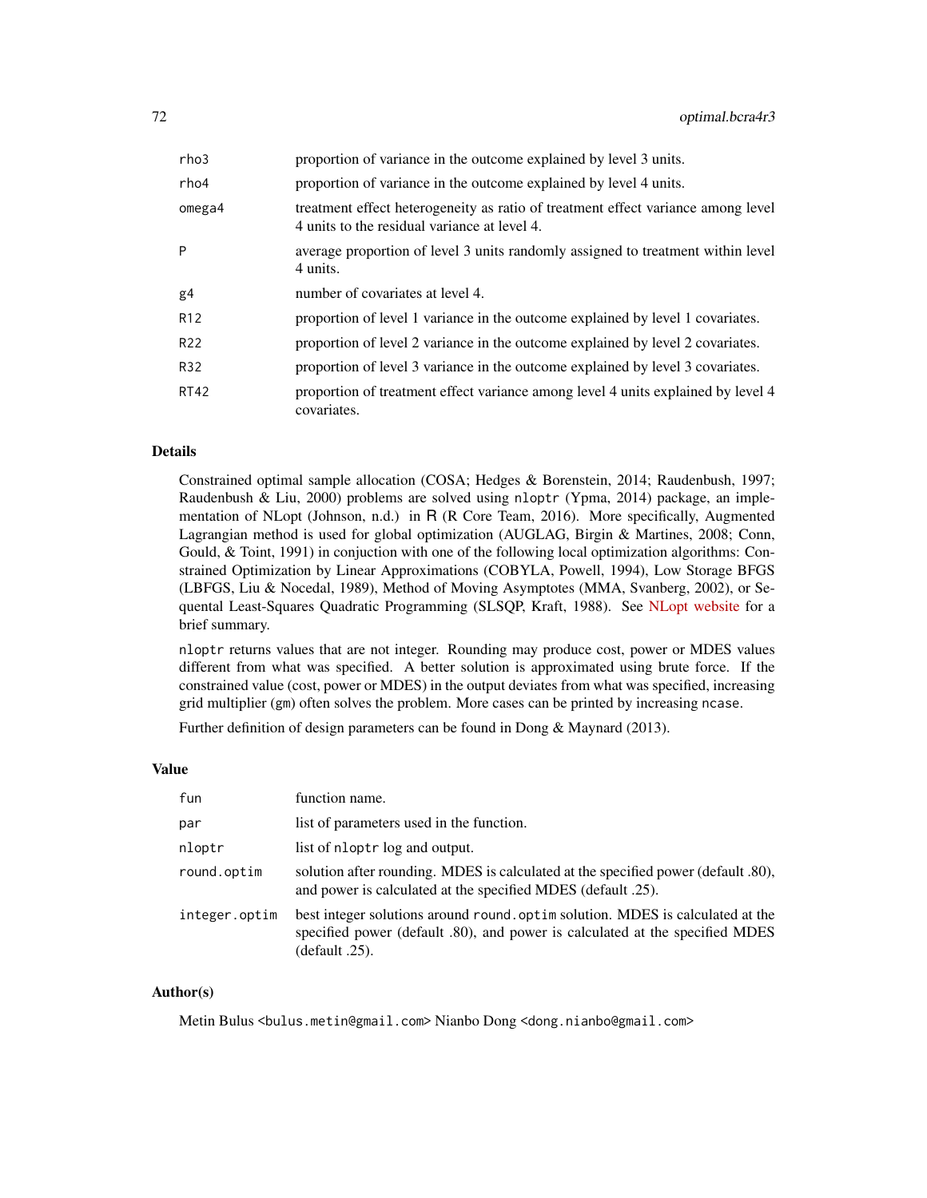| | |
|---|---|
| rho3 | proportion of variance in the outcome explained by level 3 units. |
| rho4 | proportion of variance in the outcome explained by level 4 units. |
| omega4 | treatment effect heterogeneity as ratio of treatment effect variance among level 4 units to the residual variance at level 4. |
| P | average proportion of level 3 units randomly assigned to treatment within level 4 units. |
| g4 | number of covariates at level 4. |
| R12 | proportion of level 1 variance in the outcome explained by level 1 covariates. |
| R22 | proportion of level 2 variance in the outcome explained by level 2 covariates. |
| R32 | proportion of level 3 variance in the outcome explained by level 3 covariates. |
| RT42 | proportion of treatment effect variance among level 4 units explained by level 4 covariates. |

## Details

Constrained optimal sample allocation (COSA; Hedges & Borenstein, 2014; Raudenbush, 1997; Raudenbush & Liu, 2000) problems are solved using `nloptr` (Ypma, 2014) package, an implementation of NLopt (Johnson, n.d.) in R (R Core Team, 2016). More specifically, Augmented Lagrangian method is used for global optimization (AUGLAG, Birgin & Martines, 2008; Conn, Gould, & Toint, 1991) in conjuction with one of the following local optimization algorithms: Constrained Optimization by Linear Approximations (COBYLA, Powell, 1994), Low Storage BFGS (LBFGS, Liu & Nocedal, 1989), Method of Moving Asymptotes (MMA, Svanberg, 2002), or Sequental Least-Squares Quadratic Programming (SLSQP, Kraft, 1988). See NLopt website for a brief summary.

`nloptr` returns values that are not integer. Rounding may produce cost, power or MDES values different from what was specified. A better solution is approximated using brute force. If the constrained value (cost, power or MDES) in the output deviates from what was specified, increasing grid multiplier (`gm`) often solves the problem. More cases can be printed by increasing `ncase`.

Further definition of design parameters can be found in Dong & Maynard (2013).

## Value

| | |
|---|---|
| fun | function name. |
| par | list of parameters used in the function. |
| nloptr | list of `nloptr` log and output. |
| round.optim | solution after rounding. MDES is calculated at the specified power (default .80), and power is calculated at the specified MDES (default .25). |
| integer.optim | best integer solutions around `round.optim` solution. MDES is calculated at the specified power (default .80), and power is calculated at the specified MDES (default .25). |

## Author(s)

Metin Bulus <bulus.metin@gmail.com> Nianbo Dong <dong.nianbo@gmail.com>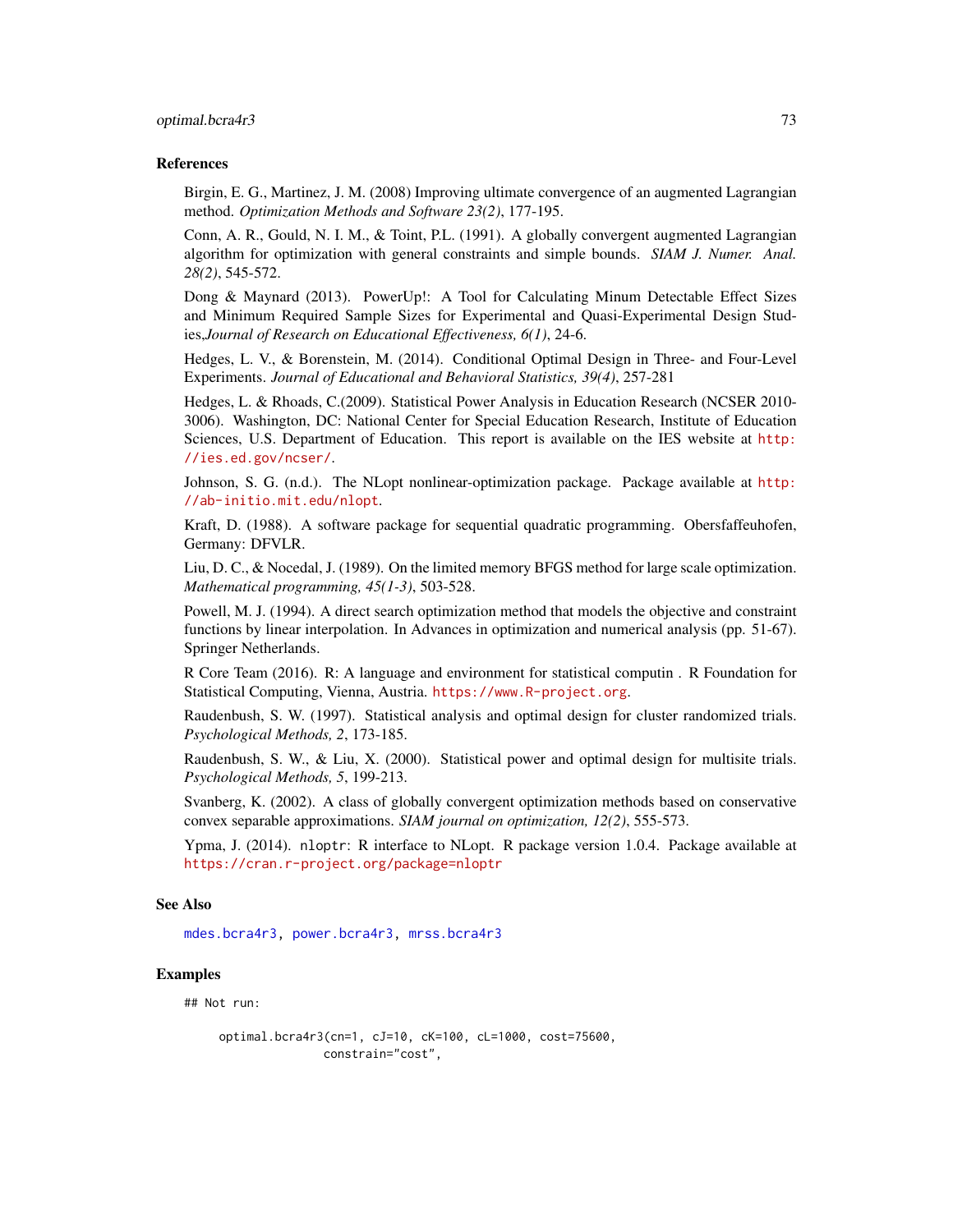## References

Birgin, E. G., Martinez, J. M. (2008) Improving ultimate convergence of an augmented Lagrangian method. *Optimization Methods and Software 23(2)*, 177-195.

Conn, A. R., Gould, N. I. M., & Toint, P.L. (1991). A globally convergent augmented Lagrangian algorithm for optimization with general constraints and simple bounds. *SIAM J. Numer. Anal. 28(2)*, 545-572.

Dong & Maynard (2013). PowerUp!: A Tool for Calculating Minum Detectable Effect Sizes and Minimum Required Sample Sizes for Experimental and Quasi-Experimental Design Studies,*Journal of Research on Educational Effectiveness, 6(1)*, 24-6.

Hedges, L. V., & Borenstein, M. (2014). Conditional Optimal Design in Three- and Four-Level Experiments. *Journal of Educational and Behavioral Statistics, 39(4)*, 257-281

Hedges, L. & Rhoads, C.(2009). Statistical Power Analysis in Education Research (NCSER 2010-3006). Washington, DC: National Center for Special Education Research, Institute of Education Sciences, U.S. Department of Education. This report is available on the IES website at http://ies.ed.gov/ncser/.

Johnson, S. G. (n.d.). The NLopt nonlinear-optimization package. Package available at http://ab-initio.mit.edu/nlopt.

Kraft, D. (1988). A software package for sequential quadratic programming. Obersfaffeuhofen, Germany: DFVLR.

Liu, D. C., & Nocedal, J. (1989). On the limited memory BFGS method for large scale optimization. *Mathematical programming, 45(1-3)*, 503-528.

Powell, M. J. (1994). A direct search optimization method that models the objective and constraint functions by linear interpolation. In Advances in optimization and numerical analysis (pp. 51-67). Springer Netherlands.

R Core Team (2016). R: A language and environment for statistical computin . R Foundation for Statistical Computing, Vienna, Austria. https://www.R-project.org.

Raudenbush, S. W. (1997). Statistical analysis and optimal design for cluster randomized trials. *Psychological Methods, 2*, 173-185.

Raudenbush, S. W., & Liu, X. (2000). Statistical power and optimal design for multisite trials. *Psychological Methods, 5*, 199-213.

Svanberg, K. (2002). A class of globally convergent optimization methods based on conservative convex separable approximations. *SIAM journal on optimization, 12(2)*, 555-573.

Ypma, J. (2014). `nloptr`: R interface to NLopt. R package version 1.0.4. Package available at https://cran.r-project.org/package=nloptr

## See Also

`mdes.bcra4r3`, `power.bcra4r3`, `mrss.bcra4r3`

## Examples

```
## Not run:

    optimal.bcra4r3(cn=1, cJ=10, cK=100, cL=1000, cost=75600,
                    constrain="cost",
```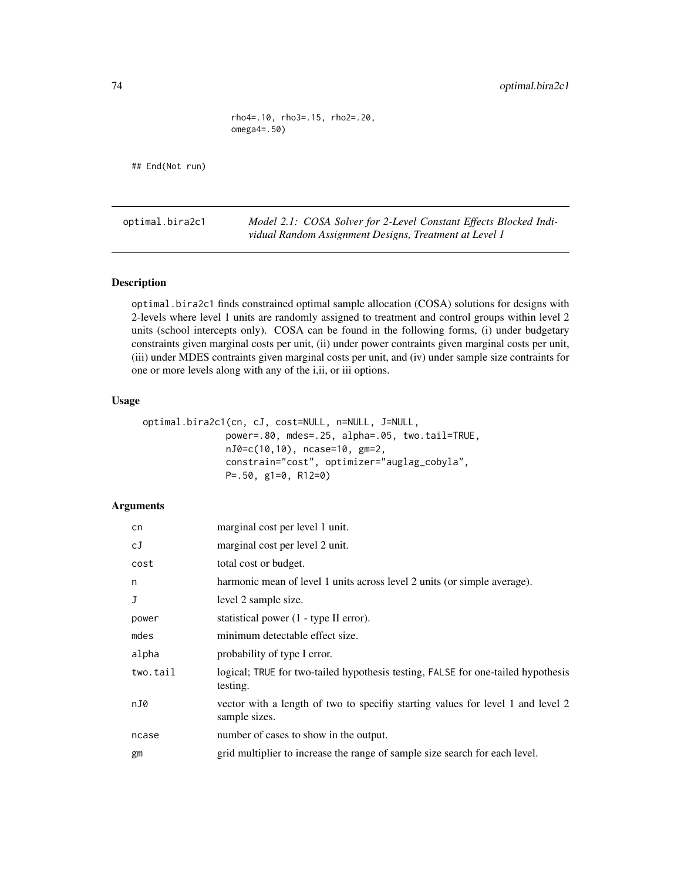```
                 rho4=.10, rho3=.15, rho2=.20,
                 omega4=.50)

## End(Not run)
```

---

optimal.bira2c1 — *Model 2.1: COSA Solver for 2-Level Constant Effects Blocked Individual Random Assignment Designs, Treatment at Level 1*

---

### Description

optimal.bira2c1 finds constrained optimal sample allocation (COSA) solutions for designs with 2-levels where level 1 units are randomly assigned to treatment and control groups within level 2 units (school intercepts only). COSA can be found in the following forms, (i) under budgetary constraints given marginal costs per unit, (ii) under power contraints given marginal costs per unit, (iii) under MDES contraints given marginal costs per unit, and (iv) under sample size contraints for one or more levels along with any of the i,ii, or iii options.

### Usage

```
optimal.bira2c1(cn, cJ, cost=NULL, n=NULL, J=NULL,
                power=.80, mdes=.25, alpha=.05, two.tail=TRUE,
                nJ0=c(10,10), ncase=10, gm=2,
                constrain="cost", optimizer="auglag_cobyla",
                P=.50, g1=0, R12=0)
```

### Arguments

| | |
|---|---|
| cn | marginal cost per level 1 unit. |
| cJ | marginal cost per level 2 unit. |
| cost | total cost or budget. |
| n | harmonic mean of level 1 units across level 2 units (or simple average). |
| J | level 2 sample size. |
| power | statistical power (1 - type II error). |
| mdes | minimum detectable effect size. |
| alpha | probability of type I error. |
| two.tail | logical; TRUE for two-tailed hypothesis testing, FALSE for one-tailed hypothesis testing. |
| nJ0 | vector with a length of two to specifiy starting values for level 1 and level 2 sample sizes. |
| ncase | number of cases to show in the output. |
| gm | grid multiplier to increase the range of sample size search for each level. |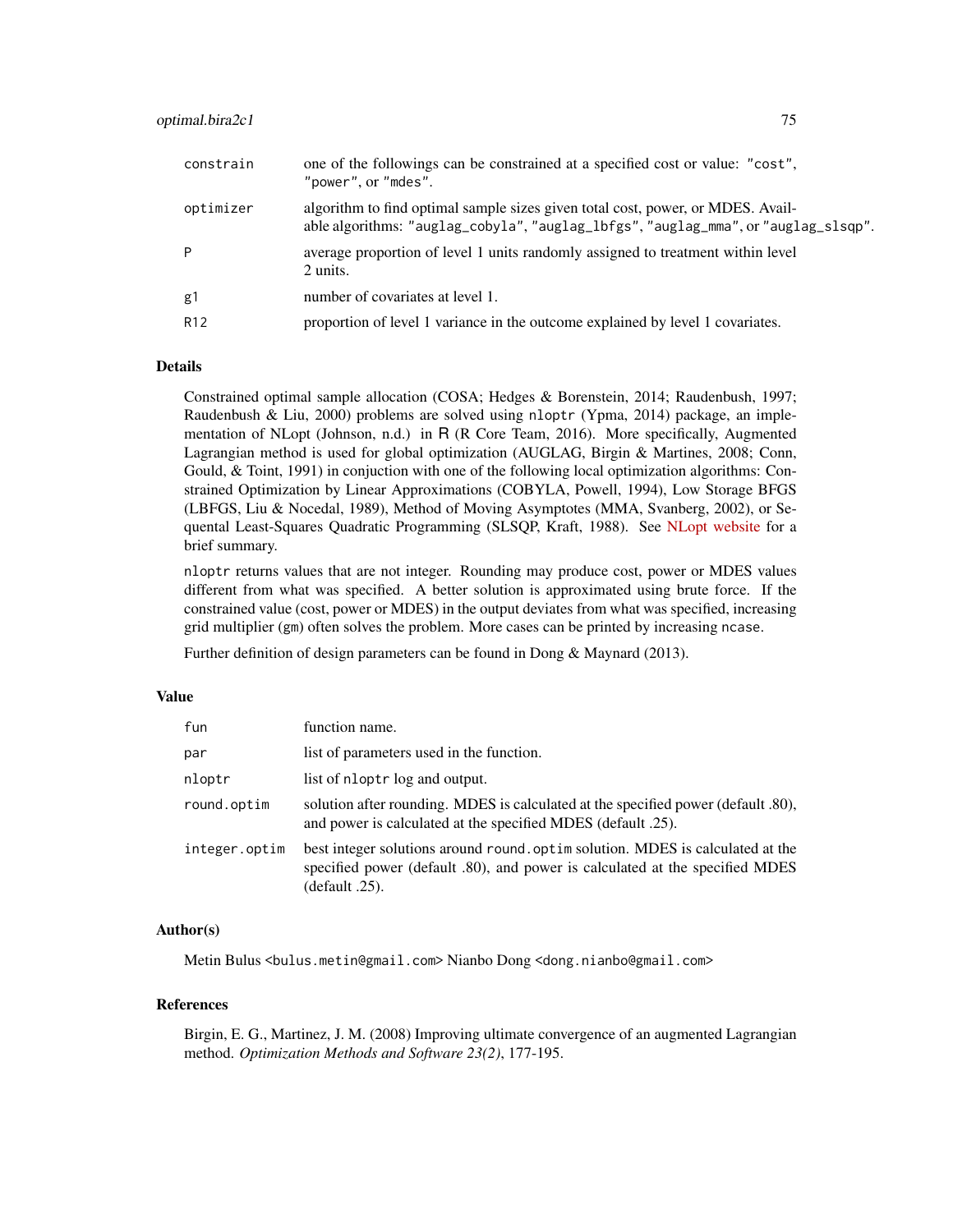| | |
|---|---|
| `constrain` | one of the followings can be constrained at a specified cost or value: `"cost"`, `"power"`, or `"mdes"`. |
| `optimizer` | algorithm to find optimal sample sizes given total cost, power, or MDES. Available algorithms: `"auglag_cobyla"`, `"auglag_lbfgs"`, `"auglag_mma"`, or `"auglag_slsqp"`. |
| `P` | average proportion of level 1 units randomly assigned to treatment within level 2 units. |
| `g1` | number of covariates at level 1. |
| `R12` | proportion of level 1 variance in the outcome explained by level 1 covariates. |

## Details

Constrained optimal sample allocation (COSA; Hedges & Borenstein, 2014; Raudenbush, 1997; Raudenbush & Liu, 2000) problems are solved using `nloptr` (Ypma, 2014) package, an implementation of NLopt (Johnson, n.d.) in R (R Core Team, 2016). More specifically, Augmented Lagrangian method is used for global optimization (AUGLAG, Birgin & Martines, 2008; Conn, Gould, & Toint, 1991) in conjuction with one of the following local optimization algorithms: Constrained Optimization by Linear Approximations (COBYLA, Powell, 1994), Low Storage BFGS (LBFGS, Liu & Nocedal, 1989), Method of Moving Asymptotes (MMA, Svanberg, 2002), or Sequental Least-Squares Quadratic Programming (SLSQP, Kraft, 1988). See NLopt website for a brief summary.

`nloptr` returns values that are not integer. Rounding may produce cost, power or MDES values different from what was specified. A better solution is approximated using brute force. If the constrained value (cost, power or MDES) in the output deviates from what was specified, increasing grid multiplier (`gm`) often solves the problem. More cases can be printed by increasing `ncase`.

Further definition of design parameters can be found in Dong & Maynard (2013).

## Value

| | |
|---|---|
| `fun` | function name. |
| `par` | list of parameters used in the function. |
| `nloptr` | list of `nloptr` log and output. |
| `round.optim` | solution after rounding. MDES is calculated at the specified power (default .80), and power is calculated at the specified MDES (default .25). |
| `integer.optim` | best integer solutions around `round.optim` solution. MDES is calculated at the specified power (default .80), and power is calculated at the specified MDES (default .25). |

## Author(s)

Metin Bulus <bulus.metin@gmail.com> Nianbo Dong <dong.nianbo@gmail.com>

## References

Birgin, E. G., Martinez, J. M. (2008) Improving ultimate convergence of an augmented Lagrangian method. *Optimization Methods and Software 23(2)*, 177-195.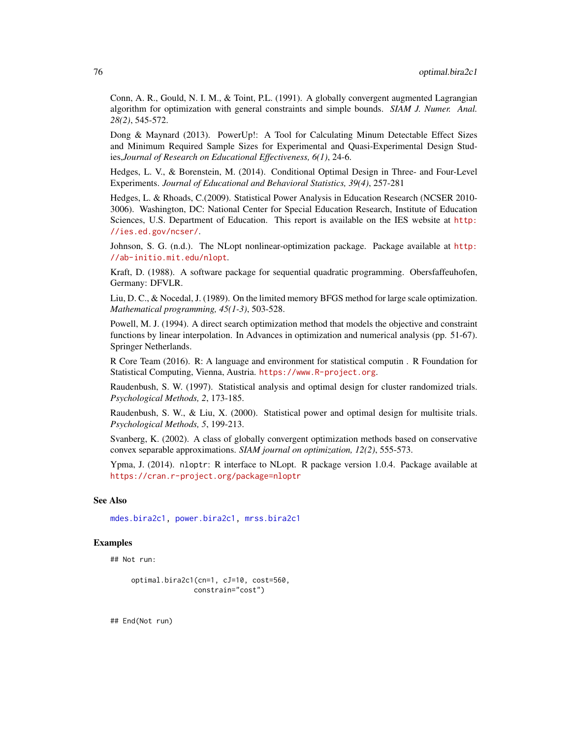Conn, A. R., Gould, N. I. M., & Toint, P.L. (1991). A globally convergent augmented Lagrangian algorithm for optimization with general constraints and simple bounds. *SIAM J. Numer. Anal. 28(2)*, 545-572.

Dong & Maynard (2013). PowerUp!: A Tool for Calculating Minum Detectable Effect Sizes and Minimum Required Sample Sizes for Experimental and Quasi-Experimental Design Studies,*Journal of Research on Educational Effectiveness, 6(1)*, 24-6.

Hedges, L. V., & Borenstein, M. (2014). Conditional Optimal Design in Three- and Four-Level Experiments. *Journal of Educational and Behavioral Statistics, 39(4)*, 257-281

Hedges, L. & Rhoads, C.(2009). Statistical Power Analysis in Education Research (NCSER 2010-3006). Washington, DC: National Center for Special Education Research, Institute of Education Sciences, U.S. Department of Education. This report is available on the IES website at http://ies.ed.gov/ncser/.

Johnson, S. G. (n.d.). The NLopt nonlinear-optimization package. Package available at http://ab-initio.mit.edu/nlopt.

Kraft, D. (1988). A software package for sequential quadratic programming. Obersfaffeuhofen, Germany: DFVLR.

Liu, D. C., & Nocedal, J. (1989). On the limited memory BFGS method for large scale optimization. *Mathematical programming, 45(1-3)*, 503-528.

Powell, M. J. (1994). A direct search optimization method that models the objective and constraint functions by linear interpolation. In Advances in optimization and numerical analysis (pp. 51-67). Springer Netherlands.

R Core Team (2016). R: A language and environment for statistical computin . R Foundation for Statistical Computing, Vienna, Austria. https://www.R-project.org.

Raudenbush, S. W. (1997). Statistical analysis and optimal design for cluster randomized trials. *Psychological Methods, 2*, 173-185.

Raudenbush, S. W., & Liu, X. (2000). Statistical power and optimal design for multisite trials. *Psychological Methods, 5*, 199-213.

Svanberg, K. (2002). A class of globally convergent optimization methods based on conservative convex separable approximations. *SIAM journal on optimization, 12(2)*, 555-573.

Ypma, J. (2014). `nloptr`: R interface to NLopt. R package version 1.0.4. Package available at https://cran.r-project.org/package=nloptr

## See Also

mdes.bira2c1, power.bira2c1, mrss.bira2c1

## Examples

```
## Not run:

     optimal.bira2c1(cn=1, cJ=10, cost=560,
                     constrain="cost")


## End(Not run)
```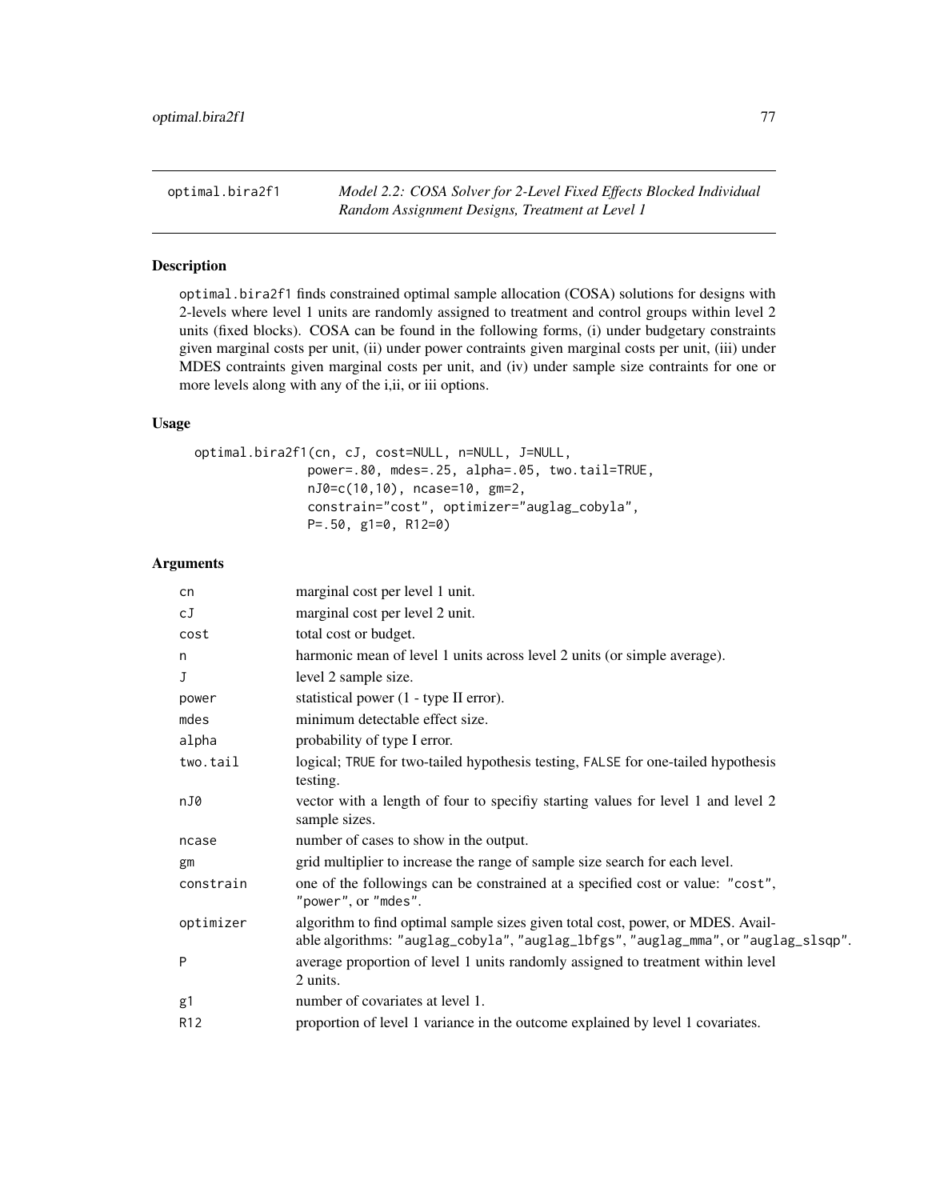optimal.bira2f1 *Model 2.2: COSA Solver for 2-Level Fixed Effects Blocked Individual Random Assignment Designs, Treatment at Level 1*

## Description

optimal.bira2f1 finds constrained optimal sample allocation (COSA) solutions for designs with 2-levels where level 1 units are randomly assigned to treatment and control groups within level 2 units (fixed blocks). COSA can be found in the following forms, (i) under budgetary constraints given marginal costs per unit, (ii) under power contraints given marginal costs per unit, (iii) under MDES contraints given marginal costs per unit, and (iv) under sample size contraints for one or more levels along with any of the i,ii, or iii options.

## Usage

```
optimal.bira2f1(cn, cJ, cost=NULL, n=NULL, J=NULL,
                power=.80, mdes=.25, alpha=.05, two.tail=TRUE,
                nJ0=c(10,10), ncase=10, gm=2,
                constrain="cost", optimizer="auglag_cobyla",
                P=.50, g1=0, R12=0)
```

## Arguments

| | |
|---|---|
| cn | marginal cost per level 1 unit. |
| cJ | marginal cost per level 2 unit. |
| cost | total cost or budget. |
| n | harmonic mean of level 1 units across level 2 units (or simple average). |
| J | level 2 sample size. |
| power | statistical power (1 - type II error). |
| mdes | minimum detectable effect size. |
| alpha | probability of type I error. |
| two.tail | logical; TRUE for two-tailed hypothesis testing, FALSE for one-tailed hypothesis testing. |
| nJ0 | vector with a length of four to specifiy starting values for level 1 and level 2 sample sizes. |
| ncase | number of cases to show in the output. |
| gm | grid multiplier to increase the range of sample size search for each level. |
| constrain | one of the followings can be constrained at a specified cost or value: "cost", "power", or "mdes". |
| optimizer | algorithm to find optimal sample sizes given total cost, power, or MDES. Available algorithms: "auglag_cobyla", "auglag_lbfgs", "auglag_mma", or "auglag_slsqp". |
| P | average proportion of level 1 units randomly assigned to treatment within level 2 units. |
| g1 | number of covariates at level 1. |
| R12 | proportion of level 1 variance in the outcome explained by level 1 covariates. |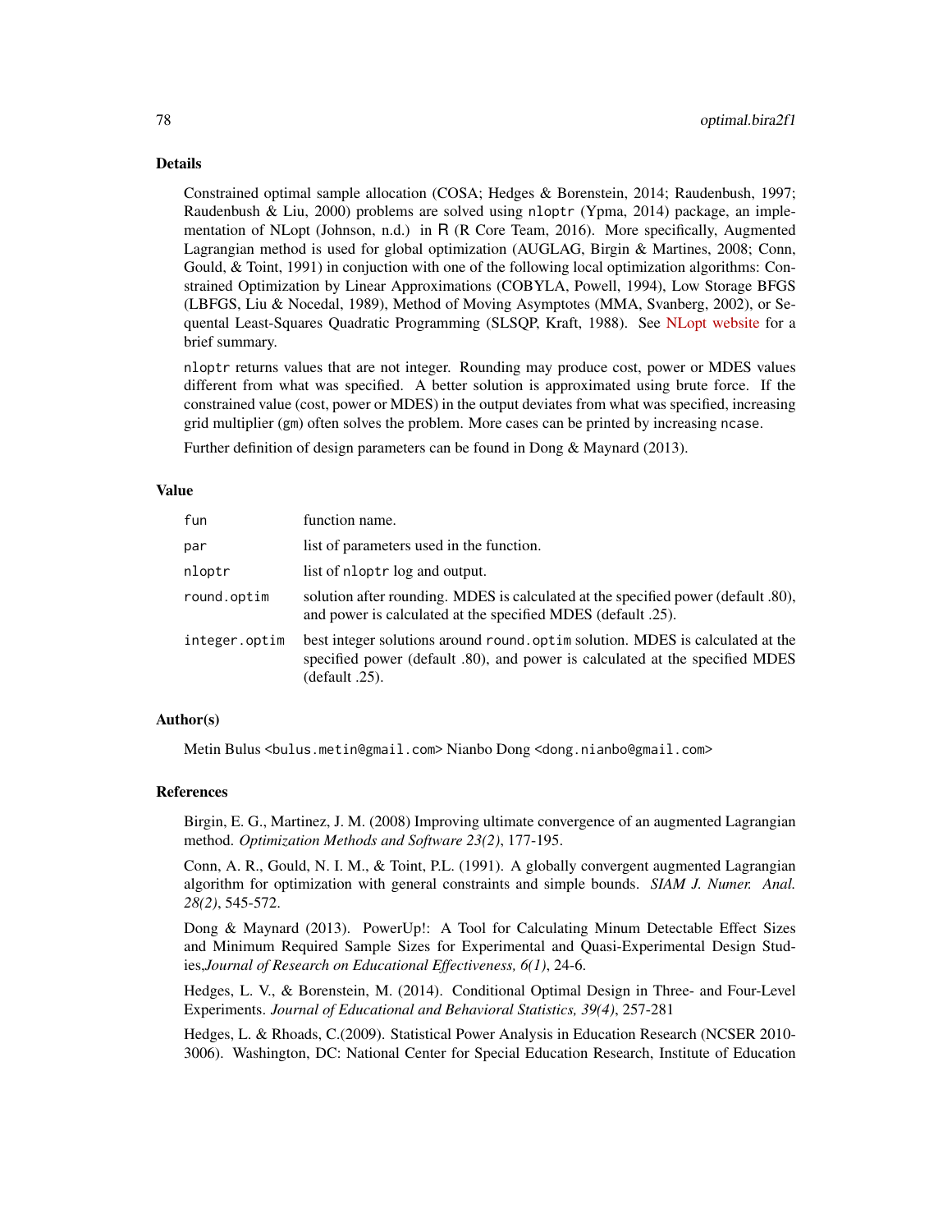## Details

Constrained optimal sample allocation (COSA; Hedges & Borenstein, 2014; Raudenbush, 1997; Raudenbush & Liu, 2000) problems are solved using `nloptr` (Ypma, 2014) package, an implementation of NLopt (Johnson, n.d.) in R (R Core Team, 2016). More specifically, Augmented Lagrangian method is used for global optimization (AUGLAG, Birgin & Martines, 2008; Conn, Gould, & Toint, 1991) in conjuction with one of the following local optimization algorithms: Constrained Optimization by Linear Approximations (COBYLA, Powell, 1994), Low Storage BFGS (LBFGS, Liu & Nocedal, 1989), Method of Moving Asymptotes (MMA, Svanberg, 2002), or Sequental Least-Squares Quadratic Programming (SLSQP, Kraft, 1988). See NLopt website for a brief summary.

`nloptr` returns values that are not integer. Rounding may produce cost, power or MDES values different from what was specified. A better solution is approximated using brute force. If the constrained value (cost, power or MDES) in the output deviates from what was specified, increasing grid multiplier (`gm`) often solves the problem. More cases can be printed by increasing `ncase`.

Further definition of design parameters can be found in Dong & Maynard (2013).

## Value

| | |
|---|---|
| `fun` | function name. |
| `par` | list of parameters used in the function. |
| `nloptr` | list of `nloptr` log and output. |
| `round.optim` | solution after rounding. MDES is calculated at the specified power (default .80), and power is calculated at the specified MDES (default .25). |
| `integer.optim` | best integer solutions around `round.optim` solution. MDES is calculated at the specified power (default .80), and power is calculated at the specified MDES (default .25). |

## Author(s)

Metin Bulus <bulus.metin@gmail.com> Nianbo Dong <dong.nianbo@gmail.com>

## References

Birgin, E. G., Martinez, J. M. (2008) Improving ultimate convergence of an augmented Lagrangian method. *Optimization Methods and Software 23(2)*, 177-195.

Conn, A. R., Gould, N. I. M., & Toint, P.L. (1991). A globally convergent augmented Lagrangian algorithm for optimization with general constraints and simple bounds. *SIAM J. Numer. Anal. 28(2)*, 545-572.

Dong & Maynard (2013). PowerUp!: A Tool for Calculating Minum Detectable Effect Sizes and Minimum Required Sample Sizes for Experimental and Quasi-Experimental Design Studies,*Journal of Research on Educational Effectiveness, 6(1)*, 24-6.

Hedges, L. V., & Borenstein, M. (2014). Conditional Optimal Design in Three- and Four-Level Experiments. *Journal of Educational and Behavioral Statistics, 39(4)*, 257-281

Hedges, L. & Rhoads, C.(2009). Statistical Power Analysis in Education Research (NCSER 2010-3006). Washington, DC: National Center for Special Education Research, Institute of Education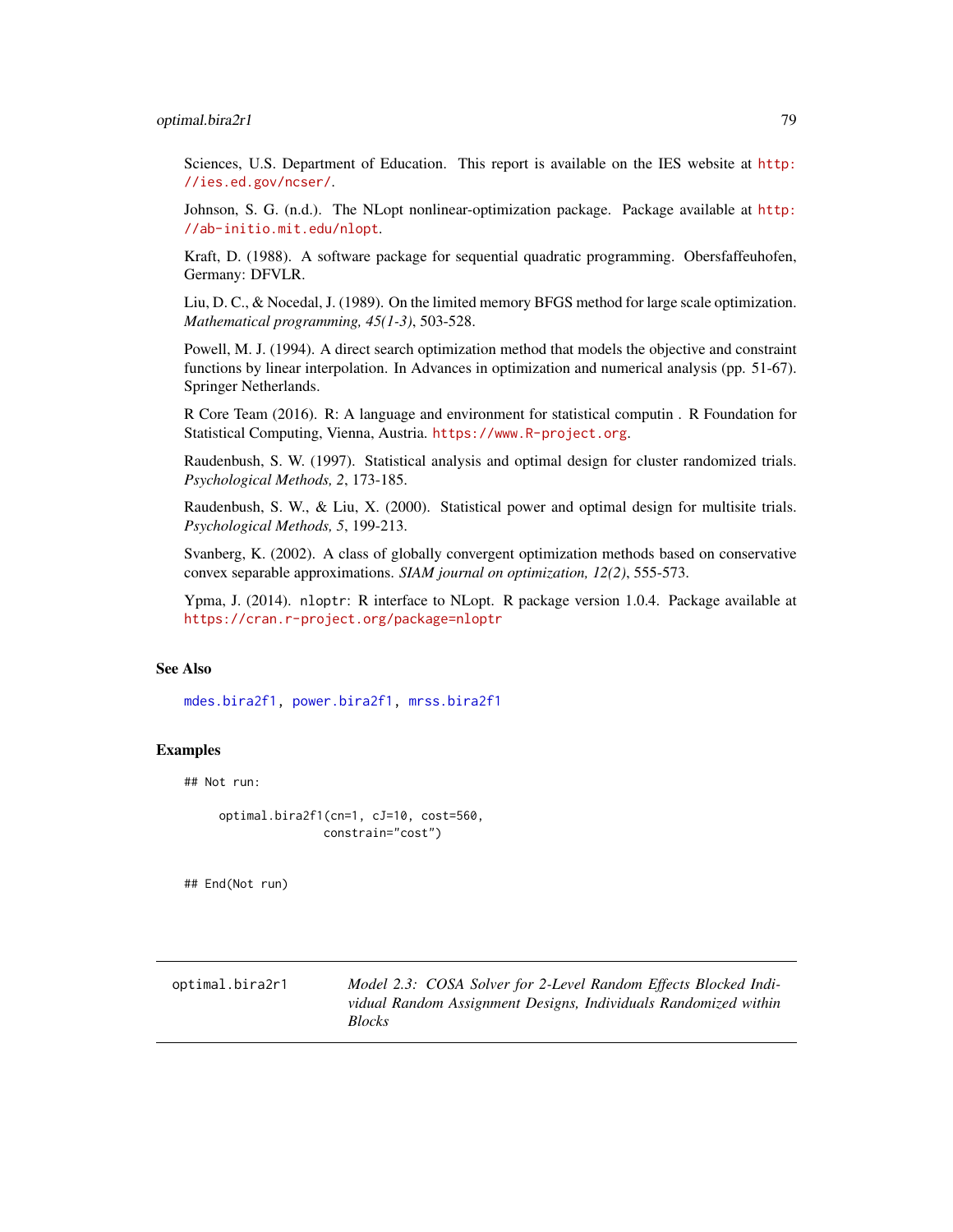Sciences, U.S. Department of Education. This report is available on the IES website at http://ies.ed.gov/ncser/.

Johnson, S. G. (n.d.). The NLopt nonlinear-optimization package. Package available at http://ab-initio.mit.edu/nlopt.

Kraft, D. (1988). A software package for sequential quadratic programming. Obersfaffeuhofen, Germany: DFVLR.

Liu, D. C., & Nocedal, J. (1989). On the limited memory BFGS method for large scale optimization. *Mathematical programming, 45(1-3)*, 503-528.

Powell, M. J. (1994). A direct search optimization method that models the objective and constraint functions by linear interpolation. In Advances in optimization and numerical analysis (pp. 51-67). Springer Netherlands.

R Core Team (2016). R: A language and environment for statistical computin . R Foundation for Statistical Computing, Vienna, Austria. https://www.R-project.org.

Raudenbush, S. W. (1997). Statistical analysis and optimal design for cluster randomized trials. *Psychological Methods, 2*, 173-185.

Raudenbush, S. W., & Liu, X. (2000). Statistical power and optimal design for multisite trials. *Psychological Methods, 5*, 199-213.

Svanberg, K. (2002). A class of globally convergent optimization methods based on conservative convex separable approximations. *SIAM journal on optimization, 12(2)*, 555-573.

Ypma, J. (2014). nloptr: R interface to NLopt. R package version 1.0.4. Package available at https://cran.r-project.org/package=nloptr

## See Also

mdes.bira2f1, power.bira2f1, mrss.bira2f1

## Examples

```
## Not run:

     optimal.bira2f1(cn=1, cJ=10, cost=560,
                     constrain="cost")


## End(Not run)
```

---

optimal.bira2r1 — *Model 2.3: COSA Solver for 2-Level Random Effects Blocked Individual Random Assignment Designs, Individuals Randomized within Blocks*

---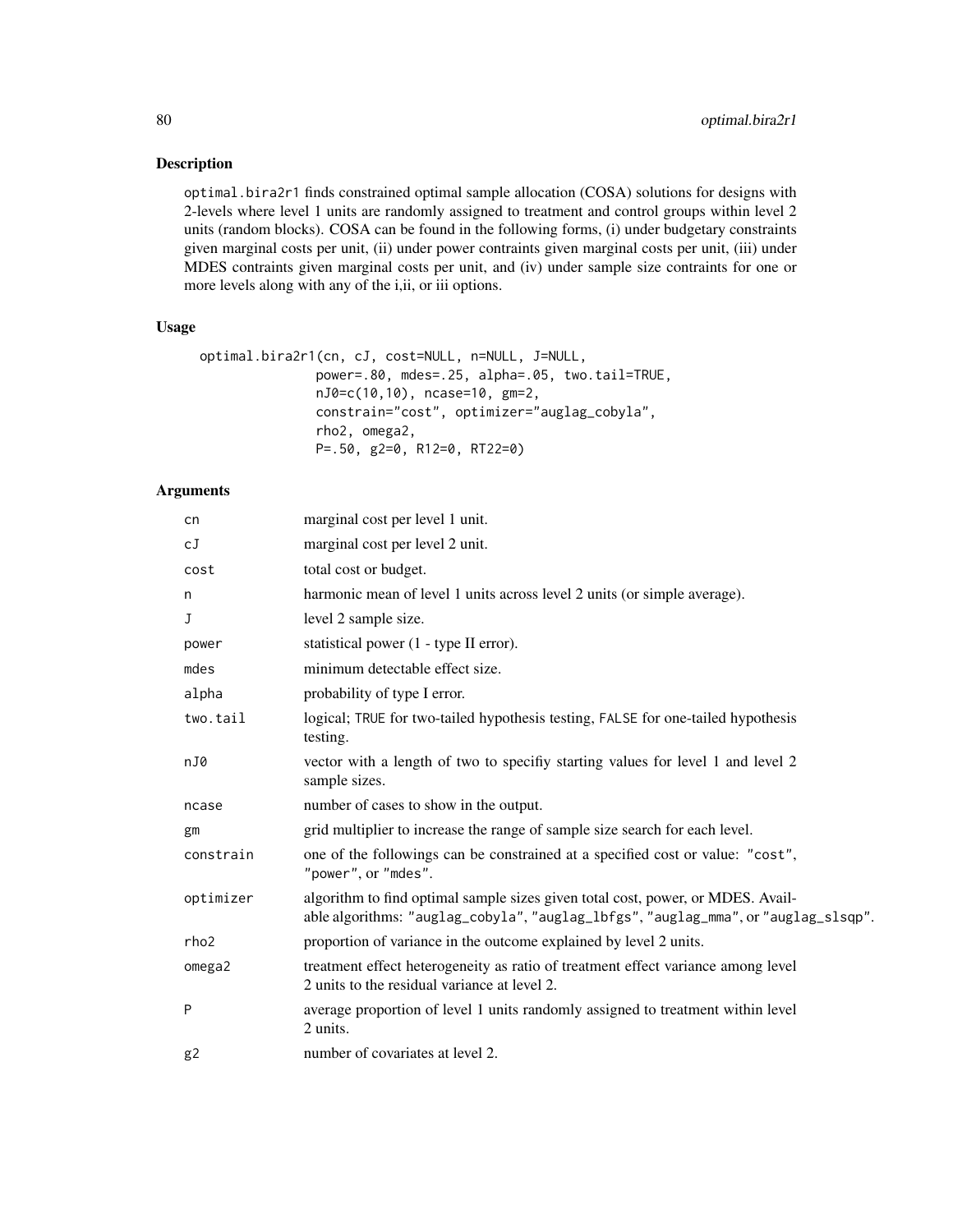## Description

optimal.bira2r1 finds constrained optimal sample allocation (COSA) solutions for designs with 2-levels where level 1 units are randomly assigned to treatment and control groups within level 2 units (random blocks). COSA can be found in the following forms, (i) under budgetary constraints given marginal costs per unit, (ii) under power contraints given marginal costs per unit, (iii) under MDES contraints given marginal costs per unit, and (iv) under sample size contraints for one or more levels along with any of the i,ii, or iii options.

## Usage

```
optimal.bira2r1(cn, cJ, cost=NULL, n=NULL, J=NULL,
                power=.80, mdes=.25, alpha=.05, two.tail=TRUE,
                nJ0=c(10,10), ncase=10, gm=2,
                constrain="cost", optimizer="auglag_cobyla",
                rho2, omega2,
                P=.50, g2=0, R12=0, RT22=0)
```

## Arguments

| | |
|---|---|
| cn | marginal cost per level 1 unit. |
| cJ | marginal cost per level 2 unit. |
| cost | total cost or budget. |
| n | harmonic mean of level 1 units across level 2 units (or simple average). |
| J | level 2 sample size. |
| power | statistical power (1 - type II error). |
| mdes | minimum detectable effect size. |
| alpha | probability of type I error. |
| two.tail | logical; TRUE for two-tailed hypothesis testing, FALSE for one-tailed hypothesis testing. |
| nJ0 | vector with a length of two to specifiy starting values for level 1 and level 2 sample sizes. |
| ncase | number of cases to show in the output. |
| gm | grid multiplier to increase the range of sample size search for each level. |
| constrain | one of the followings can be constrained at a specified cost or value: "cost", "power", or "mdes". |
| optimizer | algorithm to find optimal sample sizes given total cost, power, or MDES. Available algorithms: "auglag_cobyla", "auglag_lbfgs", "auglag_mma", or "auglag_slsqp". |
| rho2 | proportion of variance in the outcome explained by level 2 units. |
| omega2 | treatment effect heterogeneity as ratio of treatment effect variance among level 2 units to the residual variance at level 2. |
| P | average proportion of level 1 units randomly assigned to treatment within level 2 units. |
| g2 | number of covariates at level 2. |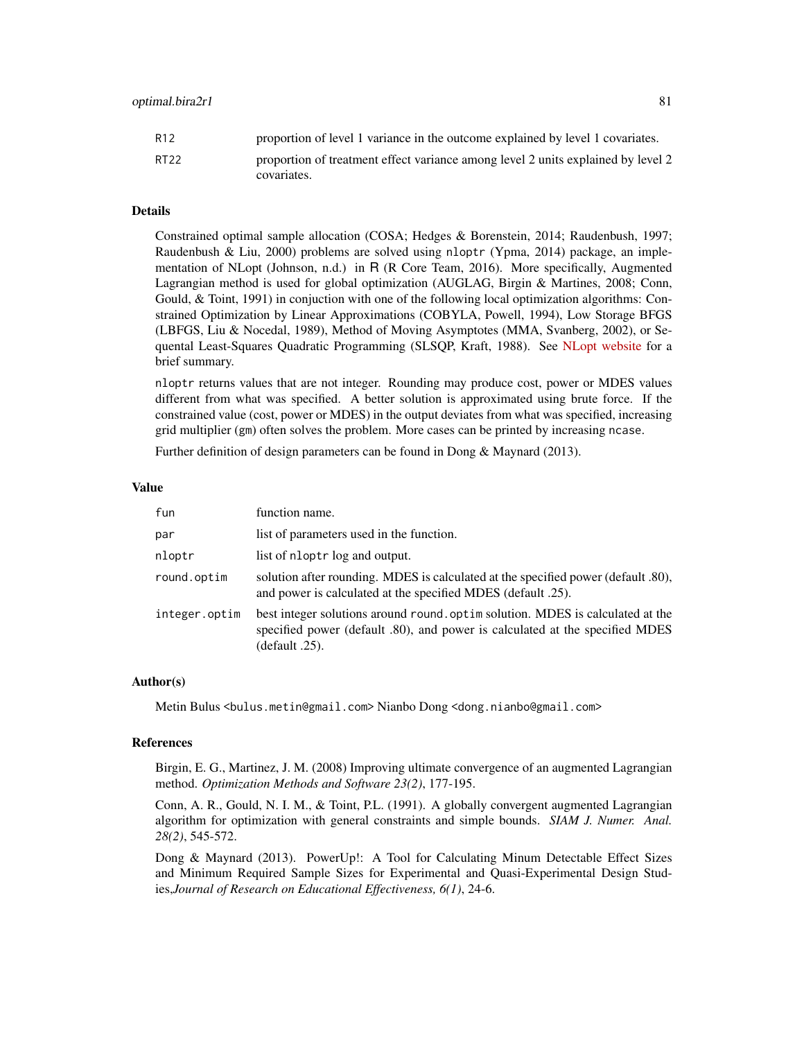| | |
|---|---|
| R12 | proportion of level 1 variance in the outcome explained by level 1 covariates. |
| RT22 | proportion of treatment effect variance among level 2 units explained by level 2 covariates. |

## Details

Constrained optimal sample allocation (COSA; Hedges & Borenstein, 2014; Raudenbush, 1997; Raudenbush & Liu, 2000) problems are solved using `nloptr` (Ypma, 2014) package, an implementation of NLopt (Johnson, n.d.) in R (R Core Team, 2016). More specifically, Augmented Lagrangian method is used for global optimization (AUGLAG, Birgin & Martines, 2008; Conn, Gould, & Toint, 1991) in conjuction with one of the following local optimization algorithms: Constrained Optimization by Linear Approximations (COBYLA, Powell, 1994), Low Storage BFGS (LBFGS, Liu & Nocedal, 1989), Method of Moving Asymptotes (MMA, Svanberg, 2002), or Sequental Least-Squares Quadratic Programming (SLSQP, Kraft, 1988). See NLopt website for a brief summary.

`nloptr` returns values that are not integer. Rounding may produce cost, power or MDES values different from what was specified. A better solution is approximated using brute force. If the constrained value (cost, power or MDES) in the output deviates from what was specified, increasing grid multiplier (`gm`) often solves the problem. More cases can be printed by increasing `ncase`.

Further definition of design parameters can be found in Dong & Maynard (2013).

## Value

| | |
|---|---|
| fun | function name. |
| par | list of parameters used in the function. |
| nloptr | list of `nloptr` log and output. |
| round.optim | solution after rounding. MDES is calculated at the specified power (default .80), and power is calculated at the specified MDES (default .25). |
| integer.optim | best integer solutions around `round.optim` solution. MDES is calculated at the specified power (default .80), and power is calculated at the specified MDES (default .25). |

## Author(s)

Metin Bulus <bulus.metin@gmail.com> Nianbo Dong <dong.nianbo@gmail.com>

## References

Birgin, E. G., Martinez, J. M. (2008) Improving ultimate convergence of an augmented Lagrangian method. *Optimization Methods and Software 23(2)*, 177-195.

Conn, A. R., Gould, N. I. M., & Toint, P.L. (1991). A globally convergent augmented Lagrangian algorithm for optimization with general constraints and simple bounds. *SIAM J. Numer. Anal. 28(2)*, 545-572.

Dong & Maynard (2013). PowerUp!: A Tool for Calculating Minum Detectable Effect Sizes and Minimum Required Sample Sizes for Experimental and Quasi-Experimental Design Studies,*Journal of Research on Educational Effectiveness, 6(1)*, 24-6.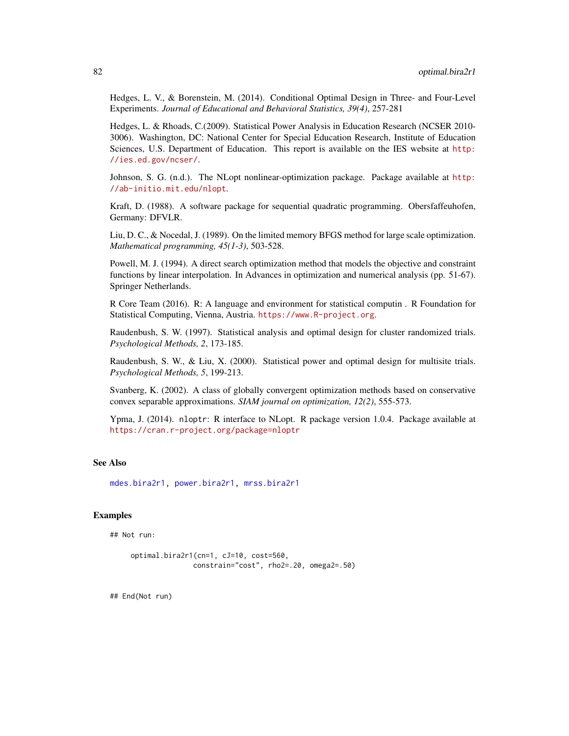Hedges, L. V., & Borenstein, M. (2014). Conditional Optimal Design in Three- and Four-Level Experiments. *Journal of Educational and Behavioral Statistics, 39(4)*, 257-281

Hedges, L. & Rhoads, C.(2009). Statistical Power Analysis in Education Research (NCSER 2010-3006). Washington, DC: National Center for Special Education Research, Institute of Education Sciences, U.S. Department of Education. This report is available on the IES website at http://ies.ed.gov/ncser/.

Johnson, S. G. (n.d.). The NLopt nonlinear-optimization package. Package available at http://ab-initio.mit.edu/nlopt.

Kraft, D. (1988). A software package for sequential quadratic programming. Obersfaffeuhofen, Germany: DFVLR.

Liu, D. C., & Nocedal, J. (1989). On the limited memory BFGS method for large scale optimization. *Mathematical programming, 45(1-3)*, 503-528.

Powell, M. J. (1994). A direct search optimization method that models the objective and constraint functions by linear interpolation. In Advances in optimization and numerical analysis (pp. 51-67). Springer Netherlands.

R Core Team (2016). R: A language and environment for statistical computin . R Foundation for Statistical Computing, Vienna, Austria. https://www.R-project.org.

Raudenbush, S. W. (1997). Statistical analysis and optimal design for cluster randomized trials. *Psychological Methods, 2*, 173-185.

Raudenbush, S. W., & Liu, X. (2000). Statistical power and optimal design for multisite trials. *Psychological Methods, 5*, 199-213.

Svanberg, K. (2002). A class of globally convergent optimization methods based on conservative convex separable approximations. *SIAM journal on optimization, 12(2)*, 555-573.

Ypma, J. (2014). nloptr: R interface to NLopt. R package version 1.0.4. Package available at https://cran.r-project.org/package=nloptr

## See Also

mdes.bira2r1, power.bira2r1, mrss.bira2r1

## Examples

```
## Not run:

     optimal.bira2r1(cn=1, cJ=10, cost=560,
                     constrain="cost", rho2=.20, omega2=.50)


## End(Not run)
```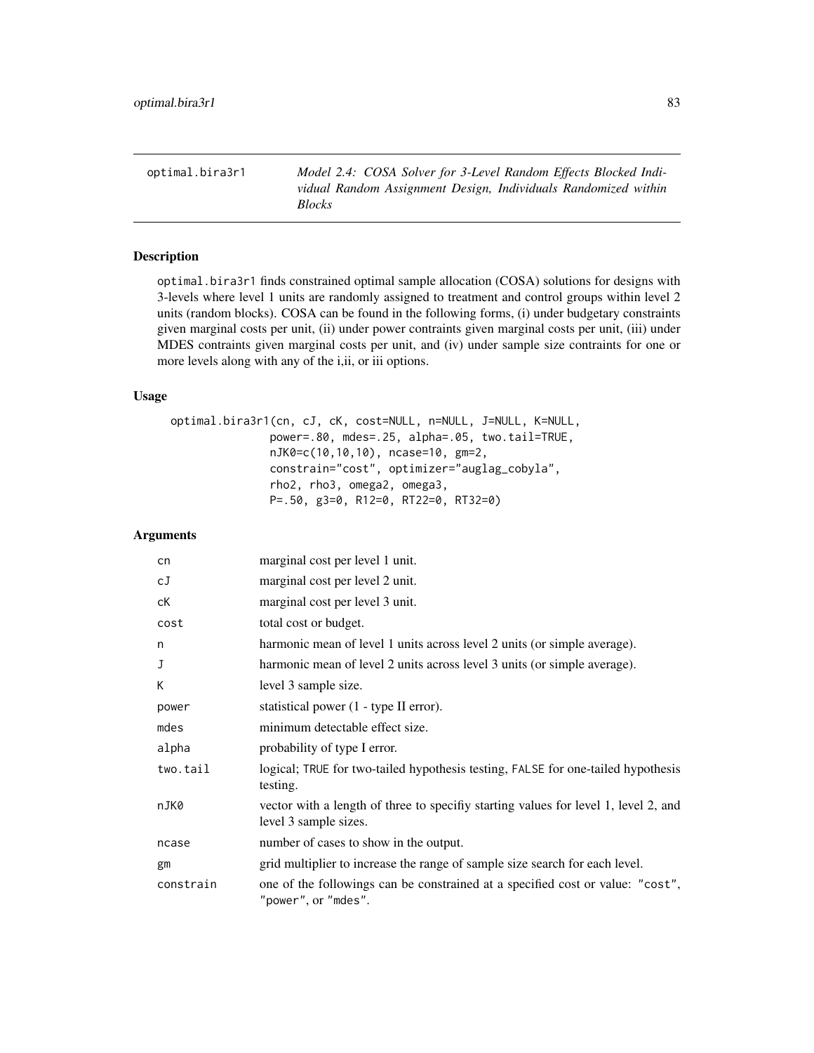optimal.bira3r1 *Model 2.4: COSA Solver for 3-Level Random Effects Blocked Individual Random Assignment Design, Individuals Randomized within Blocks*

## Description

optimal.bira3r1 finds constrained optimal sample allocation (COSA) solutions for designs with 3-levels where level 1 units are randomly assigned to treatment and control groups within level 2 units (random blocks). COSA can be found in the following forms, (i) under budgetary constraints given marginal costs per unit, (ii) under power contraints given marginal costs per unit, (iii) under MDES contraints given marginal costs per unit, and (iv) under sample size contraints for one or more levels along with any of the i,ii, or iii options.

## Usage

```
optimal.bira3r1(cn, cJ, cK, cost=NULL, n=NULL, J=NULL, K=NULL,
                power=.80, mdes=.25, alpha=.05, two.tail=TRUE,
                nJK0=c(10,10,10), ncase=10, gm=2,
                constrain="cost", optimizer="auglag_cobyla",
                rho2, rho3, omega2, omega3,
                P=.50, g3=0, R12=0, RT22=0, RT32=0)
```

## Arguments

| | |
|---|---|
| cn | marginal cost per level 1 unit. |
| cJ | marginal cost per level 2 unit. |
| cK | marginal cost per level 3 unit. |
| cost | total cost or budget. |
| n | harmonic mean of level 1 units across level 2 units (or simple average). |
| J | harmonic mean of level 2 units across level 3 units (or simple average). |
| K | level 3 sample size. |
| power | statistical power (1 - type II error). |
| mdes | minimum detectable effect size. |
| alpha | probability of type I error. |
| two.tail | logical; TRUE for two-tailed hypothesis testing, FALSE for one-tailed hypothesis testing. |
| nJK0 | vector with a length of three to specifiy starting values for level 1, level 2, and level 3 sample sizes. |
| ncase | number of cases to show in the output. |
| gm | grid multiplier to increase the range of sample size search for each level. |
| constrain | one of the followings can be constrained at a specified cost or value: "cost", "power", or "mdes". |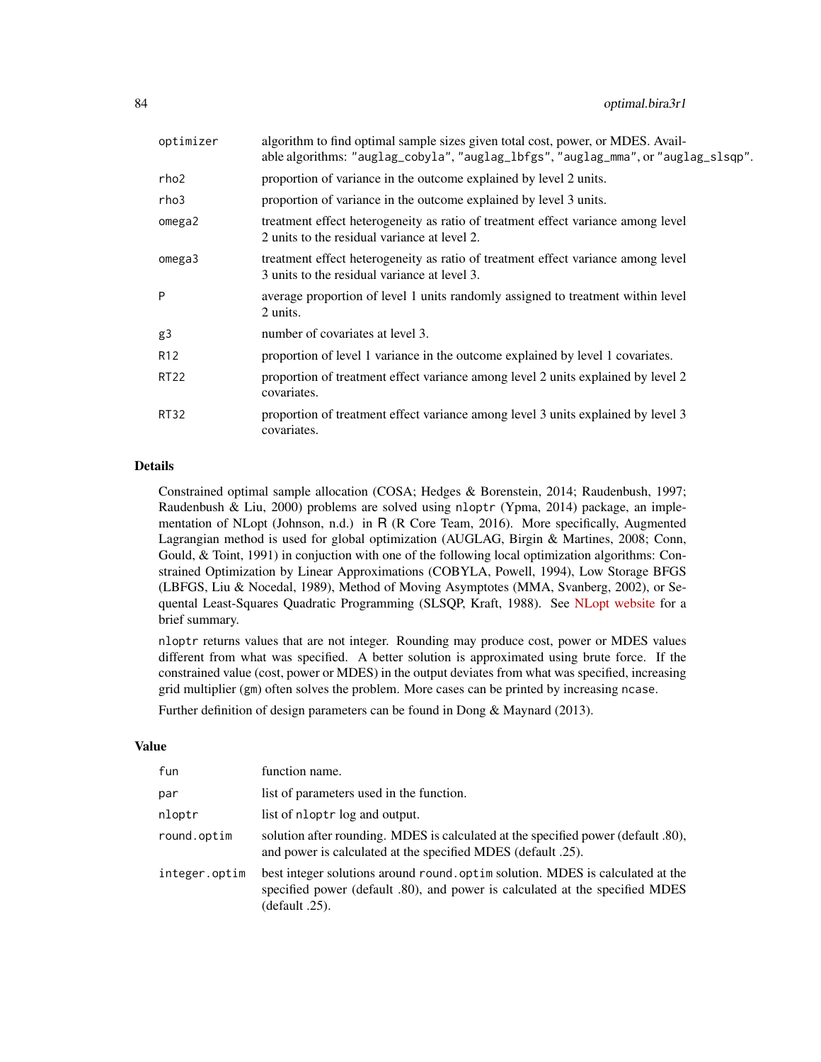| | |
|---|---|
| optimizer | algorithm to find optimal sample sizes given total cost, power, or MDES. Available algorithms: "auglag_cobyla", "auglag_lbfgs", "auglag_mma", or "auglag_slsqp". |
| rho2 | proportion of variance in the outcome explained by level 2 units. |
| rho3 | proportion of variance in the outcome explained by level 3 units. |
| omega2 | treatment effect heterogeneity as ratio of treatment effect variance among level 2 units to the residual variance at level 2. |
| omega3 | treatment effect heterogeneity as ratio of treatment effect variance among level 3 units to the residual variance at level 3. |
| P | average proportion of level 1 units randomly assigned to treatment within level 2 units. |
| g3 | number of covariates at level 3. |
| R12 | proportion of level 1 variance in the outcome explained by level 1 covariates. |
| RT22 | proportion of treatment effect variance among level 2 units explained by level 2 covariates. |
| RT32 | proportion of treatment effect variance among level 3 units explained by level 3 covariates. |

## Details

Constrained optimal sample allocation (COSA; Hedges & Borenstein, 2014; Raudenbush, 1997; Raudenbush & Liu, 2000) problems are solved using `nloptr` (Ypma, 2014) package, an implementation of NLopt (Johnson, n.d.) in R (R Core Team, 2016). More specifically, Augmented Lagrangian method is used for global optimization (AUGLAG, Birgin & Martines, 2008; Conn, Gould, & Toint, 1991) in conjuction with one of the following local optimization algorithms: Constrained Optimization by Linear Approximations (COBYLA, Powell, 1994), Low Storage BFGS (LBFGS, Liu & Nocedal, 1989), Method of Moving Asymptotes (MMA, Svanberg, 2002), or Sequental Least-Squares Quadratic Programming (SLSQP, Kraft, 1988). See NLopt website for a brief summary.

`nloptr` returns values that are not integer. Rounding may produce cost, power or MDES values different from what was specified. A better solution is approximated using brute force. If the constrained value (cost, power or MDES) in the output deviates from what was specified, increasing grid multiplier (`gm`) often solves the problem. More cases can be printed by increasing `ncase`.

Further definition of design parameters can be found in Dong & Maynard (2013).

## Value

| | |
|---|---|
| fun | function name. |
| par | list of parameters used in the function. |
| nloptr | list of `nloptr` log and output. |
| round.optim | solution after rounding. MDES is calculated at the specified power (default .80), and power is calculated at the specified MDES (default .25). |
| integer.optim | best integer solutions around `round.optim` solution. MDES is calculated at the specified power (default .80), and power is calculated at the specified MDES (default .25). |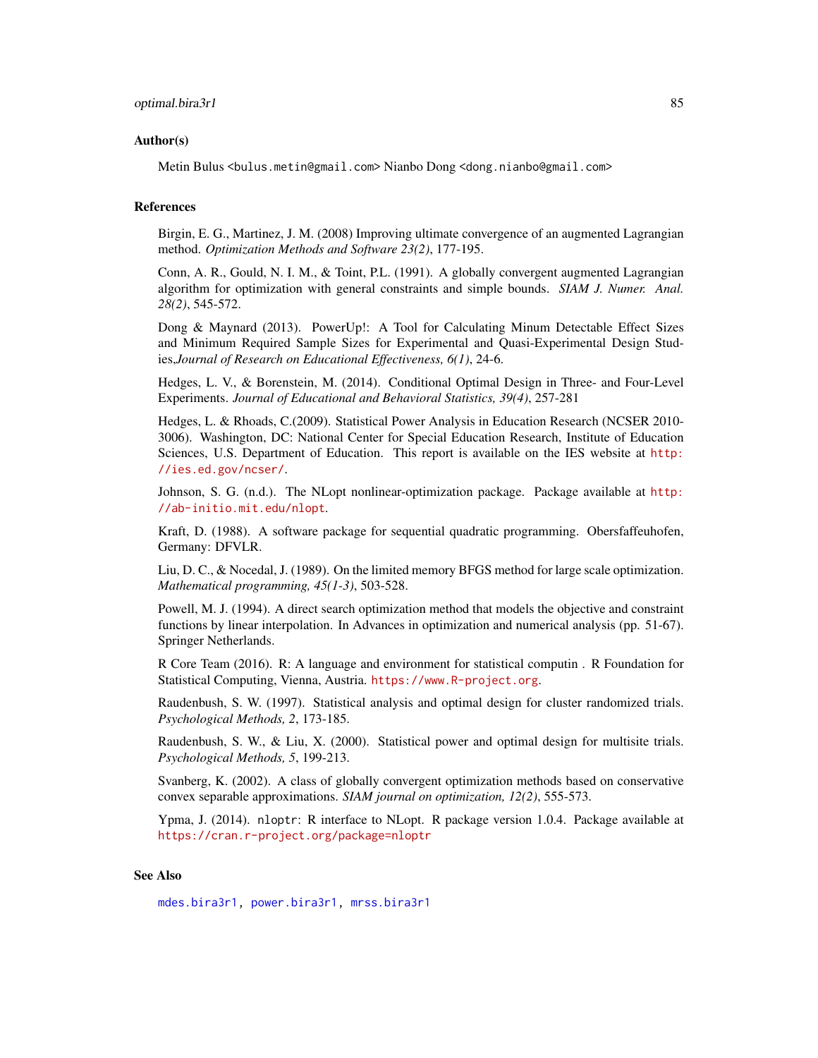## Author(s)

Metin Bulus <bulus.metin@gmail.com> Nianbo Dong <dong.nianbo@gmail.com>

## References

Birgin, E. G., Martinez, J. M. (2008) Improving ultimate convergence of an augmented Lagrangian method. *Optimization Methods and Software 23(2)*, 177-195.

Conn, A. R., Gould, N. I. M., & Toint, P.L. (1991). A globally convergent augmented Lagrangian algorithm for optimization with general constraints and simple bounds. *SIAM J. Numer. Anal. 28(2)*, 545-572.

Dong & Maynard (2013). PowerUp!: A Tool for Calculating Minum Detectable Effect Sizes and Minimum Required Sample Sizes for Experimental and Quasi-Experimental Design Studies,*Journal of Research on Educational Effectiveness, 6(1)*, 24-6.

Hedges, L. V., & Borenstein, M. (2014). Conditional Optimal Design in Three- and Four-Level Experiments. *Journal of Educational and Behavioral Statistics, 39(4)*, 257-281

Hedges, L. & Rhoads, C.(2009). Statistical Power Analysis in Education Research (NCSER 2010-3006). Washington, DC: National Center for Special Education Research, Institute of Education Sciences, U.S. Department of Education. This report is available on the IES website at http://ies.ed.gov/ncser/.

Johnson, S. G. (n.d.). The NLopt nonlinear-optimization package. Package available at http://ab-initio.mit.edu/nlopt.

Kraft, D. (1988). A software package for sequential quadratic programming. Obersfaffeuhofen, Germany: DFVLR.

Liu, D. C., & Nocedal, J. (1989). On the limited memory BFGS method for large scale optimization. *Mathematical programming, 45(1-3)*, 503-528.

Powell, M. J. (1994). A direct search optimization method that models the objective and constraint functions by linear interpolation. In Advances in optimization and numerical analysis (pp. 51-67). Springer Netherlands.

R Core Team (2016). R: A language and environment for statistical computin . R Foundation for Statistical Computing, Vienna, Austria. https://www.R-project.org.

Raudenbush, S. W. (1997). Statistical analysis and optimal design for cluster randomized trials. *Psychological Methods, 2*, 173-185.

Raudenbush, S. W., & Liu, X. (2000). Statistical power and optimal design for multisite trials. *Psychological Methods, 5*, 199-213.

Svanberg, K. (2002). A class of globally convergent optimization methods based on conservative convex separable approximations. *SIAM journal on optimization, 12(2)*, 555-573.

Ypma, J. (2014). `nloptr`: R interface to NLopt. R package version 1.0.4. Package available at https://cran.r-project.org/package=nloptr

## See Also

`mdes.bira3r1`, `power.bira3r1`, `mrss.bira3r1`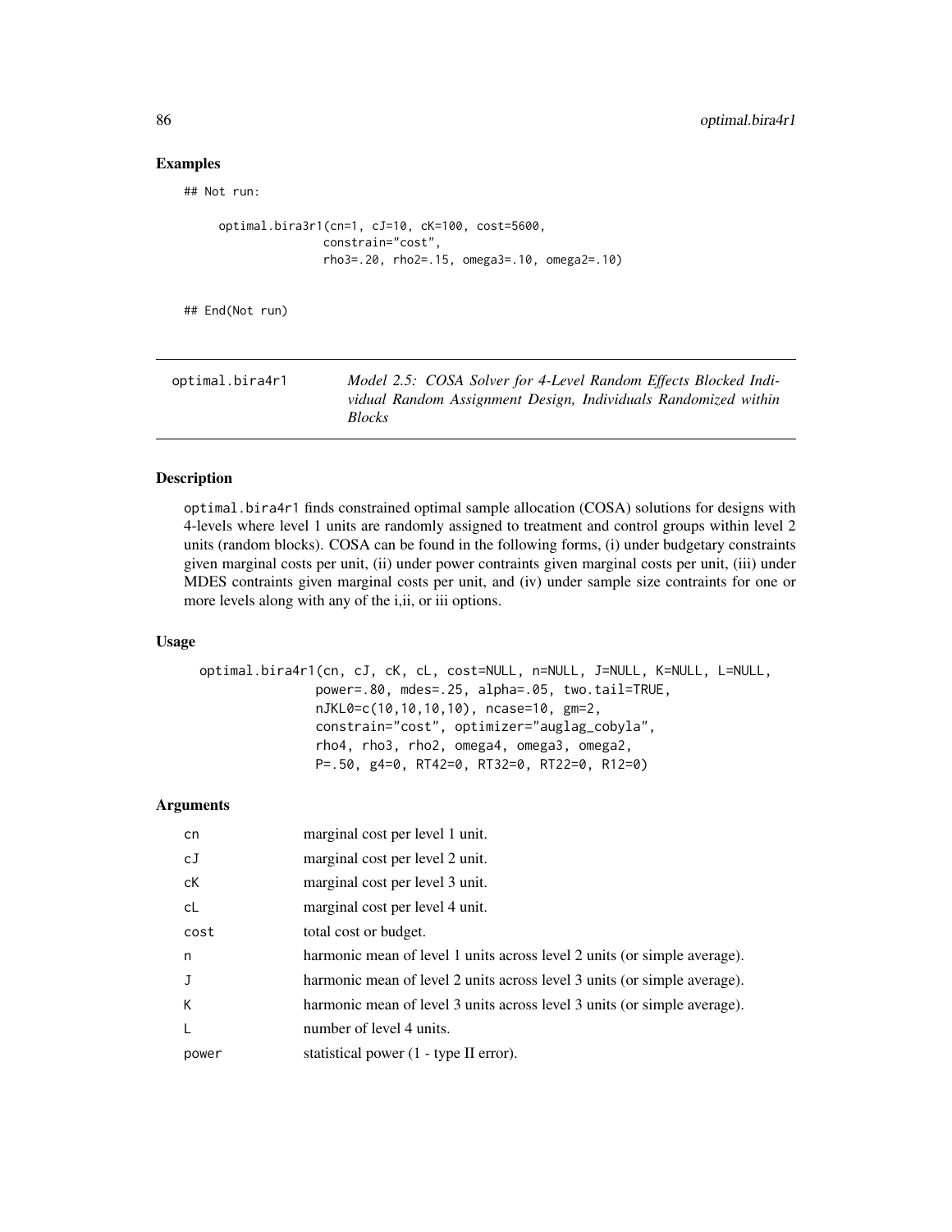## Examples

```
## Not run:

     optimal.bira3r1(cn=1, cJ=10, cK=100, cost=5600,
                     constrain="cost",
                     rho3=.20, rho2=.15, omega3=.10, omega2=.10)


## End(Not run)
```

---

optimal.bira4r1 *Model 2.5: COSA Solver for 4-Level Random Effects Blocked Individual Random Assignment Design, Individuals Randomized within Blocks*

---

## Description

optimal.bira4r1 finds constrained optimal sample allocation (COSA) solutions for designs with 4-levels where level 1 units are randomly assigned to treatment and control groups within level 2 units (random blocks). COSA can be found in the following forms, (i) under budgetary constraints given marginal costs per unit, (ii) under power contraints given marginal costs per unit, (iii) under MDES contraints given marginal costs per unit, and (iv) under sample size contraints for one or more levels along with any of the i,ii, or iii options.

## Usage

```
optimal.bira4r1(cn, cJ, cK, cL, cost=NULL, n=NULL, J=NULL, K=NULL, L=NULL,
                power=.80, mdes=.25, alpha=.05, two.tail=TRUE,
                nJKL0=c(10,10,10,10), ncase=10, gm=2,
                constrain="cost", optimizer="auglag_cobyla",
                rho4, rho3, rho2, omega4, omega3, omega2,
                P=.50, g4=0, RT42=0, RT32=0, RT22=0, R12=0)
```

## Arguments

| | |
|---|---|
| cn | marginal cost per level 1 unit. |
| cJ | marginal cost per level 2 unit. |
| cK | marginal cost per level 3 unit. |
| cL | marginal cost per level 4 unit. |
| cost | total cost or budget. |
| n | harmonic mean of level 1 units across level 2 units (or simple average). |
| J | harmonic mean of level 2 units across level 3 units (or simple average). |
| K | harmonic mean of level 3 units across level 3 units (or simple average). |
| L | number of level 4 units. |
| power | statistical power (1 - type II error). |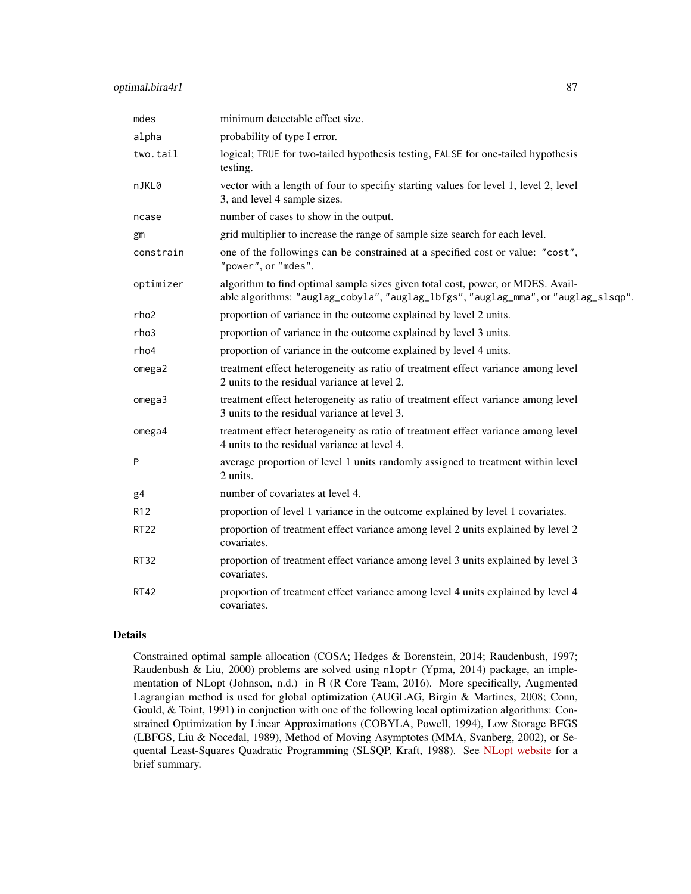| | |
|---|---|
| `mdes` | minimum detectable effect size. |
| `alpha` | probability of type I error. |
| `two.tail` | logical; `TRUE` for two-tailed hypothesis testing, `FALSE` for one-tailed hypothesis testing. |
| `nJKL0` | vector with a length of four to specifiy starting values for level 1, level 2, level 3, and level 4 sample sizes. |
| `ncase` | number of cases to show in the output. |
| `gm` | grid multiplier to increase the range of sample size search for each level. |
| `constrain` | one of the followings can be constrained at a specified cost or value: `"cost"`, `"power"`, or `"mdes"`. |
| `optimizer` | algorithm to find optimal sample sizes given total cost, power, or MDES. Available algorithms: `"auglag_cobyla"`, `"auglag_lbfgs"`, `"auglag_mma"`, or `"auglag_slsqp"`. |
| `rho2` | proportion of variance in the outcome explained by level 2 units. |
| `rho3` | proportion of variance in the outcome explained by level 3 units. |
| `rho4` | proportion of variance in the outcome explained by level 4 units. |
| `omega2` | treatment effect heterogeneity as ratio of treatment effect variance among level 2 units to the residual variance at level 2. |
| `omega3` | treatment effect heterogeneity as ratio of treatment effect variance among level 3 units to the residual variance at level 3. |
| `omega4` | treatment effect heterogeneity as ratio of treatment effect variance among level 4 units to the residual variance at level 4. |
| `P` | average proportion of level 1 units randomly assigned to treatment within level 2 units. |
| `g4` | number of covariates at level 4. |
| `R12` | proportion of level 1 variance in the outcome explained by level 1 covariates. |
| `RT22` | proportion of treatment effect variance among level 2 units explained by level 2 covariates. |
| `RT32` | proportion of treatment effect variance among level 3 units explained by level 3 covariates. |
| `RT42` | proportion of treatment effect variance among level 4 units explained by level 4 covariates. |

## Details

Constrained optimal sample allocation (COSA; Hedges & Borenstein, 2014; Raudenbush, 1997; Raudenbush & Liu, 2000) problems are solved using `nloptr` (Ypma, 2014) package, an implementation of NLopt (Johnson, n.d.) in R (R Core Team, 2016). More specifically, Augmented Lagrangian method is used for global optimization (AUGLAG, Birgin & Martines, 2008; Conn, Gould, & Toint, 1991) in conjuction with one of the following local optimization algorithms: Constrained Optimization by Linear Approximations (COBYLA, Powell, 1994), Low Storage BFGS (LBFGS, Liu & Nocedal, 1989), Method of Moving Asymptotes (MMA, Svanberg, 2002), or Sequental Least-Squares Quadratic Programming (SLSQP, Kraft, 1988). See NLopt website for a brief summary.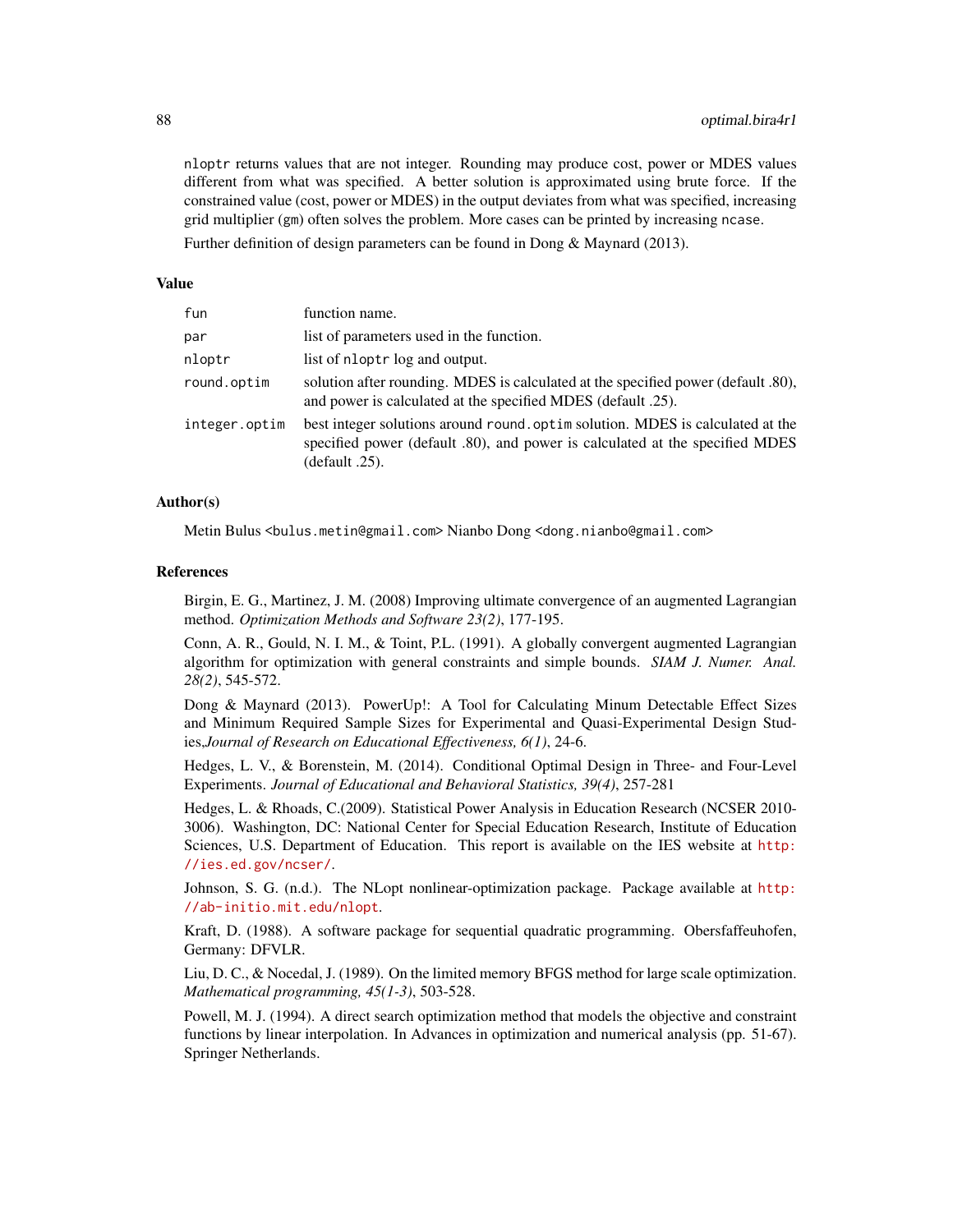`nloptr` returns values that are not integer. Rounding may produce cost, power or MDES values different from what was specified. A better solution is approximated using brute force. If the constrained value (cost, power or MDES) in the output deviates from what was specified, increasing grid multiplier (`gm`) often solves the problem. More cases can be printed by increasing `ncase`.

Further definition of design parameters can be found in Dong & Maynard (2013).

### Value

| | |
|---|---|
| `fun` | function name. |
| `par` | list of parameters used in the function. |
| `nloptr` | list of `nloptr` log and output. |
| `round.optim` | solution after rounding. MDES is calculated at the specified power (default .80), and power is calculated at the specified MDES (default .25). |
| `integer.optim` | best integer solutions around `round.optim` solution. MDES is calculated at the specified power (default .80), and power is calculated at the specified MDES (default .25). |

### Author(s)

Metin Bulus <bulus.metin@gmail.com> Nianbo Dong <dong.nianbo@gmail.com>

### References

Birgin, E. G., Martinez, J. M. (2008) Improving ultimate convergence of an augmented Lagrangian method. *Optimization Methods and Software 23(2)*, 177-195.

Conn, A. R., Gould, N. I. M., & Toint, P.L. (1991). A globally convergent augmented Lagrangian algorithm for optimization with general constraints and simple bounds. *SIAM J. Numer. Anal. 28(2)*, 545-572.

Dong & Maynard (2013). PowerUp!: A Tool for Calculating Minum Detectable Effect Sizes and Minimum Required Sample Sizes for Experimental and Quasi-Experimental Design Studies,*Journal of Research on Educational Effectiveness, 6(1)*, 24-6.

Hedges, L. V., & Borenstein, M. (2014). Conditional Optimal Design in Three- and Four-Level Experiments. *Journal of Educational and Behavioral Statistics, 39(4)*, 257-281

Hedges, L. & Rhoads, C.(2009). Statistical Power Analysis in Education Research (NCSER 2010-3006). Washington, DC: National Center for Special Education Research, Institute of Education Sciences, U.S. Department of Education. This report is available on the IES website at http://ies.ed.gov/ncser/.

Johnson, S. G. (n.d.). The NLopt nonlinear-optimization package. Package available at http://ab-initio.mit.edu/nlopt.

Kraft, D. (1988). A software package for sequential quadratic programming. Obersfaffeuhofen, Germany: DFVLR.

Liu, D. C., & Nocedal, J. (1989). On the limited memory BFGS method for large scale optimization. *Mathematical programming, 45(1-3)*, 503-528.

Powell, M. J. (1994). A direct search optimization method that models the objective and constraint functions by linear interpolation. In Advances in optimization and numerical analysis (pp. 51-67). Springer Netherlands.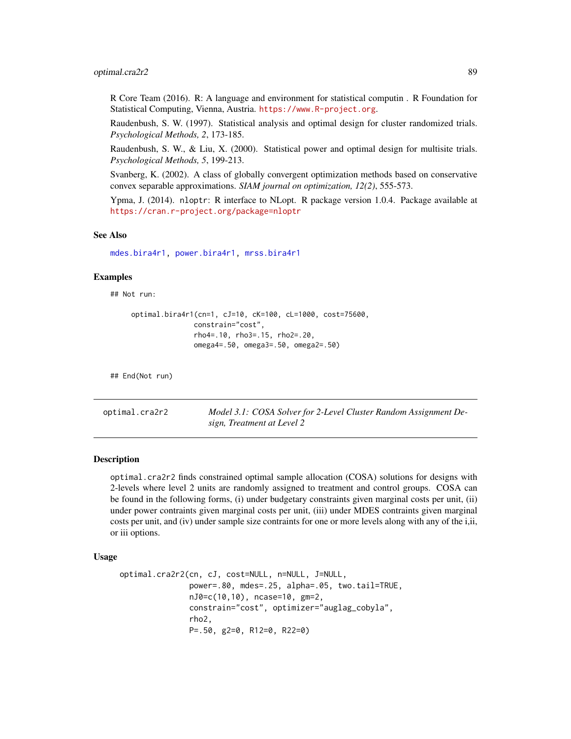R Core Team (2016). R: A language and environment for statistical computin . R Foundation for Statistical Computing, Vienna, Austria. https://www.R-project.org.

Raudenbush, S. W. (1997). Statistical analysis and optimal design for cluster randomized trials. *Psychological Methods, 2*, 173-185.

Raudenbush, S. W., & Liu, X. (2000). Statistical power and optimal design for multisite trials. *Psychological Methods, 5*, 199-213.

Svanberg, K. (2002). A class of globally convergent optimization methods based on conservative convex separable approximations. *SIAM journal on optimization, 12(2)*, 555-573.

Ypma, J. (2014). nloptr: R interface to NLopt. R package version 1.0.4. Package available at https://cran.r-project.org/package=nloptr

### See Also

mdes.bira4r1, power.bira4r1, mrss.bira4r1

### Examples

```
## Not run:

    optimal.bira4r1(cn=1, cJ=10, cK=100, cL=1000, cost=75600,
                    constrain="cost",
                    rho4=.10, rho3=.15, rho2=.20,
                    omega4=.50, omega3=.50, omega2=.50)


## End(Not run)
```

---

## optimal.cra2r2 — *Model 3.1: COSA Solver for 2-Level Cluster Random Assignment Design, Treatment at Level 2*

---

### Description

optimal.cra2r2 finds constrained optimal sample allocation (COSA) solutions for designs with 2-levels where level 2 units are randomly assigned to treatment and control groups. COSA can be found in the following forms, (i) under budgetary constraints given marginal costs per unit, (ii) under power contraints given marginal costs per unit, (iii) under MDES contraints given marginal costs per unit, and (iv) under sample size contraints for one or more levels along with any of the i,ii, or iii options.

### Usage

```
optimal.cra2r2(cn, cJ, cost=NULL, n=NULL, J=NULL,
               power=.80, mdes=.25, alpha=.05, two.tail=TRUE,
               nJ0=c(10,10), ncase=10, gm=2,
               constrain="cost", optimizer="auglag_cobyla",
               rho2,
               P=.50, g2=0, R12=0, R22=0)
```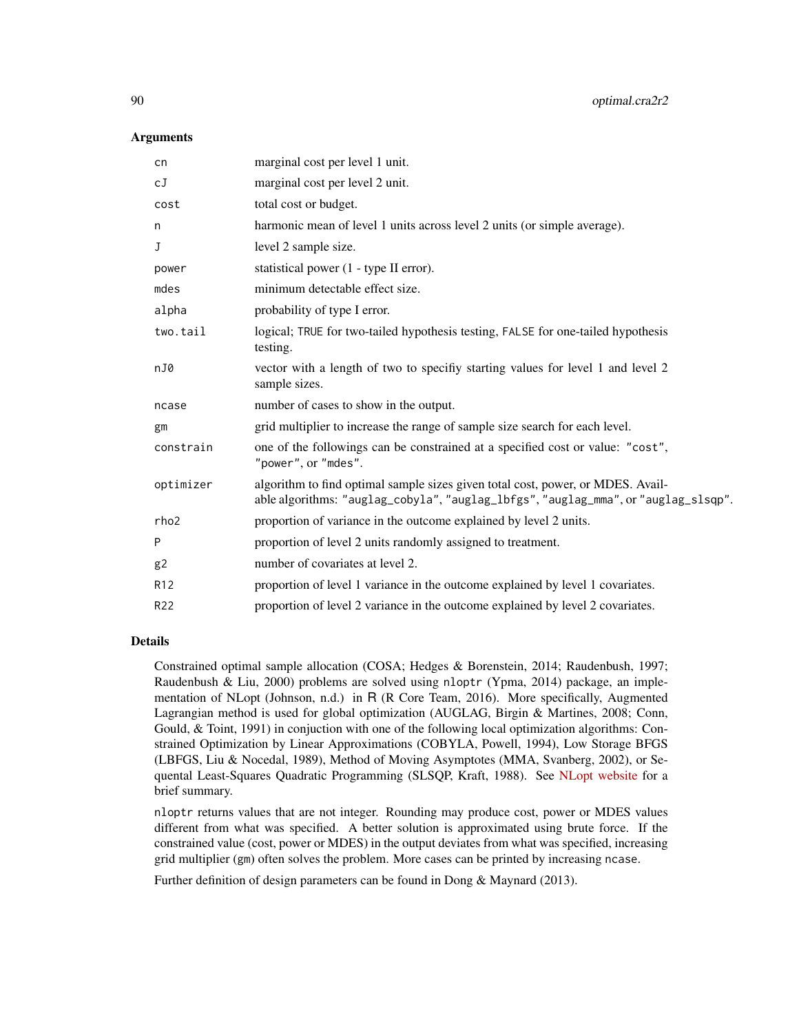## Arguments

| | |
|---|---|
| cn | marginal cost per level 1 unit. |
| cJ | marginal cost per level 2 unit. |
| cost | total cost or budget. |
| n | harmonic mean of level 1 units across level 2 units (or simple average). |
| J | level 2 sample size. |
| power | statistical power (1 - type II error). |
| mdes | minimum detectable effect size. |
| alpha | probability of type I error. |
| two.tail | logical; TRUE for two-tailed hypothesis testing, FALSE for one-tailed hypothesis testing. |
| nJ0 | vector with a length of two to specifiy starting values for level 1 and level 2 sample sizes. |
| ncase | number of cases to show in the output. |
| gm | grid multiplier to increase the range of sample size search for each level. |
| constrain | one of the followings can be constrained at a specified cost or value: "cost", "power", or "mdes". |
| optimizer | algorithm to find optimal sample sizes given total cost, power, or MDES. Available algorithms: "auglag_cobyla", "auglag_lbfgs", "auglag_mma", or "auglag_slsqp". |
| rho2 | proportion of variance in the outcome explained by level 2 units. |
| P | proportion of level 2 units randomly assigned to treatment. |
| g2 | number of covariates at level 2. |
| R12 | proportion of level 1 variance in the outcome explained by level 1 covariates. |
| R22 | proportion of level 2 variance in the outcome explained by level 2 covariates. |

## Details

Constrained optimal sample allocation (COSA; Hedges & Borenstein, 2014; Raudenbush, 1997; Raudenbush & Liu, 2000) problems are solved using nloptr (Ypma, 2014) package, an implementation of NLopt (Johnson, n.d.) in R (R Core Team, 2016). More specifically, Augmented Lagrangian method is used for global optimization (AUGLAG, Birgin & Martines, 2008; Conn, Gould, & Toint, 1991) in conjuction with one of the following local optimization algorithms: Constrained Optimization by Linear Approximations (COBYLA, Powell, 1994), Low Storage BFGS (LBFGS, Liu & Nocedal, 1989), Method of Moving Asymptotes (MMA, Svanberg, 2002), or Sequental Least-Squares Quadratic Programming (SLSQP, Kraft, 1988). See NLopt website for a brief summary.

nloptr returns values that are not integer. Rounding may produce cost, power or MDES values different from what was specified. A better solution is approximated using brute force. If the constrained value (cost, power or MDES) in the output deviates from what was specified, increasing grid multiplier (gm) often solves the problem. More cases can be printed by increasing ncase.

Further definition of design parameters can be found in Dong & Maynard (2013).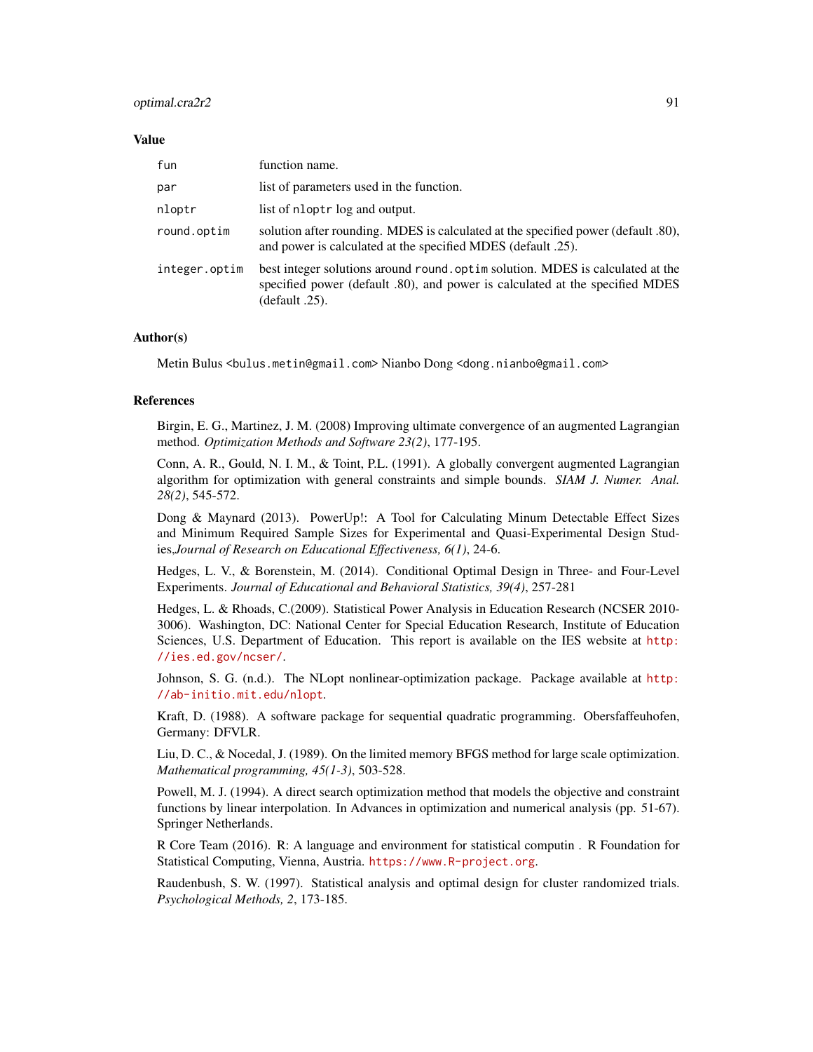### Value

| | |
|---|---|
| `fun` | function name. |
| `par` | list of parameters used in the function. |
| `nloptr` | list of `nloptr` log and output. |
| `round.optim` | solution after rounding. MDES is calculated at the specified power (default .80), and power is calculated at the specified MDES (default .25). |
| `integer.optim` | best integer solutions around `round.optim` solution. MDES is calculated at the specified power (default .80), and power is calculated at the specified MDES (default .25). |

### Author(s)

Metin Bulus <bulus.metin@gmail.com> Nianbo Dong <dong.nianbo@gmail.com>

### References

Birgin, E. G., Martinez, J. M. (2008) Improving ultimate convergence of an augmented Lagrangian method. *Optimization Methods and Software 23(2)*, 177-195.

Conn, A. R., Gould, N. I. M., & Toint, P.L. (1991). A globally convergent augmented Lagrangian algorithm for optimization with general constraints and simple bounds. *SIAM J. Numer. Anal. 28(2)*, 545-572.

Dong & Maynard (2013). PowerUp!: A Tool for Calculating Minum Detectable Effect Sizes and Minimum Required Sample Sizes for Experimental and Quasi-Experimental Design Studies,*Journal of Research on Educational Effectiveness, 6(1)*, 24-6.

Hedges, L. V., & Borenstein, M. (2014). Conditional Optimal Design in Three- and Four-Level Experiments. *Journal of Educational and Behavioral Statistics, 39(4)*, 257-281

Hedges, L. & Rhoads, C.(2009). Statistical Power Analysis in Education Research (NCSER 2010-3006). Washington, DC: National Center for Special Education Research, Institute of Education Sciences, U.S. Department of Education. This report is available on the IES website at http://ies.ed.gov/ncser/.

Johnson, S. G. (n.d.). The NLopt nonlinear-optimization package. Package available at http://ab-initio.mit.edu/nlopt.

Kraft, D. (1988). A software package for sequential quadratic programming. Obersfaffeuhofen, Germany: DFVLR.

Liu, D. C., & Nocedal, J. (1989). On the limited memory BFGS method for large scale optimization. *Mathematical programming, 45(1-3)*, 503-528.

Powell, M. J. (1994). A direct search optimization method that models the objective and constraint functions by linear interpolation. In Advances in optimization and numerical analysis (pp. 51-67). Springer Netherlands.

R Core Team (2016). R: A language and environment for statistical computin . R Foundation for Statistical Computing, Vienna, Austria. https://www.R-project.org.

Raudenbush, S. W. (1997). Statistical analysis and optimal design for cluster randomized trials. *Psychological Methods, 2*, 173-185.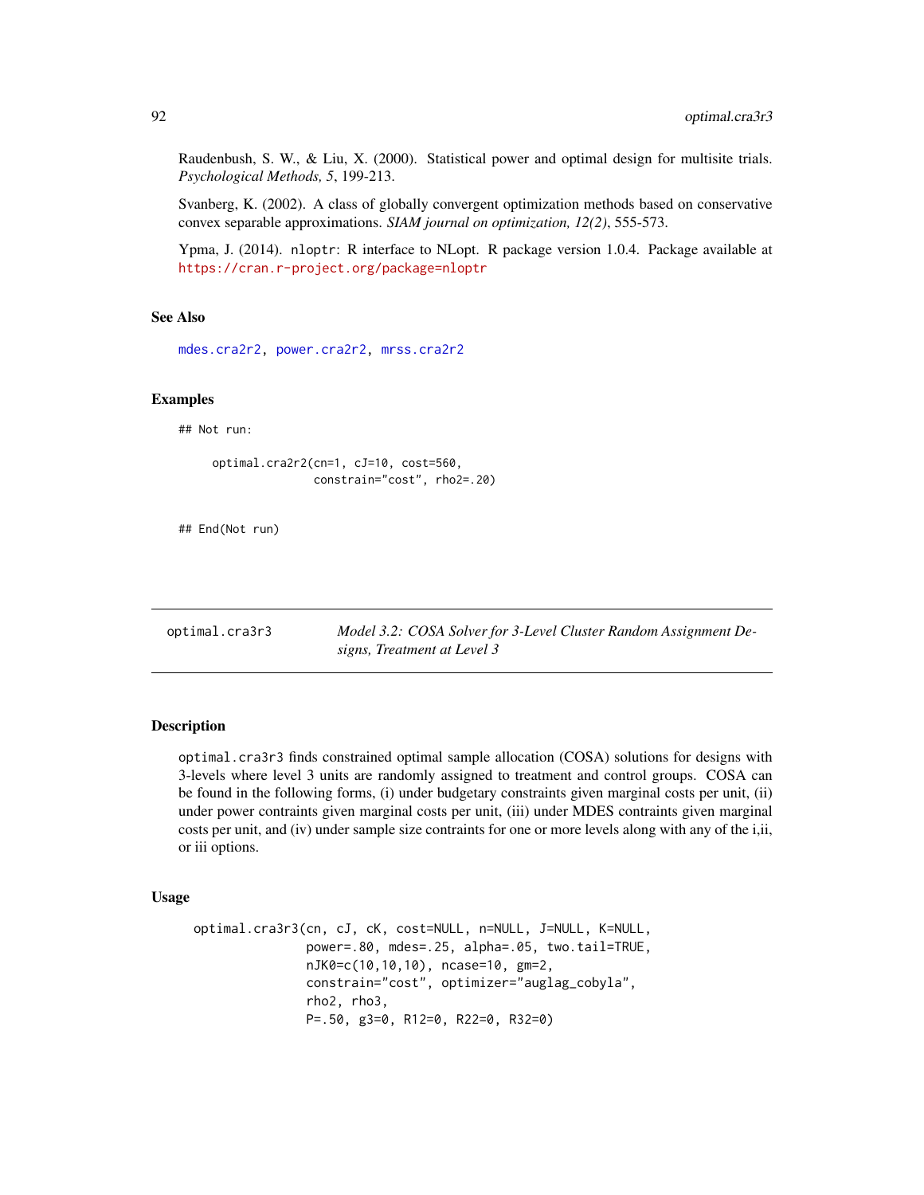Raudenbush, S. W., & Liu, X. (2000). Statistical power and optimal design for multisite trials. *Psychological Methods, 5*, 199-213.

Svanberg, K. (2002). A class of globally convergent optimization methods based on conservative convex separable approximations. *SIAM journal on optimization, 12(2)*, 555-573.

Ypma, J. (2014). nloptr: R interface to NLopt. R package version 1.0.4. Package available at https://cran.r-project.org/package=nloptr

### See Also

mdes.cra2r2, power.cra2r2, mrss.cra2r2

### Examples

```
## Not run:

    optimal.cra2r2(cn=1, cJ=10, cost=560,
                   constrain="cost", rho2=.20)


## End(Not run)
```

---

## optimal.cra3r3 — *Model 3.2: COSA Solver for 3-Level Cluster Random Assignment Designs, Treatment at Level 3*

### Description

optimal.cra3r3 finds constrained optimal sample allocation (COSA) solutions for designs with 3-levels where level 3 units are randomly assigned to treatment and control groups. COSA can be found in the following forms, (i) under budgetary constraints given marginal costs per unit, (ii) under power contraints given marginal costs per unit, (iii) under MDES contraints given marginal costs per unit, and (iv) under sample size contraints for one or more levels along with any of the i,ii, or iii options.

### Usage

```
optimal.cra3r3(cn, cJ, cK, cost=NULL, n=NULL, J=NULL, K=NULL,
               power=.80, mdes=.25, alpha=.05, two.tail=TRUE,
               nJK0=c(10,10,10), ncase=10, gm=2,
               constrain="cost", optimizer="auglag_cobyla",
               rho2, rho3,
               P=.50, g3=0, R12=0, R22=0, R32=0)
```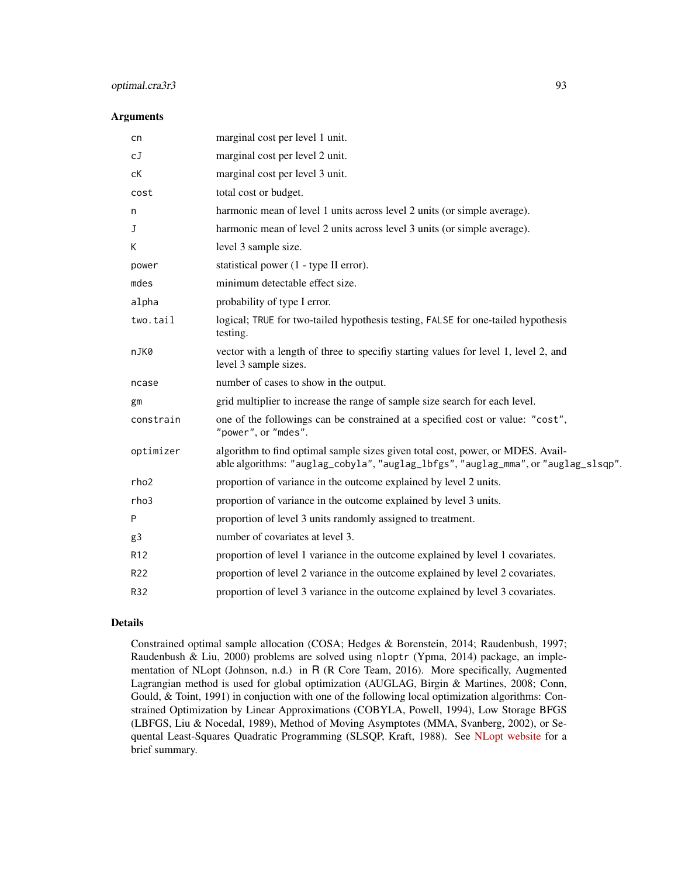## Arguments

| | |
|---|---|
| `cn` | marginal cost per level 1 unit. |
| `cJ` | marginal cost per level 2 unit. |
| `cK` | marginal cost per level 3 unit. |
| `cost` | total cost or budget. |
| `n` | harmonic mean of level 1 units across level 2 units (or simple average). |
| `J` | harmonic mean of level 2 units across level 3 units (or simple average). |
| `K` | level 3 sample size. |
| `power` | statistical power (1 - type II error). |
| `mdes` | minimum detectable effect size. |
| `alpha` | probability of type I error. |
| `two.tail` | logical; `TRUE` for two-tailed hypothesis testing, `FALSE` for one-tailed hypothesis testing. |
| `nJK0` | vector with a length of three to specifiy starting values for level 1, level 2, and level 3 sample sizes. |
| `ncase` | number of cases to show in the output. |
| `gm` | grid multiplier to increase the range of sample size search for each level. |
| `constrain` | one of the followings can be constrained at a specified cost or value: `"cost"`, `"power"`, or `"mdes"`. |
| `optimizer` | algorithm to find optimal sample sizes given total cost, power, or MDES. Available algorithms: `"auglag_cobyla"`, `"auglag_lbfgs"`, `"auglag_mma"`, or `"auglag_slsqp"`. |
| `rho2` | proportion of variance in the outcome explained by level 2 units. |
| `rho3` | proportion of variance in the outcome explained by level 3 units. |
| `P` | proportion of level 3 units randomly assigned to treatment. |
| `g3` | number of covariates at level 3. |
| `R12` | proportion of level 1 variance in the outcome explained by level 1 covariates. |
| `R22` | proportion of level 2 variance in the outcome explained by level 2 covariates. |
| `R32` | proportion of level 3 variance in the outcome explained by level 3 covariates. |

## Details

Constrained optimal sample allocation (COSA; Hedges & Borenstein, 2014; Raudenbush, 1997; Raudenbush & Liu, 2000) problems are solved using `nloptr` (Ypma, 2014) package, an implementation of NLopt (Johnson, n.d.) in R (R Core Team, 2016). More specifically, Augmented Lagrangian method is used for global optimization (AUGLAG, Birgin & Martines, 2008; Conn, Gould, & Toint, 1991) in conjuction with one of the following local optimization algorithms: Constrained Optimization by Linear Approximations (COBYLA, Powell, 1994), Low Storage BFGS (LBFGS, Liu & Nocedal, 1989), Method of Moving Asymptotes (MMA, Svanberg, 2002), or Sequential Least-Squares Quadratic Programming (SLSQP, Kraft, 1988). See NLopt website for a brief summary.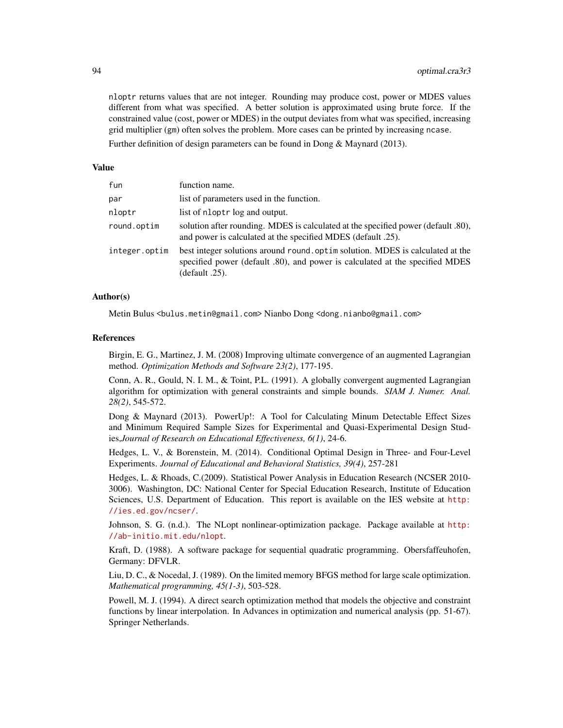nloptr returns values that are not integer. Rounding may produce cost, power or MDES values different from what was specified. A better solution is approximated using brute force. If the constrained value (cost, power or MDES) in the output deviates from what was specified, increasing grid multiplier (gm) often solves the problem. More cases can be printed by increasing ncase.

Further definition of design parameters can be found in Dong & Maynard (2013).

## Value

| | |
|---|---|
| fun | function name. |
| par | list of parameters used in the function. |
| nloptr | list of nloptr log and output. |
| round.optim | solution after rounding. MDES is calculated at the specified power (default .80), and power is calculated at the specified MDES (default .25). |
| integer.optim | best integer solutions around round.optim solution. MDES is calculated at the specified power (default .80), and power is calculated at the specified MDES (default .25). |

## Author(s)

Metin Bulus <bulus.metin@gmail.com> Nianbo Dong <dong.nianbo@gmail.com>

## References

Birgin, E. G., Martinez, J. M. (2008) Improving ultimate convergence of an augmented Lagrangian method. *Optimization Methods and Software 23(2)*, 177-195.

Conn, A. R., Gould, N. I. M., & Toint, P.L. (1991). A globally convergent augmented Lagrangian algorithm for optimization with general constraints and simple bounds. *SIAM J. Numer. Anal. 28(2)*, 545-572.

Dong & Maynard (2013). PowerUp!: A Tool for Calculating Minum Detectable Effect Sizes and Minimum Required Sample Sizes for Experimental and Quasi-Experimental Design Studies,*Journal of Research on Educational Effectiveness, 6(1)*, 24-6.

Hedges, L. V., & Borenstein, M. (2014). Conditional Optimal Design in Three- and Four-Level Experiments. *Journal of Educational and Behavioral Statistics, 39(4)*, 257-281

Hedges, L. & Rhoads, C.(2009). Statistical Power Analysis in Education Research (NCSER 2010-3006). Washington, DC: National Center for Special Education Research, Institute of Education Sciences, U.S. Department of Education. This report is available on the IES website at http://ies.ed.gov/ncser/.

Johnson, S. G. (n.d.). The NLopt nonlinear-optimization package. Package available at http://ab-initio.mit.edu/nlopt.

Kraft, D. (1988). A software package for sequential quadratic programming. Obersfaffeuhofen, Germany: DFVLR.

Liu, D. C., & Nocedal, J. (1989). On the limited memory BFGS method for large scale optimization. *Mathematical programming, 45(1-3)*, 503-528.

Powell, M. J. (1994). A direct search optimization method that models the objective and constraint functions by linear interpolation. In Advances in optimization and numerical analysis (pp. 51-67). Springer Netherlands.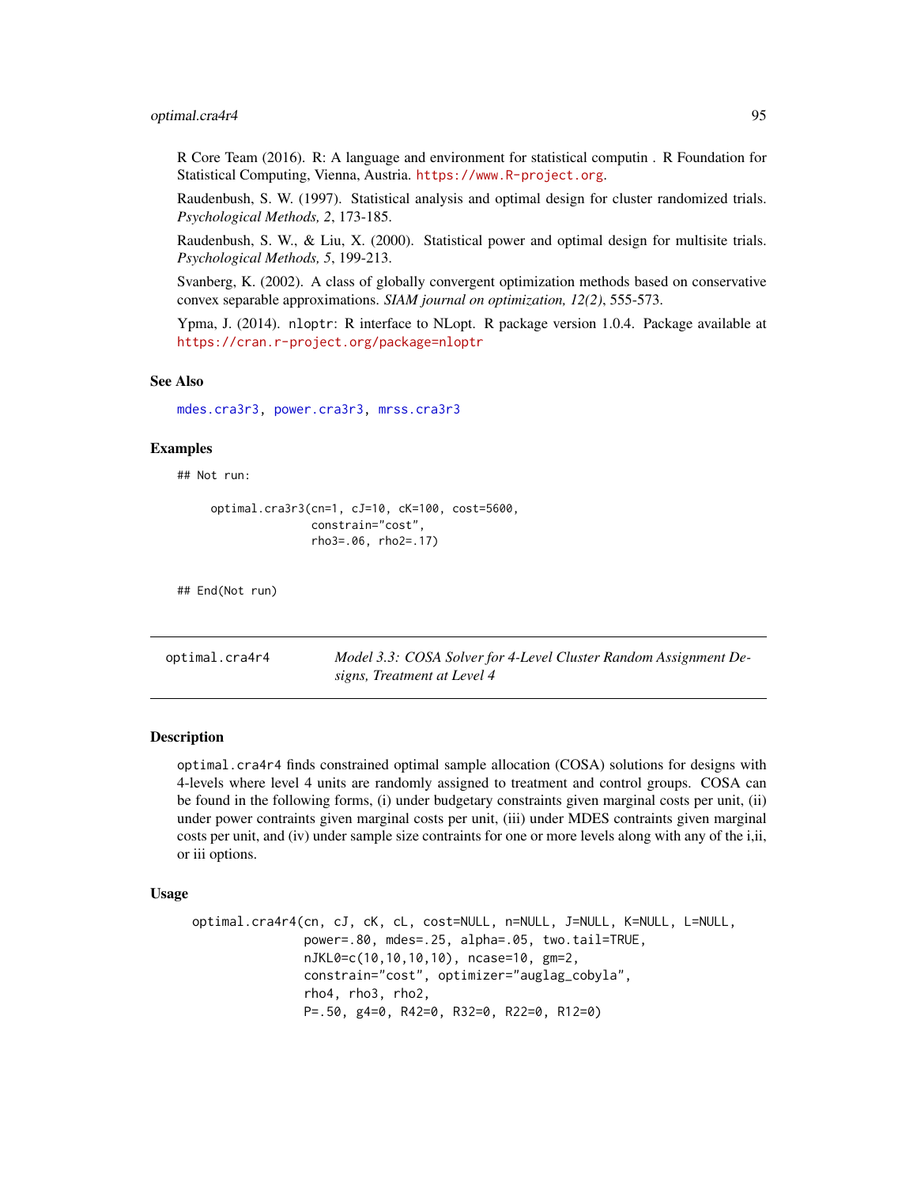R Core Team (2016). R: A language and environment for statistical computin . R Foundation for Statistical Computing, Vienna, Austria. https://www.R-project.org.

Raudenbush, S. W. (1997). Statistical analysis and optimal design for cluster randomized trials. *Psychological Methods, 2*, 173-185.

Raudenbush, S. W., & Liu, X. (2000). Statistical power and optimal design for multisite trials. *Psychological Methods, 5*, 199-213.

Svanberg, K. (2002). A class of globally convergent optimization methods based on conservative convex separable approximations. *SIAM journal on optimization, 12(2)*, 555-573.

Ypma, J. (2014). nloptr: R interface to NLopt. R package version 1.0.4. Package available at https://cran.r-project.org/package=nloptr

### See Also

mdes.cra3r3, power.cra3r3, mrss.cra3r3

### Examples

```
## Not run:

    optimal.cra3r3(cn=1, cJ=10, cK=100, cost=5600,
                   constrain="cost",
                   rho3=.06, rho2=.17)


## End(Not run)
```

---

## optimal.cra4r4 — *Model 3.3: COSA Solver for 4-Level Cluster Random Assignment Designs, Treatment at Level 4*

### Description

optimal.cra4r4 finds constrained optimal sample allocation (COSA) solutions for designs with 4-levels where level 4 units are randomly assigned to treatment and control groups. COSA can be found in the following forms, (i) under budgetary constraints given marginal costs per unit, (ii) under power contraints given marginal costs per unit, (iii) under MDES contraints given marginal costs per unit, and (iv) under sample size contraints for one or more levels along with any of the i,ii, or iii options.

### Usage

```
optimal.cra4r4(cn, cJ, cK, cL, cost=NULL, n=NULL, J=NULL, K=NULL, L=NULL,
               power=.80, mdes=.25, alpha=.05, two.tail=TRUE,
               nJKL0=c(10,10,10,10), ncase=10, gm=2,
               constrain="cost", optimizer="auglag_cobyla",
               rho4, rho3, rho2,
               P=.50, g4=0, R42=0, R32=0, R22=0, R12=0)
```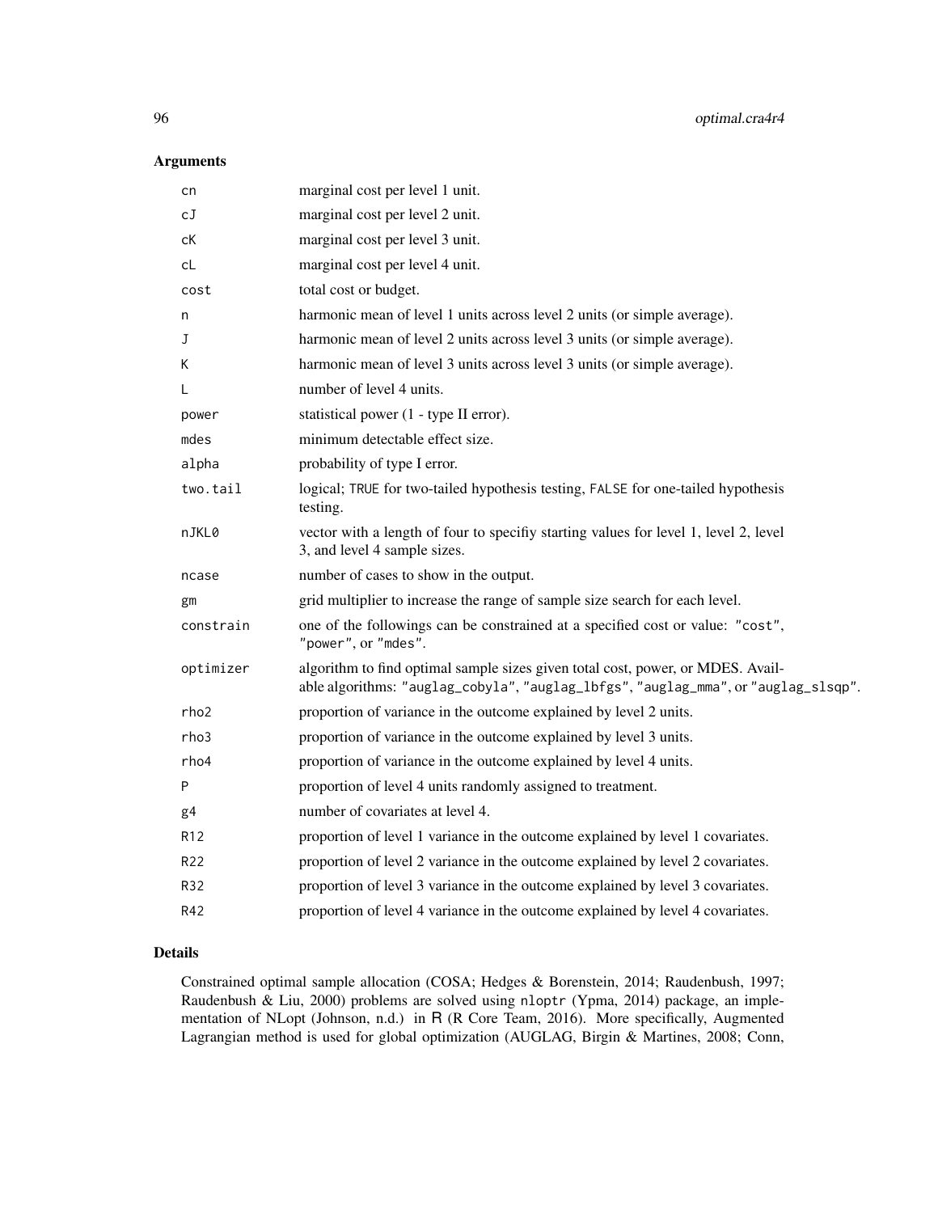## Arguments

| | |
|---|---|
| cn | marginal cost per level 1 unit. |
| cJ | marginal cost per level 2 unit. |
| cK | marginal cost per level 3 unit. |
| cL | marginal cost per level 4 unit. |
| cost | total cost or budget. |
| n | harmonic mean of level 1 units across level 2 units (or simple average). |
| J | harmonic mean of level 2 units across level 3 units (or simple average). |
| K | harmonic mean of level 3 units across level 3 units (or simple average). |
| L | number of level 4 units. |
| power | statistical power (1 - type II error). |
| mdes | minimum detectable effect size. |
| alpha | probability of type I error. |
| two.tail | logical; TRUE for two-tailed hypothesis testing, FALSE for one-tailed hypothesis testing. |
| nJKL0 | vector with a length of four to specifiy starting values for level 1, level 2, level 3, and level 4 sample sizes. |
| ncase | number of cases to show in the output. |
| gm | grid multiplier to increase the range of sample size search for each level. |
| constrain | one of the followings can be constrained at a specified cost or value: "cost", "power", or "mdes". |
| optimizer | algorithm to find optimal sample sizes given total cost, power, or MDES. Available algorithms: "auglag_cobyla", "auglag_lbfgs", "auglag_mma", or "auglag_slsqp". |
| rho2 | proportion of variance in the outcome explained by level 2 units. |
| rho3 | proportion of variance in the outcome explained by level 3 units. |
| rho4 | proportion of variance in the outcome explained by level 4 units. |
| P | proportion of level 4 units randomly assigned to treatment. |
| g4 | number of covariates at level 4. |
| R12 | proportion of level 1 variance in the outcome explained by level 1 covariates. |
| R22 | proportion of level 2 variance in the outcome explained by level 2 covariates. |
| R32 | proportion of level 3 variance in the outcome explained by level 3 covariates. |
| R42 | proportion of level 4 variance in the outcome explained by level 4 covariates. |

## Details

Constrained optimal sample allocation (COSA; Hedges & Borenstein, 2014; Raudenbush, 1997; Raudenbush & Liu, 2000) problems are solved using nloptr (Ypma, 2014) package, an implementation of NLopt (Johnson, n.d.) in R (R Core Team, 2016). More specifically, Augmented Lagrangian method is used for global optimization (AUGLAG, Birgin & Martines, 2008; Conn,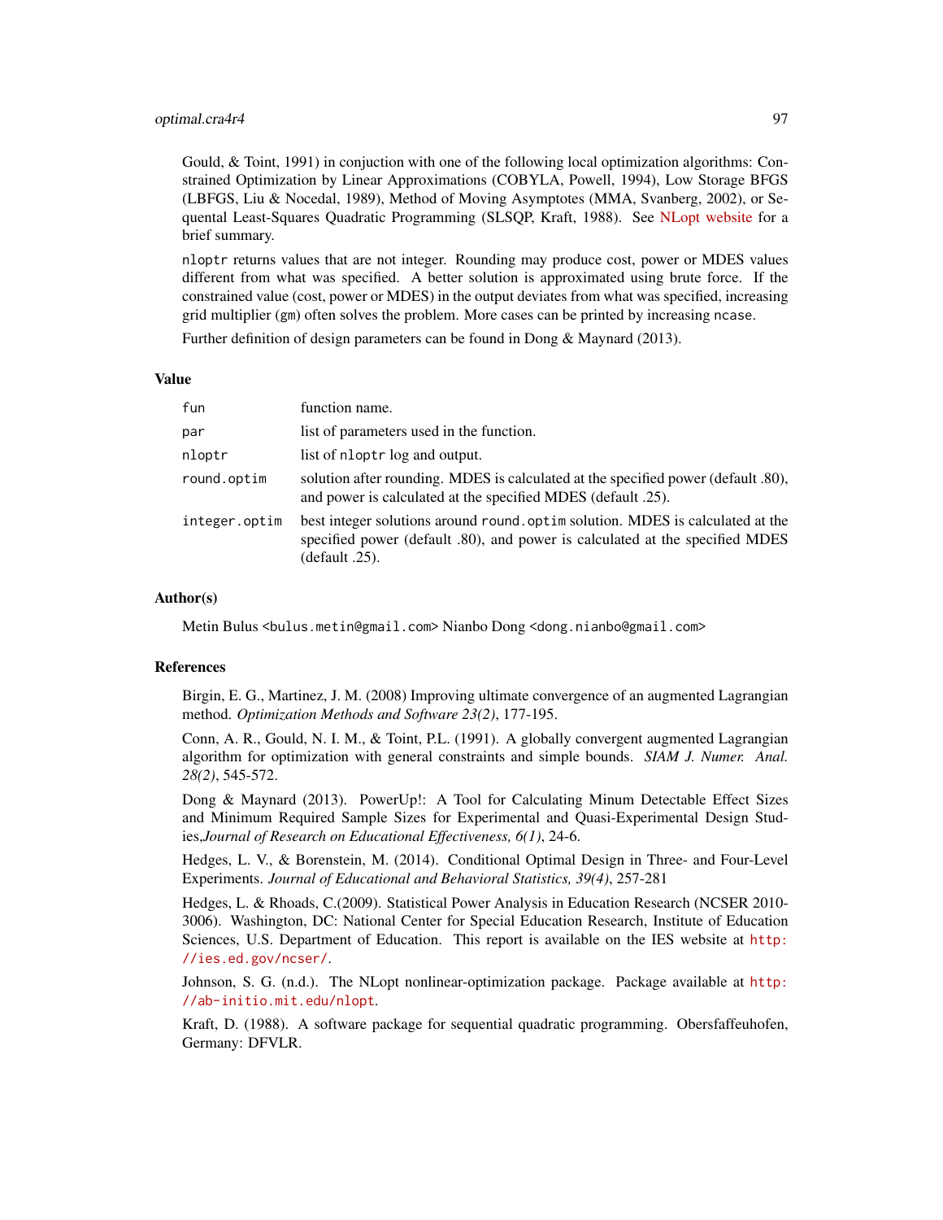Gould, & Toint, 1991) in conjuction with one of the following local optimization algorithms: Constrained Optimization by Linear Approximations (COBYLA, Powell, 1994), Low Storage BFGS (LBFGS, Liu & Nocedal, 1989), Method of Moving Asymptotes (MMA, Svanberg, 2002), or Sequental Least-Squares Quadratic Programming (SLSQP, Kraft, 1988). See NLopt website for a brief summary.

`nloptr` returns values that are not integer. Rounding may produce cost, power or MDES values different from what was specified. A better solution is approximated using brute force. If the constrained value (cost, power or MDES) in the output deviates from what was specified, increasing grid multiplier (`gm`) often solves the problem. More cases can be printed by increasing `ncase`.

Further definition of design parameters can be found in Dong & Maynard (2013).

## Value

| | |
|---|---|
| `fun` | function name. |
| `par` | list of parameters used in the function. |
| `nloptr` | list of `nloptr` log and output. |
| `round.optim` | solution after rounding. MDES is calculated at the specified power (default .80), and power is calculated at the specified MDES (default .25). |
| `integer.optim` | best integer solutions around `round.optim` solution. MDES is calculated at the specified power (default .80), and power is calculated at the specified MDES (default .25). |

## Author(s)

Metin Bulus <bulus.metin@gmail.com> Nianbo Dong <dong.nianbo@gmail.com>

## References

Birgin, E. G., Martinez, J. M. (2008) Improving ultimate convergence of an augmented Lagrangian method. *Optimization Methods and Software 23(2)*, 177-195.

Conn, A. R., Gould, N. I. M., & Toint, P.L. (1991). A globally convergent augmented Lagrangian algorithm for optimization with general constraints and simple bounds. *SIAM J. Numer. Anal. 28(2)*, 545-572.

Dong & Maynard (2013). PowerUp!: A Tool for Calculating Minum Detectable Effect Sizes and Minimum Required Sample Sizes for Experimental and Quasi-Experimental Design Studies,*Journal of Research on Educational Effectiveness, 6(1)*, 24-6.

Hedges, L. V., & Borenstein, M. (2014). Conditional Optimal Design in Three- and Four-Level Experiments. *Journal of Educational and Behavioral Statistics, 39(4)*, 257-281

Hedges, L. & Rhoads, C.(2009). Statistical Power Analysis in Education Research (NCSER 2010-3006). Washington, DC: National Center for Special Education Research, Institute of Education Sciences, U.S. Department of Education. This report is available on the IES website at http://ies.ed.gov/ncser/.

Johnson, S. G. (n.d.). The NLopt nonlinear-optimization package. Package available at http://ab-initio.mit.edu/nlopt.

Kraft, D. (1988). A software package for sequential quadratic programming. Obersfaffeuhofen, Germany: DFVLR.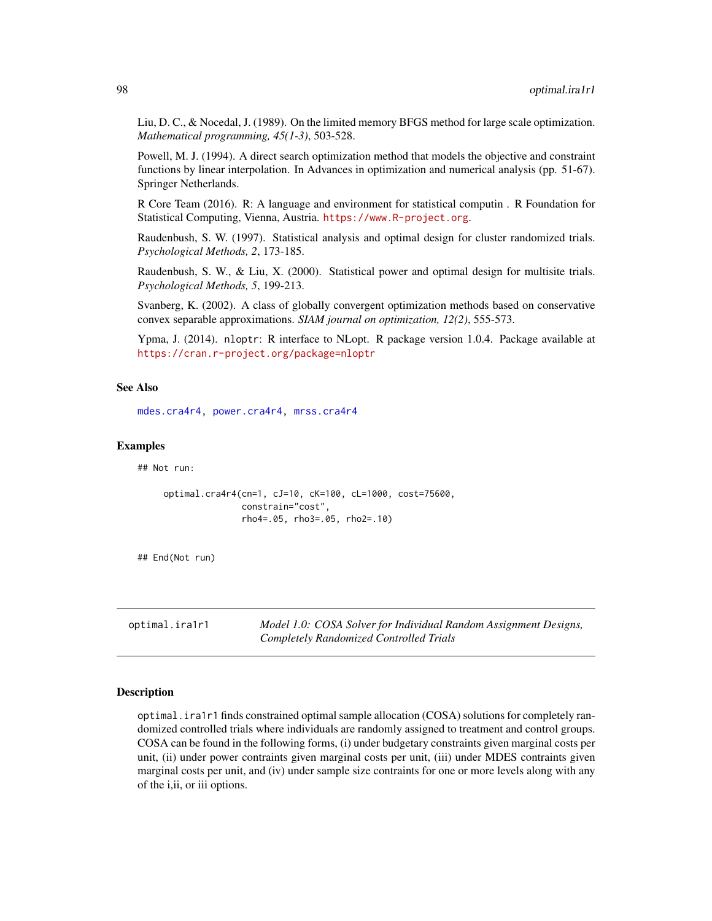Liu, D. C., & Nocedal, J. (1989). On the limited memory BFGS method for large scale optimization. *Mathematical programming, 45(1-3)*, 503-528.

Powell, M. J. (1994). A direct search optimization method that models the objective and constraint functions by linear interpolation. In Advances in optimization and numerical analysis (pp. 51-67). Springer Netherlands.

R Core Team (2016). R: A language and environment for statistical computin . R Foundation for Statistical Computing, Vienna, Austria. https://www.R-project.org.

Raudenbush, S. W. (1997). Statistical analysis and optimal design for cluster randomized trials. *Psychological Methods, 2*, 173-185.

Raudenbush, S. W., & Liu, X. (2000). Statistical power and optimal design for multisite trials. *Psychological Methods, 5*, 199-213.

Svanberg, K. (2002). A class of globally convergent optimization methods based on conservative convex separable approximations. *SIAM journal on optimization, 12(2)*, 555-573.

Ypma, J. (2014). `nloptr`: R interface to NLopt. R package version 1.0.4. Package available at https://cran.r-project.org/package=nloptr

## See Also

mdes.cra4r4, power.cra4r4, mrss.cra4r4

## Examples

```
## Not run:

     optimal.cra4r4(cn=1, cJ=10, cK=100, cL=1000, cost=75600,
                    constrain="cost",
                    rho4=.05, rho3=.05, rho2=.10)


## End(Not run)
```

---

# optimal.ira1r1 — *Model 1.0: COSA Solver for Individual Random Assignment Designs, Completely Randomized Controlled Trials*

## Description

`optimal.ira1r1` finds constrained optimal sample allocation (COSA) solutions for completely randomized controlled trials where individuals are randomly assigned to treatment and control groups. COSA can be found in the following forms, (i) under budgetary constraints given marginal costs per unit, (ii) under power contraints given marginal costs per unit, (iii) under MDES contraints given marginal costs per unit, and (iv) under sample size contraints for one or more levels along with any of the i,ii, or iii options.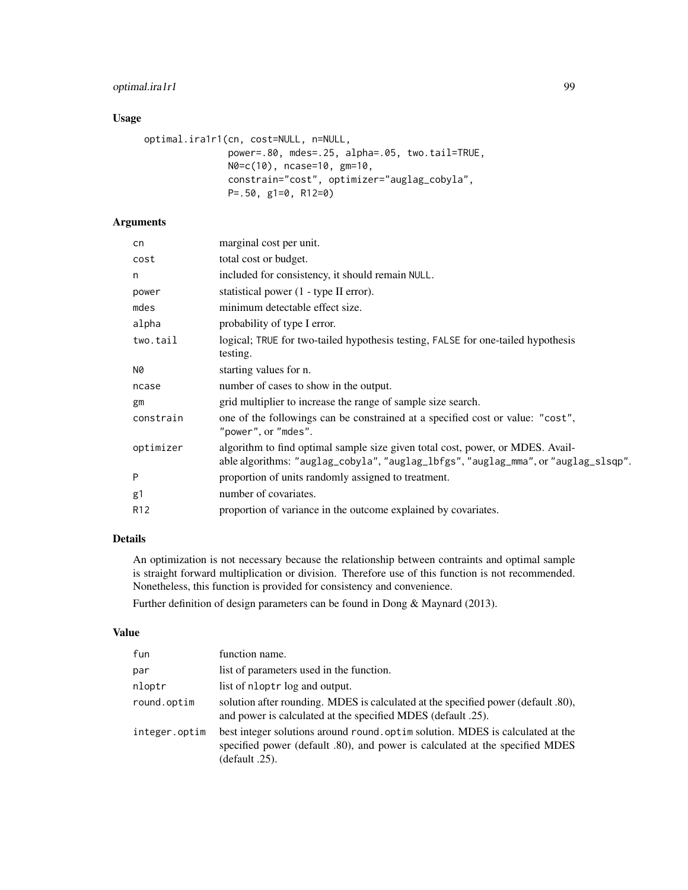## Usage

```
optimal.ira1r1(cn, cost=NULL, n=NULL,
               power=.80, mdes=.25, alpha=.05, two.tail=TRUE,
               N0=c(10), ncase=10, gm=10,
               constrain="cost", optimizer="auglag_cobyla",
               P=.50, g1=0, R12=0)
```

## Arguments

| | |
|---|---|
| `cn` | marginal cost per unit. |
| `cost` | total cost or budget. |
| `n` | included for consistency, it should remain `NULL`. |
| `power` | statistical power (1 - type II error). |
| `mdes` | minimum detectable effect size. |
| `alpha` | probability of type I error. |
| `two.tail` | logical; `TRUE` for two-tailed hypothesis testing, `FALSE` for one-tailed hypothesis testing. |
| `N0` | starting values for n. |
| `ncase` | number of cases to show in the output. |
| `gm` | grid multiplier to increase the range of sample size search. |
| `constrain` | one of the followings can be constrained at a specified cost or value: `"cost"`, `"power"`, or `"mdes"`. |
| `optimizer` | algorithm to find optimal sample size given total cost, power, or MDES. Available algorithms: `"auglag_cobyla"`, `"auglag_lbfgs"`, `"auglag_mma"`, or `"auglag_slsqp"`. |
| `P` | proportion of units randomly assigned to treatment. |
| `g1` | number of covariates. |
| `R12` | proportion of variance in the outcome explained by covariates. |

## Details

An optimization is not necessary because the relationship between contraints and optimal sample is straight forward multiplication or division. Therefore use of this function is not recommended. Nonetheless, this function is provided for consistency and convenience.

Further definition of design parameters can be found in Dong & Maynard (2013).

## Value

| | |
|---|---|
| `fun` | function name. |
| `par` | list of parameters used in the function. |
| `nloptr` | list of `nloptr` log and output. |
| `round.optim` | solution after rounding. MDES is calculated at the specified power (default .80), and power is calculated at the specified MDES (default .25). |
| `integer.optim` | best integer solutions around `round.optim` solution. MDES is calculated at the specified power (default .80), and power is calculated at the specified MDES (default .25). |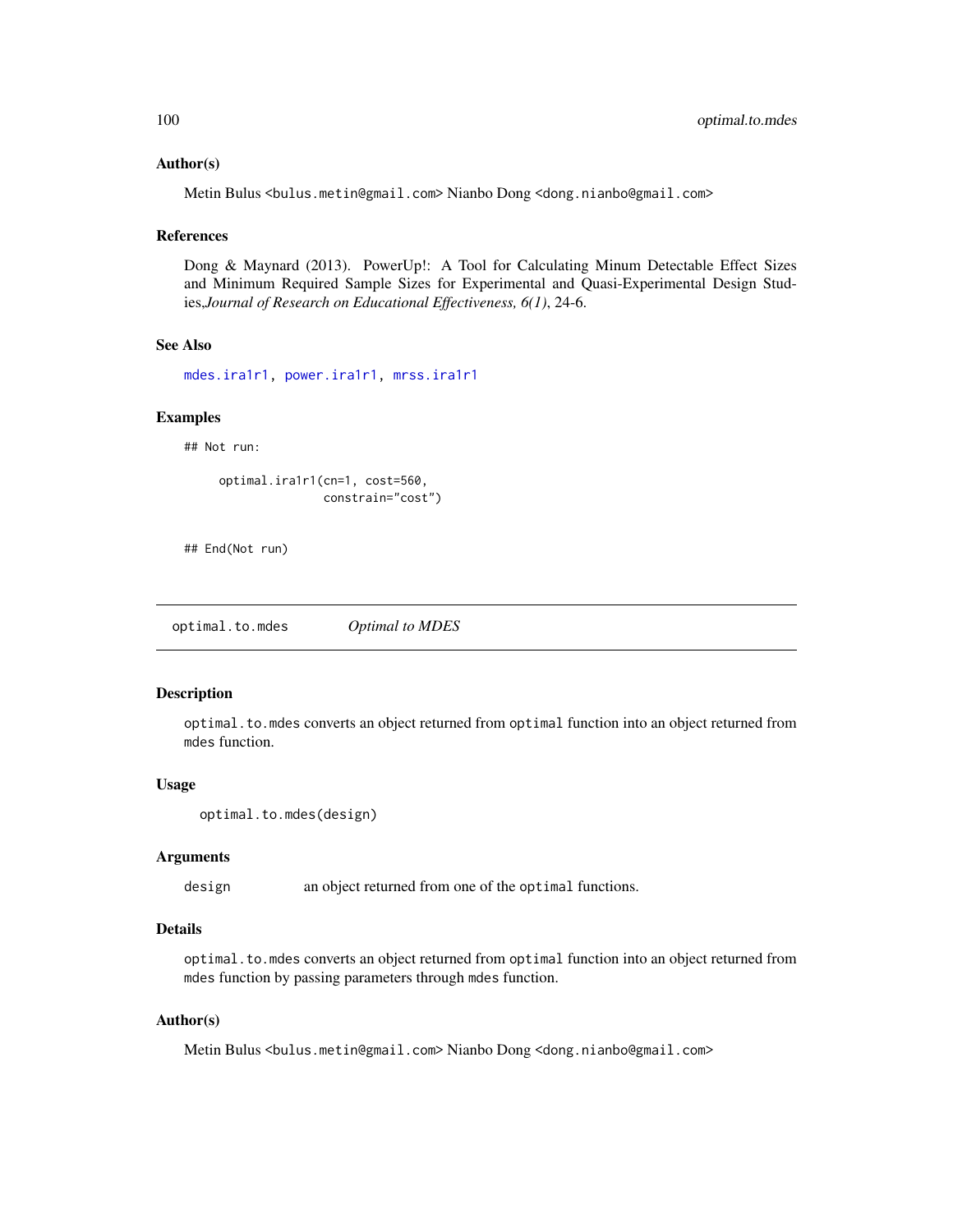### Author(s)

Metin Bulus <bulus.metin@gmail.com> Nianbo Dong <dong.nianbo@gmail.com>

### References

Dong & Maynard (2013). PowerUp!: A Tool for Calculating Minum Detectable Effect Sizes and Minimum Required Sample Sizes for Experimental and Quasi-Experimental Design Studies,*Journal of Research on Educational Effectiveness, 6(1)*, 24-6.

### See Also

`mdes.ira1r1`, `power.ira1r1`, `mrss.ira1r1`

### Examples

```
## Not run:

     optimal.ira1r1(cn=1, cost=560,
                    constrain="cost")


## End(Not run)
```

---

## optimal.to.mdes *Optimal to MDES*

### Description

`optimal.to.mdes` converts an object returned from `optimal` function into an object returned from `mdes` function.

### Usage

```
optimal.to.mdes(design)
```

### Arguments

| | |
|---|---|
| `design` | an object returned from one of the `optimal` functions. |

### Details

`optimal.to.mdes` converts an object returned from `optimal` function into an object returned from `mdes` function by passing parameters through `mdes` function.

### Author(s)

Metin Bulus <bulus.metin@gmail.com> Nianbo Dong <dong.nianbo@gmail.com>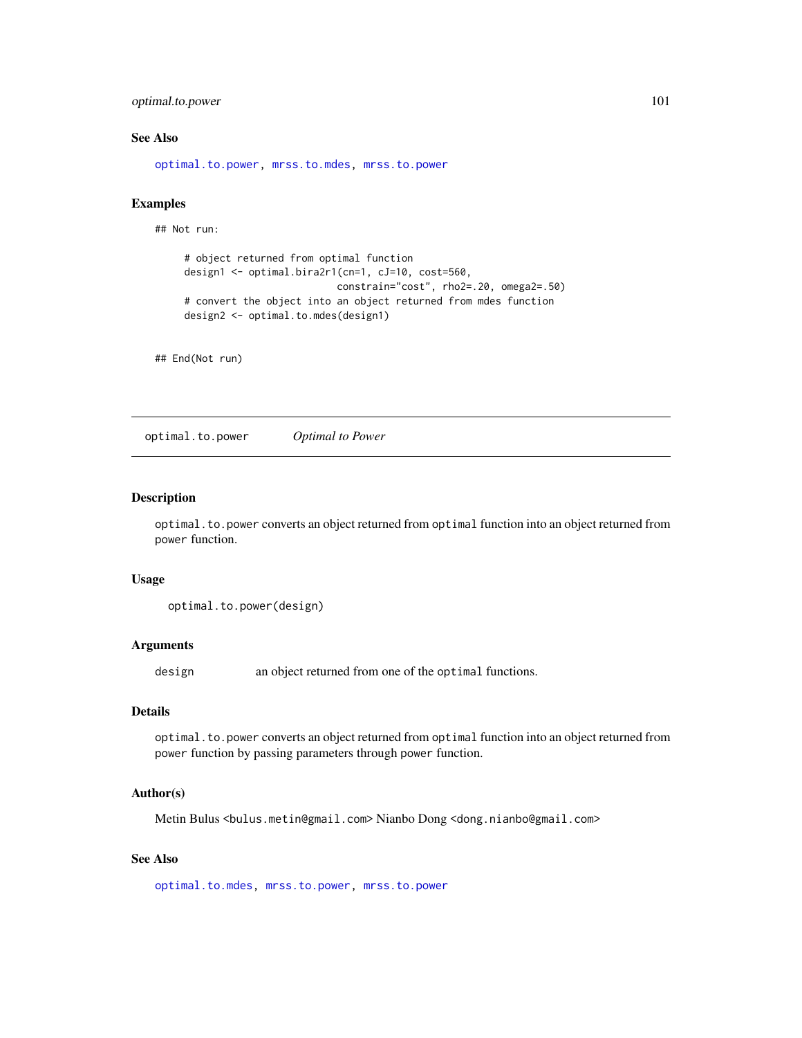### See Also

optimal.to.power, mrss.to.mdes, mrss.to.power

### Examples

```
## Not run:

     # object returned from optimal function
     design1 <- optimal.bira2r1(cn=1, cJ=10, cost=560,
                           constrain="cost", rho2=.20, omega2=.50)
     # convert the object into an object returned from mdes function
     design2 <- optimal.to.mdes(design1)


## End(Not run)
```

---

## optimal.to.power *Optimal to Power*

### Description

`optimal.to.power` converts an object returned from `optimal` function into an object returned from `power` function.

### Usage

```
optimal.to.power(design)
```

### Arguments

| | |
|---|---|
| `design` | an object returned from one of the `optimal` functions. |

### Details

`optimal.to.power` converts an object returned from `optimal` function into an object returned from `power` function by passing parameters through `power` function.

### Author(s)

Metin Bulus <bulus.metin@gmail.com> Nianbo Dong <dong.nianbo@gmail.com>

### See Also

optimal.to.mdes, mrss.to.power, mrss.to.power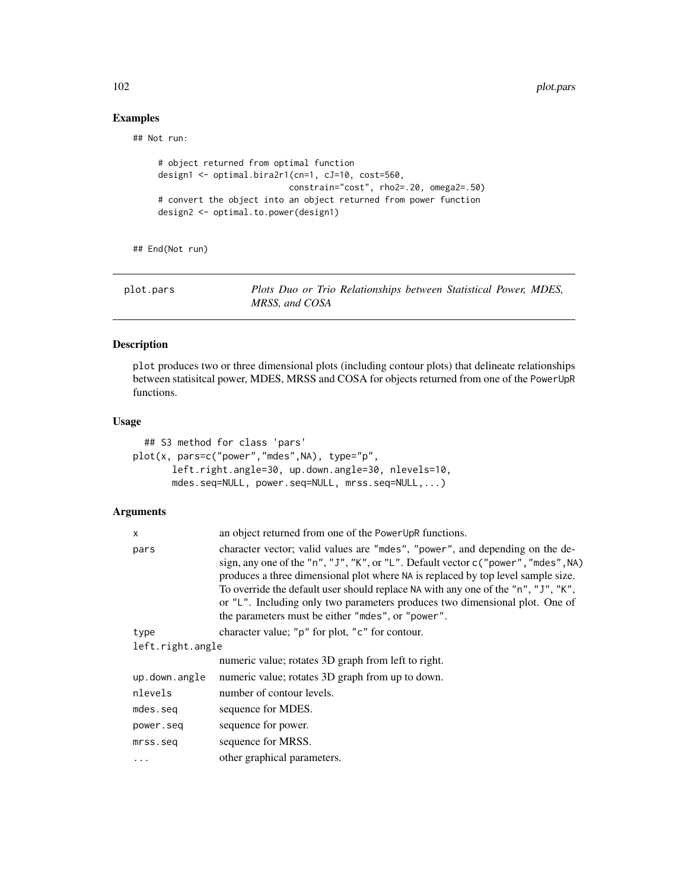## Examples

```
## Not run:

     # object returned from optimal function
     design1 <- optimal.bira2r1(cn=1, cJ=10, cost=560,
                              constrain="cost", rho2=.20, omega2=.50)
     # convert the object into an object returned from power function
     design2 <- optimal.to.power(design1)


## End(Not run)
```

---

`plot.pars` *Plots Duo or Trio Relationships between Statistical Power, MDES, MRSS, and COSA*

---

## Description

`plot` produces two or three dimensional plots (including contour plots) that delineate relationships between statisitcal power, MDES, MRSS and COSA for objects returned from one of the `PowerUpR` functions.

## Usage

```
  ## S3 method for class 'pars'
plot(x, pars=c("power","mdes",NA), type="p",
      left.right.angle=30, up.down.angle=30, nlevels=10,
      mdes.seq=NULL, power.seq=NULL, mrss.seq=NULL,...)
```

## Arguments

| | |
|---|---|
| `x` | an object returned from one of the `PowerUpR` functions. |
| `pars` | character vector; valid values are `"mdes"`, `"power"`, and depending on the design, any one of the `"n"`, `"J"`, `"K"`, or `"L"`. Default vector `c("power","mdes",NA)` produces a three dimensional plot where `NA` is replaced by top level sample size. To override the default user should replace `NA` with any one of the `"n"`, `"J"`, `"K"`, or `"L"`. Including only two parameters produces two dimensional plot. One of the parameters must be either `"mdes"`, or `"power"`. |
| `type` | character value; `"p"` for plot, `"c"` for contour. |
| `left.right.angle` | numeric value; rotates 3D graph from left to right. |
| `up.down.angle` | numeric value; rotates 3D graph from up to down. |
| `nlevels` | number of contour levels. |
| `mdes.seq` | sequence for MDES. |
| `power.seq` | sequence for power. |
| `mrss.seq` | sequence for MRSS. |
| `...` | other graphical parameters. |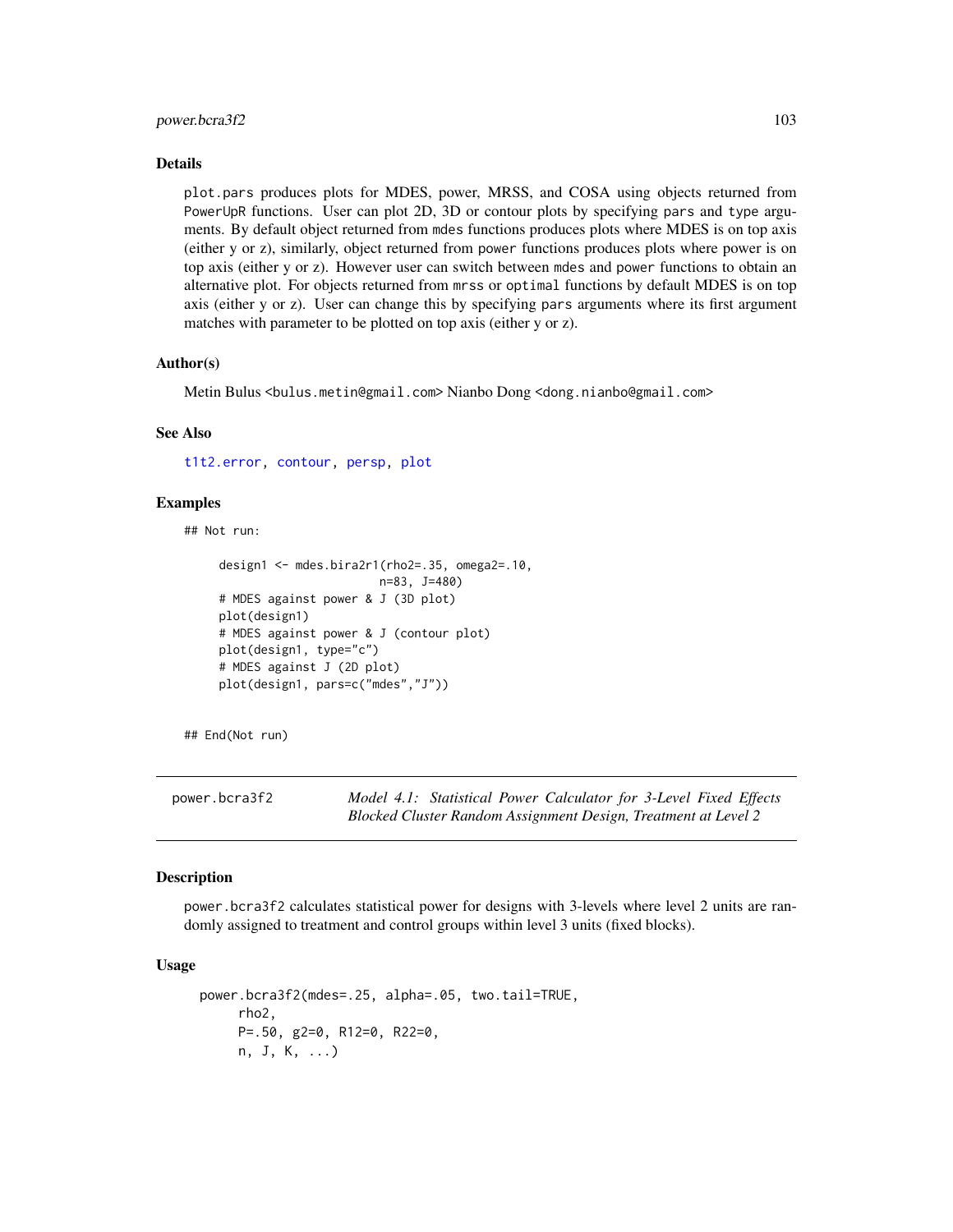### Details

plot.pars produces plots for MDES, power, MRSS, and COSA using objects returned from PowerUpR functions. User can plot 2D, 3D or contour plots by specifying pars and type arguments. By default object returned from mdes functions produces plots where MDES is on top axis (either y or z), similarly, object returned from power functions produces plots where power is on top axis (either y or z). However user can switch between mdes and power functions to obtain an alternative plot. For objects returned from mrss or optimal functions by default MDES is on top axis (either y or z). User can change this by specifying pars arguments where its first argument matches with parameter to be plotted on top axis (either y or z).

### Author(s)

Metin Bulus <bulus.metin@gmail.com> Nianbo Dong <dong.nianbo@gmail.com>

### See Also

t1t2.error, contour, persp, plot

### Examples

```
## Not run:

    design1 <- mdes.bira2r1(rho2=.35, omega2=.10,
                            n=83, J=480)
    # MDES against power & J (3D plot)
    plot(design1)
    # MDES against power & J (contour plot)
    plot(design1, type="c")
    # MDES against J (2D plot)
    plot(design1, pars=c("mdes","J"))


## End(Not run)
```

---

## power.bcra3f2 — *Model 4.1: Statistical Power Calculator for 3-Level Fixed Effects Blocked Cluster Random Assignment Design, Treatment at Level 2*

### Description

power.bcra3f2 calculates statistical power for designs with 3-levels where level 2 units are randomly assigned to treatment and control groups within level 3 units (fixed blocks).

### Usage

```
power.bcra3f2(mdes=.25, alpha=.05, two.tail=TRUE,
    rho2,
    P=.50, g2=0, R12=0, R22=0,
    n, J, K, ...)
```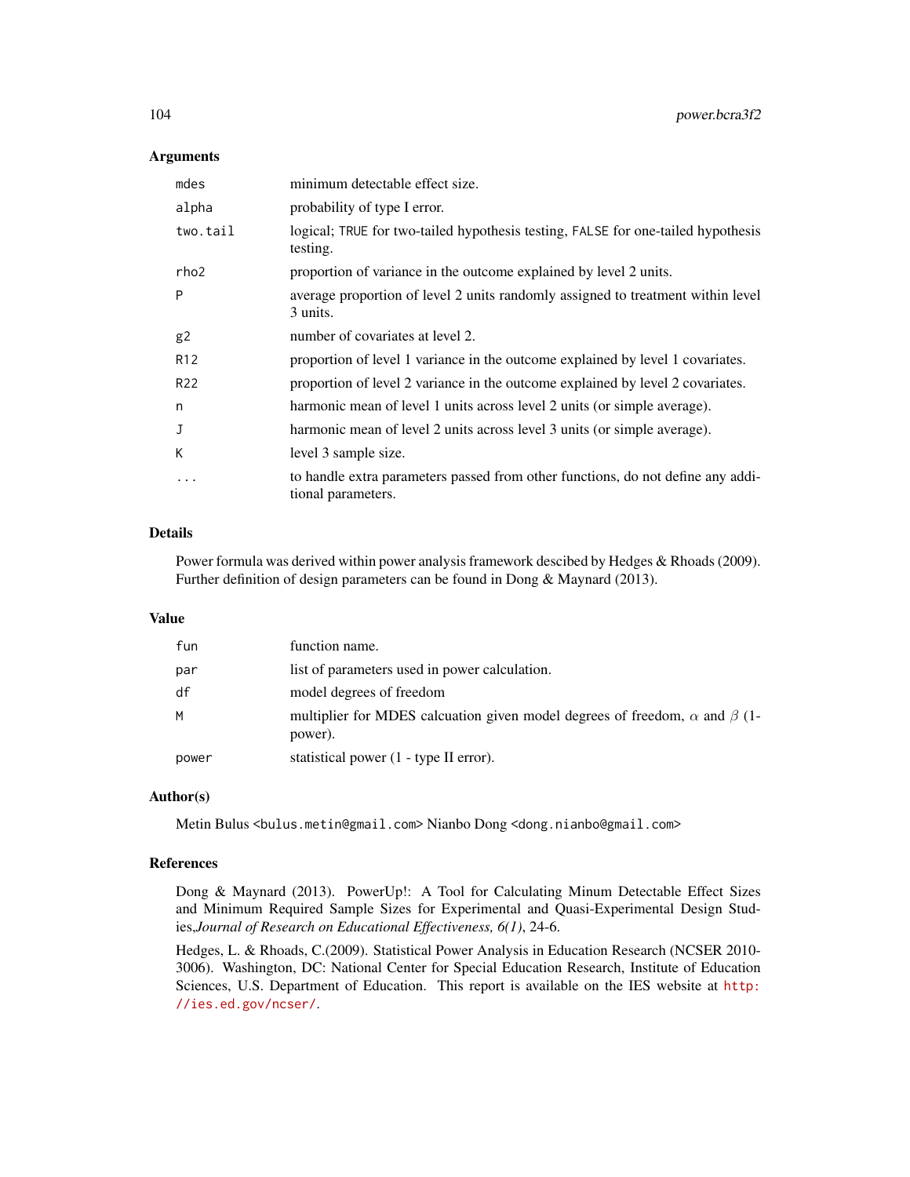### Arguments

| | |
|---|---|
| `mdes` | minimum detectable effect size. |
| `alpha` | probability of type I error. |
| `two.tail` | logical; `TRUE` for two-tailed hypothesis testing, `FALSE` for one-tailed hypothesis testing. |
| `rho2` | proportion of variance in the outcome explained by level 2 units. |
| `P` | average proportion of level 2 units randomly assigned to treatment within level 3 units. |
| `g2` | number of covariates at level 2. |
| `R12` | proportion of level 1 variance in the outcome explained by level 1 covariates. |
| `R22` | proportion of level 2 variance in the outcome explained by level 2 covariates. |
| `n` | harmonic mean of level 1 units across level 2 units (or simple average). |
| `J` | harmonic mean of level 2 units across level 3 units (or simple average). |
| `K` | level 3 sample size. |
| `...` | to handle extra parameters passed from other functions, do not define any additional parameters. |

### Details

Power formula was derived within power analysis framework descibed by Hedges & Rhoads (2009). Further definition of design parameters can be found in Dong & Maynard (2013).

### Value

| | |
|---|---|
| `fun` | function name. |
| `par` | list of parameters used in power calculation. |
| `df` | model degrees of freedom |
| `M` | multiplier for MDES calcuation given model degrees of freedom, $\alpha$ and $\beta$ (1-power). |
| `power` | statistical power (1 - type II error). |

### Author(s)

Metin Bulus <bulus.metin@gmail.com> Nianbo Dong <dong.nianbo@gmail.com>

### References

Dong & Maynard (2013). PowerUp!: A Tool for Calculating Minum Detectable Effect Sizes and Minimum Required Sample Sizes for Experimental and Quasi-Experimental Design Studies,*Journal of Research on Educational Effectiveness, 6(1)*, 24-6.

Hedges, L. & Rhoads, C.(2009). Statistical Power Analysis in Education Research (NCSER 2010-3006). Washington, DC: National Center for Special Education Research, Institute of Education Sciences, U.S. Department of Education. This report is available on the IES website at http://ies.ed.gov/ncser/.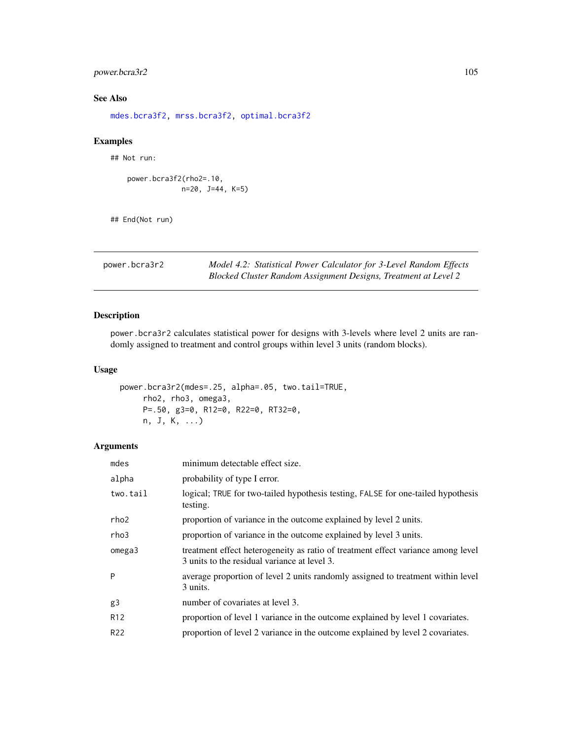## See Also

mdes.bcra3f2, mrss.bcra3f2, optimal.bcra3f2

## Examples

```
## Not run:

    power.bcra3f2(rho2=.10,
                  n=20, J=44, K=5)


## End(Not run)
```

---

power.bcra3r2 *Model 4.2: Statistical Power Calculator for 3-Level Random Effects Blocked Cluster Random Assignment Designs, Treatment at Level 2*

---

## Description

power.bcra3r2 calculates statistical power for designs with 3-levels where level 2 units are randomly assigned to treatment and control groups within level 3 units (random blocks).

## Usage

```
power.bcra3r2(mdes=.25, alpha=.05, two.tail=TRUE,
      rho2, rho3, omega3,
      P=.50, g3=0, R12=0, R22=0, RT32=0,
      n, J, K, ...)
```

## Arguments

| | |
|---|---|
| mdes | minimum detectable effect size. |
| alpha | probability of type I error. |
| two.tail | logical; TRUE for two-tailed hypothesis testing, FALSE for one-tailed hypothesis testing. |
| rho2 | proportion of variance in the outcome explained by level 2 units. |
| rho3 | proportion of variance in the outcome explained by level 3 units. |
| omega3 | treatment effect heterogeneity as ratio of treatment effect variance among level 3 units to the residual variance at level 3. |
| P | average proportion of level 2 units randomly assigned to treatment within level 3 units. |
| g3 | number of covariates at level 3. |
| R12 | proportion of level 1 variance in the outcome explained by level 1 covariates. |
| R22 | proportion of level 2 variance in the outcome explained by level 2 covariates. |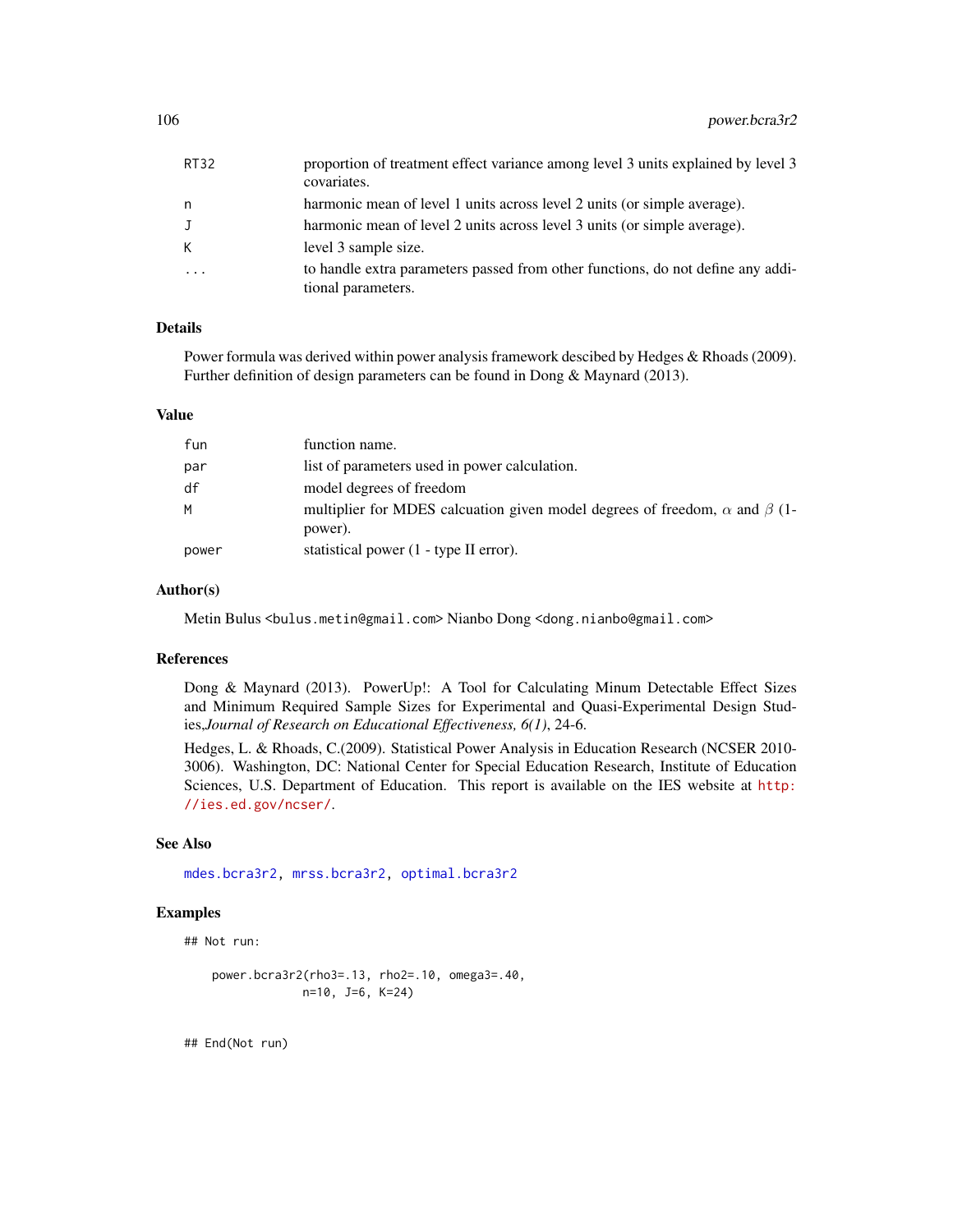| | |
|---|---|
| RT32 | proportion of treatment effect variance among level 3 units explained by level 3 covariates. |
| n | harmonic mean of level 1 units across level 2 units (or simple average). |
| J | harmonic mean of level 2 units across level 3 units (or simple average). |
| K | level 3 sample size. |
| ... | to handle extra parameters passed from other functions, do not define any additional parameters. |

## Details

Power formula was derived within power analysis framework descibed by Hedges & Rhoads (2009). Further definition of design parameters can be found in Dong & Maynard (2013).

## Value

| | |
|---|---|
| fun | function name. |
| par | list of parameters used in power calculation. |
| df | model degrees of freedom |
| M | multiplier for MDES calcuation given model degrees of freedom, $\alpha$ and $\beta$ (1-power). |
| power | statistical power (1 - type II error). |

## Author(s)

Metin Bulus <bulus.metin@gmail.com> Nianbo Dong <dong.nianbo@gmail.com>

## References

Dong & Maynard (2013). PowerUp!: A Tool for Calculating Minum Detectable Effect Sizes and Minimum Required Sample Sizes for Experimental and Quasi-Experimental Design Studies,*Journal of Research on Educational Effectiveness, 6(1)*, 24-6.

Hedges, L. & Rhoads, C.(2009). Statistical Power Analysis in Education Research (NCSER 2010-3006). Washington, DC: National Center for Special Education Research, Institute of Education Sciences, U.S. Department of Education. This report is available on the IES website at http://ies.ed.gov/ncser/.

## See Also

mdes.bcra3r2, mrss.bcra3r2, optimal.bcra3r2

## Examples

```
## Not run:

    power.bcra3r2(rho3=.13, rho2=.10, omega3=.40,
                  n=10, J=6, K=24)


## End(Not run)
```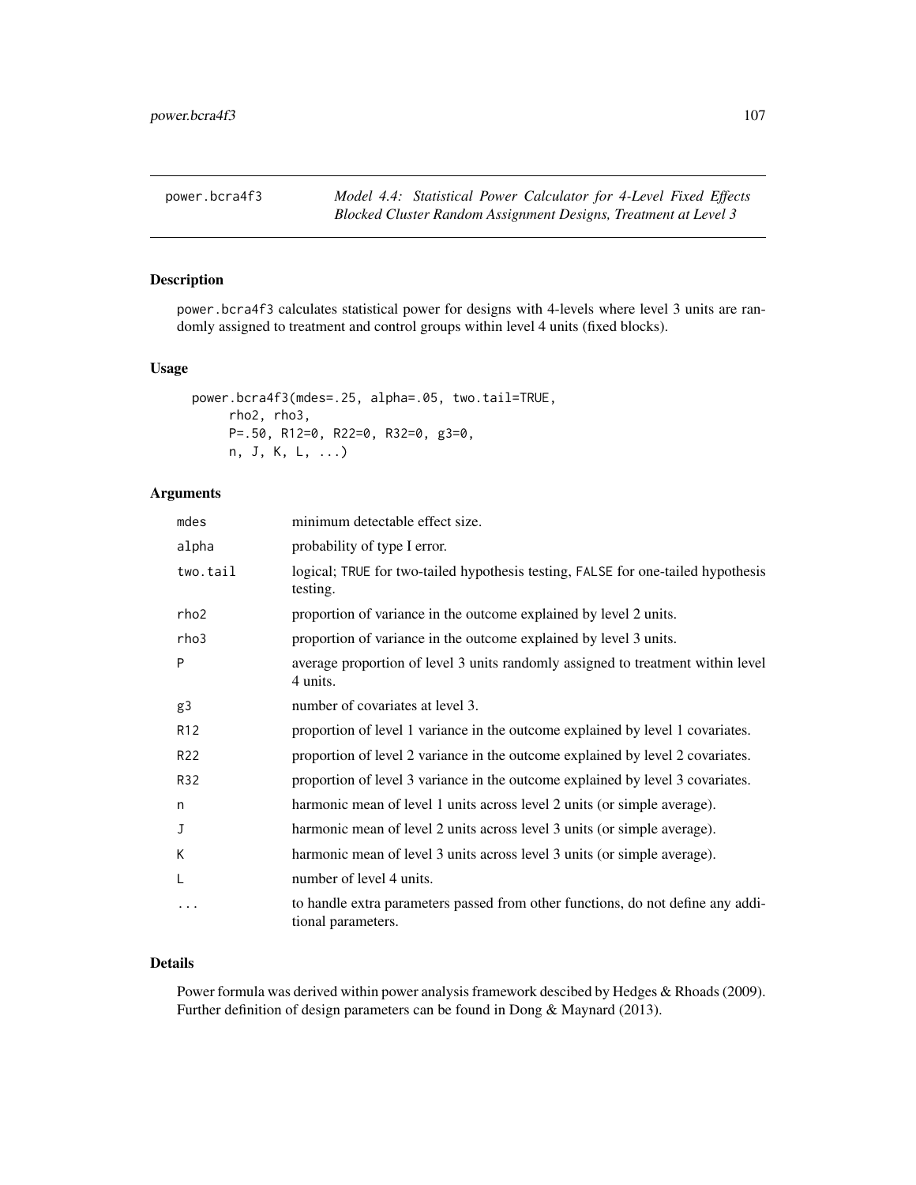power.bcra4f3 *Model 4.4: Statistical Power Calculator for 4-Level Fixed Effects Blocked Cluster Random Assignment Designs, Treatment at Level 3*

## Description

power.bcra4f3 calculates statistical power for designs with 4-levels where level 3 units are randomly assigned to treatment and control groups within level 4 units (fixed blocks).

## Usage

```
power.bcra4f3(mdes=.25, alpha=.05, two.tail=TRUE,
     rho2, rho3,
     P=.50, R12=0, R22=0, R32=0, g3=0,
     n, J, K, L, ...)
```

## Arguments

| | |
|---|---|
| mdes | minimum detectable effect size. |
| alpha | probability of type I error. |
| two.tail | logical; TRUE for two-tailed hypothesis testing, FALSE for one-tailed hypothesis testing. |
| rho2 | proportion of variance in the outcome explained by level 2 units. |
| rho3 | proportion of variance in the outcome explained by level 3 units. |
| P | average proportion of level 3 units randomly assigned to treatment within level 4 units. |
| g3 | number of covariates at level 3. |
| R12 | proportion of level 1 variance in the outcome explained by level 1 covariates. |
| R22 | proportion of level 2 variance in the outcome explained by level 2 covariates. |
| R32 | proportion of level 3 variance in the outcome explained by level 3 covariates. |
| n | harmonic mean of level 1 units across level 2 units (or simple average). |
| J | harmonic mean of level 2 units across level 3 units (or simple average). |
| K | harmonic mean of level 3 units across level 3 units (or simple average). |
| L | number of level 4 units. |
| ... | to handle extra parameters passed from other functions, do not define any additional parameters. |

## Details

Power formula was derived within power analysis framework descibed by Hedges & Rhoads (2009). Further definition of design parameters can be found in Dong & Maynard (2013).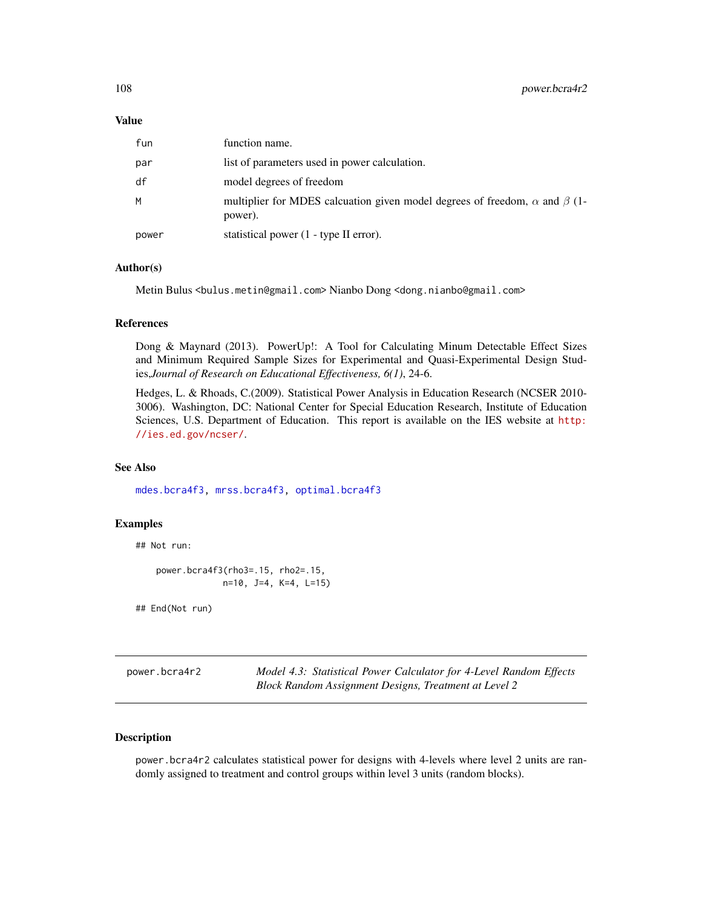## Value

| | |
|---|---|
| fun | function name. |
| par | list of parameters used in power calculation. |
| df | model degrees of freedom |
| M | multiplier for MDES calcuation given model degrees of freedom, $\alpha$ and $\beta$ (1-power). |
| power | statistical power (1 - type II error). |

## Author(s)

Metin Bulus <bulus.metin@gmail.com> Nianbo Dong <dong.nianbo@gmail.com>

## References

Dong & Maynard (2013). PowerUp!: A Tool for Calculating Minum Detectable Effect Sizes and Minimum Required Sample Sizes for Experimental and Quasi-Experimental Design Studies,*Journal of Research on Educational Effectiveness, 6(1)*, 24-6.

Hedges, L. & Rhoads, C.(2009). Statistical Power Analysis in Education Research (NCSER 2010-3006). Washington, DC: National Center for Special Education Research, Institute of Education Sciences, U.S. Department of Education. This report is available on the IES website at http://ies.ed.gov/ncser/.

## See Also

mdes.bcra4f3, mrss.bcra4f3, optimal.bcra4f3

## Examples

```
## Not run:

    power.bcra4f3(rho3=.15, rho2=.15,
                  n=10, J=4, K=4, L=15)

## End(Not run)
```

---

# power.bcra4r2 — *Model 4.3: Statistical Power Calculator for 4-Level Random Effects Block Random Assignment Designs, Treatment at Level 2*

## Description

power.bcra4r2 calculates statistical power for designs with 4-levels where level 2 units are randomly assigned to treatment and control groups within level 3 units (random blocks).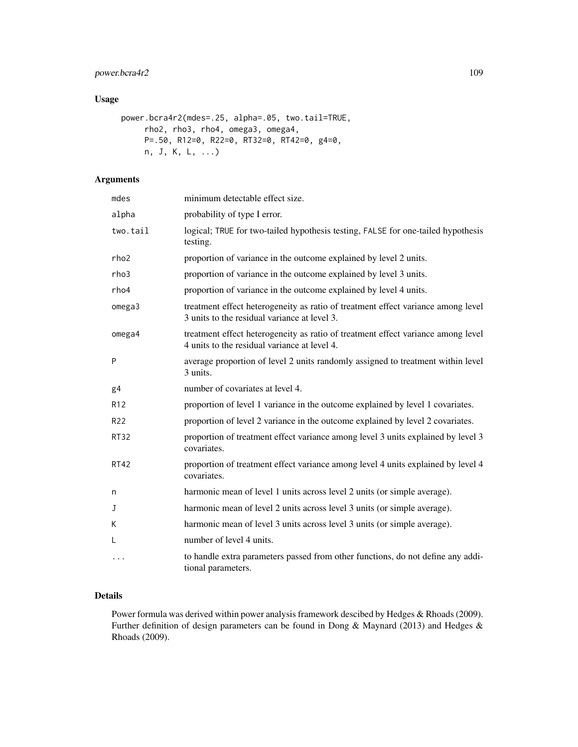## Usage

```
power.bcra4r2(mdes=.25, alpha=.05, two.tail=TRUE,
     rho2, rho3, rho4, omega3, omega4,
     P=.50, R12=0, R22=0, RT32=0, RT42=0, g4=0,
     n, J, K, L, ...)
```

## Arguments

| | |
|---|---|
| mdes | minimum detectable effect size. |
| alpha | probability of type I error. |
| two.tail | logical; TRUE for two-tailed hypothesis testing, FALSE for one-tailed hypothesis testing. |
| rho2 | proportion of variance in the outcome explained by level 2 units. |
| rho3 | proportion of variance in the outcome explained by level 3 units. |
| rho4 | proportion of variance in the outcome explained by level 4 units. |
| omega3 | treatment effect heterogeneity as ratio of treatment effect variance among level 3 units to the residual variance at level 3. |
| omega4 | treatment effect heterogeneity as ratio of treatment effect variance among level 4 units to the residual variance at level 4. |
| P | average proportion of level 2 units randomly assigned to treatment within level 3 units. |
| g4 | number of covariates at level 4. |
| R12 | proportion of level 1 variance in the outcome explained by level 1 covariates. |
| R22 | proportion of level 2 variance in the outcome explained by level 2 covariates. |
| RT32 | proportion of treatment effect variance among level 3 units explained by level 3 covariates. |
| RT42 | proportion of treatment effect variance among level 4 units explained by level 4 covariates. |
| n | harmonic mean of level 1 units across level 2 units (or simple average). |
| J | harmonic mean of level 2 units across level 3 units (or simple average). |
| K | harmonic mean of level 3 units across level 3 units (or simple average). |
| L | number of level 4 units. |
| ... | to handle extra parameters passed from other functions, do not define any additional parameters. |

## Details

Power formula was derived within power analysis framework descibed by Hedges & Rhoads (2009). Further definition of design parameters can be found in Dong & Maynard (2013) and Hedges & Rhoads (2009).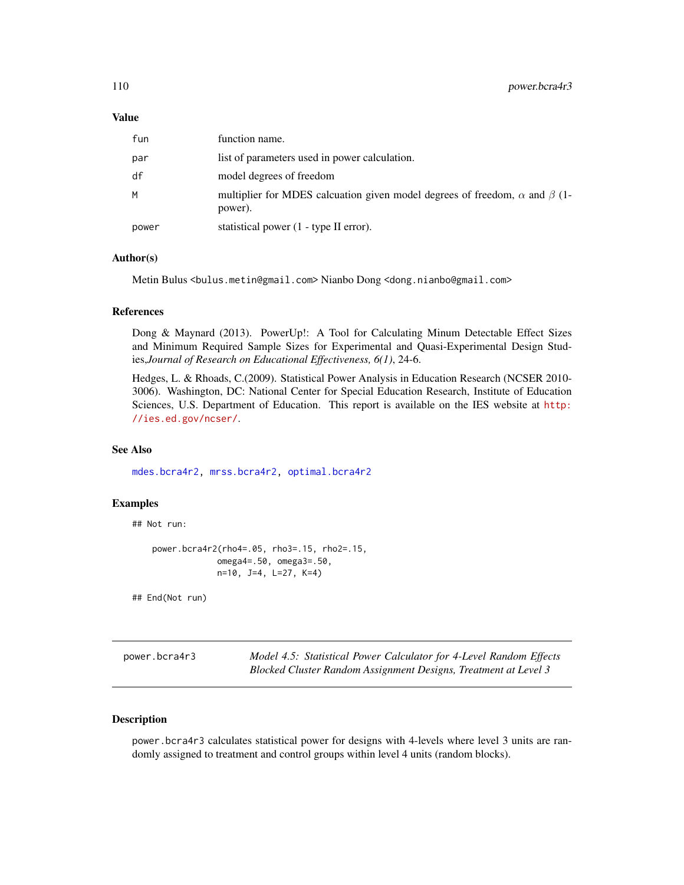### Value

| | |
|---|---|
| fun | function name. |
| par | list of parameters used in power calculation. |
| df | model degrees of freedom |
| M | multiplier for MDES calcuation given model degrees of freedom, $\alpha$ and $\beta$ (1-power). |
| power | statistical power (1 - type II error). |

### Author(s)

Metin Bulus <bulus.metin@gmail.com> Nianbo Dong <dong.nianbo@gmail.com>

### References

Dong & Maynard (2013). PowerUp!: A Tool for Calculating Minum Detectable Effect Sizes and Minimum Required Sample Sizes for Experimental and Quasi-Experimental Design Studies,*Journal of Research on Educational Effectiveness, 6(1)*, 24-6.

Hedges, L. & Rhoads, C.(2009). Statistical Power Analysis in Education Research (NCSER 2010-3006). Washington, DC: National Center for Special Education Research, Institute of Education Sciences, U.S. Department of Education. This report is available on the IES website at http://ies.ed.gov/ncser/.

### See Also

mdes.bcra4r2, mrss.bcra4r2, optimal.bcra4r2

### Examples

```
## Not run:

    power.bcra4r2(rho4=.05, rho3=.15, rho2=.15,
                  omega4=.50, omega3=.50,
                  n=10, J=4, L=27, K=4)

## End(Not run)
```

---

## power.bcra4r3 — *Model 4.5: Statistical Power Calculator for 4-Level Random Effects Blocked Cluster Random Assignment Designs, Treatment at Level 3*

### Description

power.bcra4r3 calculates statistical power for designs with 4-levels where level 3 units are randomly assigned to treatment and control groups within level 4 units (random blocks).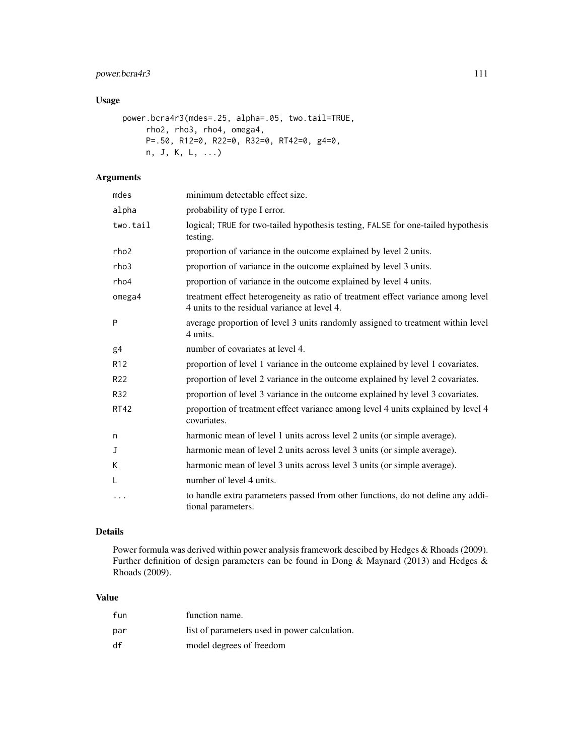## Usage

```
power.bcra4r3(mdes=.25, alpha=.05, two.tail=TRUE,
     rho2, rho3, rho4, omega4,
     P=.50, R12=0, R22=0, R32=0, RT42=0, g4=0,
     n, J, K, L, ...)
```

## Arguments

| | |
|---|---|
| mdes | minimum detectable effect size. |
| alpha | probability of type I error. |
| two.tail | logical; TRUE for two-tailed hypothesis testing, FALSE for one-tailed hypothesis testing. |
| rho2 | proportion of variance in the outcome explained by level 2 units. |
| rho3 | proportion of variance in the outcome explained by level 3 units. |
| rho4 | proportion of variance in the outcome explained by level 4 units. |
| omega4 | treatment effect heterogeneity as ratio of treatment effect variance among level 4 units to the residual variance at level 4. |
| P | average proportion of level 3 units randomly assigned to treatment within level 4 units. |
| g4 | number of covariates at level 4. |
| R12 | proportion of level 1 variance in the outcome explained by level 1 covariates. |
| R22 | proportion of level 2 variance in the outcome explained by level 2 covariates. |
| R32 | proportion of level 3 variance in the outcome explained by level 3 covariates. |
| RT42 | proportion of treatment effect variance among level 4 units explained by level 4 covariates. |
| n | harmonic mean of level 1 units across level 2 units (or simple average). |
| J | harmonic mean of level 2 units across level 3 units (or simple average). |
| K | harmonic mean of level 3 units across level 3 units (or simple average). |
| L | number of level 4 units. |
| ... | to handle extra parameters passed from other functions, do not define any additional parameters. |

## Details

Power formula was derived within power analysis framework descibed by Hedges & Rhoads (2009). Further definition of design parameters can be found in Dong & Maynard (2013) and Hedges & Rhoads (2009).

## Value

| | |
|---|---|
| fun | function name. |
| par | list of parameters used in power calculation. |
| df | model degrees of freedom |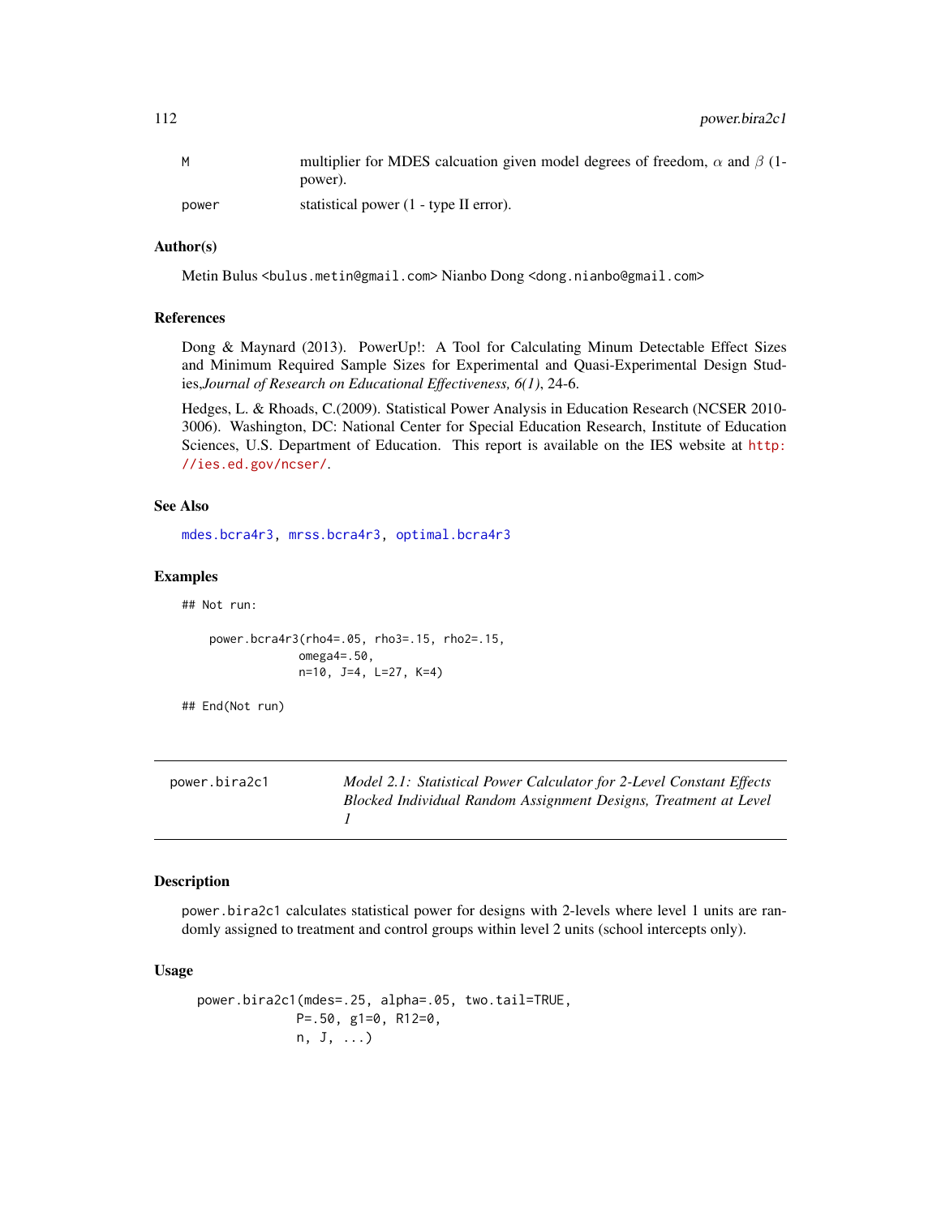| | |
|---|---|
| M | multiplier for MDES calcuation given model degrees of freedom, $\alpha$ and $\beta$ (1-power). |
| power | statistical power (1 - type II error). |

### Author(s)

Metin Bulus <bulus.metin@gmail.com> Nianbo Dong <dong.nianbo@gmail.com>

### References

Dong & Maynard (2013). PowerUp!: A Tool for Calculating Minum Detectable Effect Sizes and Minimum Required Sample Sizes for Experimental and Quasi-Experimental Design Studies,*Journal of Research on Educational Effectiveness, 6(1)*, 24-6.

Hedges, L. & Rhoads, C.(2009). Statistical Power Analysis in Education Research (NCSER 2010-3006). Washington, DC: National Center for Special Education Research, Institute of Education Sciences, U.S. Department of Education. This report is available on the IES website at http://ies.ed.gov/ncser/.

### See Also

mdes.bcra4r3, mrss.bcra4r3, optimal.bcra4r3

### Examples

```
## Not run:

    power.bcra4r3(rho4=.05, rho3=.15, rho2=.15,
                omega4=.50,
                n=10, J=4, L=27, K=4)

## End(Not run)
```

---

## power.bira2c1 — *Model 2.1: Statistical Power Calculator for 2-Level Constant Effects Blocked Individual Random Assignment Designs, Treatment at Level 1*

### Description

power.bira2c1 calculates statistical power for designs with 2-levels where level 1 units are randomly assigned to treatment and control groups within level 2 units (school intercepts only).

### Usage

```
power.bira2c1(mdes=.25, alpha=.05, two.tail=TRUE,
            P=.50, g1=0, R12=0,
            n, J, ...)
```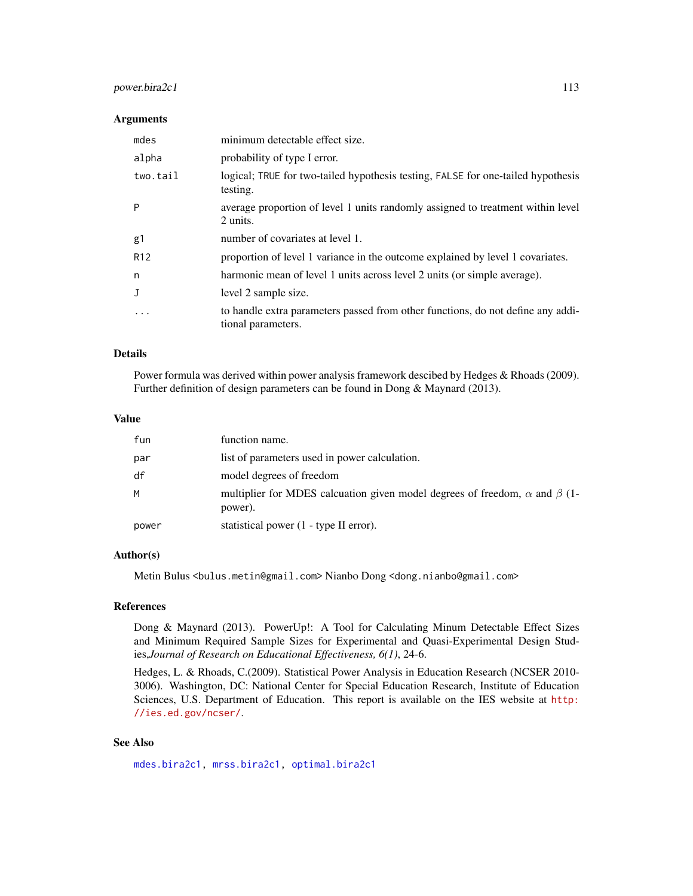### Arguments

| | |
|---|---|
| `mdes` | minimum detectable effect size. |
| `alpha` | probability of type I error. |
| `two.tail` | logical; `TRUE` for two-tailed hypothesis testing, `FALSE` for one-tailed hypothesis testing. |
| `P` | average proportion of level 1 units randomly assigned to treatment within level 2 units. |
| `g1` | number of covariates at level 1. |
| `R12` | proportion of level 1 variance in the outcome explained by level 1 covariates. |
| `n` | harmonic mean of level 1 units across level 2 units (or simple average). |
| `J` | level 2 sample size. |
| `...` | to handle extra parameters passed from other functions, do not define any additional parameters. |

### Details

Power formula was derived within power analysis framework descibed by Hedges & Rhoads (2009). Further definition of design parameters can be found in Dong & Maynard (2013).

### Value

| | |
|---|---|
| `fun` | function name. |
| `par` | list of parameters used in power calculation. |
| `df` | model degrees of freedom |
| `M` | multiplier for MDES calcuation given model degrees of freedom, $\alpha$ and $\beta$ (1-power). |
| `power` | statistical power (1 - type II error). |

### Author(s)

Metin Bulus <bulus.metin@gmail.com> Nianbo Dong <dong.nianbo@gmail.com>

### References

Dong & Maynard (2013). PowerUp!: A Tool for Calculating Minum Detectable Effect Sizes and Minimum Required Sample Sizes for Experimental and Quasi-Experimental Design Studies,*Journal of Research on Educational Effectiveness, 6(1)*, 24-6.

Hedges, L. & Rhoads, C.(2009). Statistical Power Analysis in Education Research (NCSER 2010-3006). Washington, DC: National Center for Special Education Research, Institute of Education Sciences, U.S. Department of Education. This report is available on the IES website at http://ies.ed.gov/ncser/.

### See Also

`mdes.bira2c1`, `mrss.bira2c1`, `optimal.bira2c1`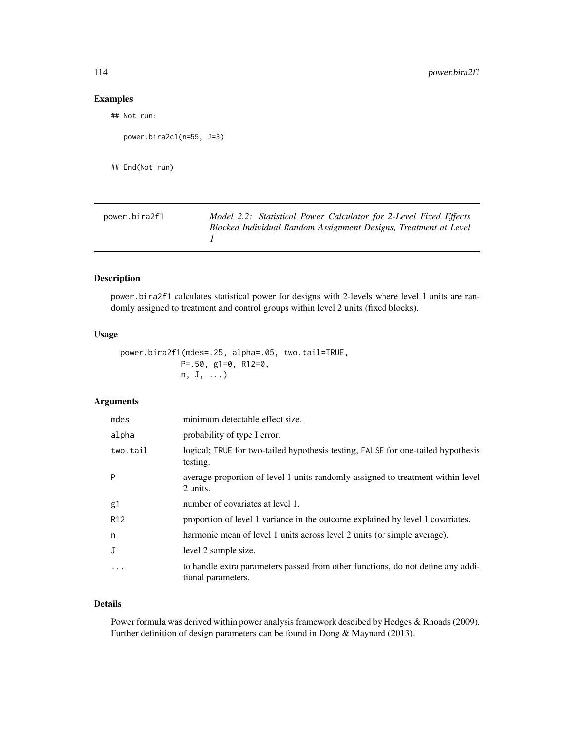## Examples

```
## Not run:

   power.bira2c1(n=55, J=3)


## End(Not run)
```

---

power.bira2f1 — *Model 2.2: Statistical Power Calculator for 2-Level Fixed Effects Blocked Individual Random Assignment Designs, Treatment at Level 1*

---

### Description

power.bira2f1 calculates statistical power for designs with 2-levels where level 1 units are randomly assigned to treatment and control groups within level 2 units (fixed blocks).

### Usage

```
power.bira2f1(mdes=.25, alpha=.05, two.tail=TRUE,
              P=.50, g1=0, R12=0,
              n, J, ...)
```

### Arguments

| | |
|---|---|
| mdes | minimum detectable effect size. |
| alpha | probability of type I error. |
| two.tail | logical; TRUE for two-tailed hypothesis testing, FALSE for one-tailed hypothesis testing. |
| P | average proportion of level 1 units randomly assigned to treatment within level 2 units. |
| g1 | number of covariates at level 1. |
| R12 | proportion of level 1 variance in the outcome explained by level 1 covariates. |
| n | harmonic mean of level 1 units across level 2 units (or simple average). |
| J | level 2 sample size. |
| ... | to handle extra parameters passed from other functions, do not define any additional parameters. |

### Details

Power formula was derived within power analysis framework descibed by Hedges & Rhoads (2009). Further definition of design parameters can be found in Dong & Maynard (2013).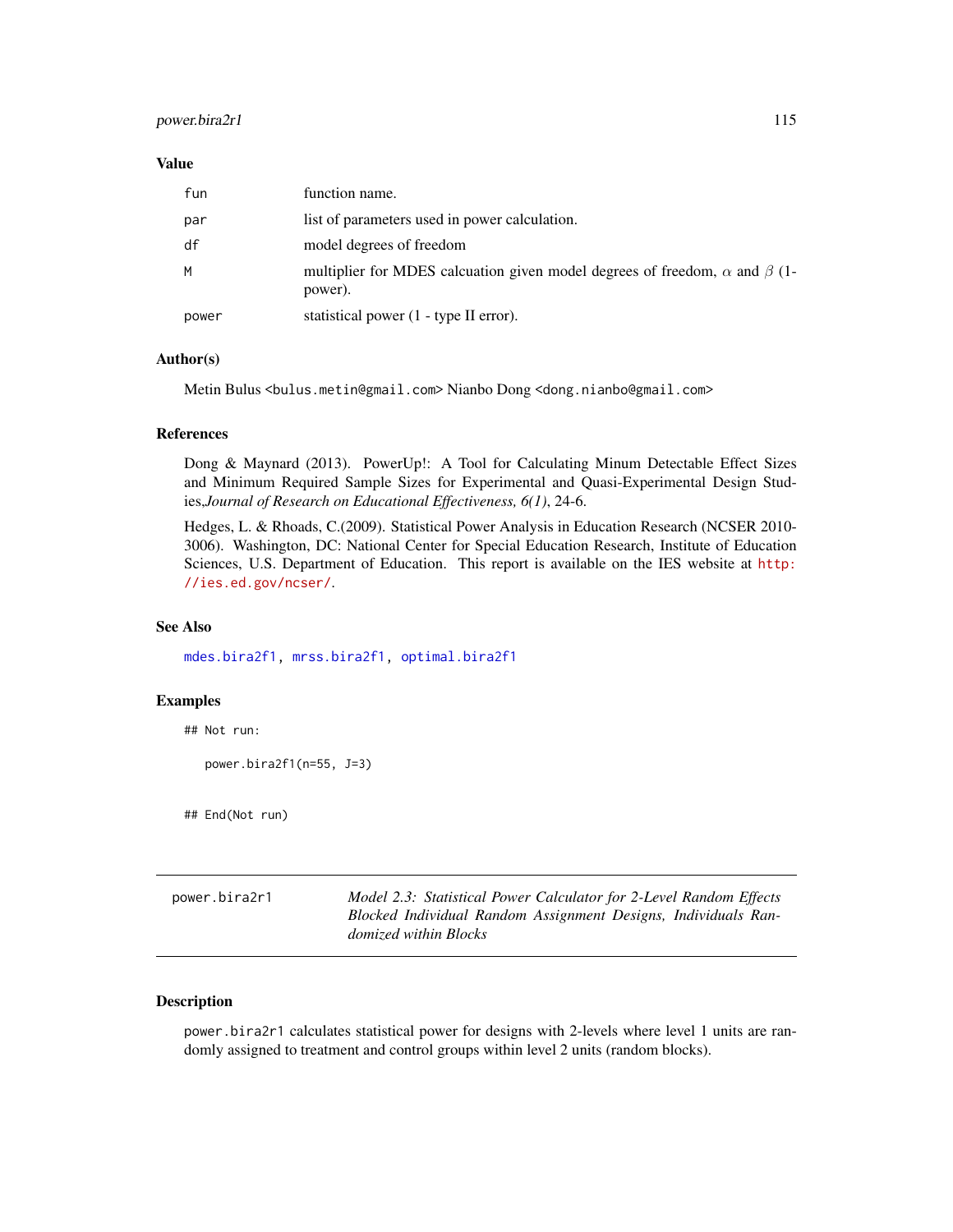### Value

| | |
|---|---|
| fun | function name. |
| par | list of parameters used in power calculation. |
| df | model degrees of freedom |
| M | multiplier for MDES calcuation given model degrees of freedom, $\alpha$ and $\beta$ (1-power). |
| power | statistical power (1 - type II error). |

### Author(s)

Metin Bulus <bulus.metin@gmail.com> Nianbo Dong <dong.nianbo@gmail.com>

### References

Dong & Maynard (2013). PowerUp!: A Tool for Calculating Minum Detectable Effect Sizes and Minimum Required Sample Sizes for Experimental and Quasi-Experimental Design Studies,*Journal of Research on Educational Effectiveness, 6(1)*, 24-6.

Hedges, L. & Rhoads, C.(2009). Statistical Power Analysis in Education Research (NCSER 2010-3006). Washington, DC: National Center for Special Education Research, Institute of Education Sciences, U.S. Department of Education. This report is available on the IES website at http://ies.ed.gov/ncser/.

### See Also

mdes.bira2f1, mrss.bira2f1, optimal.bira2f1

### Examples

```
## Not run:

   power.bira2f1(n=55, J=3)


## End(Not run)
```

---

## power.bira2r1 — *Model 2.3: Statistical Power Calculator for 2-Level Random Effects Blocked Individual Random Assignment Designs, Individuals Randomized within Blocks*

### Description

power.bira2r1 calculates statistical power for designs with 2-levels where level 1 units are randomly assigned to treatment and control groups within level 2 units (random blocks).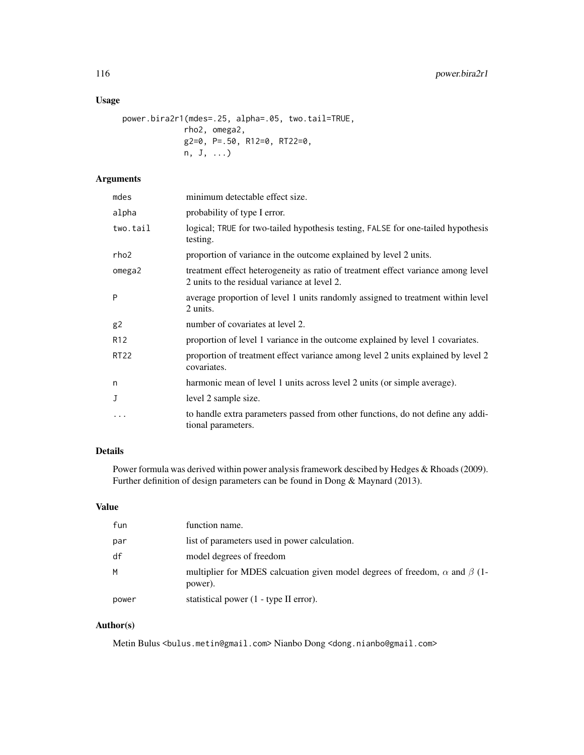## Usage

```
power.bira2r1(mdes=.25, alpha=.05, two.tail=TRUE,
              rho2, omega2,
              g2=0, P=.50, R12=0, RT22=0,
              n, J, ...)
```

## Arguments

| | |
|---|---|
| mdes | minimum detectable effect size. |
| alpha | probability of type I error. |
| two.tail | logical; TRUE for two-tailed hypothesis testing, FALSE for one-tailed hypothesis testing. |
| rho2 | proportion of variance in the outcome explained by level 2 units. |
| omega2 | treatment effect heterogeneity as ratio of treatment effect variance among level 2 units to the residual variance at level 2. |
| P | average proportion of level 1 units randomly assigned to treatment within level 2 units. |
| g2 | number of covariates at level 2. |
| R12 | proportion of level 1 variance in the outcome explained by level 1 covariates. |
| RT22 | proportion of treatment effect variance among level 2 units explained by level 2 covariates. |
| n | harmonic mean of level 1 units across level 2 units (or simple average). |
| J | level 2 sample size. |
| ... | to handle extra parameters passed from other functions, do not define any additional parameters. |

## Details

Power formula was derived within power analysis framework descibed by Hedges & Rhoads (2009). Further definition of design parameters can be found in Dong & Maynard (2013).

## Value

| | |
|---|---|
| fun | function name. |
| par | list of parameters used in power calculation. |
| df | model degrees of freedom |
| M | multiplier for MDES calcuation given model degrees of freedom, $\alpha$ and $\beta$ (1-power). |
| power | statistical power (1 - type II error). |

## Author(s)

Metin Bulus <bulus.metin@gmail.com> Nianbo Dong <dong.nianbo@gmail.com>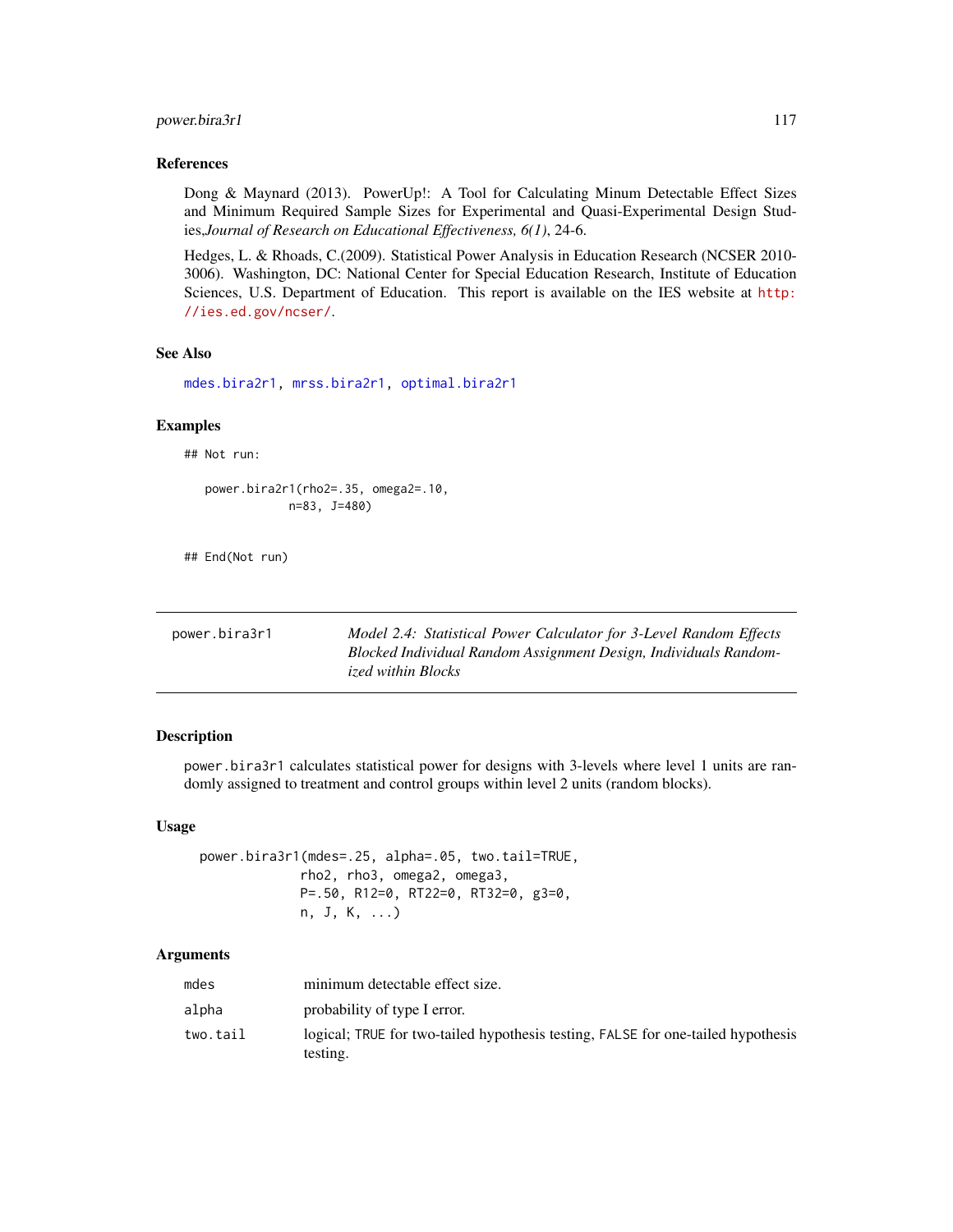### References

Dong & Maynard (2013). PowerUp!: A Tool for Calculating Minum Detectable Effect Sizes and Minimum Required Sample Sizes for Experimental and Quasi-Experimental Design Studies,*Journal of Research on Educational Effectiveness, 6(1)*, 24-6.

Hedges, L. & Rhoads, C.(2009). Statistical Power Analysis in Education Research (NCSER 2010-3006). Washington, DC: National Center for Special Education Research, Institute of Education Sciences, U.S. Department of Education. This report is available on the IES website at http://ies.ed.gov/ncser/.

### See Also

mdes.bira2r1, mrss.bira2r1, optimal.bira2r1

### Examples

```
## Not run:

   power.bira2r1(rho2=.35, omega2=.10,
                n=83, J=480)


## End(Not run)
```

---

## power.bira3r1 — *Model 2.4: Statistical Power Calculator for 3-Level Random Effects Blocked Individual Random Assignment Design, Individuals Randomized within Blocks*

### Description

power.bira3r1 calculates statistical power for designs with 3-levels where level 1 units are randomly assigned to treatment and control groups within level 2 units (random blocks).

### Usage

```
power.bira3r1(mdes=.25, alpha=.05, two.tail=TRUE,
              rho2, rho3, omega2, omega3,
              P=.50, R12=0, RT22=0, RT32=0, g3=0,
              n, J, K, ...)
```

### Arguments

| | |
|---|---|
| mdes | minimum detectable effect size. |
| alpha | probability of type I error. |
| two.tail | logical; TRUE for two-tailed hypothesis testing, FALSE for one-tailed hypothesis testing. |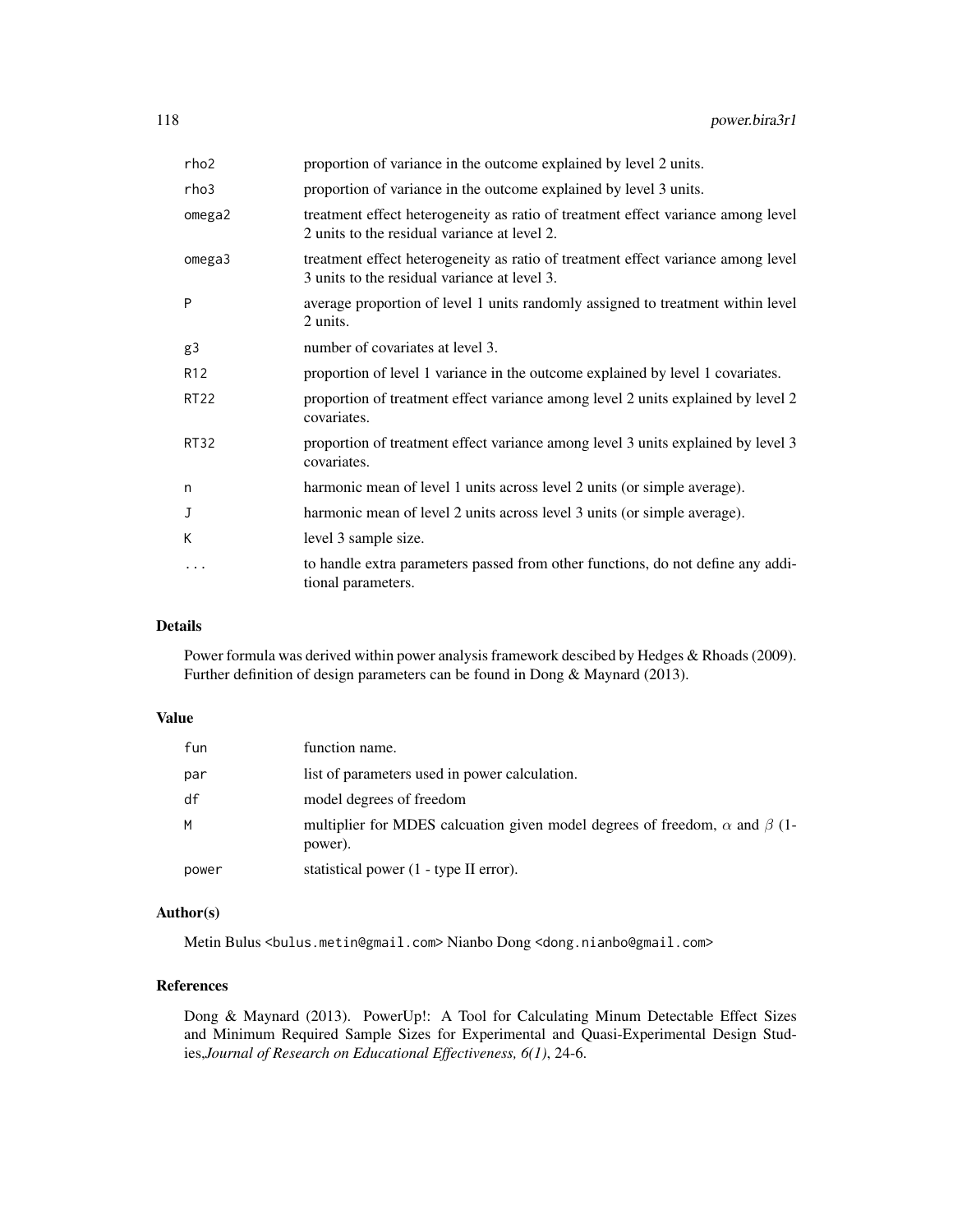| | |
|---|---|
| rho2 | proportion of variance in the outcome explained by level 2 units. |
| rho3 | proportion of variance in the outcome explained by level 3 units. |
| omega2 | treatment effect heterogeneity as ratio of treatment effect variance among level 2 units to the residual variance at level 2. |
| omega3 | treatment effect heterogeneity as ratio of treatment effect variance among level 3 units to the residual variance at level 3. |
| P | average proportion of level 1 units randomly assigned to treatment within level 2 units. |
| g3 | number of covariates at level 3. |
| R12 | proportion of level 1 variance in the outcome explained by level 1 covariates. |
| RT22 | proportion of treatment effect variance among level 2 units explained by level 2 covariates. |
| RT32 | proportion of treatment effect variance among level 3 units explained by level 3 covariates. |
| n | harmonic mean of level 1 units across level 2 units (or simple average). |
| J | harmonic mean of level 2 units across level 3 units (or simple average). |
| K | level 3 sample size. |
| ... | to handle extra parameters passed from other functions, do not define any additional parameters. |

### Details

Power formula was derived within power analysis framework descibed by Hedges & Rhoads (2009). Further definition of design parameters can be found in Dong & Maynard (2013).

### Value

| | |
|---|---|
| fun | function name. |
| par | list of parameters used in power calculation. |
| df | model degrees of freedom |
| M | multiplier for MDES calcuation given model degrees of freedom, $\alpha$ and $\beta$ (1-power). |
| power | statistical power (1 - type II error). |

### Author(s)

Metin Bulus <bulus.metin@gmail.com> Nianbo Dong <dong.nianbo@gmail.com>

### References

Dong & Maynard (2013). PowerUp!: A Tool for Calculating Minum Detectable Effect Sizes and Minimum Required Sample Sizes for Experimental and Quasi-Experimental Design Studies,*Journal of Research on Educational Effectiveness, 6(1)*, 24-6.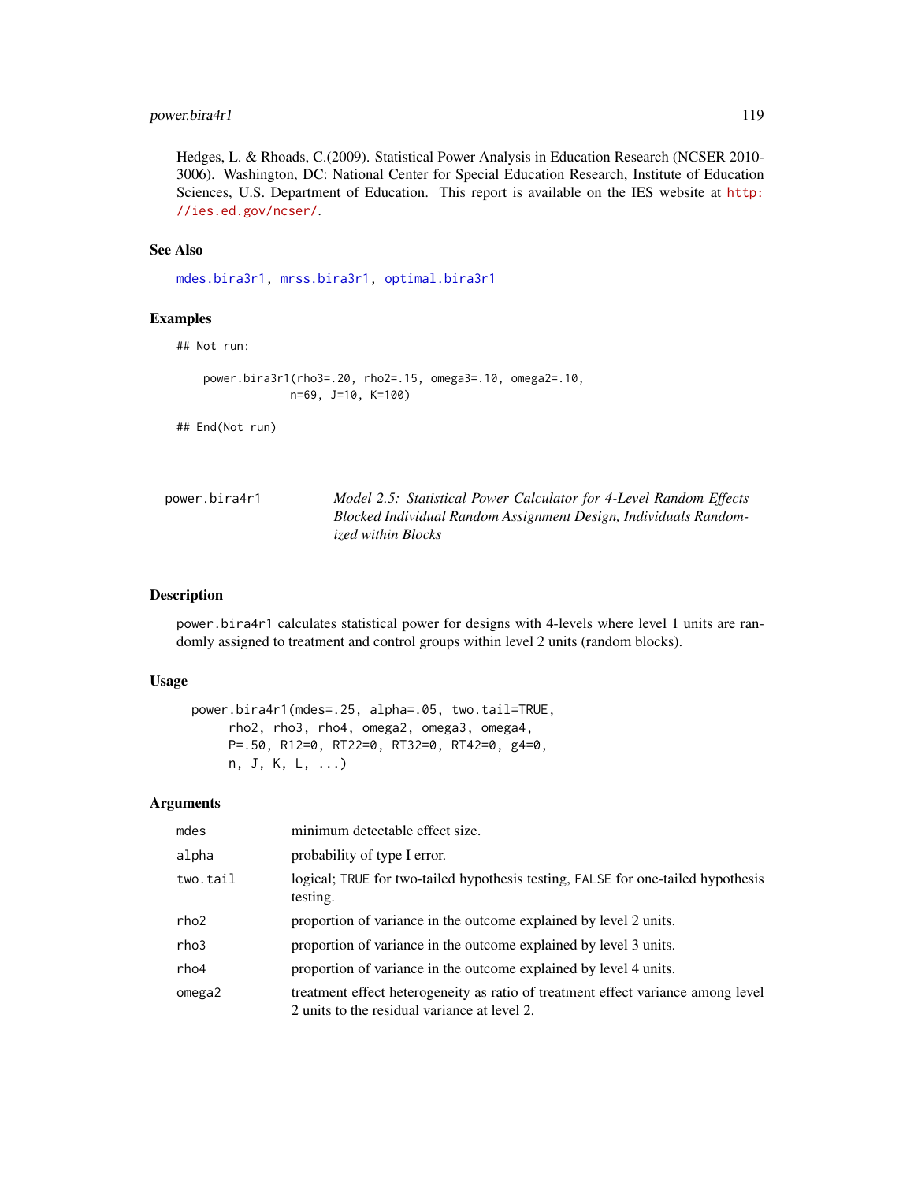Hedges, L. & Rhoads, C.(2009). Statistical Power Analysis in Education Research (NCSER 2010-3006). Washington, DC: National Center for Special Education Research, Institute of Education Sciences, U.S. Department of Education. This report is available on the IES website at http://ies.ed.gov/ncser/.

### See Also

mdes.bira3r1, mrss.bira3r1, optimal.bira3r1

### Examples

```
## Not run:

    power.bira3r1(rho3=.20, rho2=.15, omega3=.10, omega2=.10,
                 n=69, J=10, K=100)

## End(Not run)
```

---

power.bira4r1 — *Model 2.5: Statistical Power Calculator for 4-Level Random Effects Blocked Individual Random Assignment Design, Individuals Randomized within Blocks*

---

### Description

power.bira4r1 calculates statistical power for designs with 4-levels where level 1 units are randomly assigned to treatment and control groups within level 2 units (random blocks).

### Usage

```
power.bira4r1(mdes=.25, alpha=.05, two.tail=TRUE,
      rho2, rho3, rho4, omega2, omega3, omega4,
      P=.50, R12=0, RT22=0, RT32=0, RT42=0, g4=0,
      n, J, K, L, ...)
```

### Arguments

| | |
|---|---|
| mdes | minimum detectable effect size. |
| alpha | probability of type I error. |
| two.tail | logical; TRUE for two-tailed hypothesis testing, FALSE for one-tailed hypothesis testing. |
| rho2 | proportion of variance in the outcome explained by level 2 units. |
| rho3 | proportion of variance in the outcome explained by level 3 units. |
| rho4 | proportion of variance in the outcome explained by level 4 units. |
| omega2 | treatment effect heterogeneity as ratio of treatment effect variance among level 2 units to the residual variance at level 2. |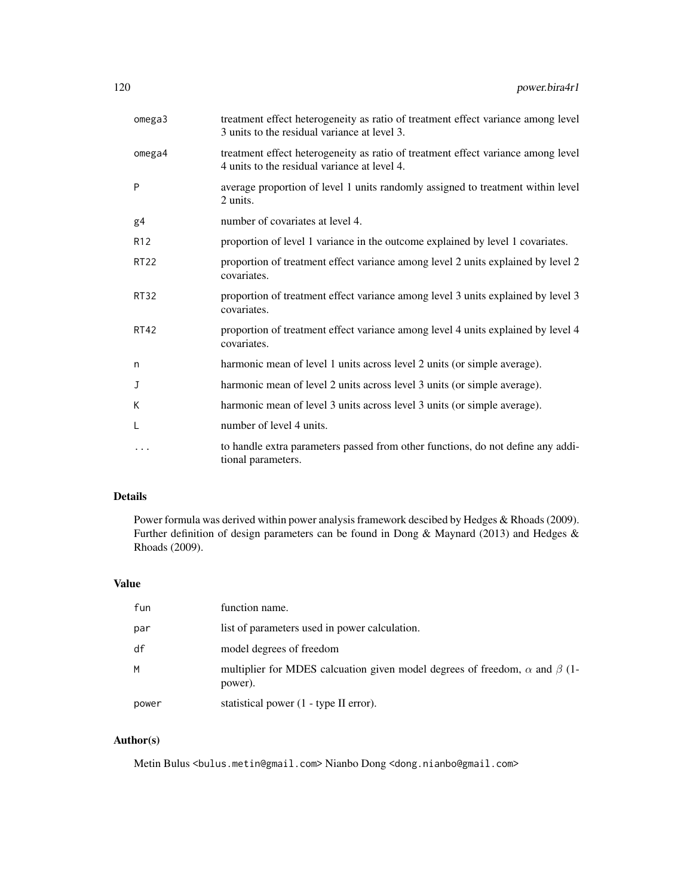| | |
|---|---|
| omega3 | treatment effect heterogeneity as ratio of treatment effect variance among level 3 units to the residual variance at level 3. |
| omega4 | treatment effect heterogeneity as ratio of treatment effect variance among level 4 units to the residual variance at level 4. |
| P | average proportion of level 1 units randomly assigned to treatment within level 2 units. |
| g4 | number of covariates at level 4. |
| R12 | proportion of level 1 variance in the outcome explained by level 1 covariates. |
| RT22 | proportion of treatment effect variance among level 2 units explained by level 2 covariates. |
| RT32 | proportion of treatment effect variance among level 3 units explained by level 3 covariates. |
| RT42 | proportion of treatment effect variance among level 4 units explained by level 4 covariates. |
| n | harmonic mean of level 1 units across level 2 units (or simple average). |
| J | harmonic mean of level 2 units across level 3 units (or simple average). |
| K | harmonic mean of level 3 units across level 3 units (or simple average). |
| L | number of level 4 units. |
| ... | to handle extra parameters passed from other functions, do not define any additional parameters. |

## Details

Power formula was derived within power analysis framework descibed by Hedges & Rhoads (2009). Further definition of design parameters can be found in Dong & Maynard (2013) and Hedges & Rhoads (2009).

## Value

| | |
|---|---|
| fun | function name. |
| par | list of parameters used in power calculation. |
| df | model degrees of freedom |
| M | multiplier for MDES calcuation given model degrees of freedom, $\alpha$ and $\beta$ (1-power). |
| power | statistical power (1 - type II error). |

## Author(s)

Metin Bulus <bulus.metin@gmail.com> Nianbo Dong <dong.nianbo@gmail.com>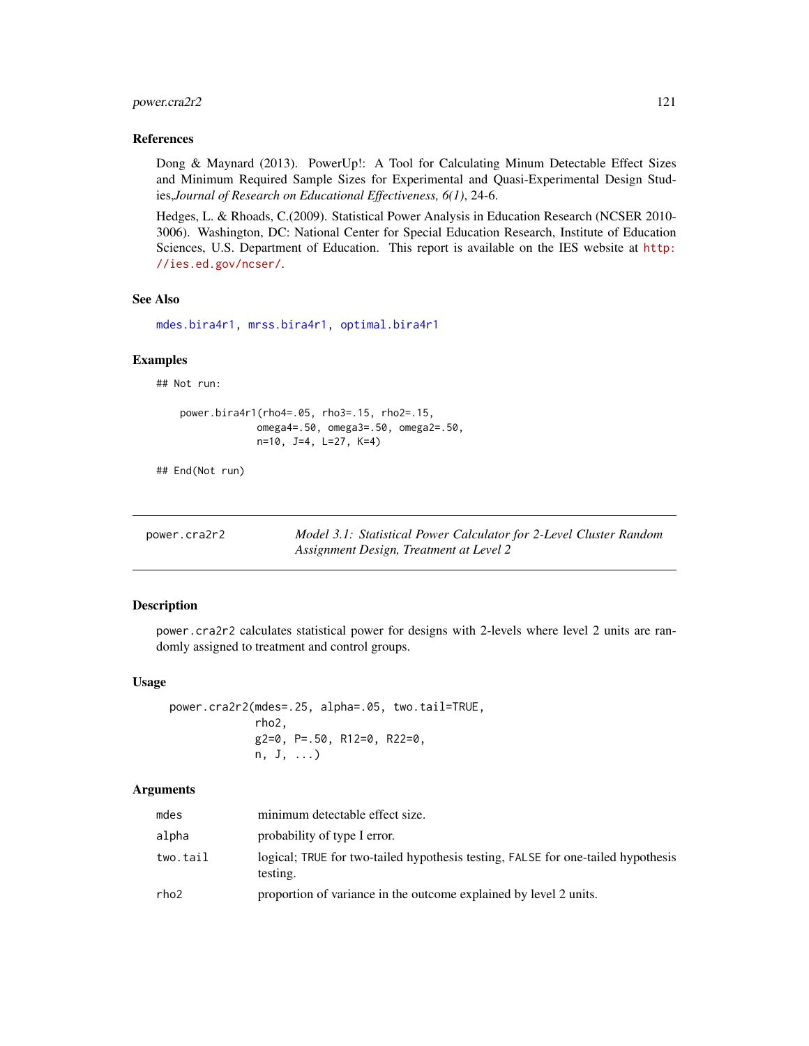### References

Dong & Maynard (2013). PowerUp!: A Tool for Calculating Minum Detectable Effect Sizes and Minimum Required Sample Sizes for Experimental and Quasi-Experimental Design Studies,*Journal of Research on Educational Effectiveness, 6(1)*, 24-6.

Hedges, L. & Rhoads, C.(2009). Statistical Power Analysis in Education Research (NCSER 2010-3006). Washington, DC: National Center for Special Education Research, Institute of Education Sciences, U.S. Department of Education. This report is available on the IES website at http://ies.ed.gov/ncser/.

### See Also

mdes.bira4r1, mrss.bira4r1, optimal.bira4r1

### Examples

```
## Not run:

    power.bira4r1(rho4=.05, rho3=.15, rho2=.15,
                  omega4=.50, omega3=.50, omega2=.50,
                  n=10, J=4, L=27, K=4)

## End(Not run)
```

---

## power.cra2r2 — *Model 3.1: Statistical Power Calculator for 2-Level Cluster Random Assignment Design, Treatment at Level 2*

### Description

power.cra2r2 calculates statistical power for designs with 2-levels where level 2 units are randomly assigned to treatment and control groups.

### Usage

```
power.cra2r2(mdes=.25, alpha=.05, two.tail=TRUE,
             rho2,
             g2=0, P=.50, R12=0, R22=0,
             n, J, ...)
```

### Arguments

| | |
|---|---|
| mdes | minimum detectable effect size. |
| alpha | probability of type I error. |
| two.tail | logical; TRUE for two-tailed hypothesis testing, FALSE for one-tailed hypothesis testing. |
| rho2 | proportion of variance in the outcome explained by level 2 units. |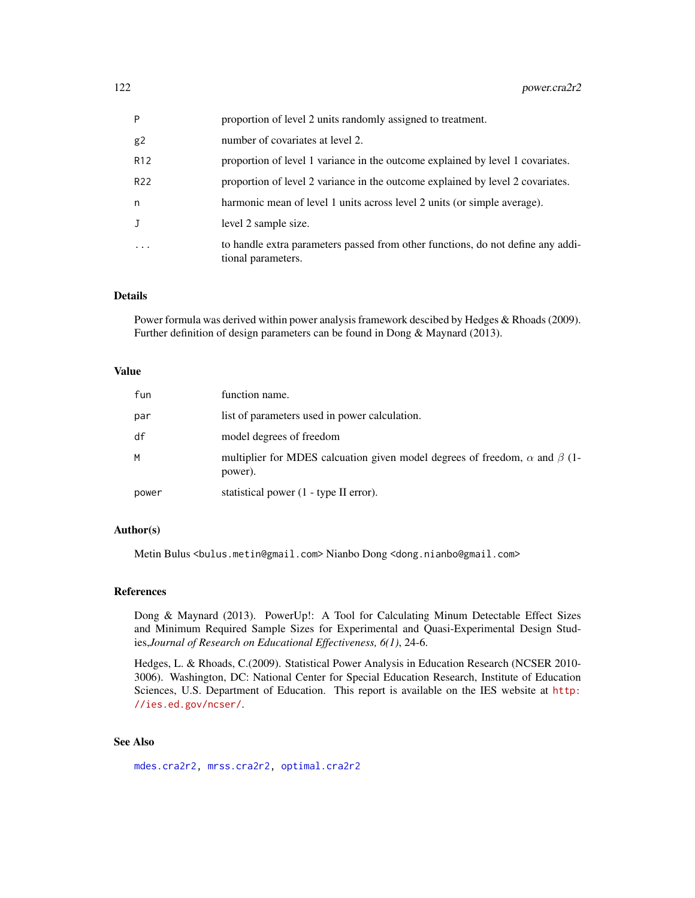| | |
|---|---|
| P | proportion of level 2 units randomly assigned to treatment. |
| g2 | number of covariates at level 2. |
| R12 | proportion of level 1 variance in the outcome explained by level 1 covariates. |
| R22 | proportion of level 2 variance in the outcome explained by level 2 covariates. |
| n | harmonic mean of level 1 units across level 2 units (or simple average). |
| J | level 2 sample size. |
| ... | to handle extra parameters passed from other functions, do not define any additional parameters. |

## Details

Power formula was derived within power analysis framework descibed by Hedges & Rhoads (2009). Further definition of design parameters can be found in Dong & Maynard (2013).

## Value

| | |
|---|---|
| fun | function name. |
| par | list of parameters used in power calculation. |
| df | model degrees of freedom |
| M | multiplier for MDES calcuation given model degrees of freedom, $\alpha$ and $\beta$ (1-power). |
| power | statistical power (1 - type II error). |

## Author(s)

Metin Bulus <bulus.metin@gmail.com> Nianbo Dong <dong.nianbo@gmail.com>

## References

Dong & Maynard (2013). PowerUp!: A Tool for Calculating Minum Detectable Effect Sizes and Minimum Required Sample Sizes for Experimental and Quasi-Experimental Design Studies,*Journal of Research on Educational Effectiveness, 6(1)*, 24-6.

Hedges, L. & Rhoads, C.(2009). Statistical Power Analysis in Education Research (NCSER 2010-3006). Washington, DC: National Center for Special Education Research, Institute of Education Sciences, U.S. Department of Education. This report is available on the IES website at http://ies.ed.gov/ncser/.

## See Also

mdes.cra2r2, mrss.cra2r2, optimal.cra2r2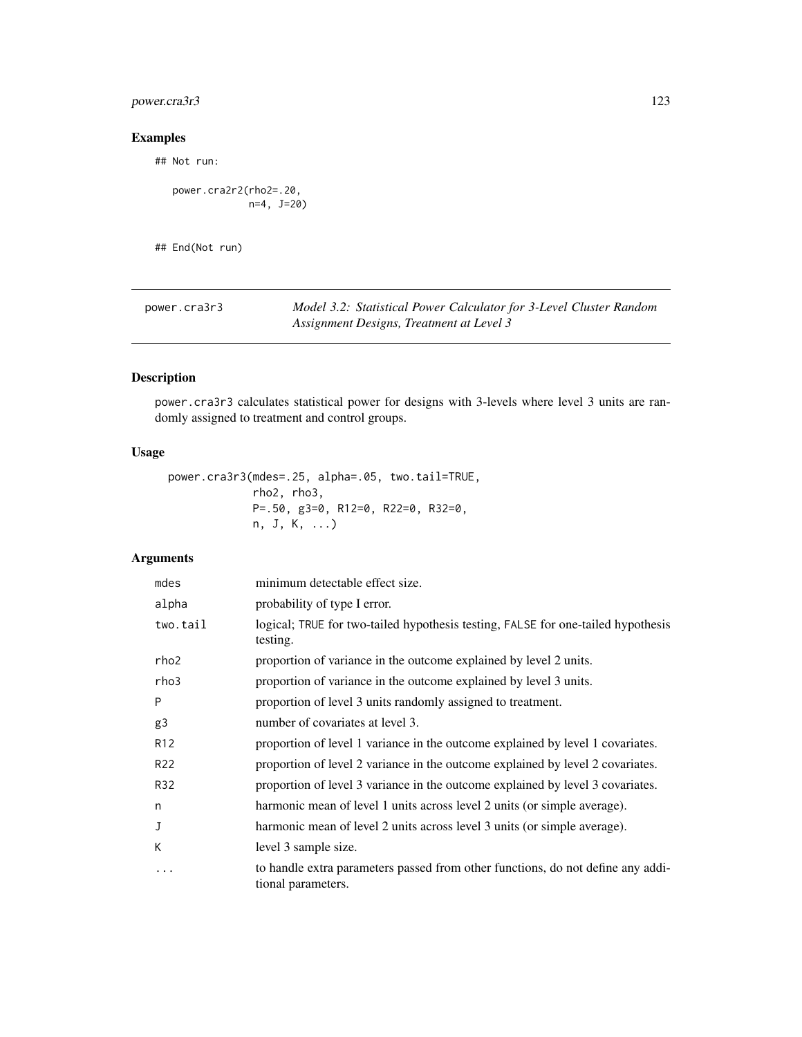## Examples

```
## Not run:

   power.cra2r2(rho2=.20,
                n=4, J=20)


## End(Not run)
```

---

power.cra3r3 — *Model 3.2: Statistical Power Calculator for 3-Level Cluster Random Assignment Designs, Treatment at Level 3*

---

## Description

power.cra3r3 calculates statistical power for designs with 3-levels where level 3 units are randomly assigned to treatment and control groups.

## Usage

```
power.cra3r3(mdes=.25, alpha=.05, two.tail=TRUE,
             rho2, rho3,
             P=.50, g3=0, R12=0, R22=0, R32=0,
             n, J, K, ...)
```

## Arguments

| | |
|---|---|
| mdes | minimum detectable effect size. |
| alpha | probability of type I error. |
| two.tail | logical; TRUE for two-tailed hypothesis testing, FALSE for one-tailed hypothesis testing. |
| rho2 | proportion of variance in the outcome explained by level 2 units. |
| rho3 | proportion of variance in the outcome explained by level 3 units. |
| P | proportion of level 3 units randomly assigned to treatment. |
| g3 | number of covariates at level 3. |
| R12 | proportion of level 1 variance in the outcome explained by level 1 covariates. |
| R22 | proportion of level 2 variance in the outcome explained by level 2 covariates. |
| R32 | proportion of level 3 variance in the outcome explained by level 3 covariates. |
| n | harmonic mean of level 1 units across level 2 units (or simple average). |
| J | harmonic mean of level 2 units across level 3 units (or simple average). |
| K | level 3 sample size. |
| ... | to handle extra parameters passed from other functions, do not define any additional parameters. |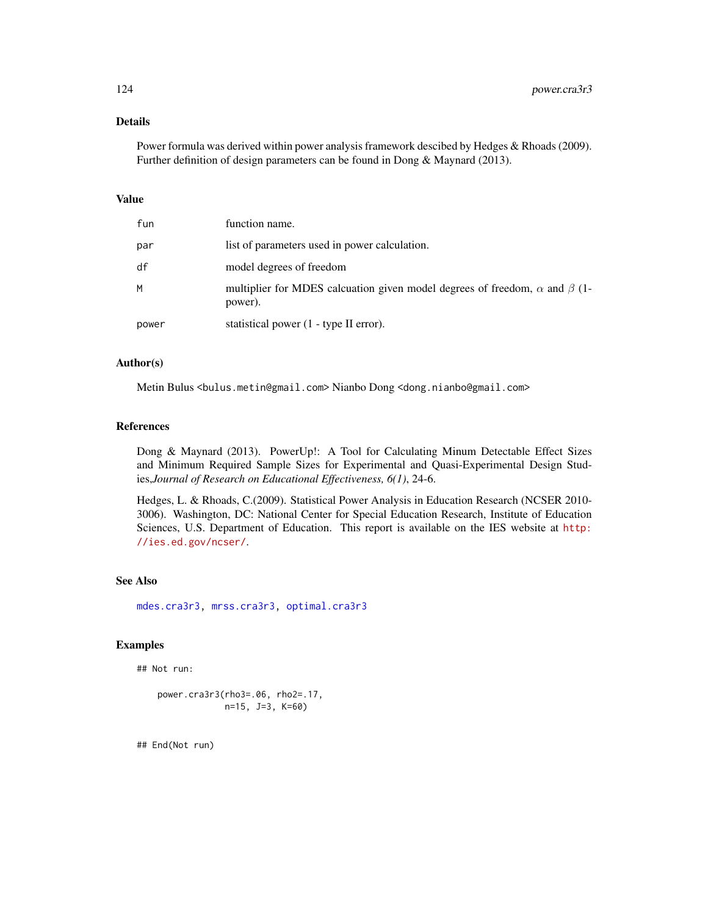## Details

Power formula was derived within power analysis framework descibed by Hedges & Rhoads (2009). Further definition of design parameters can be found in Dong & Maynard (2013).

## Value

| | |
|---|---|
| fun | function name. |
| par | list of parameters used in power calculation. |
| df | model degrees of freedom |
| M | multiplier for MDES calcuation given model degrees of freedom, $\alpha$ and $\beta$ (1-power). |
| power | statistical power (1 - type II error). |

## Author(s)

Metin Bulus <bulus.metin@gmail.com> Nianbo Dong <dong.nianbo@gmail.com>

## References

Dong & Maynard (2013). PowerUp!: A Tool for Calculating Minum Detectable Effect Sizes and Minimum Required Sample Sizes for Experimental and Quasi-Experimental Design Studies,*Journal of Research on Educational Effectiveness, 6(1)*, 24-6.

Hedges, L. & Rhoads, C.(2009). Statistical Power Analysis in Education Research (NCSER 2010-3006). Washington, DC: National Center for Special Education Research, Institute of Education Sciences, U.S. Department of Education. This report is available on the IES website at http://ies.ed.gov/ncser/.

## See Also

mdes.cra3r3, mrss.cra3r3, optimal.cra3r3

## Examples

```
## Not run:

    power.cra3r3(rho3=.06, rho2=.17,
                 n=15, J=3, K=60)


## End(Not run)
```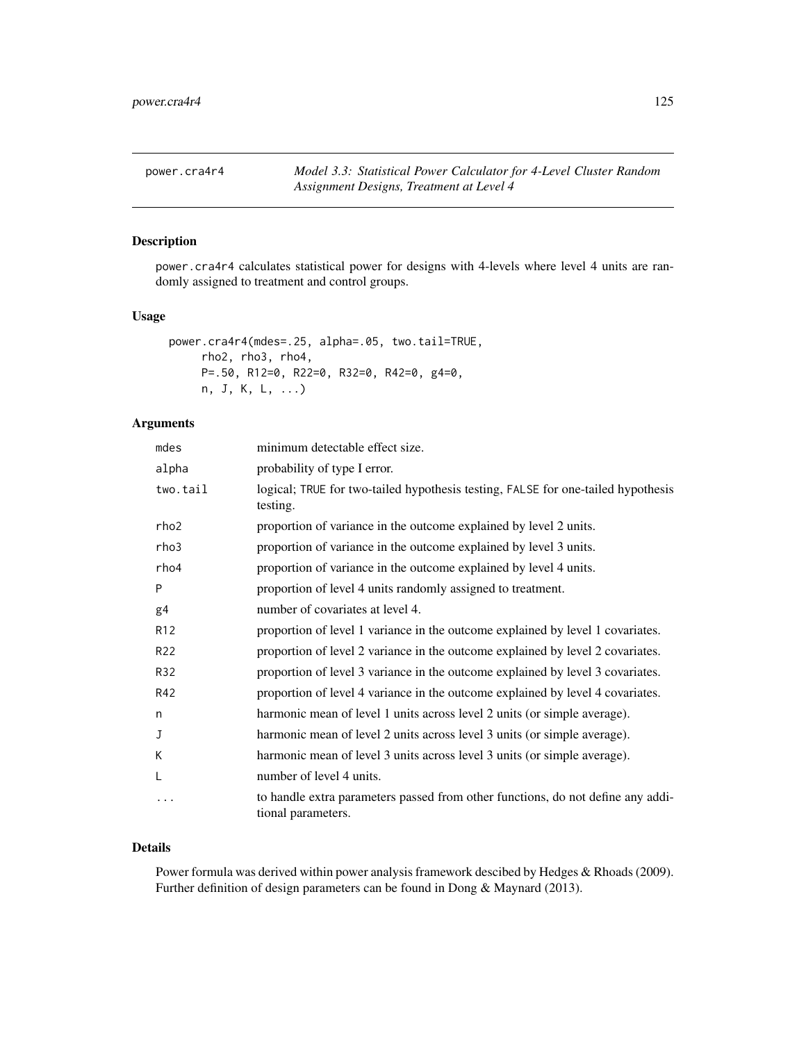power.cra4r4 *Model 3.3: Statistical Power Calculator for 4-Level Cluster Random Assignment Designs, Treatment at Level 4*

## Description

power.cra4r4 calculates statistical power for designs with 4-levels where level 4 units are randomly assigned to treatment and control groups.

## Usage

```
power.cra4r4(mdes=.25, alpha=.05, two.tail=TRUE,
      rho2, rho3, rho4,
      P=.50, R12=0, R22=0, R32=0, R42=0, g4=0,
      n, J, K, L, ...)
```

## Arguments

| | |
|---|---|
| mdes | minimum detectable effect size. |
| alpha | probability of type I error. |
| two.tail | logical; TRUE for two-tailed hypothesis testing, FALSE for one-tailed hypothesis testing. |
| rho2 | proportion of variance in the outcome explained by level 2 units. |
| rho3 | proportion of variance in the outcome explained by level 3 units. |
| rho4 | proportion of variance in the outcome explained by level 4 units. |
| P | proportion of level 4 units randomly assigned to treatment. |
| g4 | number of covariates at level 4. |
| R12 | proportion of level 1 variance in the outcome explained by level 1 covariates. |
| R22 | proportion of level 2 variance in the outcome explained by level 2 covariates. |
| R32 | proportion of level 3 variance in the outcome explained by level 3 covariates. |
| R42 | proportion of level 4 variance in the outcome explained by level 4 covariates. |
| n | harmonic mean of level 1 units across level 2 units (or simple average). |
| J | harmonic mean of level 2 units across level 3 units (or simple average). |
| K | harmonic mean of level 3 units across level 3 units (or simple average). |
| L | number of level 4 units. |
| ... | to handle extra parameters passed from other functions, do not define any additional parameters. |

## Details

Power formula was derived within power analysis framework descibed by Hedges & Rhoads (2009). Further definition of design parameters can be found in Dong & Maynard (2013).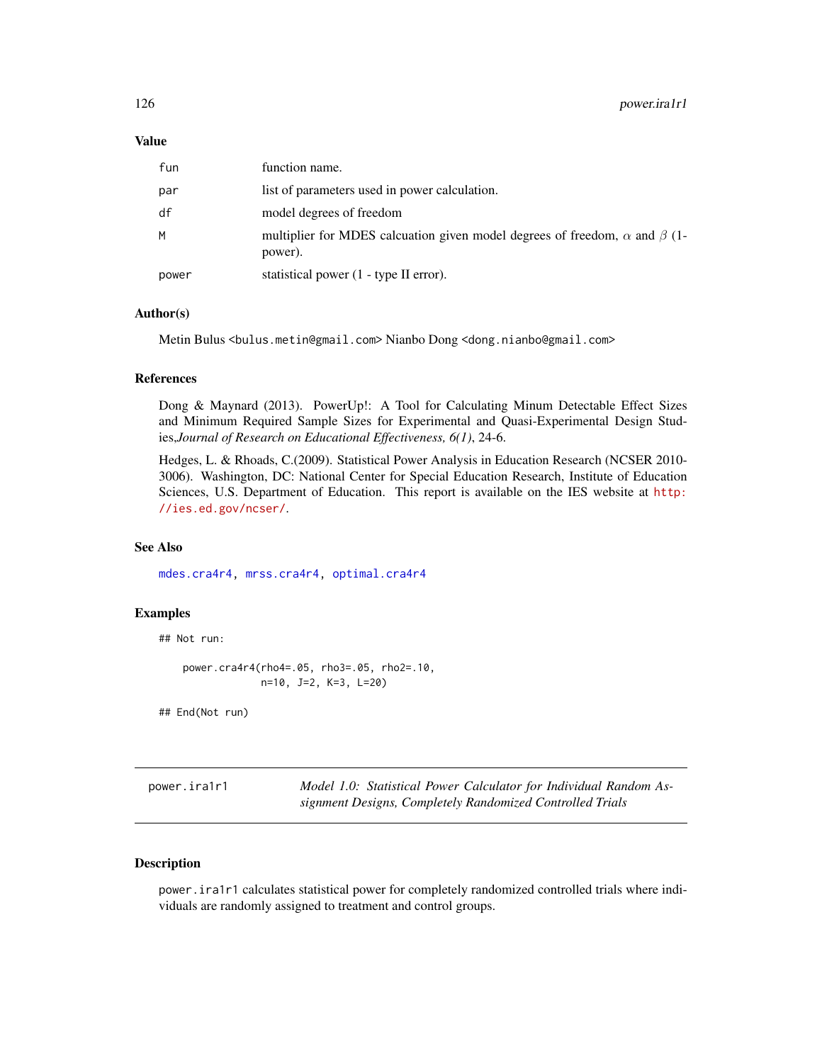## Value

| | |
|---|---|
| fun | function name. |
| par | list of parameters used in power calculation. |
| df | model degrees of freedom |
| M | multiplier for MDES calcuation given model degrees of freedom, $\alpha$ and $\beta$ (1-power). |
| power | statistical power (1 - type II error). |

## Author(s)

Metin Bulus <bulus.metin@gmail.com> Nianbo Dong <dong.nianbo@gmail.com>

## References

Dong & Maynard (2013). PowerUp!: A Tool for Calculating Minum Detectable Effect Sizes and Minimum Required Sample Sizes for Experimental and Quasi-Experimental Design Studies,*Journal of Research on Educational Effectiveness, 6(1)*, 24-6.

Hedges, L. & Rhoads, C.(2009). Statistical Power Analysis in Education Research (NCSER 2010-3006). Washington, DC: National Center for Special Education Research, Institute of Education Sciences, U.S. Department of Education. This report is available on the IES website at http://ies.ed.gov/ncser/.

## See Also

mdes.cra4r4, mrss.cra4r4, optimal.cra4r4

## Examples

```
## Not run:

    power.cra4r4(rho4=.05, rho3=.05, rho2=.10,
                 n=10, J=2, K=3, L=20)

## End(Not run)
```

---

# power.ira1r1 — *Model 1.0: Statistical Power Calculator for Individual Random Assignment Designs, Completely Randomized Controlled Trials*

## Description

power.ira1r1 calculates statistical power for completely randomized controlled trials where individuals are randomly assigned to treatment and control groups.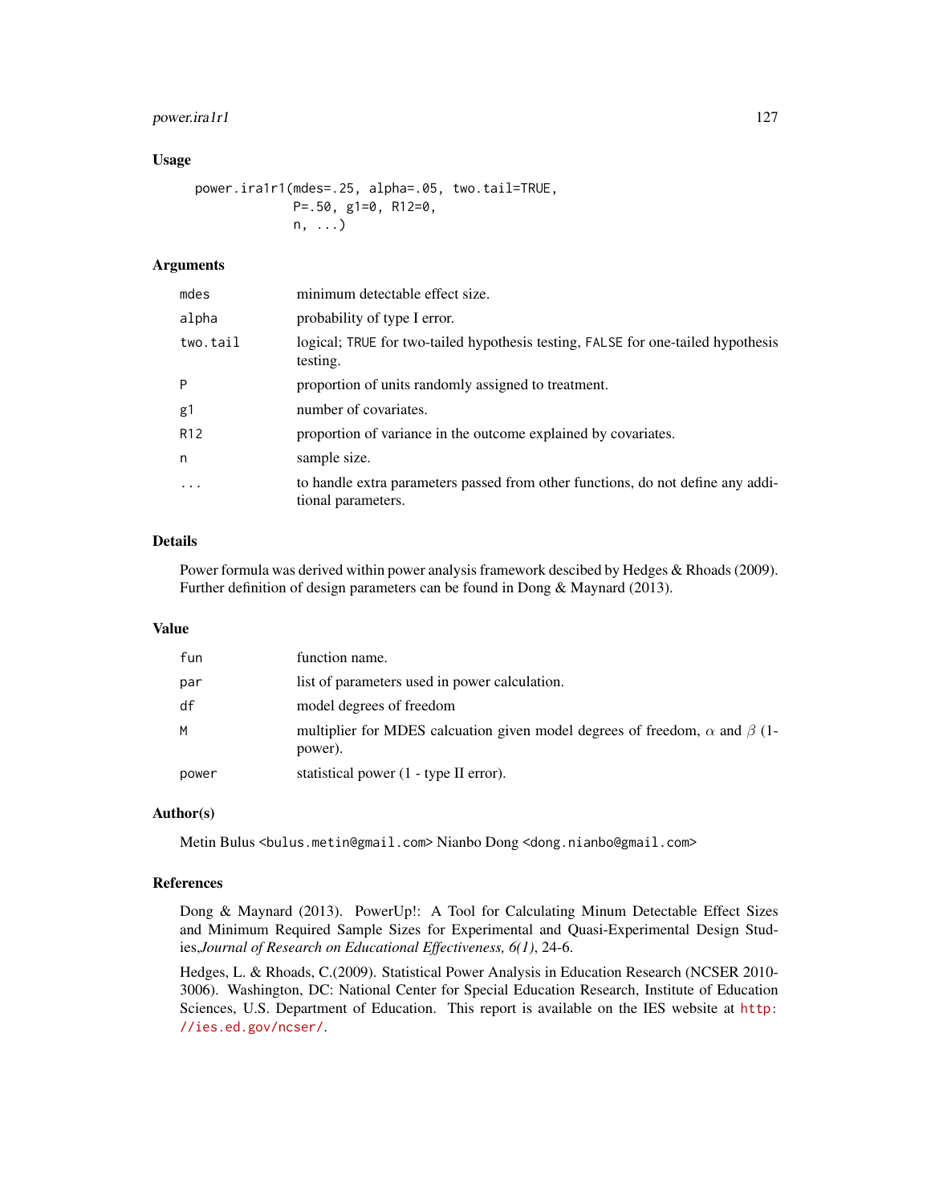## Usage

```
power.ira1r1(mdes=.25, alpha=.05, two.tail=TRUE,
             P=.50, g1=0, R12=0,
             n, ...)
```

## Arguments

| | |
|---|---|
| mdes | minimum detectable effect size. |
| alpha | probability of type I error. |
| two.tail | logical; TRUE for two-tailed hypothesis testing, FALSE for one-tailed hypothesis testing. |
| P | proportion of units randomly assigned to treatment. |
| g1 | number of covariates. |
| R12 | proportion of variance in the outcome explained by covariates. |
| n | sample size. |
| ... | to handle extra parameters passed from other functions, do not define any additional parameters. |

## Details

Power formula was derived within power analysis framework descibed by Hedges & Rhoads (2009). Further definition of design parameters can be found in Dong & Maynard (2013).

## Value

| | |
|---|---|
| fun | function name. |
| par | list of parameters used in power calculation. |
| df | model degrees of freedom |
| M | multiplier for MDES calcuation given model degrees of freedom, $\alpha$ and $\beta$ (1-power). |
| power | statistical power (1 - type II error). |

## Author(s)

Metin Bulus <bulus.metin@gmail.com> Nianbo Dong <dong.nianbo@gmail.com>

## References

Dong & Maynard (2013). PowerUp!: A Tool for Calculating Minum Detectable Effect Sizes and Minimum Required Sample Sizes for Experimental and Quasi-Experimental Design Studies,*Journal of Research on Educational Effectiveness, 6(1)*, 24-6.

Hedges, L. & Rhoads, C.(2009). Statistical Power Analysis in Education Research (NCSER 2010-3006). Washington, DC: National Center for Special Education Research, Institute of Education Sciences, U.S. Department of Education. This report is available on the IES website at http://ies.ed.gov/ncser/.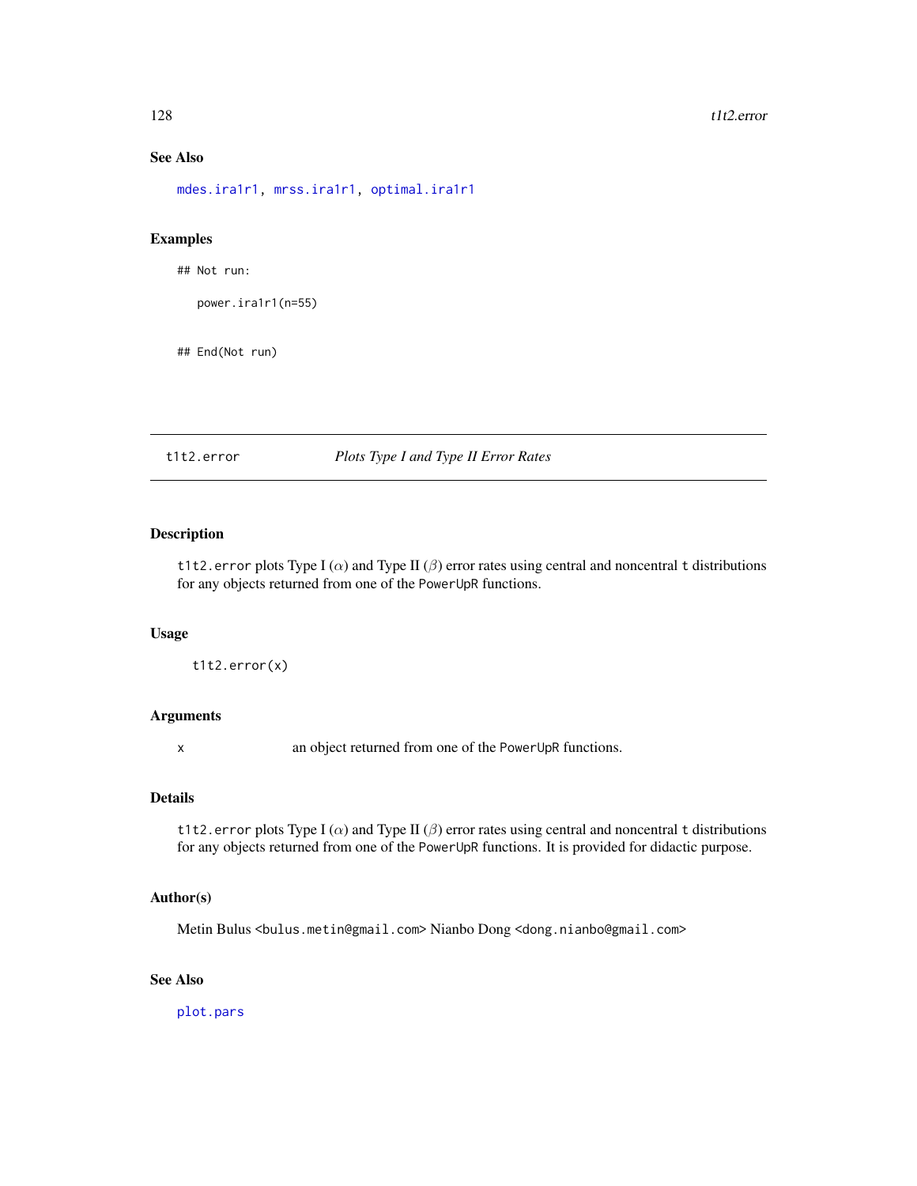## See Also

`mdes.ira1r1`, `mrss.ira1r1`, `optimal.ira1r1`

## Examples

```
## Not run:

  power.ira1r1(n=55)


## End(Not run)
```

---

# t1t2.error *Plots Type I and Type II Error Rates*

---

## Description

`t1t2.error` plots Type I ($\alpha$) and Type II ($\beta$) error rates using central and noncentral `t` distributions for any objects returned from one of the `PowerUpR` functions.

## Usage

```
t1t2.error(x)
```

## Arguments

| | |
|---|---|
| `x` | an object returned from one of the `PowerUpR` functions. |

## Details

`t1t2.error` plots Type I ($\alpha$) and Type II ($\beta$) error rates using central and noncentral `t` distributions for any objects returned from one of the `PowerUpR` functions. It is provided for didactic purpose.

## Author(s)

Metin Bulus <bulus.metin@gmail.com> Nianbo Dong <dong.nianbo@gmail.com>

## See Also

`plot.pars`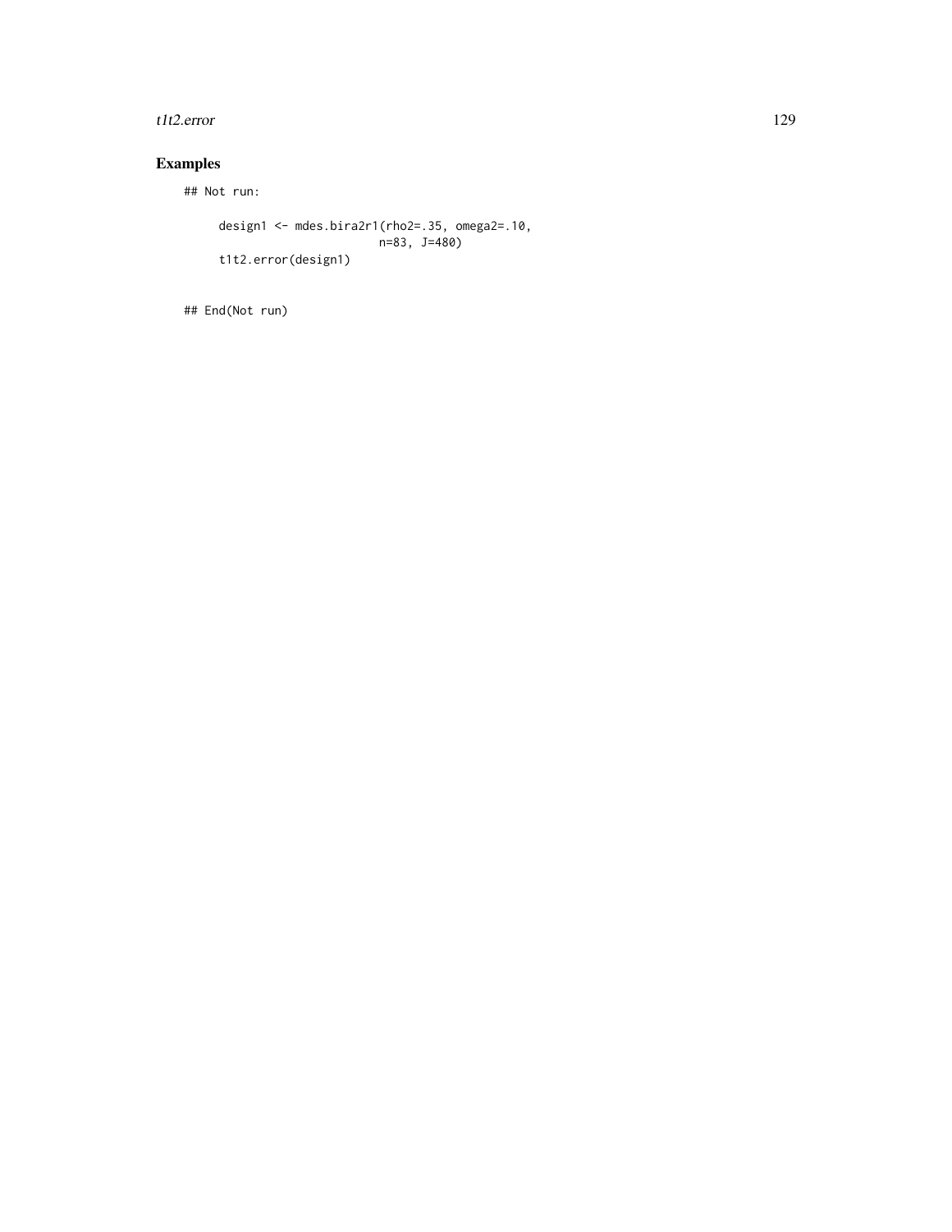## Examples

```
## Not run:

     design1 <- mdes.bira2r1(rho2=.35, omega2=.10,
                             n=83, J=480)
     t1t2.error(design1)


## End(Not run)
```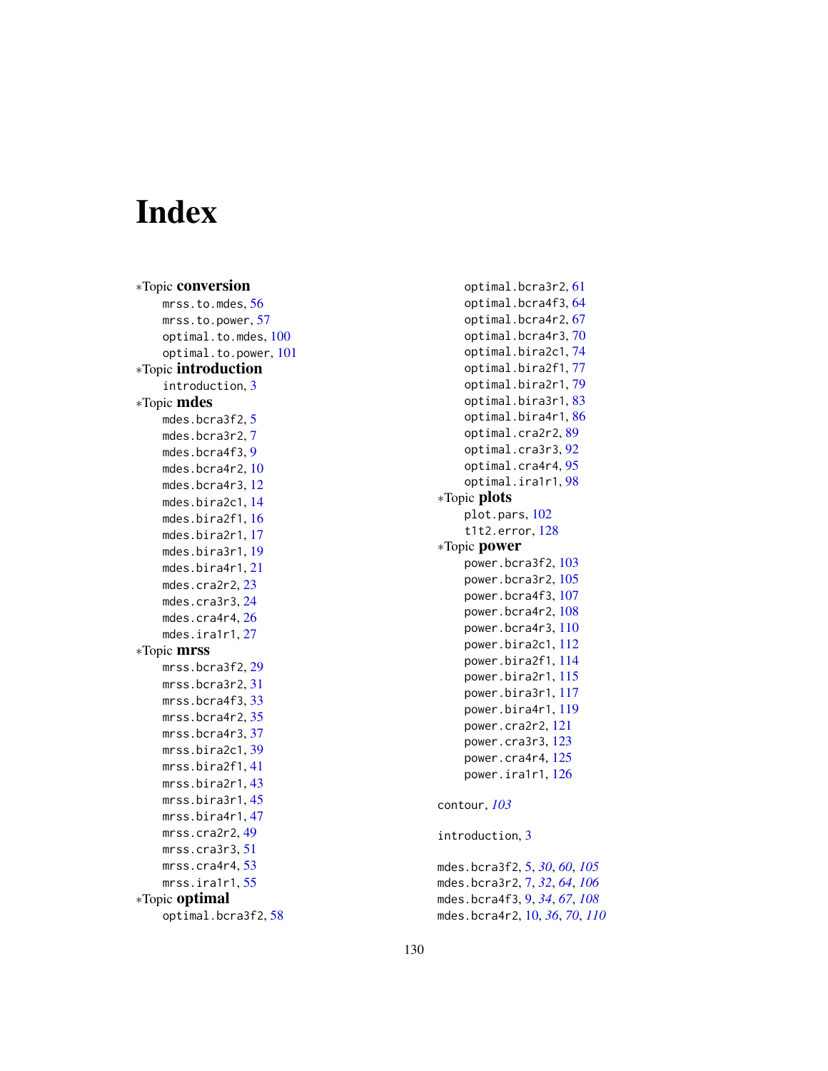# Index

*Topic **conversion**
- mrss.to.mdes, 56
- mrss.to.power, 57
- optimal.to.mdes, 100
- optimal.to.power, 101

*Topic **introduction**
- introduction, 3

*Topic **mdes**
- mdes.bcra3f2, 5
- mdes.bcra3r2, 7
- mdes.bcra4f3, 9
- mdes.bcra4r2, 10
- mdes.bcra4r3, 12
- mdes.bira2c1, 14
- mdes.bira2f1, 16
- mdes.bira2r1, 17
- mdes.bira3r1, 19
- mdes.bira4r1, 21
- mdes.cra2r2, 23
- mdes.cra3r3, 24
- mdes.cra4r4, 26
- mdes.ira1r1, 27

*Topic **mrss**
- mrss.bcra3f2, 29
- mrss.bcra3r2, 31
- mrss.bcra4f3, 33
- mrss.bcra4r2, 35
- mrss.bcra4r3, 37
- mrss.bira2c1, 39
- mrss.bira2f1, 41
- mrss.bira2r1, 43
- mrss.bira3r1, 45
- mrss.bira4r1, 47
- mrss.cra2r2, 49
- mrss.cra3r3, 51
- mrss.cra4r4, 53
- mrss.ira1r1, 55

*Topic **optimal**
- optimal.bcra3f2, 58
- optimal.bcra3r2, 61
- optimal.bcra4f3, 64
- optimal.bcra4r2, 67
- optimal.bcra4r3, 70
- optimal.bira2c1, 74
- optimal.bira2f1, 77
- optimal.bira2r1, 79
- optimal.bira3r1, 83
- optimal.bira4r1, 86
- optimal.cra2r2, 89
- optimal.cra3r3, 92
- optimal.cra4r4, 95
- optimal.ira1r1, 98

*Topic **plots**
- plot.pars, 102
- t1t2.error, 128

*Topic **power**
- power.bcra3f2, 103
- power.bcra3r2, 105
- power.bcra4f3, 107
- power.bcra4r2, 108
- power.bcra4r3, 110
- power.bira2c1, 112
- power.bira2f1, 114
- power.bira2r1, 115
- power.bira3r1, 117
- power.bira4r1, 119
- power.cra2r2, 121
- power.cra3r3, 123
- power.cra4r4, 125
- power.ira1r1, 126

contour, *103*

introduction, 3

mdes.bcra3f2, 5, *30*, *60*, *105*
mdes.bcra3r2, 7, *32*, *64*, *106*
mdes.bcra4f3, 9, *34*, *67*, *108*
mdes.bcra4r2, 10, *36*, *70*, *110*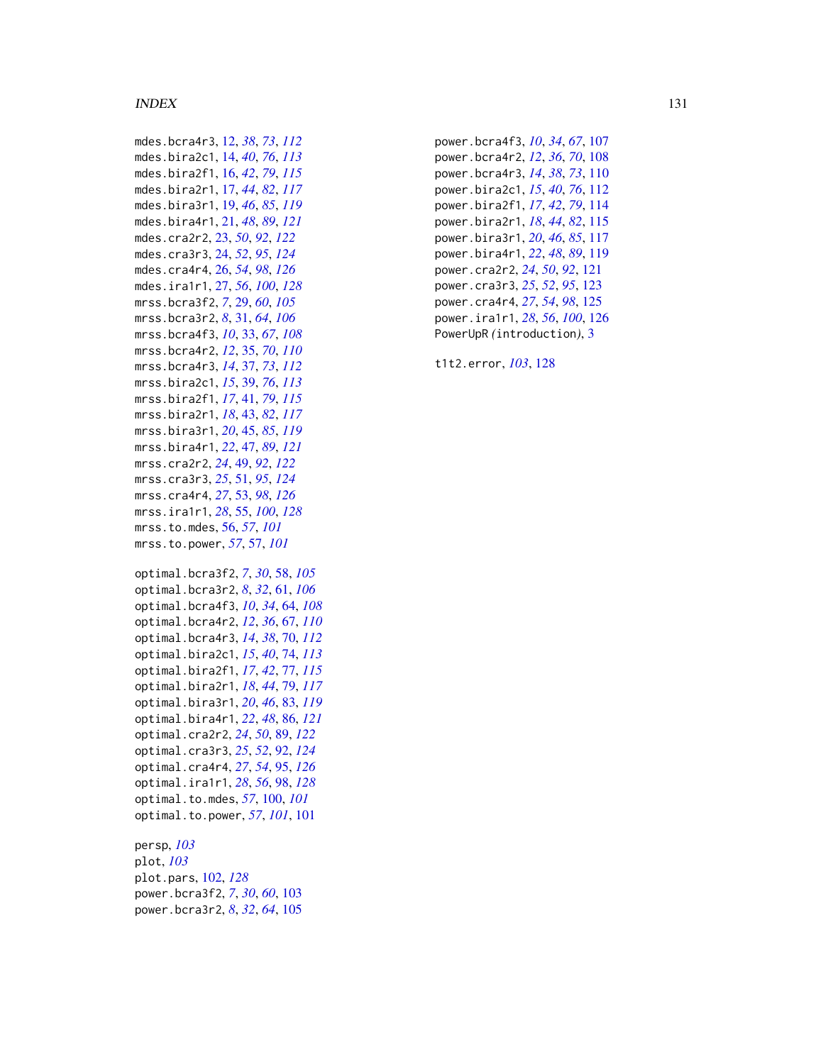mdes.bcra4r3, 12, *38*, *73*, *112*
mdes.bira2c1, 14, *40*, *76*, *113*
mdes.bira2f1, 16, *42*, *79*, *115*
mdes.bira2r1, 17, *44*, *82*, *117*
mdes.bira3r1, 19, *46*, *85*, *119*
mdes.bira4r1, 21, *48*, *89*, *121*
mdes.cra2r2, 23, *50*, *92*, *122*
mdes.cra3r3, 24, *52*, *95*, *124*
mdes.cra4r4, 26, *54*, *98*, *126*
mdes.ira1r1, 27, *56*, *100*, *128*
mrss.bcra3f2, *7*, 29, *60*, *105*
mrss.bcra3r2, *8*, 31, *64*, *106*
mrss.bcra4f3, *10*, 33, *67*, *108*
mrss.bcra4r2, *12*, 35, *70*, *110*
mrss.bcra4r3, *14*, 37, *73*, *112*
mrss.bira2c1, *15*, 39, *76*, *113*
mrss.bira2f1, *17*, 41, *79*, *115*
mrss.bira2r1, *18*, 43, *82*, *117*
mrss.bira3r1, *20*, 45, *85*, *119*
mrss.bira4r1, *22*, 47, *89*, *121*
mrss.cra2r2, *24*, 49, *92*, *122*
mrss.cra3r3, *25*, 51, *95*, *124*
mrss.cra4r4, *27*, 53, *98*, *126*
mrss.ira1r1, *28*, 55, *100*, *128*
mrss.to.mdes, 56, *57*, *101*
mrss.to.power, *57*, 57, *101*

optimal.bcra3f2, *7*, *30*, 58, *105*
optimal.bcra3r2, *8*, *32*, 61, *106*
optimal.bcra4f3, *10*, *34*, 64, *108*
optimal.bcra4r2, *12*, *36*, 67, *110*
optimal.bcra4r3, *14*, *38*, 70, *112*
optimal.bira2c1, *15*, *40*, 74, *113*
optimal.bira2f1, *17*, *42*, 77, *115*
optimal.bira2r1, *18*, *44*, 79, *117*
optimal.bira3r1, *20*, *46*, 83, *119*
optimal.bira4r1, *22*, *48*, 86, *121*
optimal.cra2r2, *24*, *50*, 89, *122*
optimal.cra3r3, *25*, *52*, 92, *124*
optimal.cra4r4, *27*, *54*, 95, *126*
optimal.ira1r1, *28*, *56*, 98, *128*
optimal.to.mdes, *57*, 100, *101*
optimal.to.power, *57*, *101*, 101

persp, *103*
plot, *103*
plot.pars, 102, *128*
power.bcra3f2, *7*, *30*, *60*, 103
power.bcra3r2, *8*, *32*, *64*, 105
power.bcra4f3, *10*, *34*, *67*, 107
power.bcra4r2, *12*, *36*, *70*, 108
power.bcra4r3, *14*, *38*, *73*, 110
power.bira2c1, *15*, *40*, *76*, 112
power.bira2f1, *17*, *42*, *79*, 114
power.bira2r1, *18*, *44*, *82*, 115
power.bira3r1, *20*, *46*, *85*, 117
power.bira4r1, *22*, *48*, *89*, 119
power.cra2r2, *24*, *50*, *92*, 121
power.cra3r3, *25*, *52*, *95*, 123
power.cra4r4, *27*, *54*, *98*, 125
power.ira1r1, *28*, *56*, *100*, 126
PowerUpR *(introduction)*, 3

t1t2.error, *103*, 128